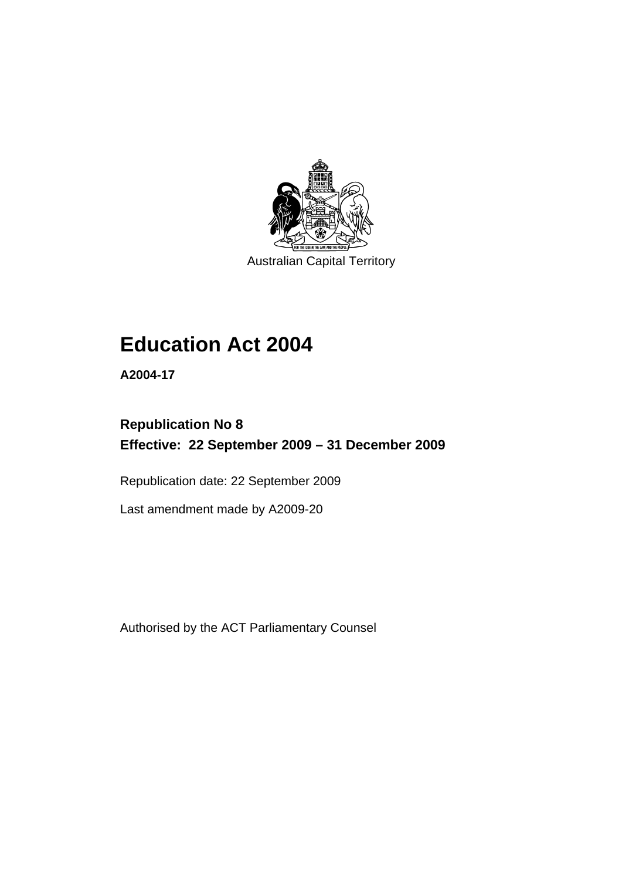Australian Capital Territory

# Education Act 2004

**A2004-17**

## Republication No 8
## Effective: 22 September 2009 – 31 December 2009

Republication date: 22 September 2009

Last amendment made by A2009-20

Authorised by the ACT Parliamentary Counsel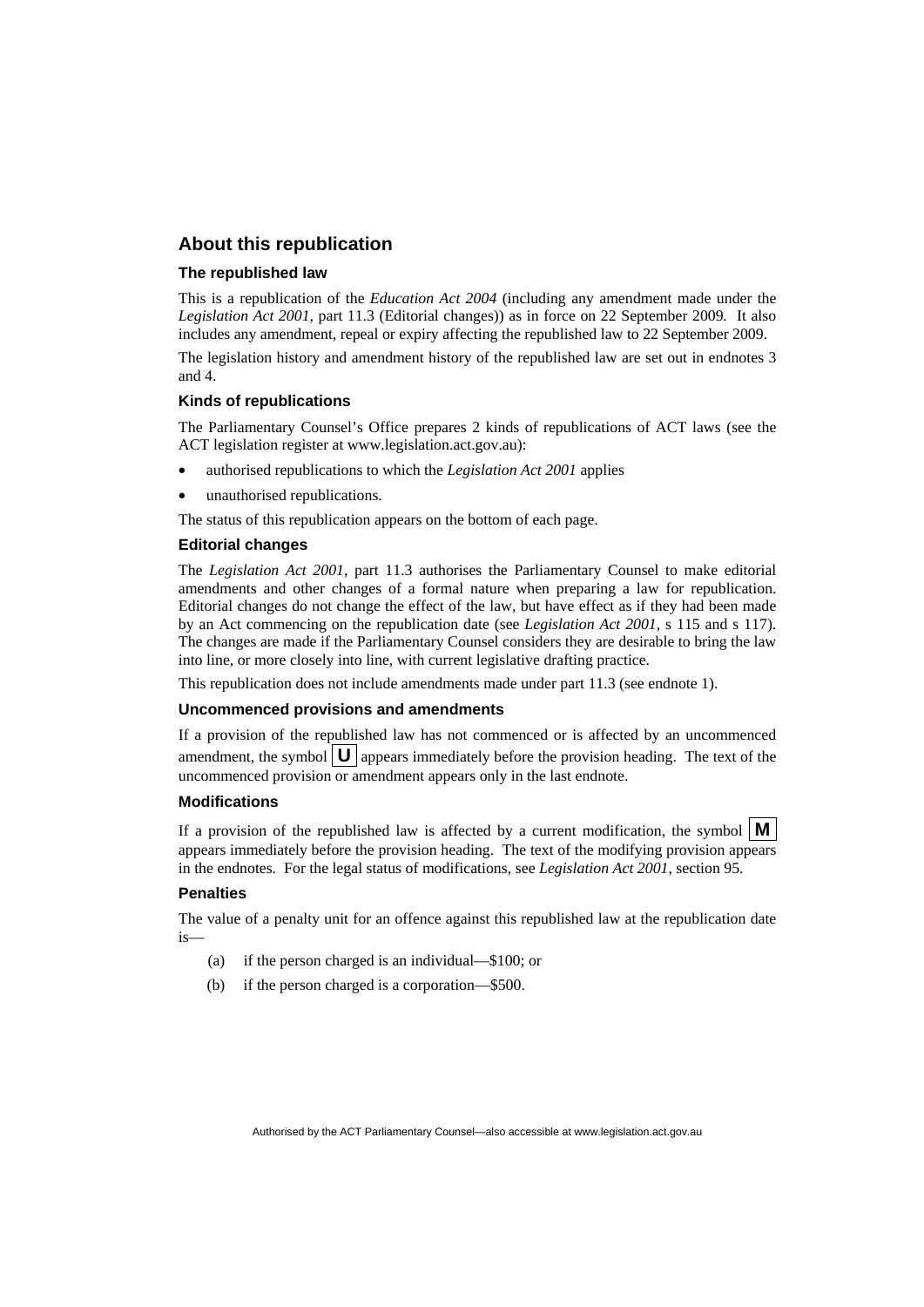## About this republication

### The republished law

This is a republication of the *Education Act 2004* (including any amendment made under the *Legislation Act 2001*, part 11.3 (Editorial changes)) as in force on 22 September 2009*.* It also includes any amendment, repeal or expiry affecting the republished law to 22 September 2009.

The legislation history and amendment history of the republished law are set out in endnotes 3 and 4.

### Kinds of republications

The Parliamentary Counsel's Office prepares 2 kinds of republications of ACT laws (see the ACT legislation register at www.legislation.act.gov.au):

- authorised republications to which the *Legislation Act 2001* applies
- unauthorised republications.

The status of this republication appears on the bottom of each page.

### Editorial changes

The *Legislation Act 2001*, part 11.3 authorises the Parliamentary Counsel to make editorial amendments and other changes of a formal nature when preparing a law for republication. Editorial changes do not change the effect of the law, but have effect as if they had been made by an Act commencing on the republication date (see *Legislation Act 2001*, s 115 and s 117). The changes are made if the Parliamentary Counsel considers they are desirable to bring the law into line, or more closely into line, with current legislative drafting practice.

This republication does not include amendments made under part 11.3 (see endnote 1).

### Uncommenced provisions and amendments

If a provision of the republished law has not commenced or is affected by an uncommenced amendment, the symbol **U** appears immediately before the provision heading. The text of the uncommenced provision or amendment appears only in the last endnote.

### Modifications

If a provision of the republished law is affected by a current modification, the symbol **M** appears immediately before the provision heading. The text of the modifying provision appears in the endnotes. For the legal status of modifications, see *Legislation Act 2001*, section 95.

### Penalties

The value of a penalty unit for an offence against this republished law at the republication date is—

(a) if the person charged is an individual—$100; or

(b) if the person charged is a corporation—$500.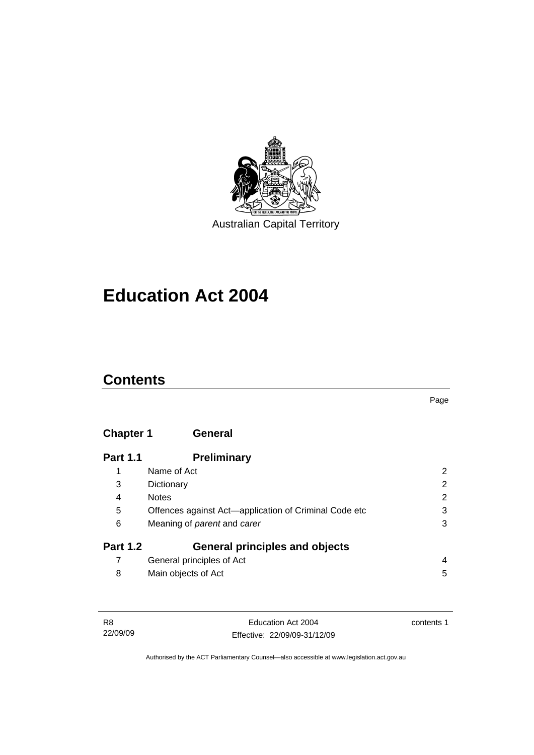Australian Capital Territory

# Education Act 2004

## Contents

| | | Page |
|---|---|---|
| **Chapter 1** | **General** | |
| **Part 1.1** | **Preliminary** | |
| 1 | Name of Act | 2 |
| 3 | Dictionary | 2 |
| 4 | Notes | 2 |
| 5 | Offences against Act—application of Criminal Code etc | 3 |
| 6 | Meaning of *parent* and *carer* | 3 |
| **Part 1.2** | **General principles and objects** | |
| 7 | General principles of Act | 4 |
| 8 | Main objects of Act | 5 |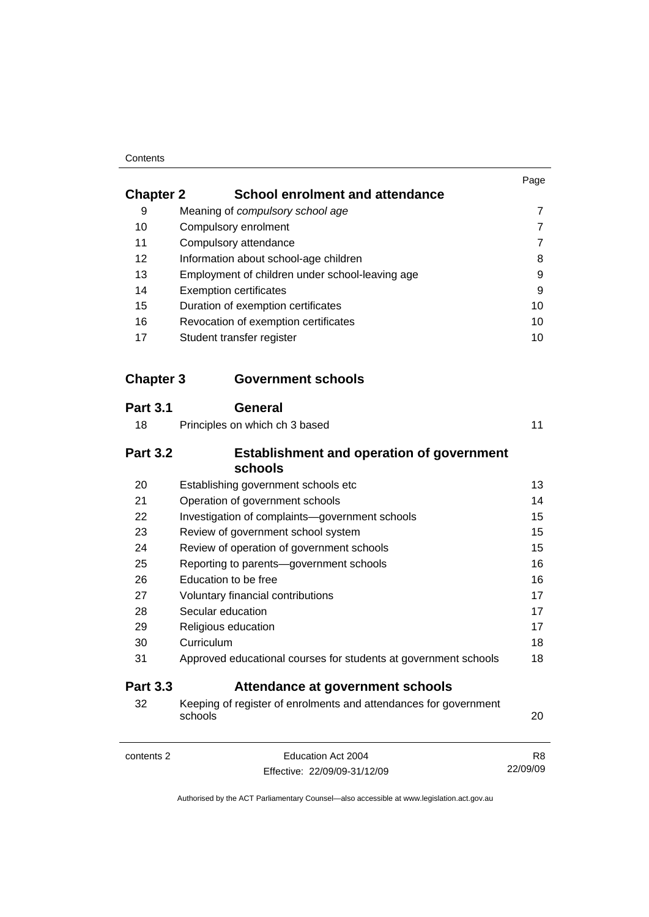| | | Page |
|---|---|---|
| **Chapter 2** | **School enrolment and attendance** | |
| 9 | Meaning of *compulsory school age* | 7 |
| 10 | Compulsory enrolment | 7 |
| 11 | Compulsory attendance | 7 |
| 12 | Information about school-age children | 8 |
| 13 | Employment of children under school-leaving age | 9 |
| 14 | Exemption certificates | 9 |
| 15 | Duration of exemption certificates | 10 |
| 16 | Revocation of exemption certificates | 10 |
| 17 | Student transfer register | 10 |
| **Chapter 3** | **Government schools** | |
| **Part 3.1** | **General** | |
| 18 | Principles on which ch 3 based | 11 |
| **Part 3.2** | **Establishment and operation of government schools** | |
| 20 | Establishing government schools etc | 13 |
| 21 | Operation of government schools | 14 |
| 22 | Investigation of complaints—government schools | 15 |
| 23 | Review of government school system | 15 |
| 24 | Review of operation of government schools | 15 |
| 25 | Reporting to parents—government schools | 16 |
| 26 | Education to be free | 16 |
| 27 | Voluntary financial contributions | 17 |
| 28 | Secular education | 17 |
| 29 | Religious education | 17 |
| 30 | Curriculum | 18 |
| 31 | Approved educational courses for students at government schools | 18 |
| **Part 3.3** | **Attendance at government schools** | |
| 32 | Keeping of register of enrolments and attendances for government schools | 20 |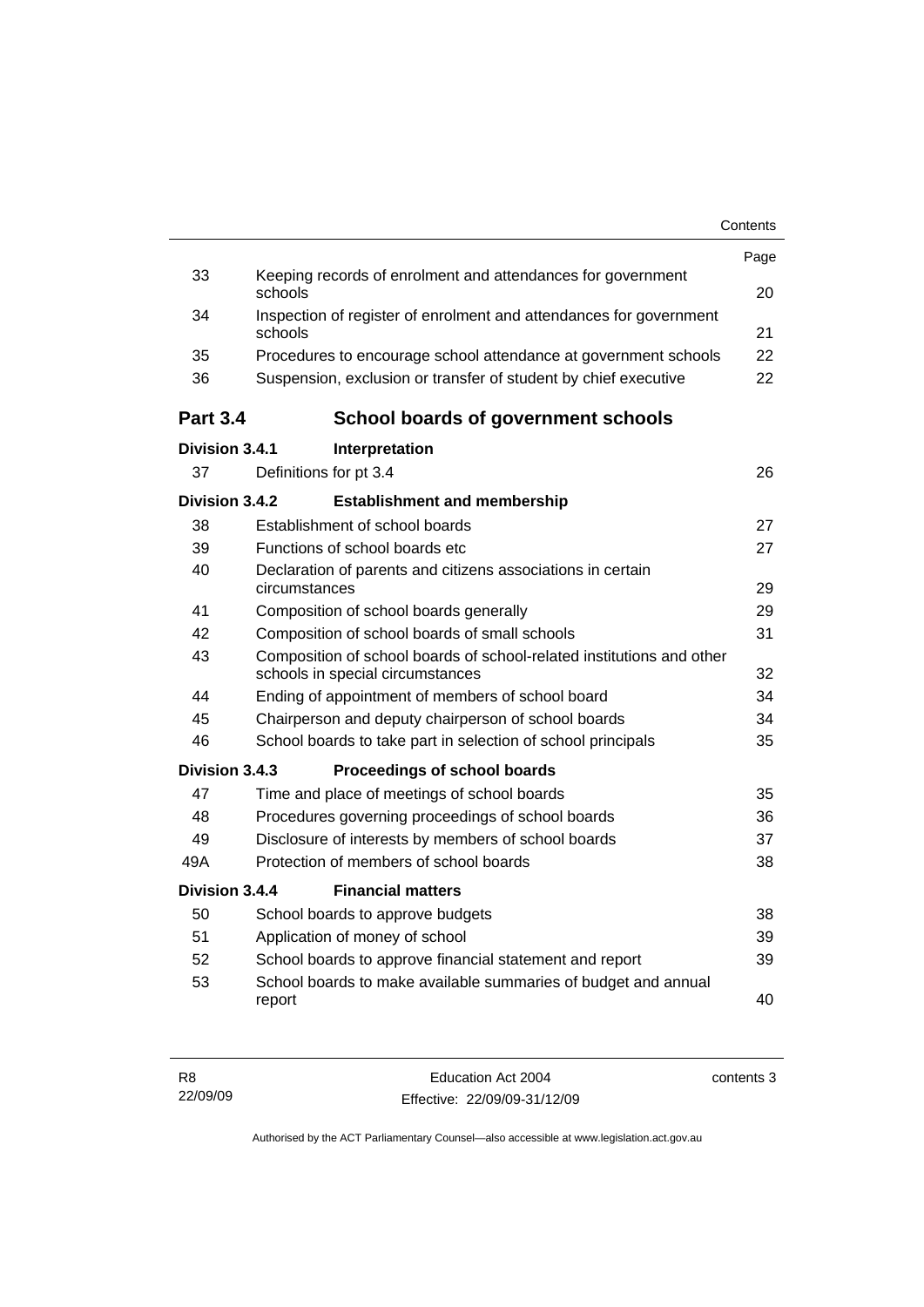| | | Page |
|---|---|---|
| 33 | Keeping records of enrolment and attendances for government schools | 20 |
| 34 | Inspection of register of enrolment and attendances for government schools | 21 |
| 35 | Procedures to encourage school attendance at government schools | 22 |
| 36 | Suspension, exclusion or transfer of student by chief executive | 22 |
| **Part 3.4** | **School boards of government schools** | |
| **Division 3.4.1** | **Interpretation** | |
| 37 | Definitions for pt 3.4 | 26 |
| **Division 3.4.2** | **Establishment and membership** | |
| 38 | Establishment of school boards | 27 |
| 39 | Functions of school boards etc | 27 |
| 40 | Declaration of parents and citizens associations in certain circumstances | 29 |
| 41 | Composition of school boards generally | 29 |
| 42 | Composition of school boards of small schools | 31 |
| 43 | Composition of school boards of school-related institutions and other schools in special circumstances | 32 |
| 44 | Ending of appointment of members of school board | 34 |
| 45 | Chairperson and deputy chairperson of school boards | 34 |
| 46 | School boards to take part in selection of school principals | 35 |
| **Division 3.4.3** | **Proceedings of school boards** | |
| 47 | Time and place of meetings of school boards | 35 |
| 48 | Procedures governing proceedings of school boards | 36 |
| 49 | Disclosure of interests by members of school boards | 37 |
| 49A | Protection of members of school boards | 38 |
| **Division 3.4.4** | **Financial matters** | |
| 50 | School boards to approve budgets | 38 |
| 51 | Application of money of school | 39 |
| 52 | School boards to approve financial statement and report | 39 |
| 53 | School boards to make available summaries of budget and annual report | 40 |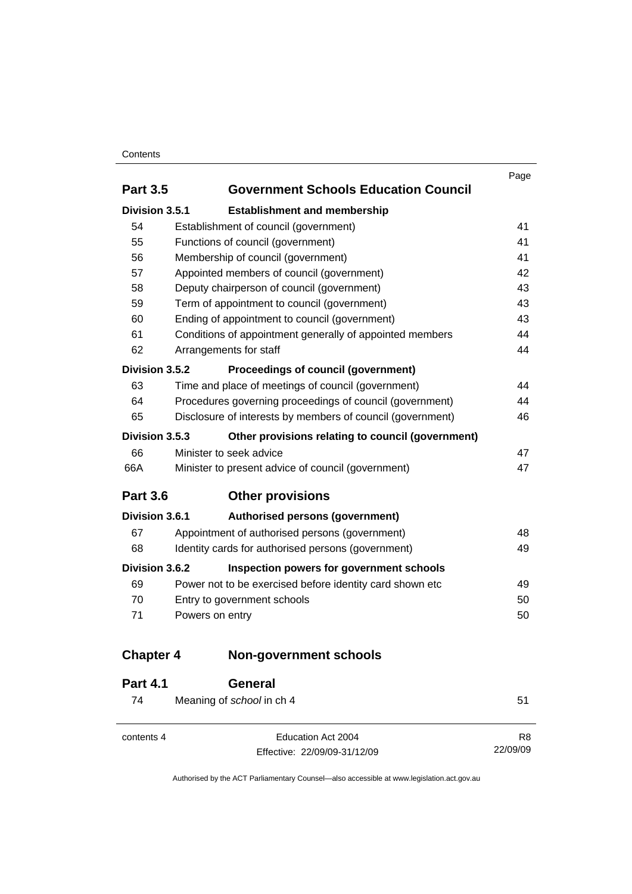| | | Page |
|---|---|---|
| **Part 3.5** | **Government Schools Education Council** | |
| **Division 3.5.1** | **Establishment and membership** | |
| 54 | Establishment of council (government) | 41 |
| 55 | Functions of council (government) | 41 |
| 56 | Membership of council (government) | 41 |
| 57 | Appointed members of council (government) | 42 |
| 58 | Deputy chairperson of council (government) | 43 |
| 59 | Term of appointment to council (government) | 43 |
| 60 | Ending of appointment to council (government) | 43 |
| 61 | Conditions of appointment generally of appointed members | 44 |
| 62 | Arrangements for staff | 44 |
| **Division 3.5.2** | **Proceedings of council (government)** | |
| 63 | Time and place of meetings of council (government) | 44 |
| 64 | Procedures governing proceedings of council (government) | 44 |
| 65 | Disclosure of interests by members of council (government) | 46 |
| **Division 3.5.3** | **Other provisions relating to council (government)** | |
| 66 | Minister to seek advice | 47 |
| 66A | Minister to present advice of council (government) | 47 |
| **Part 3.6** | **Other provisions** | |
| **Division 3.6.1** | **Authorised persons (government)** | |
| 67 | Appointment of authorised persons (government) | 48 |
| 68 | Identity cards for authorised persons (government) | 49 |
| **Division 3.6.2** | **Inspection powers for government schools** | |
| 69 | Power not to be exercised before identity card shown etc | 49 |
| 70 | Entry to government schools | 50 |
| 71 | Powers on entry | 50 |
| **Chapter 4** | **Non-government schools** | |
| **Part 4.1** | **General** | |
| 74 | Meaning of *school* in ch 4 | 51 |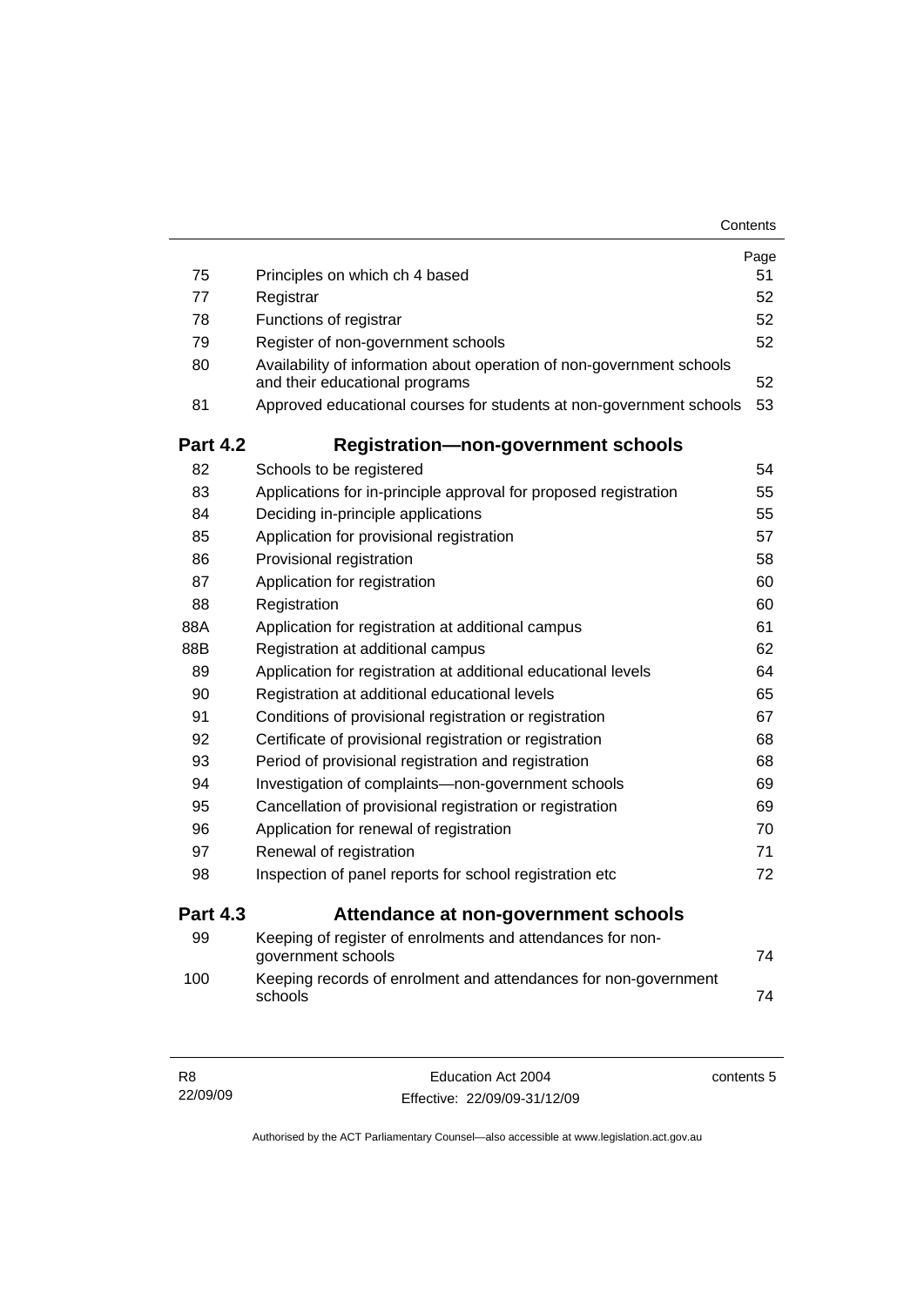| | | Page |
|---|---|---|
| 75 | Principles on which ch 4 based | 51 |
| 77 | Registrar | 52 |
| 78 | Functions of registrar | 52 |
| 79 | Register of non-government schools | 52 |
| 80 | Availability of information about operation of non-government schools and their educational programs | 52 |
| 81 | Approved educational courses for students at non-government schools | 53 |

## Part 4.2 Registration—non-government schools

| | | |
|---|---|---|
| 82 | Schools to be registered | 54 |
| 83 | Applications for in-principle approval for proposed registration | 55 |
| 84 | Deciding in-principle applications | 55 |
| 85 | Application for provisional registration | 57 |
| 86 | Provisional registration | 58 |
| 87 | Application for registration | 60 |
| 88 | Registration | 60 |
| 88A | Application for registration at additional campus | 61 |
| 88B | Registration at additional campus | 62 |
| 89 | Application for registration at additional educational levels | 64 |
| 90 | Registration at additional educational levels | 65 |
| 91 | Conditions of provisional registration or registration | 67 |
| 92 | Certificate of provisional registration or registration | 68 |
| 93 | Period of provisional registration and registration | 68 |
| 94 | Investigation of complaints—non-government schools | 69 |
| 95 | Cancellation of provisional registration or registration | 69 |
| 96 | Application for renewal of registration | 70 |
| 97 | Renewal of registration | 71 |
| 98 | Inspection of panel reports for school registration etc | 72 |

## Part 4.3 Attendance at non-government schools

| | | |
|---|---|---|
| 99 | Keeping of register of enrolments and attendances for non-government schools | 74 |
| 100 | Keeping records of enrolment and attendances for non-government schools | 74 |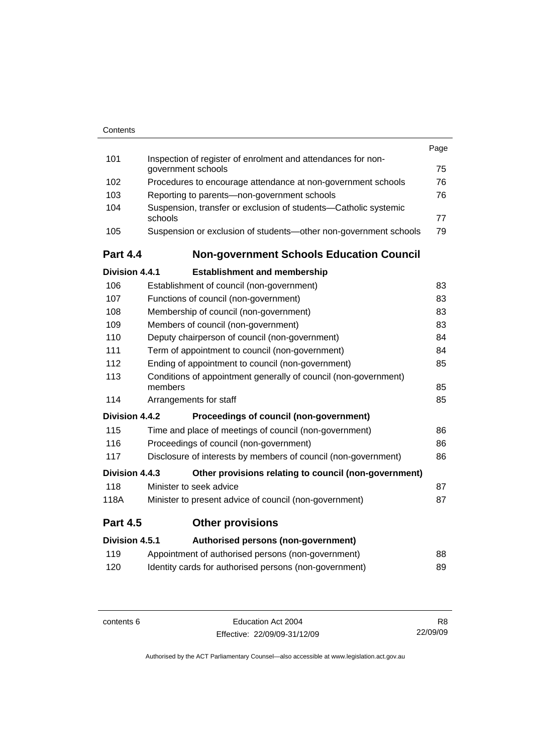| | | Page |
|---|---|---|
| 101 | Inspection of register of enrolment and attendances for non-government schools | 75 |
| 102 | Procedures to encourage attendance at non-government schools | 76 |
| 103 | Reporting to parents—non-government schools | 76 |
| 104 | Suspension, transfer or exclusion of students—Catholic systemic schools | 77 |
| 105 | Suspension or exclusion of students—other non-government schools | 79 |

## Part 4.4 Non-government Schools Education Council

**Division 4.4.1 Establishment and membership**

| | | |
|---|---|---|
| 106 | Establishment of council (non-government) | 83 |
| 107 | Functions of council (non-government) | 83 |
| 108 | Membership of council (non-government) | 83 |
| 109 | Members of council (non-government) | 83 |
| 110 | Deputy chairperson of council (non-government) | 84 |
| 111 | Term of appointment to council (non-government) | 84 |
| 112 | Ending of appointment to council (non-government) | 85 |
| 113 | Conditions of appointment generally of council (non-government) members | 85 |
| 114 | Arrangements for staff | 85 |

**Division 4.4.2 Proceedings of council (non-government)**

| | | |
|---|---|---|
| 115 | Time and place of meetings of council (non-government) | 86 |
| 116 | Proceedings of council (non-government) | 86 |
| 117 | Disclosure of interests by members of council (non-government) | 86 |

**Division 4.4.3 Other provisions relating to council (non-government)**

| | | |
|---|---|---|
| 118 | Minister to seek advice | 87 |
| 118A | Minister to present advice of council (non-government) | 87 |

## Part 4.5 Other provisions

**Division 4.5.1 Authorised persons (non-government)**

| | | |
|---|---|---|
| 119 | Appointment of authorised persons (non-government) | 88 |
| 120 | Identity cards for authorised persons (non-government) | 89 |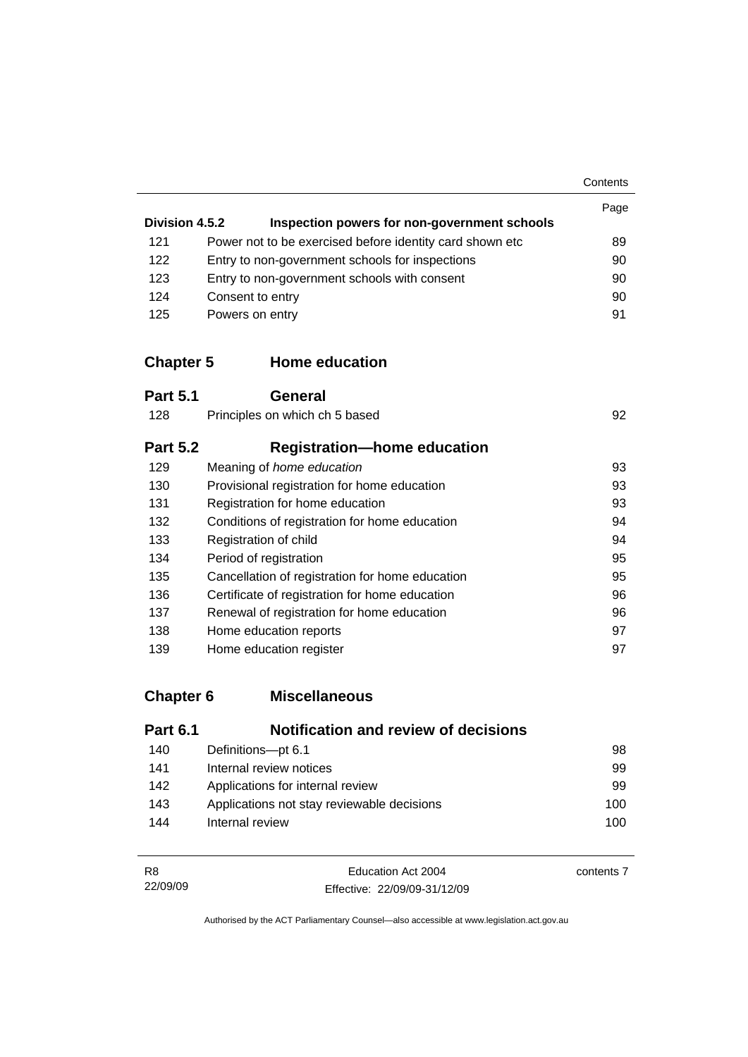| | | Page |
|---|---|---|
| **Division 4.5.2** | **Inspection powers for non-government schools** | |
| 121 | Power not to be exercised before identity card shown etc | 89 |
| 122 | Entry to non-government schools for inspections | 90 |
| 123 | Entry to non-government schools with consent | 90 |
| 124 | Consent to entry | 90 |
| 125 | Powers on entry | 91 |

## Chapter 5 Home education

### Part 5.1 General

| | | |
|---|---|---|
| 128 | Principles on which ch 5 based | 92 |

### Part 5.2 Registration—home education

| | | |
|---|---|---|
| 129 | Meaning of *home education* | 93 |
| 130 | Provisional registration for home education | 93 |
| 131 | Registration for home education | 93 |
| 132 | Conditions of registration for home education | 94 |
| 133 | Registration of child | 94 |
| 134 | Period of registration | 95 |
| 135 | Cancellation of registration for home education | 95 |
| 136 | Certificate of registration for home education | 96 |
| 137 | Renewal of registration for home education | 96 |
| 138 | Home education reports | 97 |
| 139 | Home education register | 97 |

## Chapter 6 Miscellaneous

### Part 6.1 Notification and review of decisions

| | | |
|---|---|---|
| 140 | Definitions—pt 6.1 | 98 |
| 141 | Internal review notices | 99 |
| 142 | Applications for internal review | 99 |
| 143 | Applications not stay reviewable decisions | 100 |
| 144 | Internal review | 100 |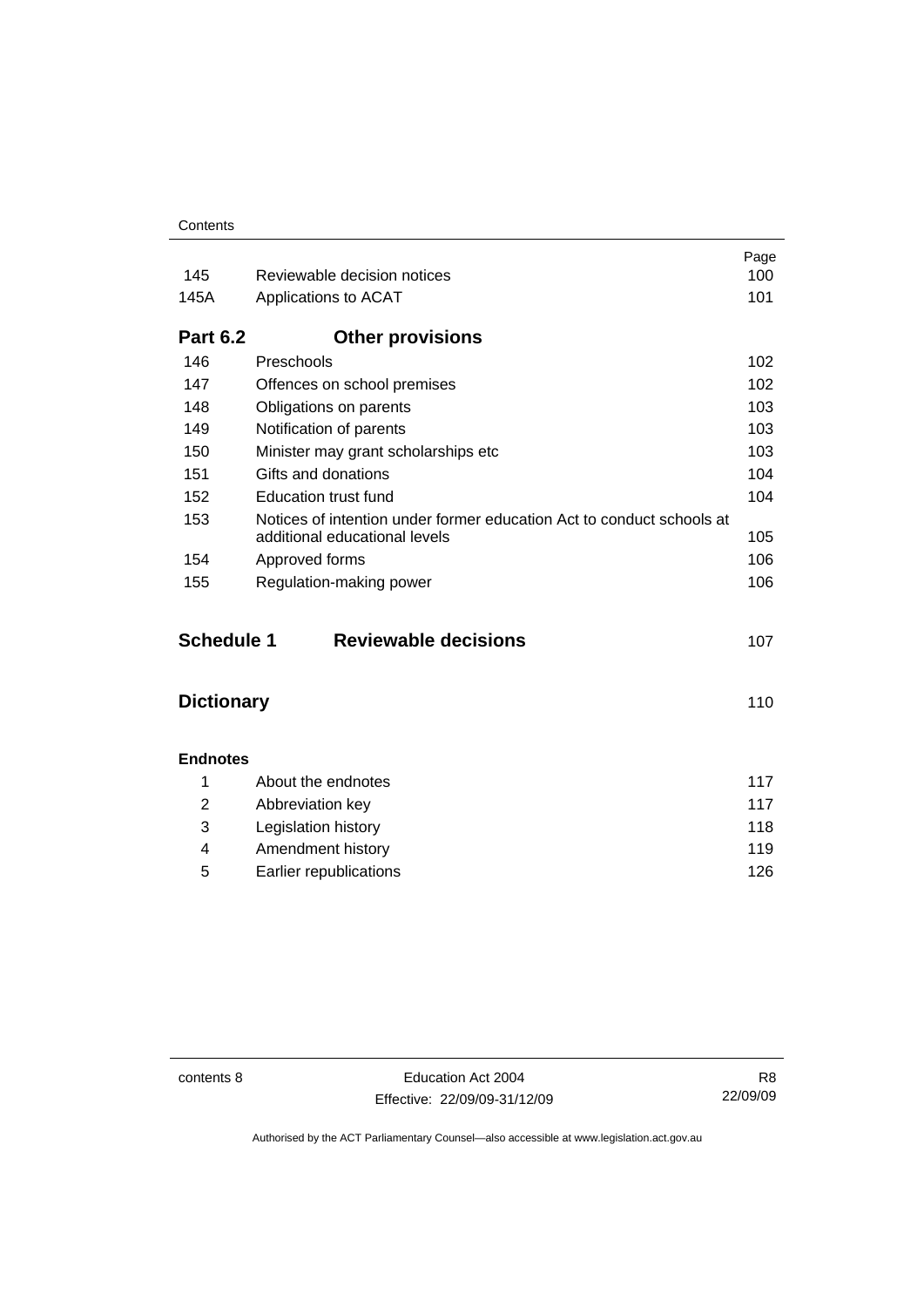| | | Page |
|---|---|---|
| 145 | Reviewable decision notices | 100 |
| 145A | Applications to ACAT | 101 |

### Part 6.2 Other provisions

| | | |
|---|---|---|
| 146 | Preschools | 102 |
| 147 | Offences on school premises | 102 |
| 148 | Obligations on parents | 103 |
| 149 | Notification of parents | 103 |
| 150 | Minister may grant scholarships etc | 103 |
| 151 | Gifts and donations | 104 |
| 152 | Education trust fund | 104 |
| 153 | Notices of intention under former education Act to conduct schools at additional educational levels | 105 |
| 154 | Approved forms | 106 |
| 155 | Regulation-making power | 106 |

### Schedule 1 Reviewable decisions — 107

### Dictionary — 110

**Endnotes**

| | | |
|---|---|---|
| 1 | About the endnotes | 117 |
| 2 | Abbreviation key | 117 |
| 3 | Legislation history | 118 |
| 4 | Amendment history | 119 |
| 5 | Earlier republications | 126 |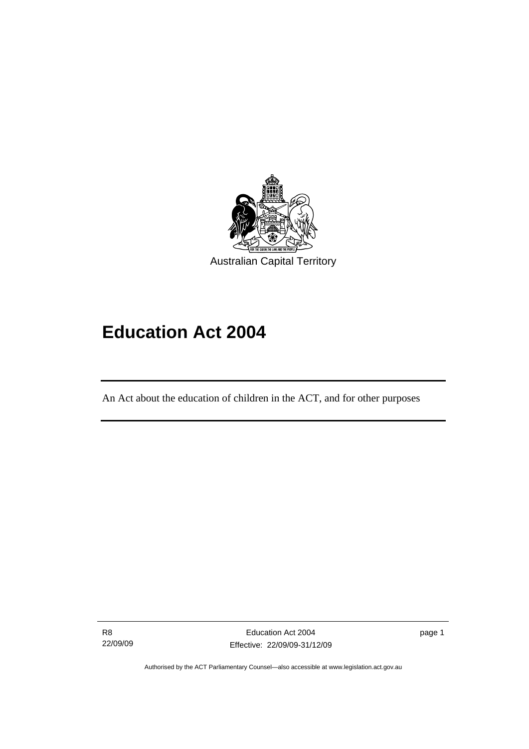Australian Capital Territory

# Education Act 2004

An Act about the education of children in the ACT, and for other purposes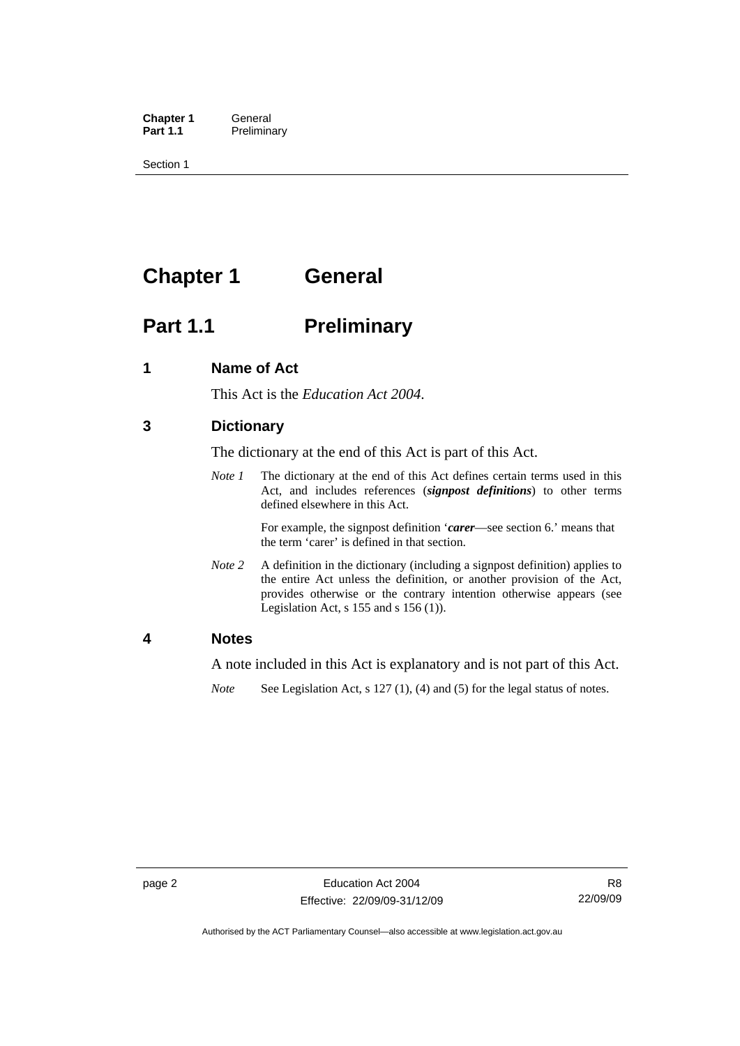# Chapter 1 General

## Part 1.1 Preliminary

### 1 Name of Act

This Act is the *Education Act 2004*.

### 3 Dictionary

The dictionary at the end of this Act is part of this Act.

*Note 1* The dictionary at the end of this Act defines certain terms used in this Act, and includes references (***signpost definitions***) to other terms defined elsewhere in this Act.

For example, the signpost definition '***carer***—see section 6.' means that the term 'carer' is defined in that section.

*Note 2* A definition in the dictionary (including a signpost definition) applies to the entire Act unless the definition, or another provision of the Act, provides otherwise or the contrary intention otherwise appears (see Legislation Act, s 155 and s 156 (1)).

### 4 Notes

A note included in this Act is explanatory and is not part of this Act.

*Note* See Legislation Act, s 127 (1), (4) and (5) for the legal status of notes.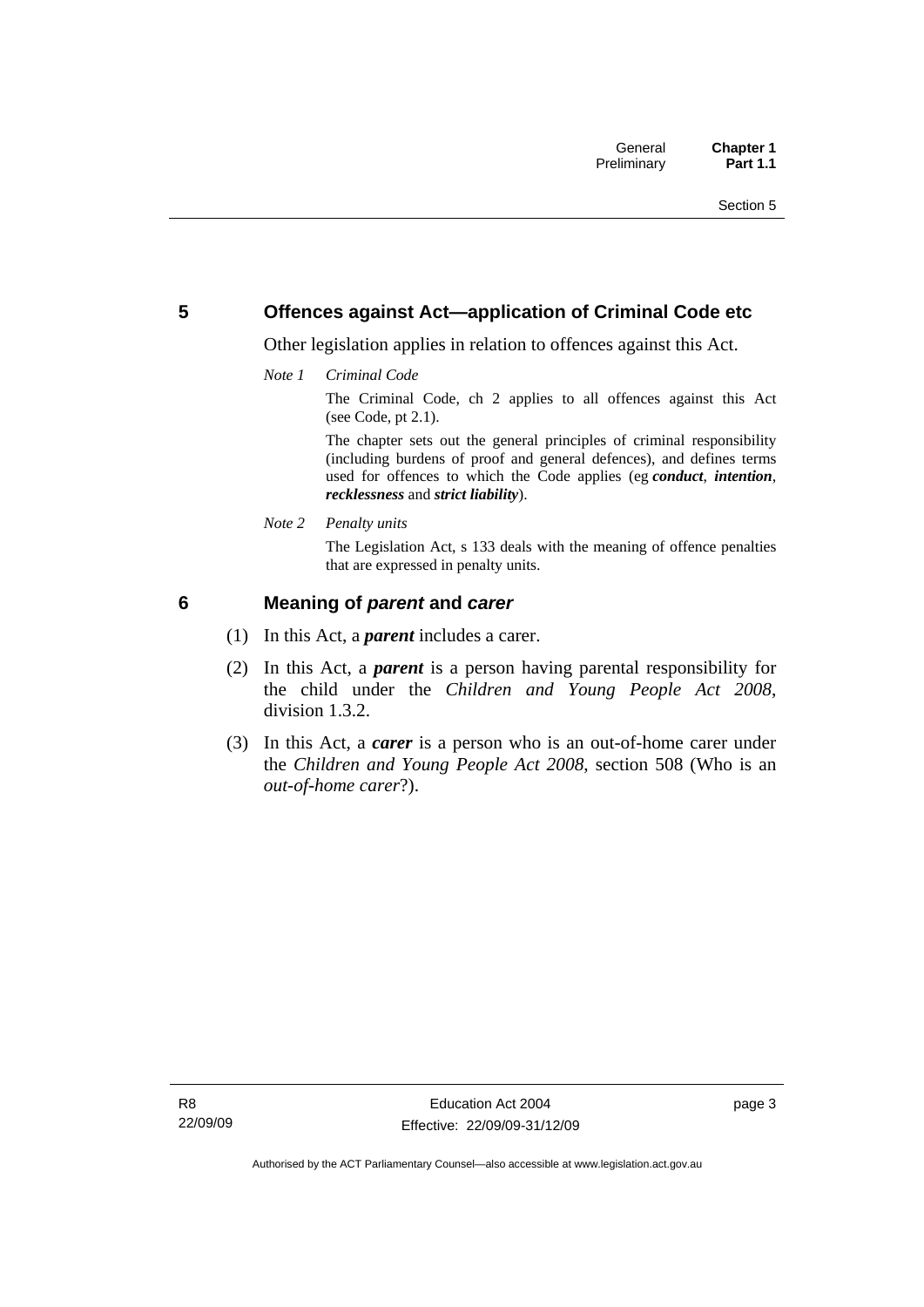## 5 Offences against Act—application of Criminal Code etc

Other legislation applies in relation to offences against this Act.

*Note 1 Criminal Code*

The Criminal Code, ch 2 applies to all offences against this Act (see Code, pt 2.1).

The chapter sets out the general principles of criminal responsibility (including burdens of proof and general defences), and defines terms used for offences to which the Code applies (eg ***conduct***, ***intention***, ***recklessness*** and ***strict liability***).

*Note 2 Penalty units*

The Legislation Act, s 133 deals with the meaning of offence penalties that are expressed in penalty units.

## 6 Meaning of *parent* and *carer*

(1) In this Act, a ***parent*** includes a carer.

(2) In this Act, a ***parent*** is a person having parental responsibility for the child under the *Children and Young People Act 2008*, division 1.3.2.

(3) In this Act, a ***carer*** is a person who is an out-of-home carer under the *Children and Young People Act 2008*, section 508 (Who is an *out-of-home carer*?).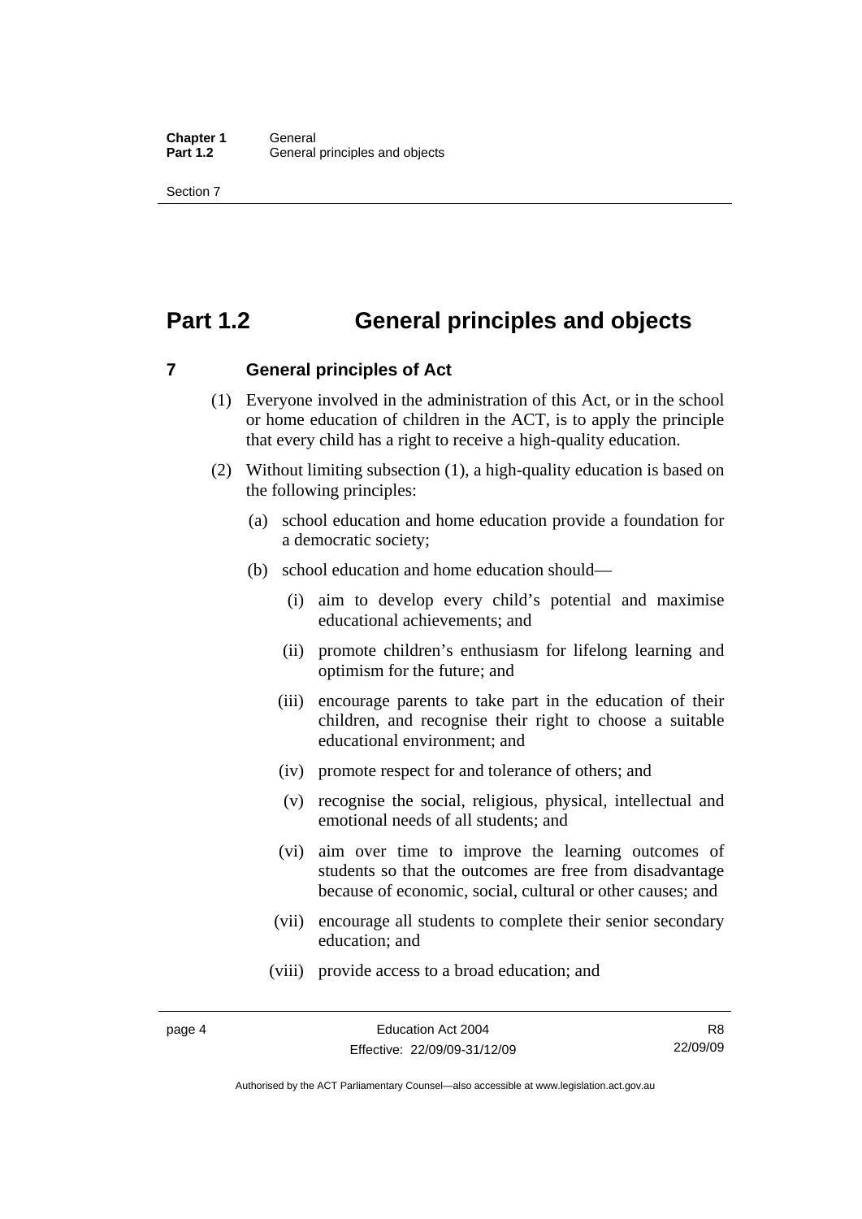# Part 1.2 General principles and objects

## 7 General principles of Act

(1) Everyone involved in the administration of this Act, or in the school or home education of children in the ACT, is to apply the principle that every child has a right to receive a high-quality education.

(2) Without limiting subsection (1), a high-quality education is based on the following principles:

(a) school education and home education provide a foundation for a democratic society;

(b) school education and home education should—

(i) aim to develop every child's potential and maximise educational achievements; and

(ii) promote children's enthusiasm for lifelong learning and optimism for the future; and

(iii) encourage parents to take part in the education of their children, and recognise their right to choose a suitable educational environment; and

(iv) promote respect for and tolerance of others; and

(v) recognise the social, religious, physical, intellectual and emotional needs of all students; and

(vi) aim over time to improve the learning outcomes of students so that the outcomes are free from disadvantage because of economic, social, cultural or other causes; and

(vii) encourage all students to complete their senior secondary education; and

(viii) provide access to a broad education; and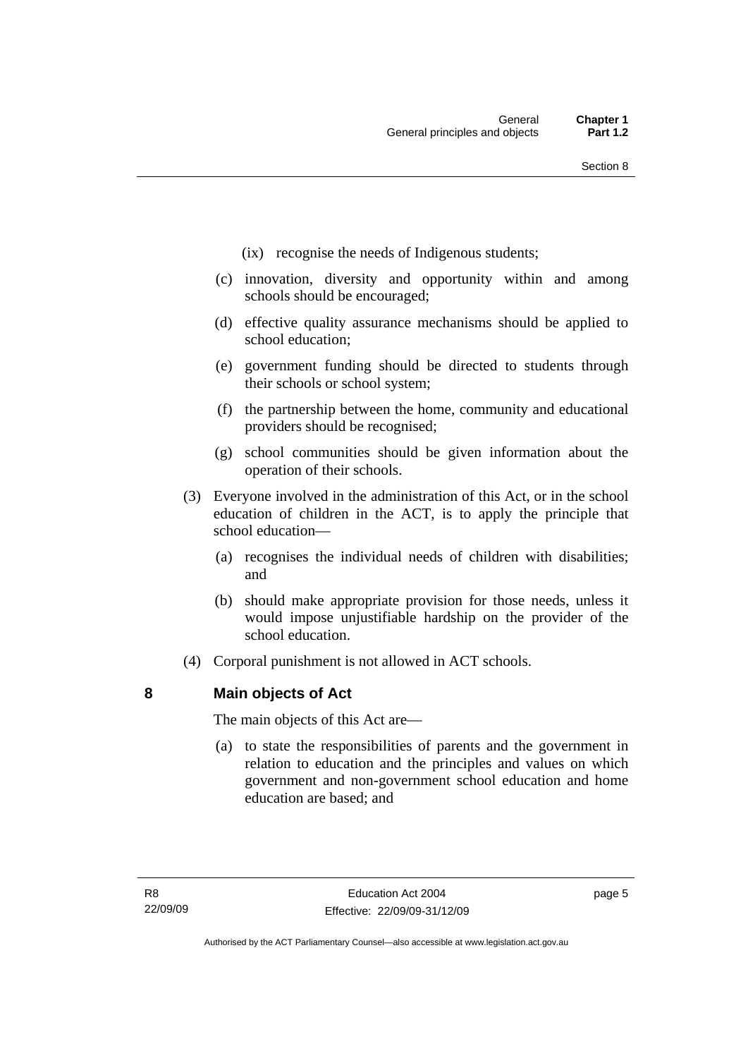(ix) recognise the needs of Indigenous students;

(c) innovation, diversity and opportunity within and among schools should be encouraged;

(d) effective quality assurance mechanisms should be applied to school education;

(e) government funding should be directed to students through their schools or school system;

(f) the partnership between the home, community and educational providers should be recognised;

(g) school communities should be given information about the operation of their schools.

(3) Everyone involved in the administration of this Act, or in the school education of children in the ACT, is to apply the principle that school education—

(a) recognises the individual needs of children with disabilities; and

(b) should make appropriate provision for those needs, unless it would impose unjustifiable hardship on the provider of the school education.

(4) Corporal punishment is not allowed in ACT schools.

## 8 Main objects of Act

The main objects of this Act are—

(a) to state the responsibilities of parents and the government in relation to education and the principles and values on which government and non-government school education and home education are based; and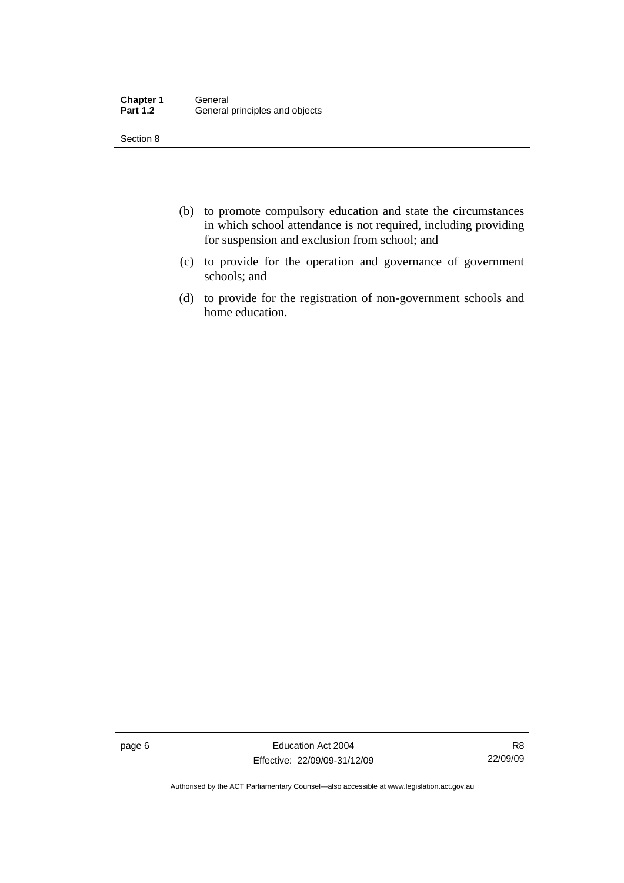(b) to promote compulsory education and state the circumstances in which school attendance is not required, including providing for suspension and exclusion from school; and

(c) to provide for the operation and governance of government schools; and

(d) to provide for the registration of non-government schools and home education.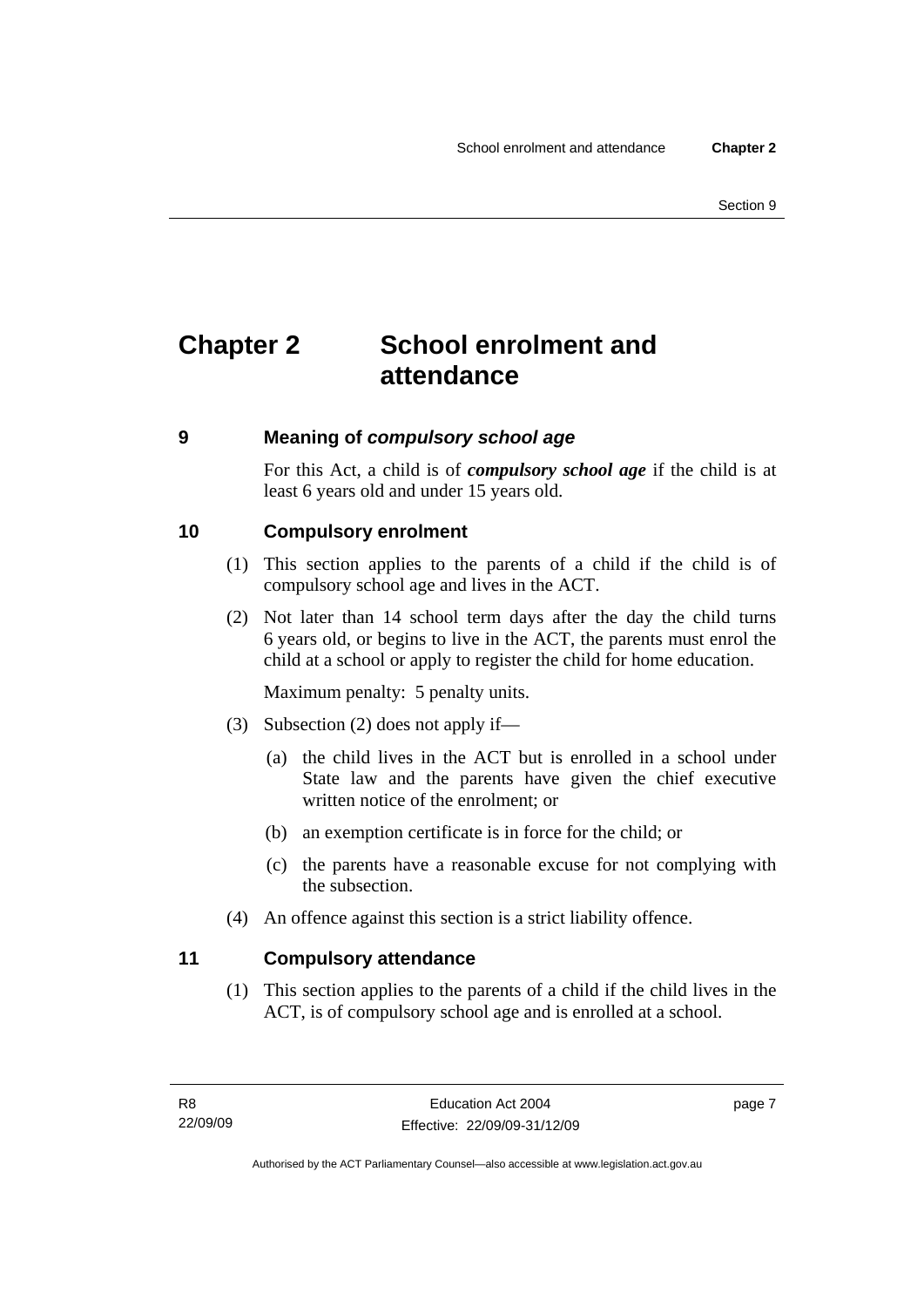# Chapter 2 School enrolment and attendance

## 9 Meaning of *compulsory school age*

For this Act, a child is of ***compulsory school age*** if the child is at least 6 years old and under 15 years old.

## 10 Compulsory enrolment

(1) This section applies to the parents of a child if the child is of compulsory school age and lives in the ACT.

(2) Not later than 14 school term days after the day the child turns 6 years old, or begins to live in the ACT, the parents must enrol the child at a school or apply to register the child for home education.

Maximum penalty: 5 penalty units.

(3) Subsection (2) does not apply if—

(a) the child lives in the ACT but is enrolled in a school under State law and the parents have given the chief executive written notice of the enrolment; or

(b) an exemption certificate is in force for the child; or

(c) the parents have a reasonable excuse for not complying with the subsection.

(4) An offence against this section is a strict liability offence.

## 11 Compulsory attendance

(1) This section applies to the parents of a child if the child lives in the ACT, is of compulsory school age and is enrolled at a school.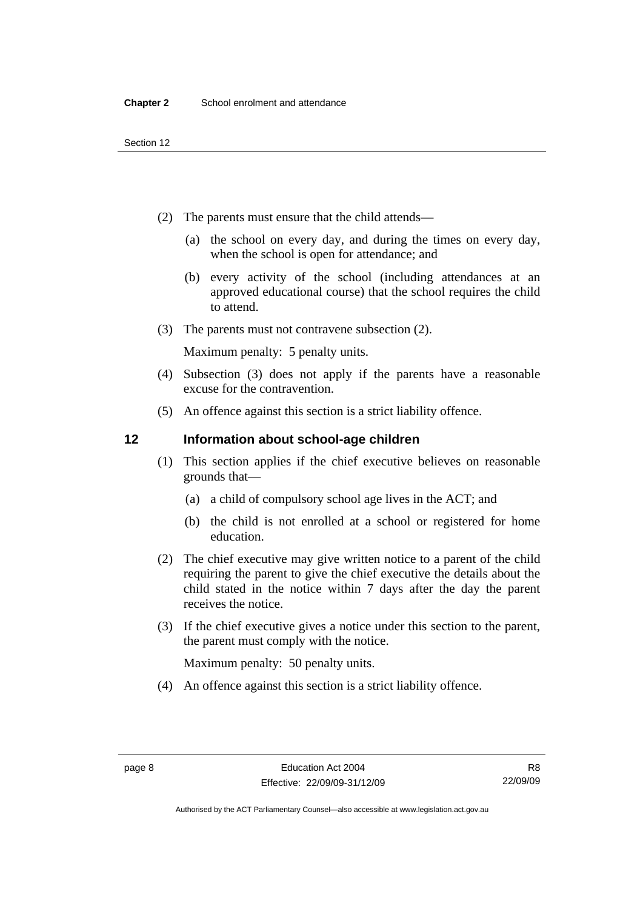(2) The parents must ensure that the child attends—

(a) the school on every day, and during the times on every day, when the school is open for attendance; and

(b) every activity of the school (including attendances at an approved educational course) that the school requires the child to attend.

(3) The parents must not contravene subsection (2).

Maximum penalty: 5 penalty units.

(4) Subsection (3) does not apply if the parents have a reasonable excuse for the contravention.

(5) An offence against this section is a strict liability offence.

## 12 Information about school-age children

(1) This section applies if the chief executive believes on reasonable grounds that—

(a) a child of compulsory school age lives in the ACT; and

(b) the child is not enrolled at a school or registered for home education.

(2) The chief executive may give written notice to a parent of the child requiring the parent to give the chief executive the details about the child stated in the notice within 7 days after the day the parent receives the notice.

(3) If the chief executive gives a notice under this section to the parent, the parent must comply with the notice.

Maximum penalty: 50 penalty units.

(4) An offence against this section is a strict liability offence.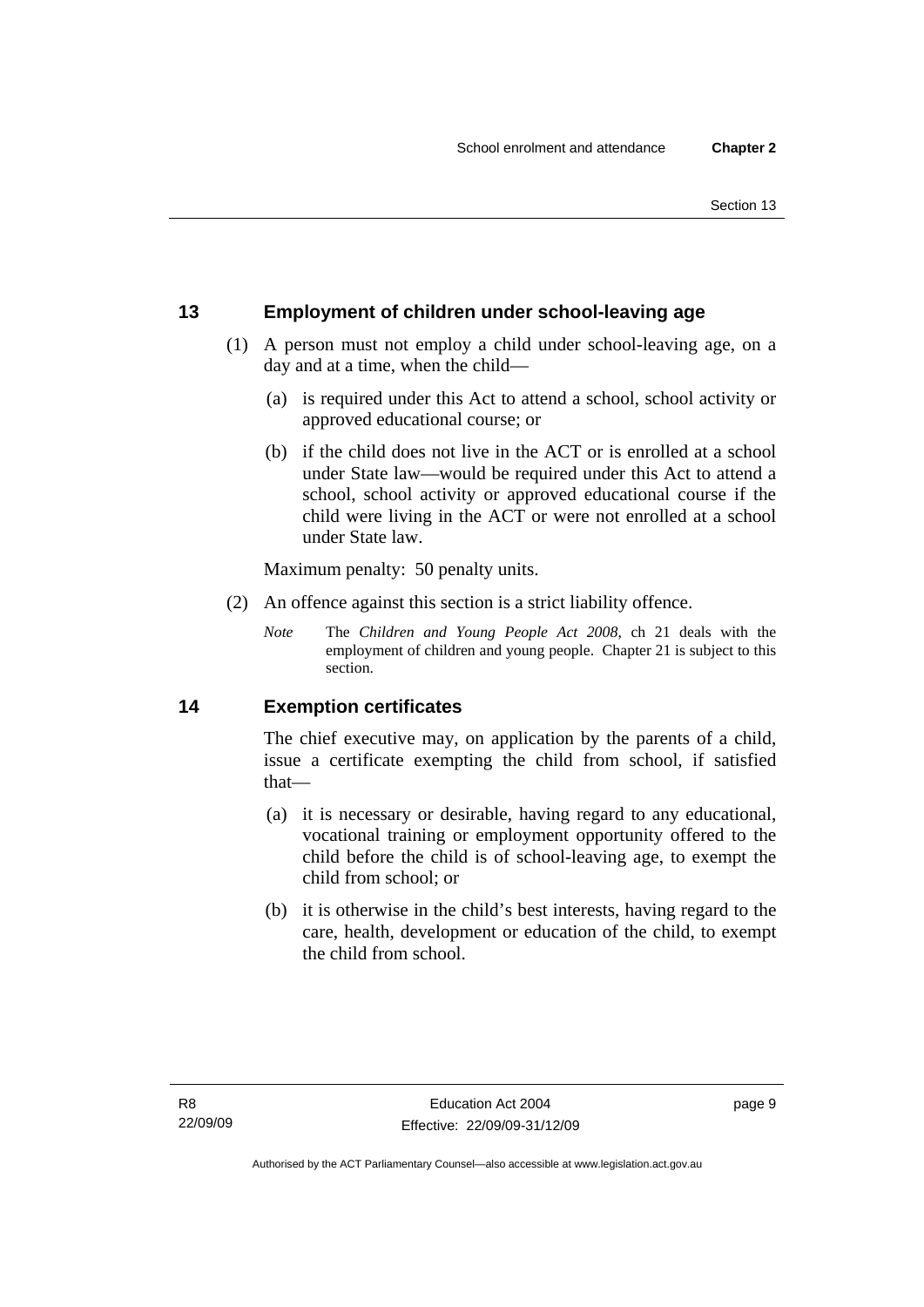## 13 Employment of children under school-leaving age

(1) A person must not employ a child under school-leaving age, on a day and at a time, when the child—

(a) is required under this Act to attend a school, school activity or approved educational course; or

(b) if the child does not live in the ACT or is enrolled at a school under State law—would be required under this Act to attend a school, school activity or approved educational course if the child were living in the ACT or were not enrolled at a school under State law.

Maximum penalty: 50 penalty units.

(2) An offence against this section is a strict liability offence.

*Note* The *Children and Young People Act 2008*, ch 21 deals with the employment of children and young people. Chapter 21 is subject to this section.

## 14 Exemption certificates

The chief executive may, on application by the parents of a child, issue a certificate exempting the child from school, if satisfied that—

(a) it is necessary or desirable, having regard to any educational, vocational training or employment opportunity offered to the child before the child is of school-leaving age, to exempt the child from school; or

(b) it is otherwise in the child's best interests, having regard to the care, health, development or education of the child, to exempt the child from school.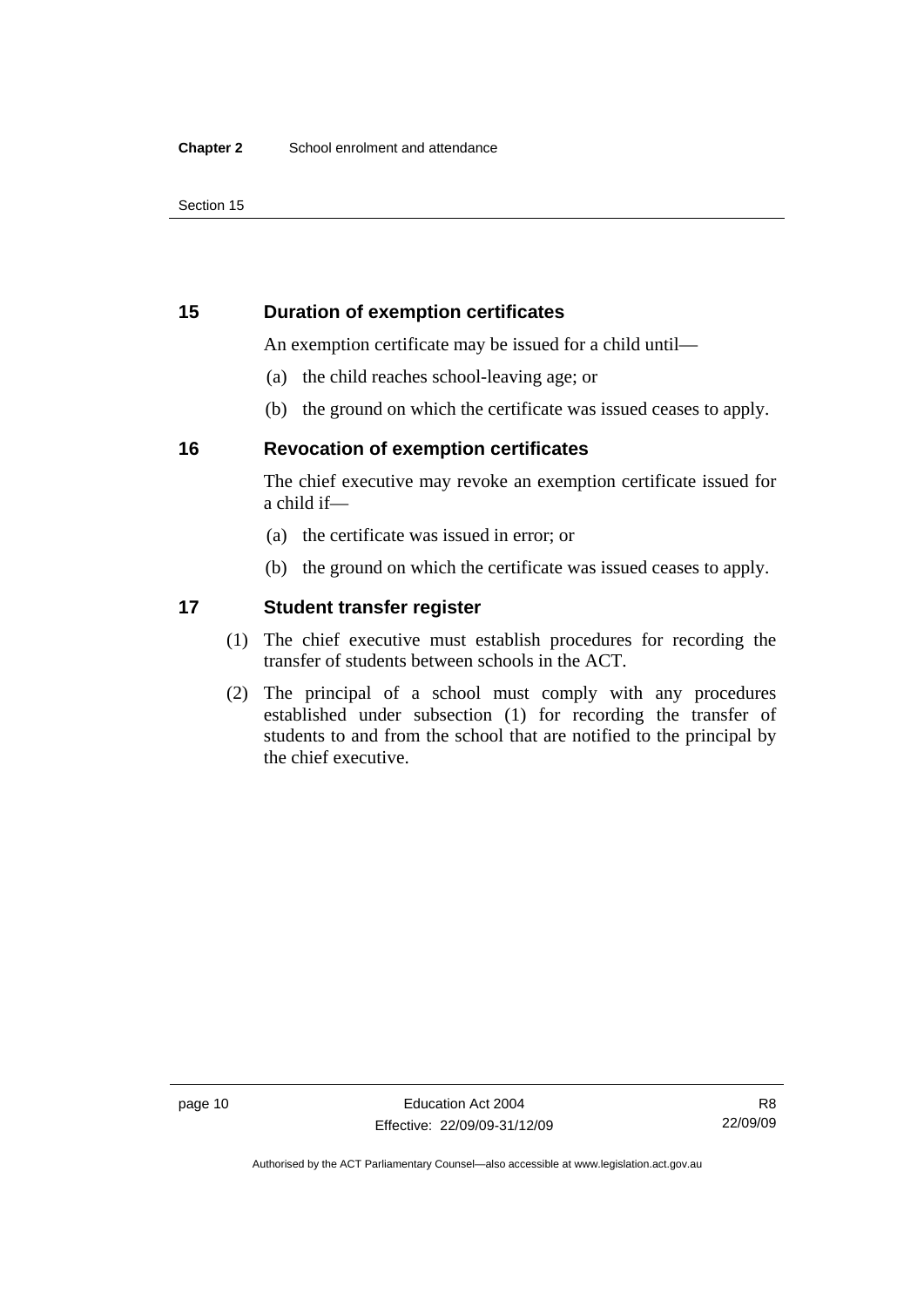## 15 Duration of exemption certificates

An exemption certificate may be issued for a child until—

(a) the child reaches school-leaving age; or

(b) the ground on which the certificate was issued ceases to apply.

## 16 Revocation of exemption certificates

The chief executive may revoke an exemption certificate issued for a child if—

(a) the certificate was issued in error; or

(b) the ground on which the certificate was issued ceases to apply.

## 17 Student transfer register

(1) The chief executive must establish procedures for recording the transfer of students between schools in the ACT.

(2) The principal of a school must comply with any procedures established under subsection (1) for recording the transfer of students to and from the school that are notified to the principal by the chief executive.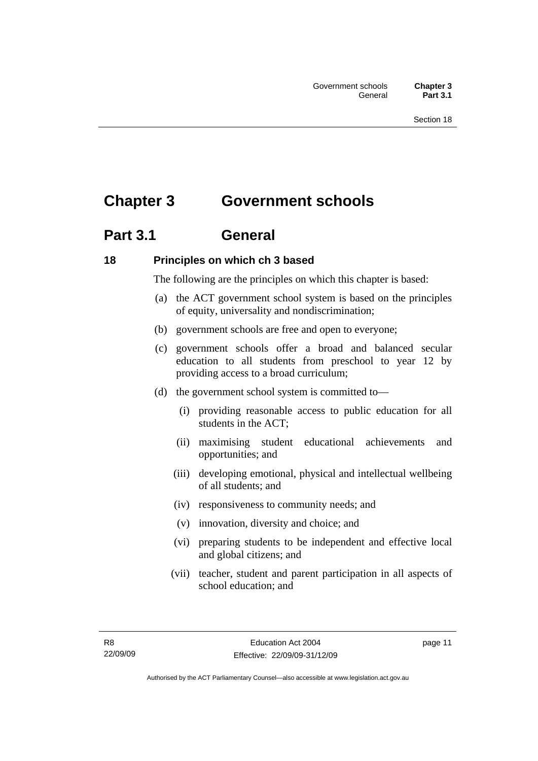# Chapter 3 Government schools

## Part 3.1 General

### 18 Principles on which ch 3 based

The following are the principles on which this chapter is based:

(a) the ACT government school system is based on the principles of equity, universality and nondiscrimination;

(b) government schools are free and open to everyone;

(c) government schools offer a broad and balanced secular education to all students from preschool to year 12 by providing access to a broad curriculum;

(d) the government school system is committed to—

  (i) providing reasonable access to public education for all students in the ACT;

  (ii) maximising student educational achievements and opportunities; and

  (iii) developing emotional, physical and intellectual wellbeing of all students; and

  (iv) responsiveness to community needs; and

  (v) innovation, diversity and choice; and

  (vi) preparing students to be independent and effective local and global citizens; and

  (vii) teacher, student and parent participation in all aspects of school education; and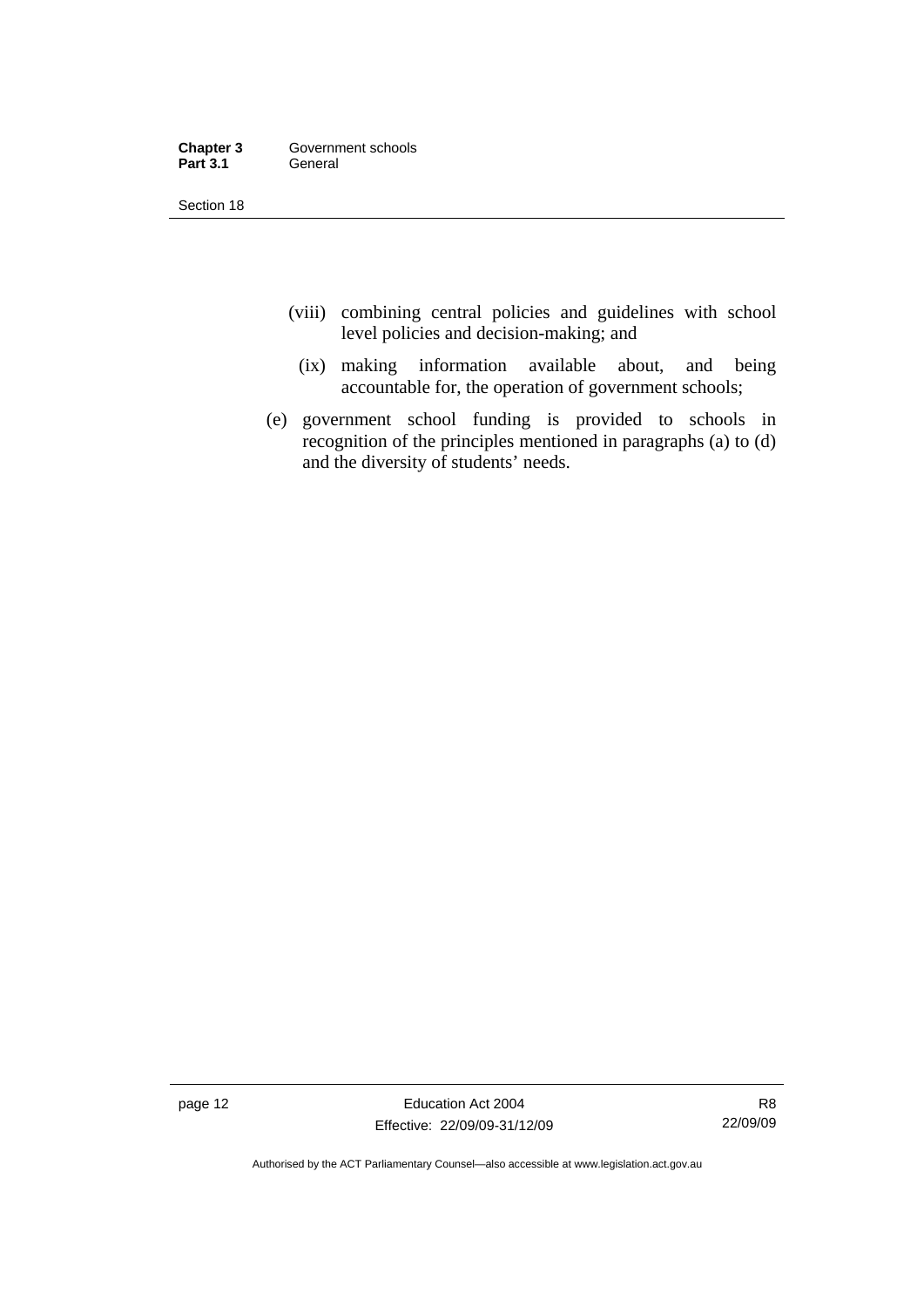(viii) combining central policies and guidelines with school level policies and decision-making; and

(ix) making information available about, and being accountable for, the operation of government schools;

(e) government school funding is provided to schools in recognition of the principles mentioned in paragraphs (a) to (d) and the diversity of students' needs.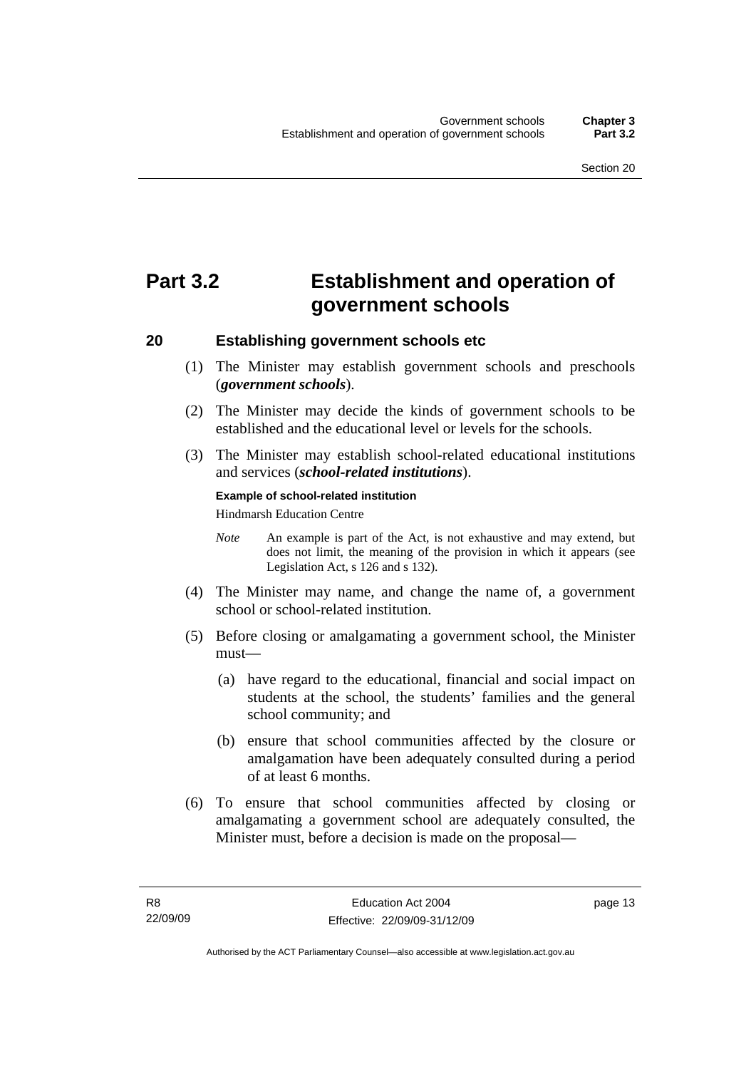# Part 3.2 Establishment and operation of government schools

## 20 Establishing government schools etc

(1) The Minister may establish government schools and preschools (***government schools***).

(2) The Minister may decide the kinds of government schools to be established and the educational level or levels for the schools.

(3) The Minister may establish school-related educational institutions and services (***school-related institutions***).

**Example of school-related institution**

Hindmarsh Education Centre

*Note* An example is part of the Act, is not exhaustive and may extend, but does not limit, the meaning of the provision in which it appears (see Legislation Act, s 126 and s 132).

(4) The Minister may name, and change the name of, a government school or school-related institution.

(5) Before closing or amalgamating a government school, the Minister must—

(a) have regard to the educational, financial and social impact on students at the school, the students' families and the general school community; and

(b) ensure that school communities affected by the closure or amalgamation have been adequately consulted during a period of at least 6 months.

(6) To ensure that school communities affected by closing or amalgamating a government school are adequately consulted, the Minister must, before a decision is made on the proposal—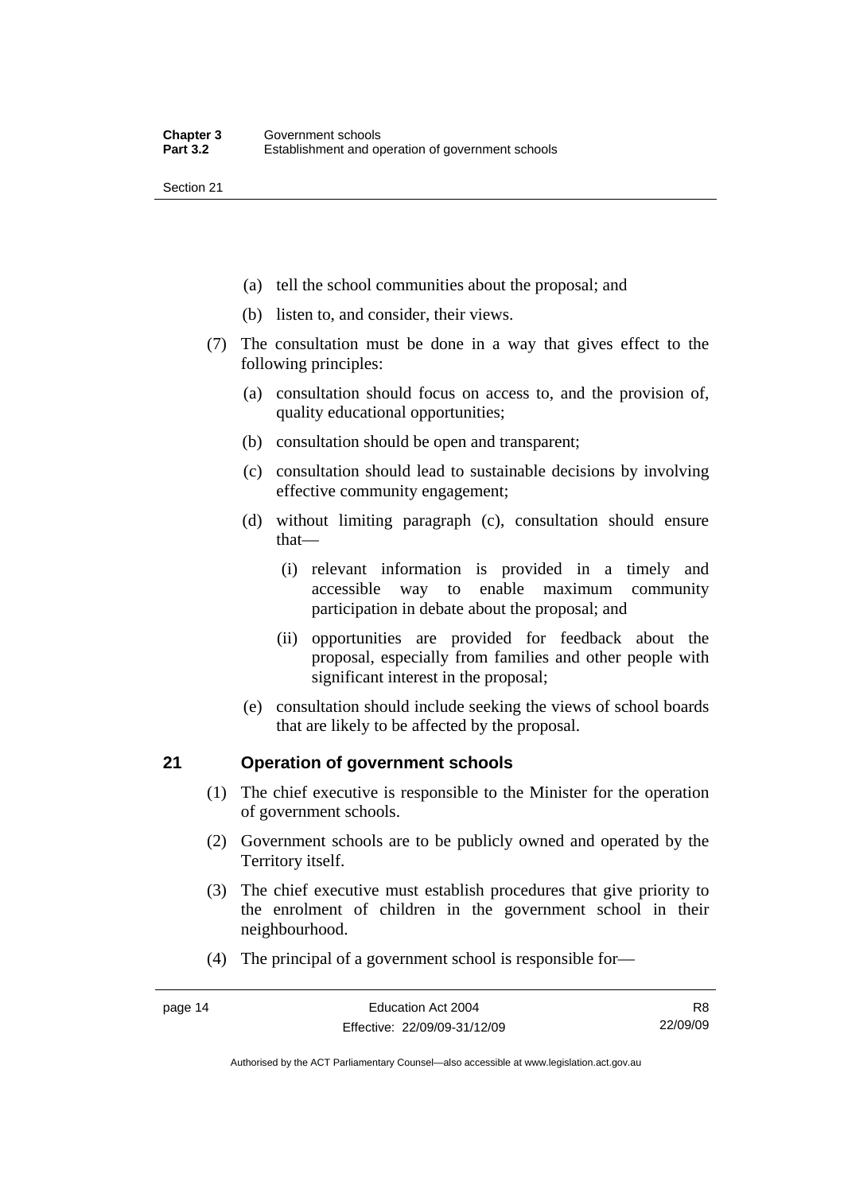(a) tell the school communities about the proposal; and

(b) listen to, and consider, their views.

(7) The consultation must be done in a way that gives effect to the following principles:

(a) consultation should focus on access to, and the provision of, quality educational opportunities;

(b) consultation should be open and transparent;

(c) consultation should lead to sustainable decisions by involving effective community engagement;

(d) without limiting paragraph (c), consultation should ensure that—

(i) relevant information is provided in a timely and accessible way to enable maximum community participation in debate about the proposal; and

(ii) opportunities are provided for feedback about the proposal, especially from families and other people with significant interest in the proposal;

(e) consultation should include seeking the views of school boards that are likely to be affected by the proposal.

## 21 Operation of government schools

(1) The chief executive is responsible to the Minister for the operation of government schools.

(2) Government schools are to be publicly owned and operated by the Territory itself.

(3) The chief executive must establish procedures that give priority to the enrolment of children in the government school in their neighbourhood.

(4) The principal of a government school is responsible for—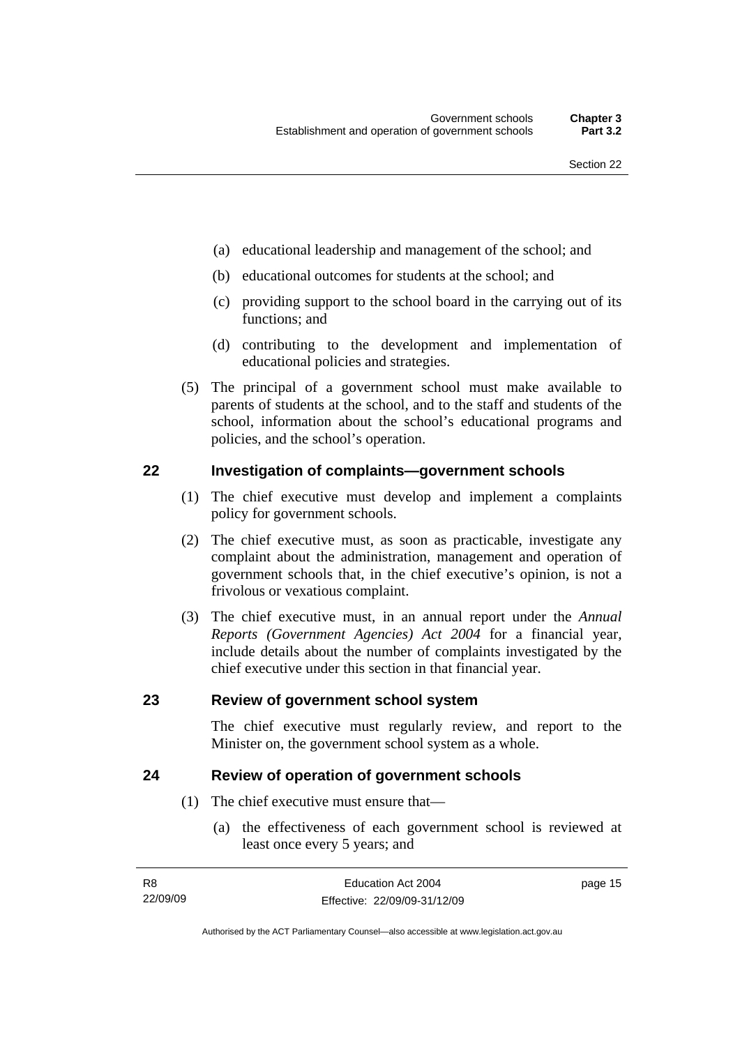(a) educational leadership and management of the school; and

(b) educational outcomes for students at the school; and

(c) providing support to the school board in the carrying out of its functions; and

(d) contributing to the development and implementation of educational policies and strategies.

(5) The principal of a government school must make available to parents of students at the school, and to the staff and students of the school, information about the school's educational programs and policies, and the school's operation.

## 22 Investigation of complaints—government schools

(1) The chief executive must develop and implement a complaints policy for government schools.

(2) The chief executive must, as soon as practicable, investigate any complaint about the administration, management and operation of government schools that, in the chief executive's opinion, is not a frivolous or vexatious complaint.

(3) The chief executive must, in an annual report under the *Annual Reports (Government Agencies) Act 2004* for a financial year, include details about the number of complaints investigated by the chief executive under this section in that financial year.

## 23 Review of government school system

The chief executive must regularly review, and report to the Minister on, the government school system as a whole.

## 24 Review of operation of government schools

(1) The chief executive must ensure that—

(a) the effectiveness of each government school is reviewed at least once every 5 years; and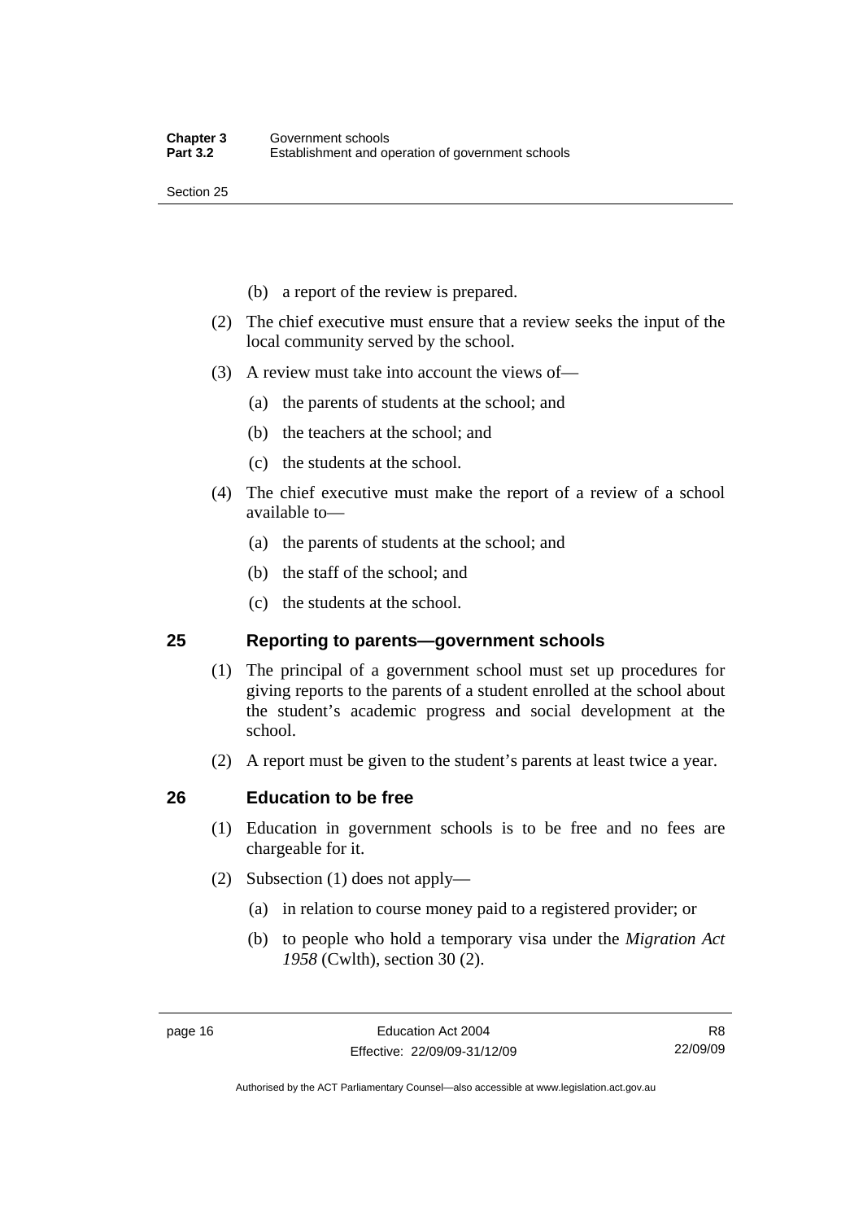(b) a report of the review is prepared.

(2) The chief executive must ensure that a review seeks the input of the local community served by the school.

(3) A review must take into account the views of—

(a) the parents of students at the school; and

(b) the teachers at the school; and

(c) the students at the school.

(4) The chief executive must make the report of a review of a school available to—

(a) the parents of students at the school; and

(b) the staff of the school; and

(c) the students at the school.

## 25 Reporting to parents—government schools

(1) The principal of a government school must set up procedures for giving reports to the parents of a student enrolled at the school about the student's academic progress and social development at the school.

(2) A report must be given to the student's parents at least twice a year.

## 26 Education to be free

(1) Education in government schools is to be free and no fees are chargeable for it.

(2) Subsection (1) does not apply—

(a) in relation to course money paid to a registered provider; or

(b) to people who hold a temporary visa under the *Migration Act 1958* (Cwlth), section 30 (2).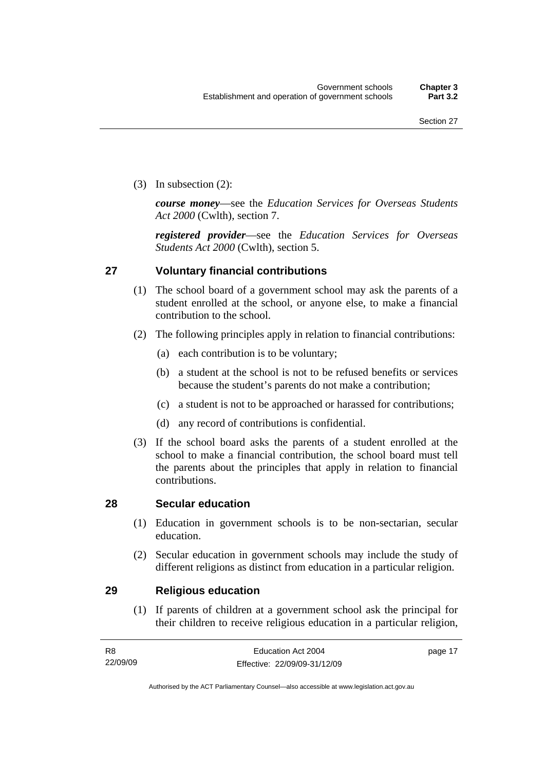(3) In subsection (2):

*course money*—see the *Education Services for Overseas Students Act 2000* (Cwlth), section 7.

*registered provider*—see the *Education Services for Overseas Students Act 2000* (Cwlth), section 5.

## 27 Voluntary financial contributions

(1) The school board of a government school may ask the parents of a student enrolled at the school, or anyone else, to make a financial contribution to the school.

(2) The following principles apply in relation to financial contributions:

(a) each contribution is to be voluntary;

(b) a student at the school is not to be refused benefits or services because the student's parents do not make a contribution;

(c) a student is not to be approached or harassed for contributions;

(d) any record of contributions is confidential.

(3) If the school board asks the parents of a student enrolled at the school to make a financial contribution, the school board must tell the parents about the principles that apply in relation to financial contributions.

## 28 Secular education

(1) Education in government schools is to be non-sectarian, secular education.

(2) Secular education in government schools may include the study of different religions as distinct from education in a particular religion.

## 29 Religious education

(1) If parents of children at a government school ask the principal for their children to receive religious education in a particular religion,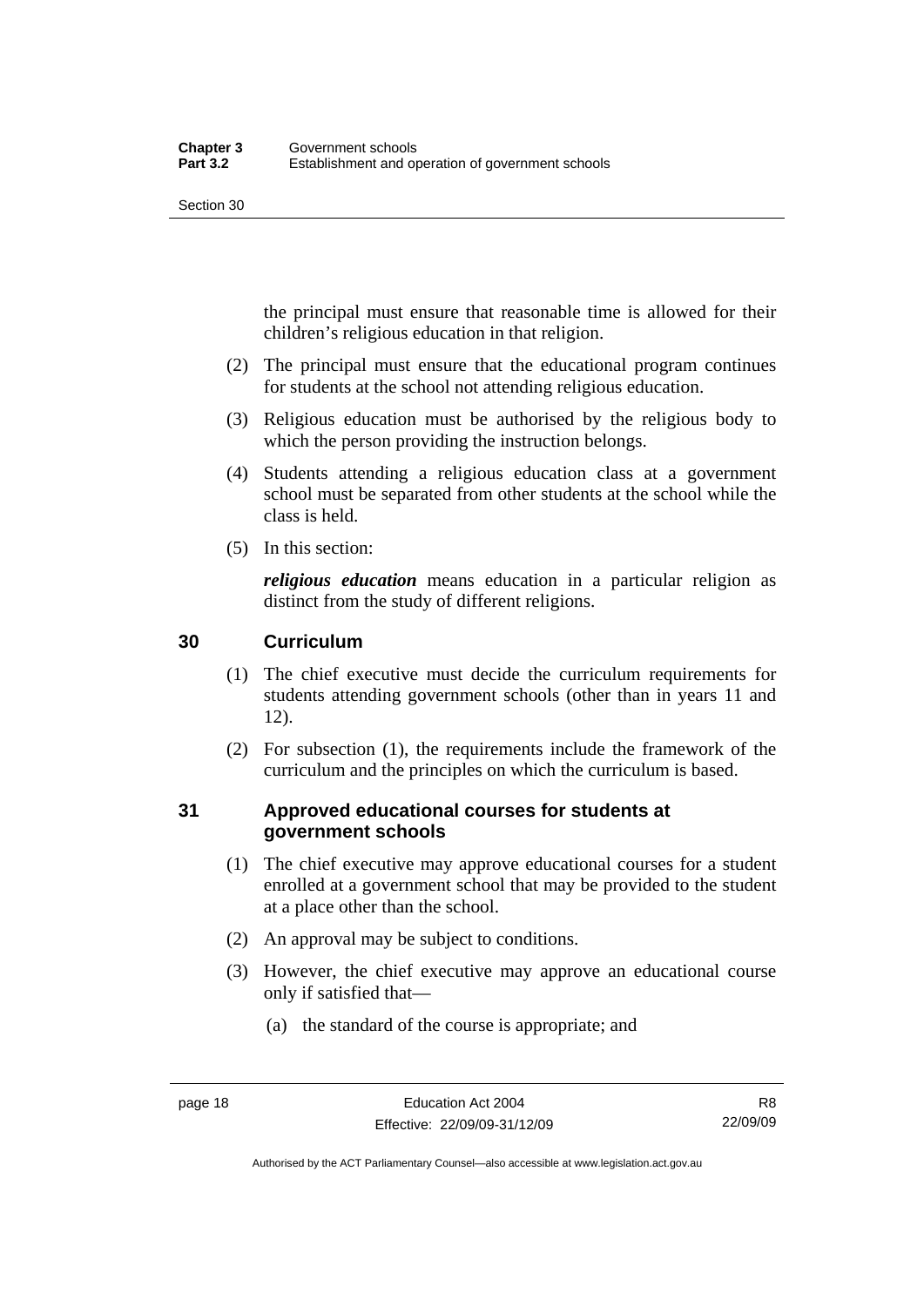the principal must ensure that reasonable time is allowed for their children's religious education in that religion.

(2) The principal must ensure that the educational program continues for students at the school not attending religious education.

(3) Religious education must be authorised by the religious body to which the person providing the instruction belongs.

(4) Students attending a religious education class at a government school must be separated from other students at the school while the class is held.

(5) In this section:

***religious education*** means education in a particular religion as distinct from the study of different religions.

## 30 Curriculum

(1) The chief executive must decide the curriculum requirements for students attending government schools (other than in years 11 and 12).

(2) For subsection (1), the requirements include the framework of the curriculum and the principles on which the curriculum is based.

## 31 Approved educational courses for students at government schools

(1) The chief executive may approve educational courses for a student enrolled at a government school that may be provided to the student at a place other than the school.

(2) An approval may be subject to conditions.

(3) However, the chief executive may approve an educational course only if satisfied that—

(a) the standard of the course is appropriate; and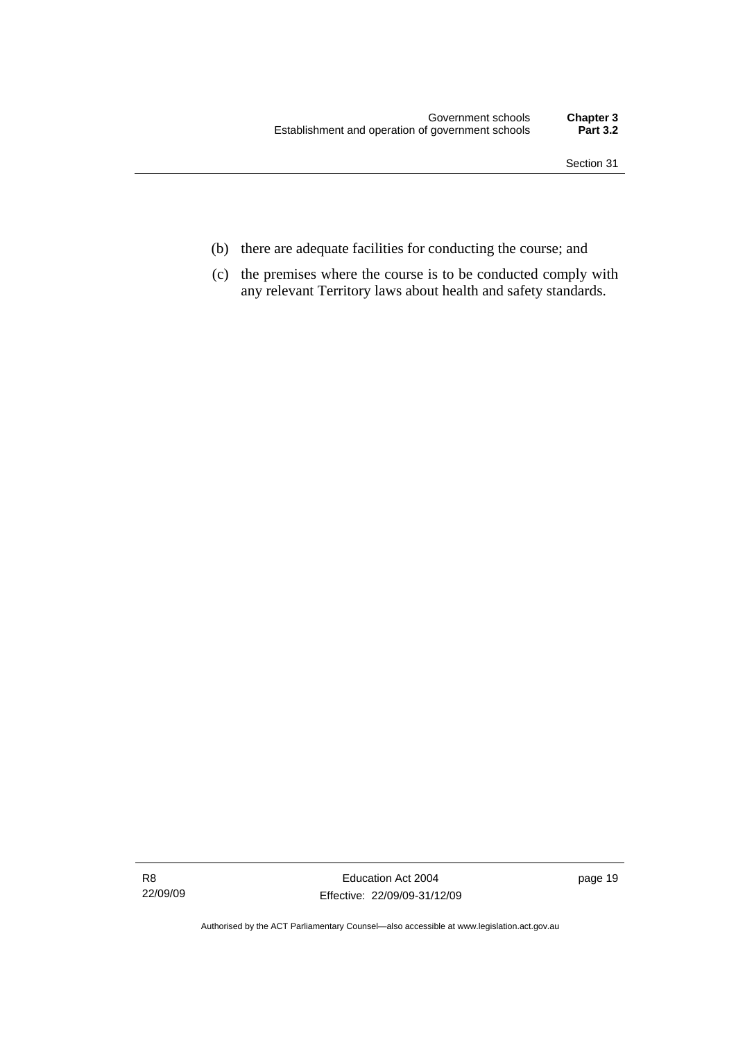(b) there are adequate facilities for conducting the course; and

(c) the premises where the course is to be conducted comply with any relevant Territory laws about health and safety standards.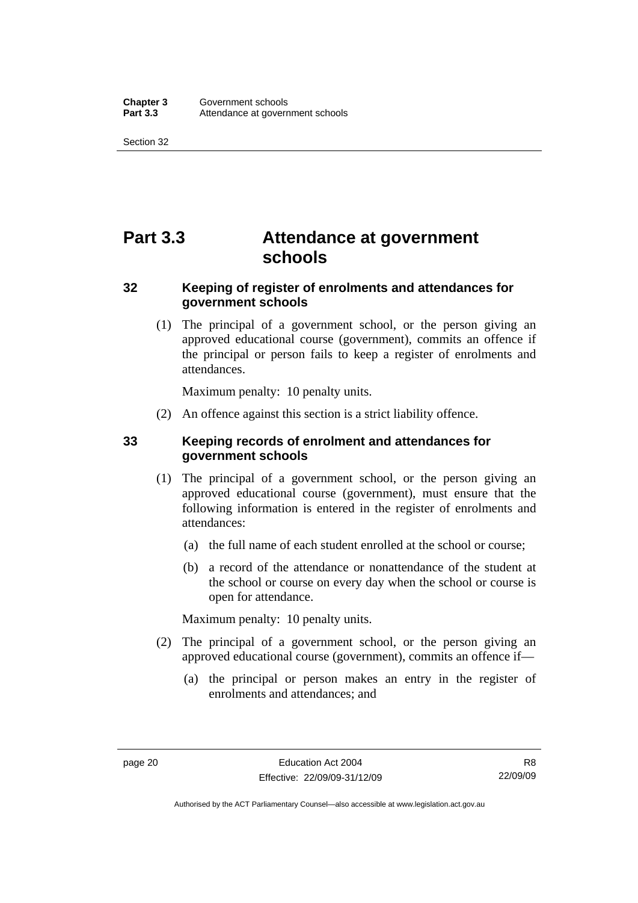# Part 3.3 Attendance at government schools

## 32 Keeping of register of enrolments and attendances for government schools

(1) The principal of a government school, or the person giving an approved educational course (government), commits an offence if the principal or person fails to keep a register of enrolments and attendances.

Maximum penalty: 10 penalty units.

(2) An offence against this section is a strict liability offence.

## 33 Keeping records of enrolment and attendances for government schools

(1) The principal of a government school, or the person giving an approved educational course (government), must ensure that the following information is entered in the register of enrolments and attendances:

(a) the full name of each student enrolled at the school or course;

(b) a record of the attendance or nonattendance of the student at the school or course on every day when the school or course is open for attendance.

Maximum penalty: 10 penalty units.

(2) The principal of a government school, or the person giving an approved educational course (government), commits an offence if—

(a) the principal or person makes an entry in the register of enrolments and attendances; and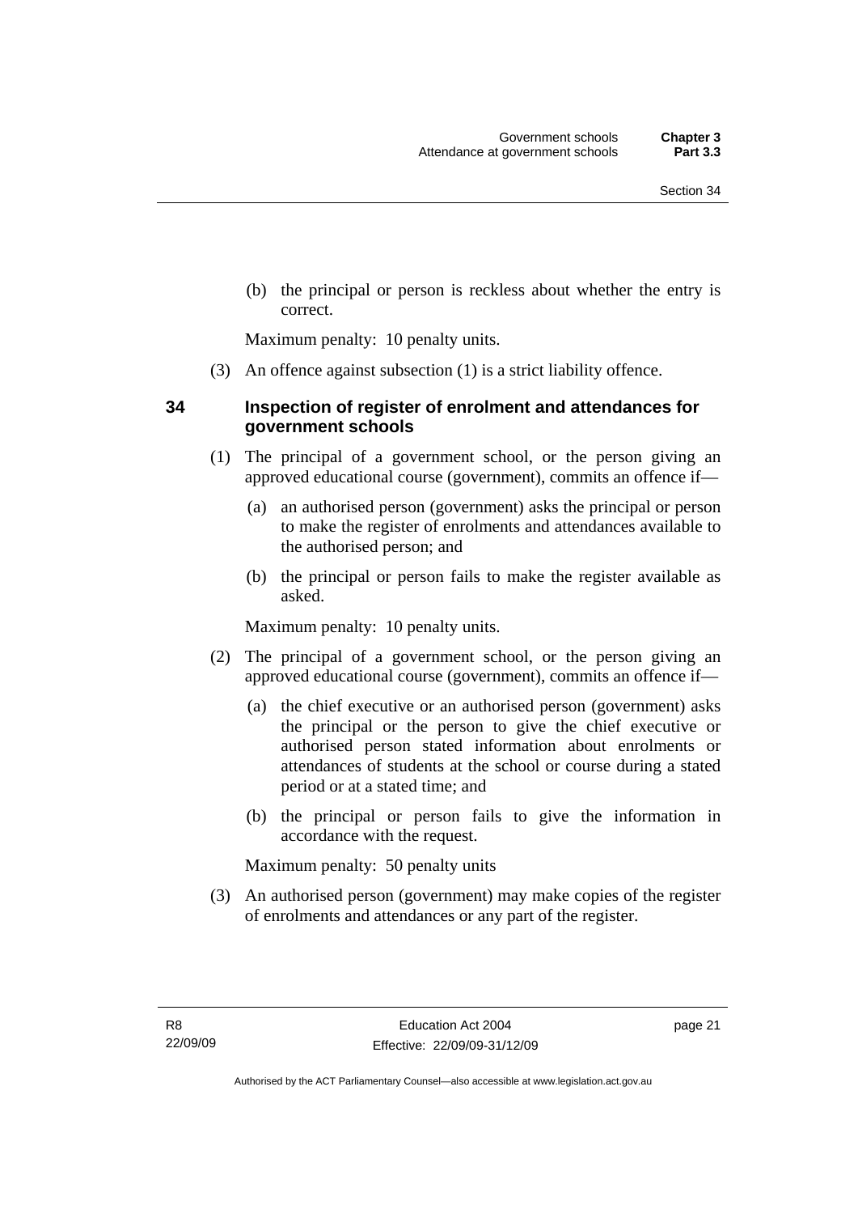(b) the principal or person is reckless about whether the entry is correct.

Maximum penalty: 10 penalty units.

(3) An offence against subsection (1) is a strict liability offence.

## 34 Inspection of register of enrolment and attendances for government schools

(1) The principal of a government school, or the person giving an approved educational course (government), commits an offence if—

(a) an authorised person (government) asks the principal or person to make the register of enrolments and attendances available to the authorised person; and

(b) the principal or person fails to make the register available as asked.

Maximum penalty: 10 penalty units.

(2) The principal of a government school, or the person giving an approved educational course (government), commits an offence if—

(a) the chief executive or an authorised person (government) asks the principal or the person to give the chief executive or authorised person stated information about enrolments or attendances of students at the school or course during a stated period or at a stated time; and

(b) the principal or person fails to give the information in accordance with the request.

Maximum penalty: 50 penalty units

(3) An authorised person (government) may make copies of the register of enrolments and attendances or any part of the register.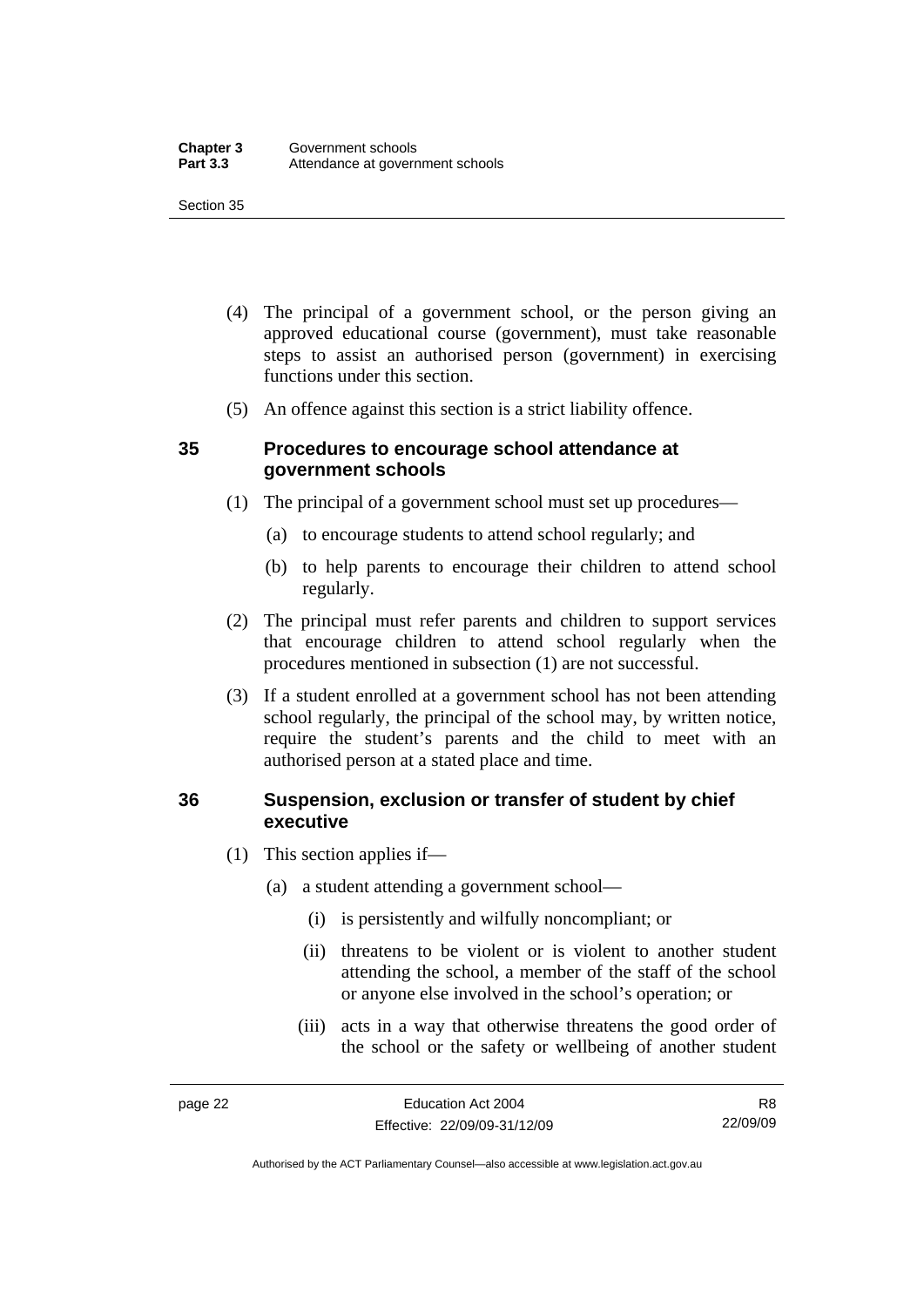(4) The principal of a government school, or the person giving an approved educational course (government), must take reasonable steps to assist an authorised person (government) in exercising functions under this section.

(5) An offence against this section is a strict liability offence.

## 35 Procedures to encourage school attendance at government schools

(1) The principal of a government school must set up procedures—

(a) to encourage students to attend school regularly; and

(b) to help parents to encourage their children to attend school regularly.

(2) The principal must refer parents and children to support services that encourage children to attend school regularly when the procedures mentioned in subsection (1) are not successful.

(3) If a student enrolled at a government school has not been attending school regularly, the principal of the school may, by written notice, require the student's parents and the child to meet with an authorised person at a stated place and time.

## 36 Suspension, exclusion or transfer of student by chief executive

(1) This section applies if—

(a) a student attending a government school—

(i) is persistently and wilfully noncompliant; or

(ii) threatens to be violent or is violent to another student attending the school, a member of the staff of the school or anyone else involved in the school's operation; or

(iii) acts in a way that otherwise threatens the good order of the school or the safety or wellbeing of another student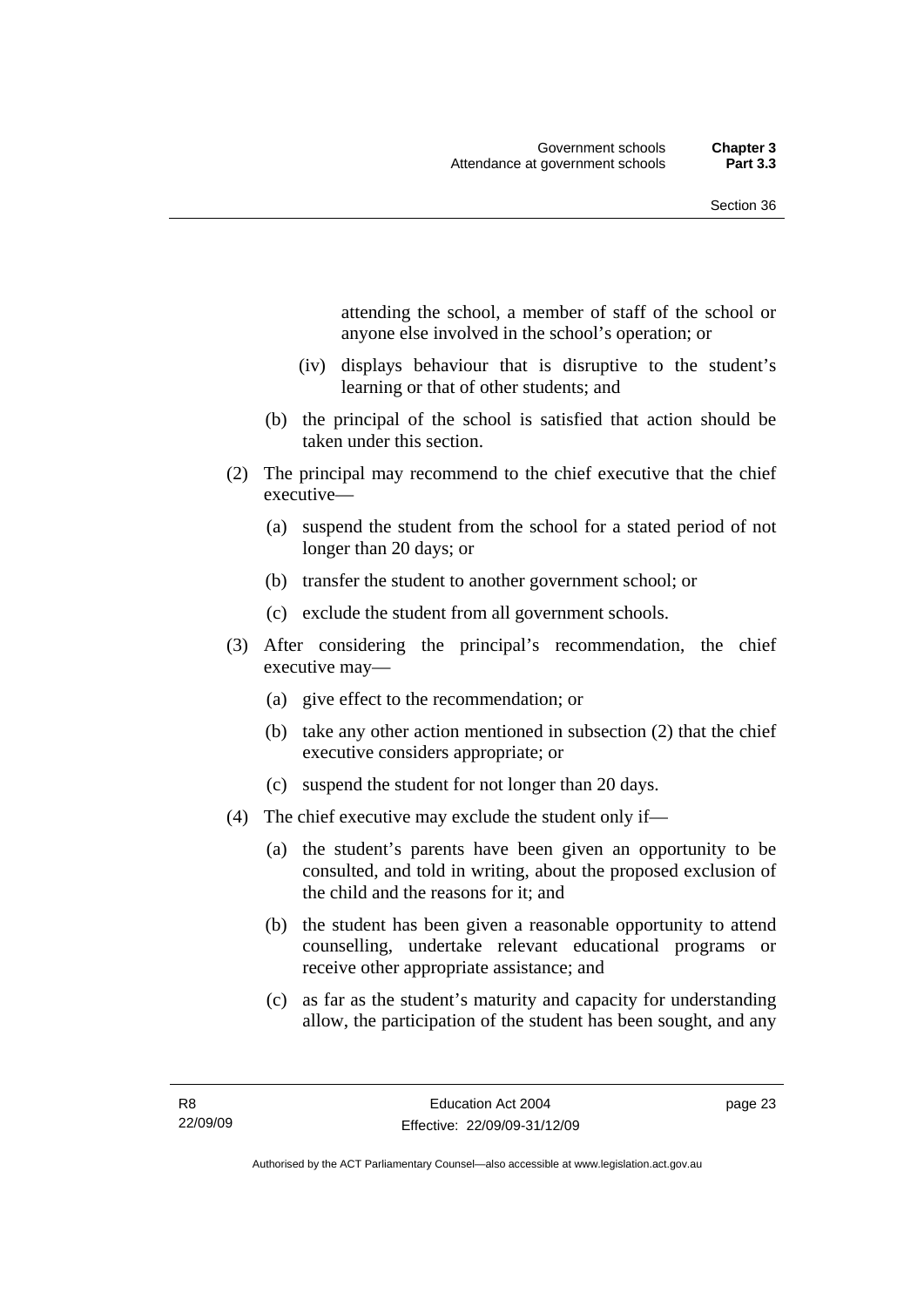attending the school, a member of staff of the school or anyone else involved in the school's operation; or

(iv) displays behaviour that is disruptive to the student's learning or that of other students; and

(b) the principal of the school is satisfied that action should be taken under this section.

(2) The principal may recommend to the chief executive that the chief executive—

(a) suspend the student from the school for a stated period of not longer than 20 days; or

(b) transfer the student to another government school; or

(c) exclude the student from all government schools.

(3) After considering the principal's recommendation, the chief executive may—

(a) give effect to the recommendation; or

(b) take any other action mentioned in subsection (2) that the chief executive considers appropriate; or

(c) suspend the student for not longer than 20 days.

(4) The chief executive may exclude the student only if—

(a) the student's parents have been given an opportunity to be consulted, and told in writing, about the proposed exclusion of the child and the reasons for it; and

(b) the student has been given a reasonable opportunity to attend counselling, undertake relevant educational programs or receive other appropriate assistance; and

(c) as far as the student's maturity and capacity for understanding allow, the participation of the student has been sought, and any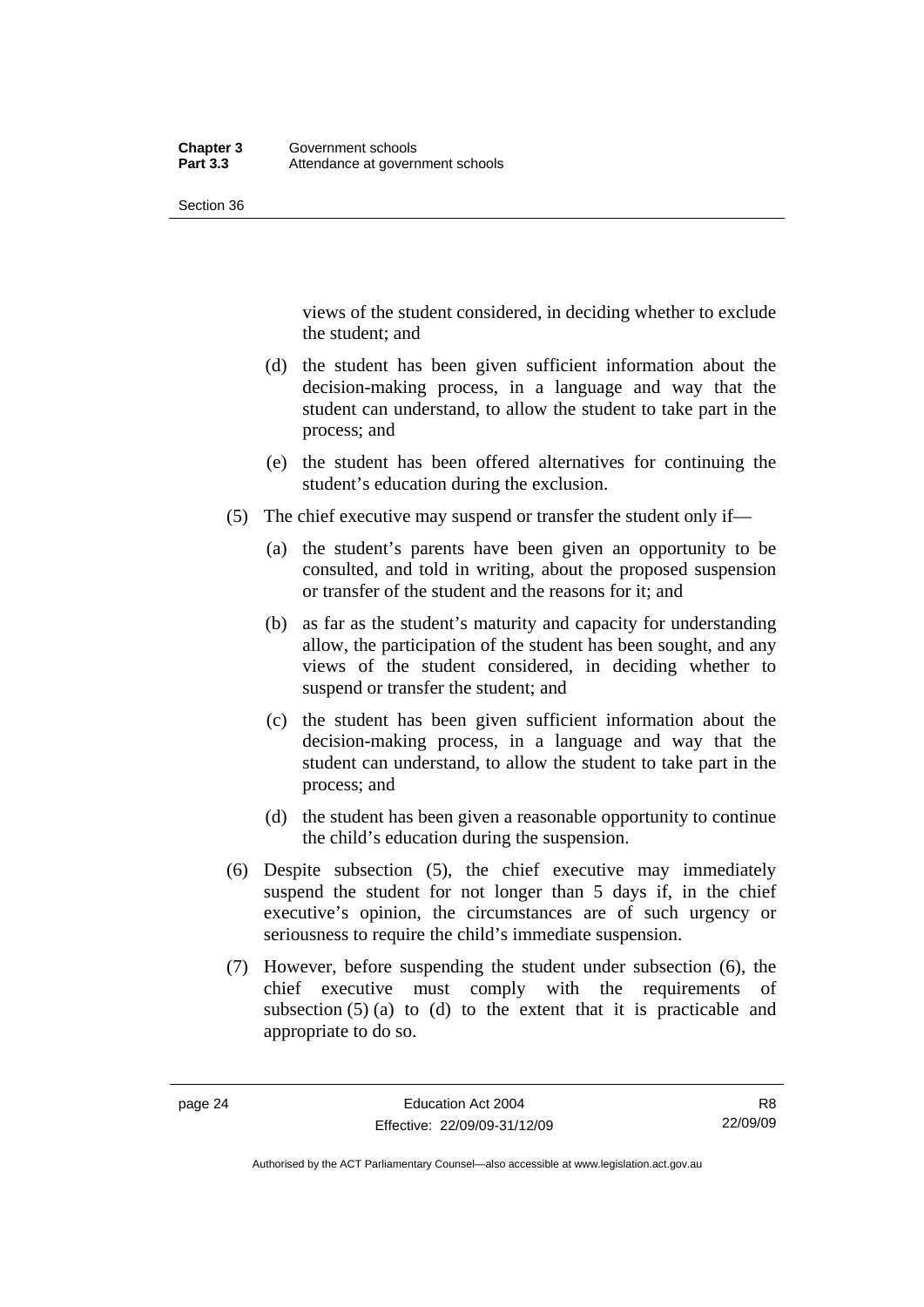views of the student considered, in deciding whether to exclude the student; and

(d) the student has been given sufficient information about the decision-making process, in a language and way that the student can understand, to allow the student to take part in the process; and

(e) the student has been offered alternatives for continuing the student's education during the exclusion.

(5) The chief executive may suspend or transfer the student only if—

(a) the student's parents have been given an opportunity to be consulted, and told in writing, about the proposed suspension or transfer of the student and the reasons for it; and

(b) as far as the student's maturity and capacity for understanding allow, the participation of the student has been sought, and any views of the student considered, in deciding whether to suspend or transfer the student; and

(c) the student has been given sufficient information about the decision-making process, in a language and way that the student can understand, to allow the student to take part in the process; and

(d) the student has been given a reasonable opportunity to continue the child's education during the suspension.

(6) Despite subsection (5), the chief executive may immediately suspend the student for not longer than 5 days if, in the chief executive's opinion, the circumstances are of such urgency or seriousness to require the child's immediate suspension.

(7) However, before suspending the student under subsection (6), the chief executive must comply with the requirements of subsection (5) (a) to (d) to the extent that it is practicable and appropriate to do so.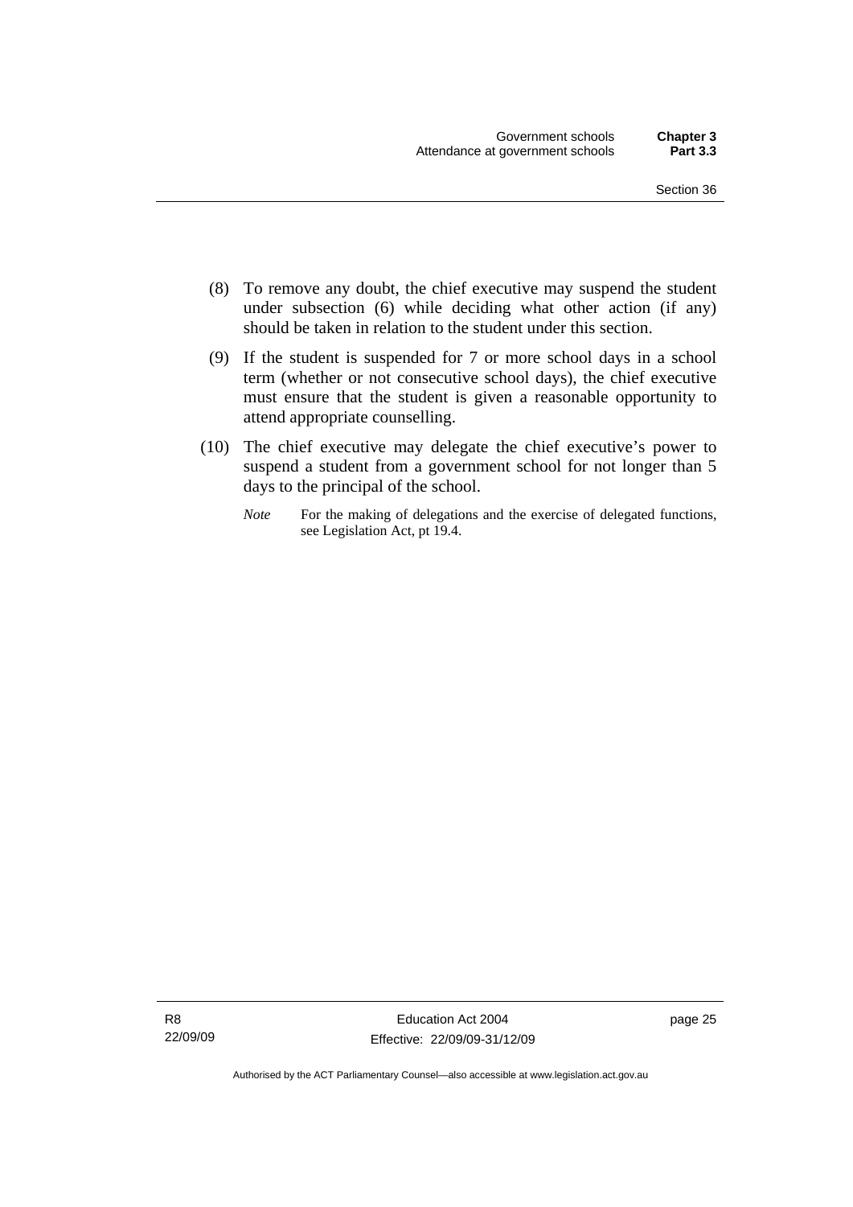(8) To remove any doubt, the chief executive may suspend the student under subsection (6) while deciding what other action (if any) should be taken in relation to the student under this section.

(9) If the student is suspended for 7 or more school days in a school term (whether or not consecutive school days), the chief executive must ensure that the student is given a reasonable opportunity to attend appropriate counselling.

(10) The chief executive may delegate the chief executive's power to suspend a student from a government school for not longer than 5 days to the principal of the school.

*Note* For the making of delegations and the exercise of delegated functions, see Legislation Act, pt 19.4.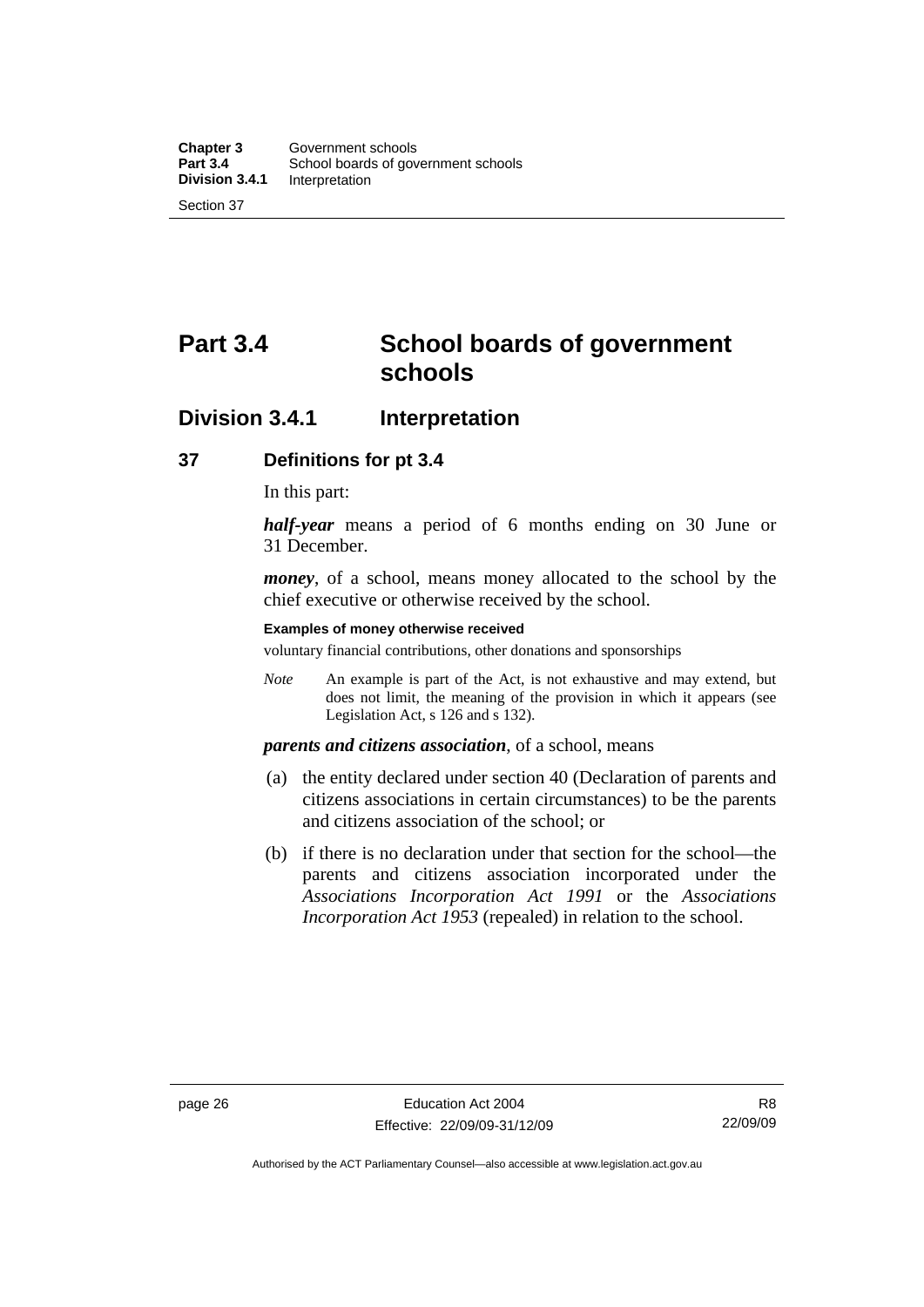# Part 3.4 School boards of government schools

## Division 3.4.1 Interpretation

### 37 Definitions for pt 3.4

In this part:

***half-year*** means a period of 6 months ending on 30 June or 31 December.

***money***, of a school, means money allocated to the school by the chief executive or otherwise received by the school.

**Examples of money otherwise received**

voluntary financial contributions, other donations and sponsorships

*Note* An example is part of the Act, is not exhaustive and may extend, but does not limit, the meaning of the provision in which it appears (see Legislation Act, s 126 and s 132).

***parents and citizens association***, of a school, means

(a) the entity declared under section 40 (Declaration of parents and citizens associations in certain circumstances) to be the parents and citizens association of the school; or

(b) if there is no declaration under that section for the school—the parents and citizens association incorporated under the *Associations Incorporation Act 1991* or the *Associations Incorporation Act 1953* (repealed) in relation to the school.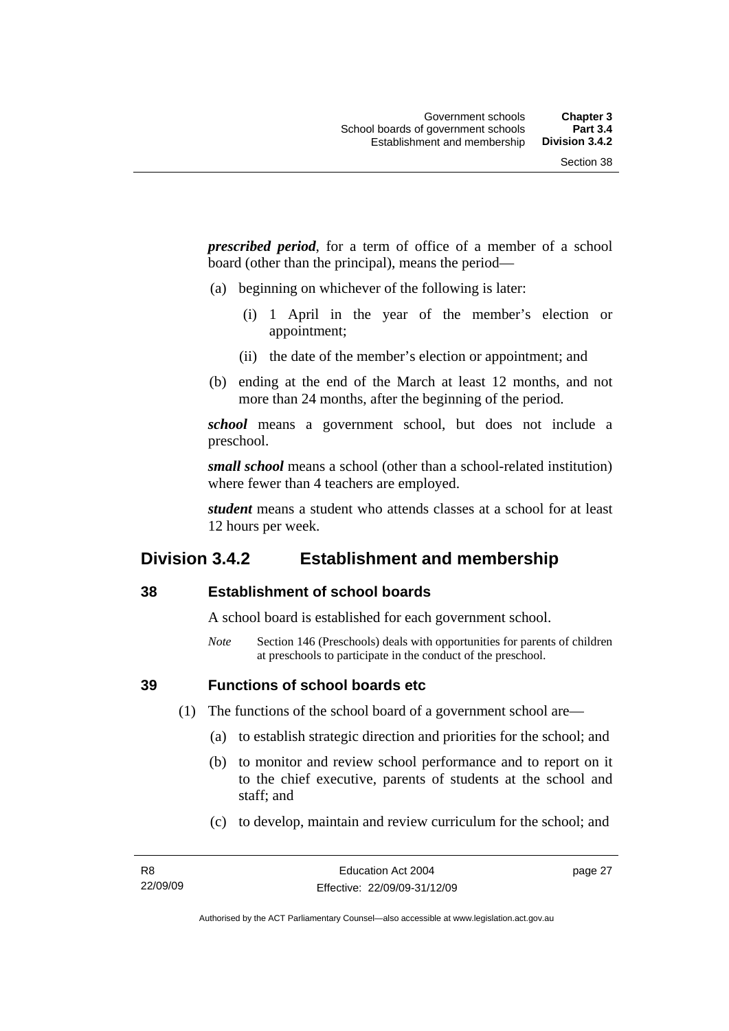***prescribed period***, for a term of office of a member of a school board (other than the principal), means the period—

(a) beginning on whichever of the following is later:

  (i) 1 April in the year of the member's election or appointment;

  (ii) the date of the member's election or appointment; and

(b) ending at the end of the March at least 12 months, and not more than 24 months, after the beginning of the period.

***school*** means a government school, but does not include a preschool.

***small school*** means a school (other than a school-related institution) where fewer than 4 teachers are employed.

***student*** means a student who attends classes at a school for at least 12 hours per week.

## Division 3.4.2 Establishment and membership

### 38 Establishment of school boards

A school board is established for each government school.

*Note* Section 146 (Preschools) deals with opportunities for parents of children at preschools to participate in the conduct of the preschool.

### 39 Functions of school boards etc

(1) The functions of the school board of a government school are—

  (a) to establish strategic direction and priorities for the school; and

  (b) to monitor and review school performance and to report on it to the chief executive, parents of students at the school and staff; and

  (c) to develop, maintain and review curriculum for the school; and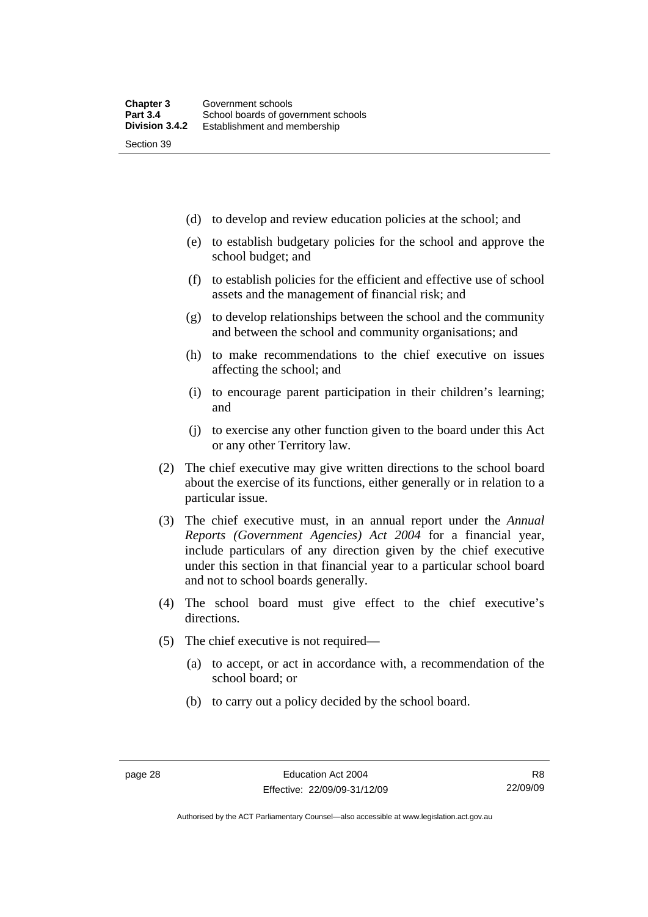(d) to develop and review education policies at the school; and

(e) to establish budgetary policies for the school and approve the school budget; and

(f) to establish policies for the efficient and effective use of school assets and the management of financial risk; and

(g) to develop relationships between the school and the community and between the school and community organisations; and

(h) to make recommendations to the chief executive on issues affecting the school; and

(i) to encourage parent participation in their children's learning; and

(j) to exercise any other function given to the board under this Act or any other Territory law.

(2) The chief executive may give written directions to the school board about the exercise of its functions, either generally or in relation to a particular issue.

(3) The chief executive must, in an annual report under the *Annual Reports (Government Agencies) Act 2004* for a financial year, include particulars of any direction given by the chief executive under this section in that financial year to a particular school board and not to school boards generally.

(4) The school board must give effect to the chief executive's directions.

(5) The chief executive is not required—

(a) to accept, or act in accordance with, a recommendation of the school board; or

(b) to carry out a policy decided by the school board.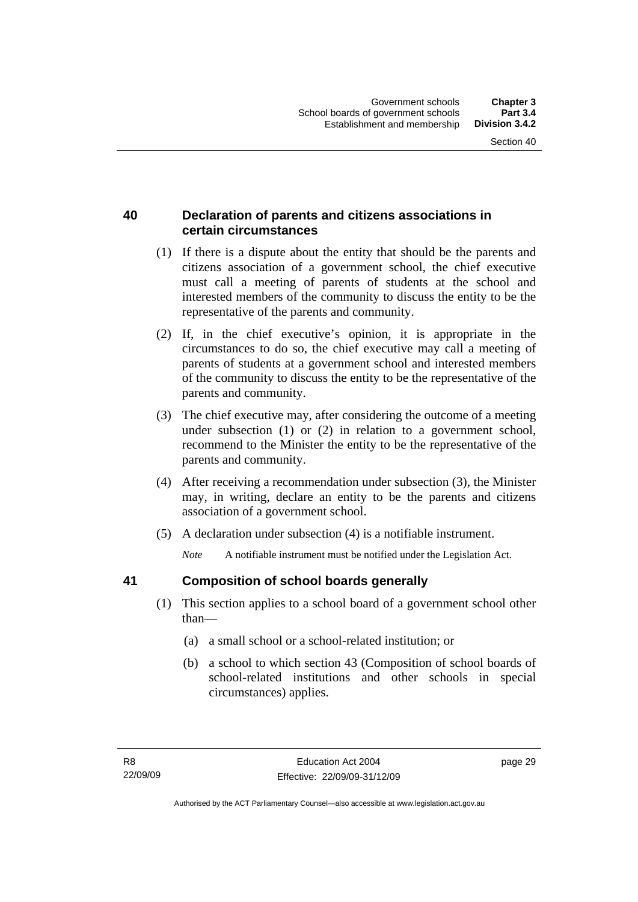## 40 Declaration of parents and citizens associations in certain circumstances

(1) If there is a dispute about the entity that should be the parents and citizens association of a government school, the chief executive must call a meeting of parents of students at the school and interested members of the community to discuss the entity to be the representative of the parents and community.

(2) If, in the chief executive's opinion, it is appropriate in the circumstances to do so, the chief executive may call a meeting of parents of students at a government school and interested members of the community to discuss the entity to be the representative of the parents and community.

(3) The chief executive may, after considering the outcome of a meeting under subsection (1) or (2) in relation to a government school, recommend to the Minister the entity to be the representative of the parents and community.

(4) After receiving a recommendation under subsection (3), the Minister may, in writing, declare an entity to be the parents and citizens association of a government school.

(5) A declaration under subsection (4) is a notifiable instrument.

*Note* A notifiable instrument must be notified under the Legislation Act.

## 41 Composition of school boards generally

(1) This section applies to a school board of a government school other than—

(a) a small school or a school-related institution; or

(b) a school to which section 43 (Composition of school boards of school-related institutions and other schools in special circumstances) applies.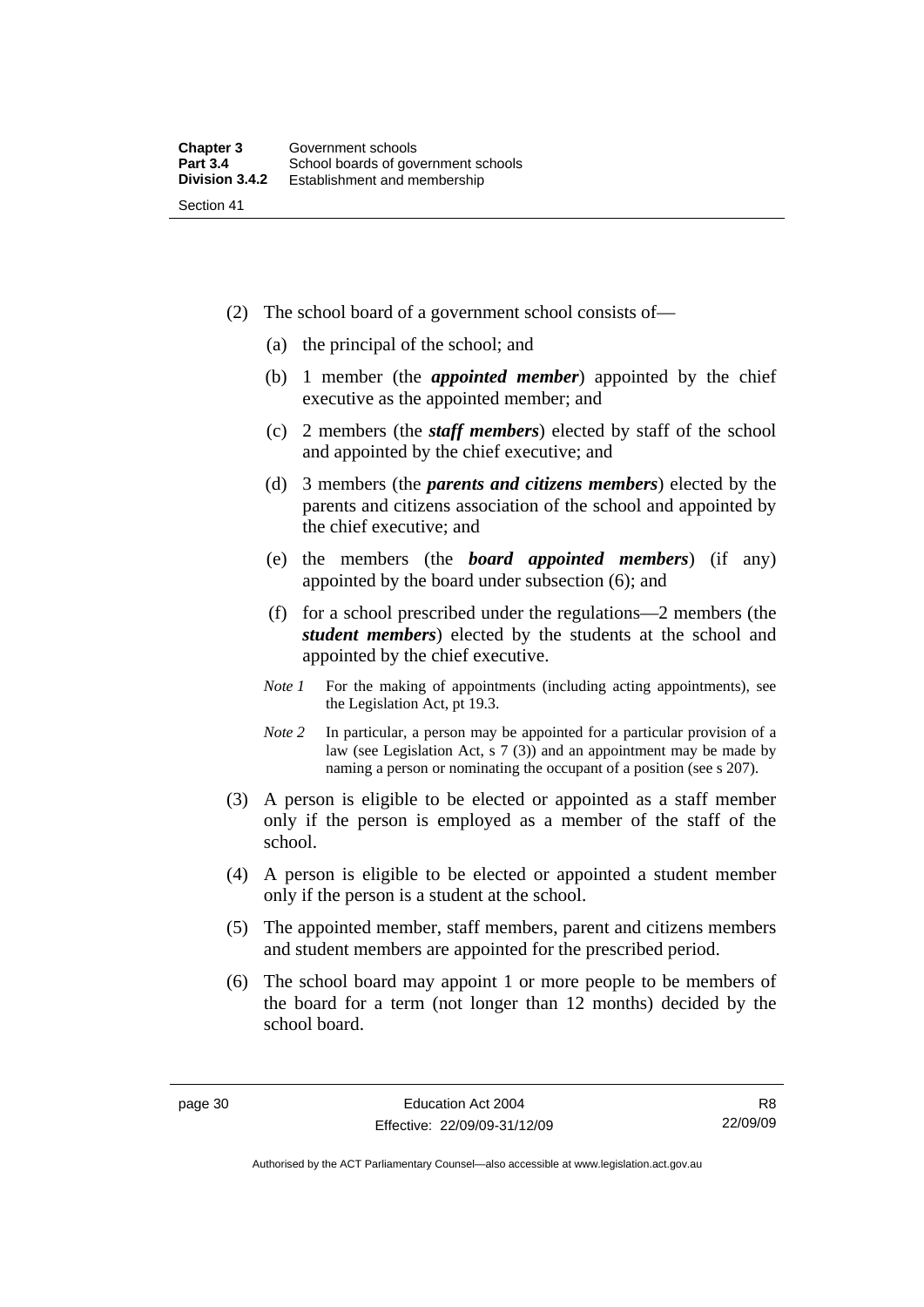(2) The school board of a government school consists of—

(a) the principal of the school; and

(b) 1 member (the ***appointed member***) appointed by the chief executive as the appointed member; and

(c) 2 members (the ***staff members***) elected by staff of the school and appointed by the chief executive; and

(d) 3 members (the ***parents and citizens members***) elected by the parents and citizens association of the school and appointed by the chief executive; and

(e) the members (the ***board appointed members***) (if any) appointed by the board under subsection (6); and

(f) for a school prescribed under the regulations—2 members (the ***student members***) elected by the students at the school and appointed by the chief executive.

*Note 1* For the making of appointments (including acting appointments), see the Legislation Act, pt 19.3.

*Note 2* In particular, a person may be appointed for a particular provision of a law (see Legislation Act, s 7 (3)) and an appointment may be made by naming a person or nominating the occupant of a position (see s 207).

(3) A person is eligible to be elected or appointed as a staff member only if the person is employed as a member of the staff of the school.

(4) A person is eligible to be elected or appointed a student member only if the person is a student at the school.

(5) The appointed member, staff members, parent and citizens members and student members are appointed for the prescribed period.

(6) The school board may appoint 1 or more people to be members of the board for a term (not longer than 12 months) decided by the school board.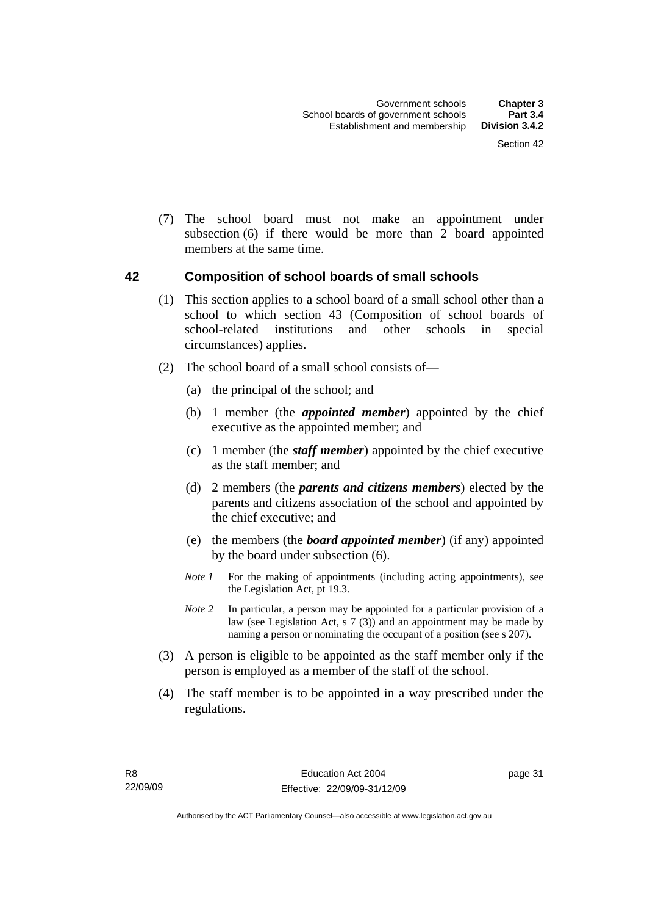(7) The school board must not make an appointment under subsection (6) if there would be more than 2 board appointed members at the same time.

## 42 Composition of school boards of small schools

(1) This section applies to a school board of a small school other than a school to which section 43 (Composition of school boards of school-related institutions and other schools in special circumstances) applies.

(2) The school board of a small school consists of—

(a) the principal of the school; and

(b) 1 member (the ***appointed member***) appointed by the chief executive as the appointed member; and

(c) 1 member (the ***staff member***) appointed by the chief executive as the staff member; and

(d) 2 members (the ***parents and citizens members***) elected by the parents and citizens association of the school and appointed by the chief executive; and

(e) the members (the ***board appointed member***) (if any) appointed by the board under subsection (6).

*Note 1* For the making of appointments (including acting appointments), see the Legislation Act, pt 19.3.

*Note 2* In particular, a person may be appointed for a particular provision of a law (see Legislation Act, s 7 (3)) and an appointment may be made by naming a person or nominating the occupant of a position (see s 207).

(3) A person is eligible to be appointed as the staff member only if the person is employed as a member of the staff of the school.

(4) The staff member is to be appointed in a way prescribed under the regulations.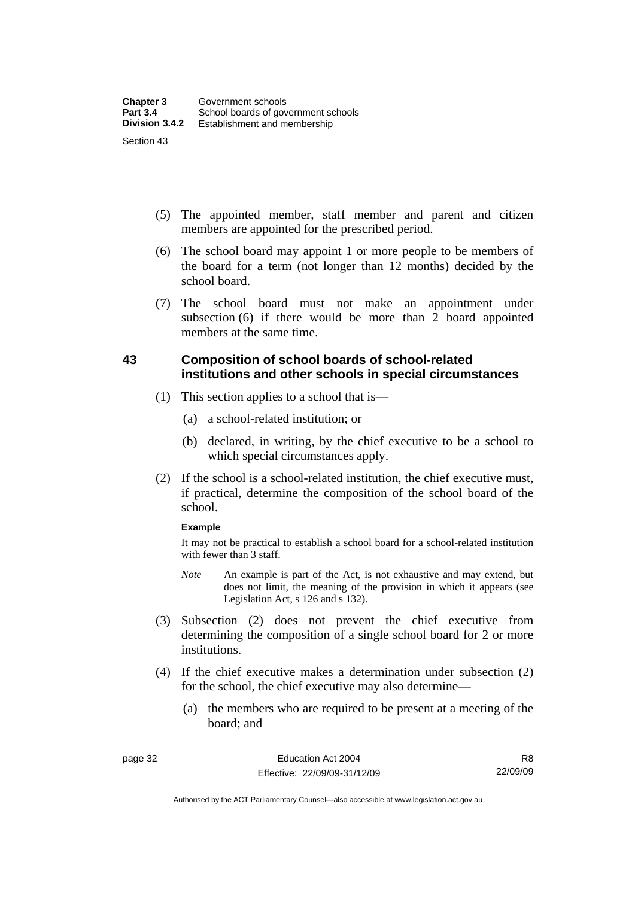(5) The appointed member, staff member and parent and citizen members are appointed for the prescribed period.

(6) The school board may appoint 1 or more people to be members of the board for a term (not longer than 12 months) decided by the school board.

(7) The school board must not make an appointment under subsection (6) if there would be more than 2 board appointed members at the same time.

## 43 Composition of school boards of school-related institutions and other schools in special circumstances

(1) This section applies to a school that is—

(a) a school-related institution; or

(b) declared, in writing, by the chief executive to be a school to which special circumstances apply.

(2) If the school is a school-related institution, the chief executive must, if practical, determine the composition of the school board of the school.

**Example**

It may not be practical to establish a school board for a school-related institution with fewer than 3 staff.

*Note* An example is part of the Act, is not exhaustive and may extend, but does not limit, the meaning of the provision in which it appears (see Legislation Act, s 126 and s 132).

(3) Subsection (2) does not prevent the chief executive from determining the composition of a single school board for 2 or more institutions.

(4) If the chief executive makes a determination under subsection (2) for the school, the chief executive may also determine—

(a) the members who are required to be present at a meeting of the board; and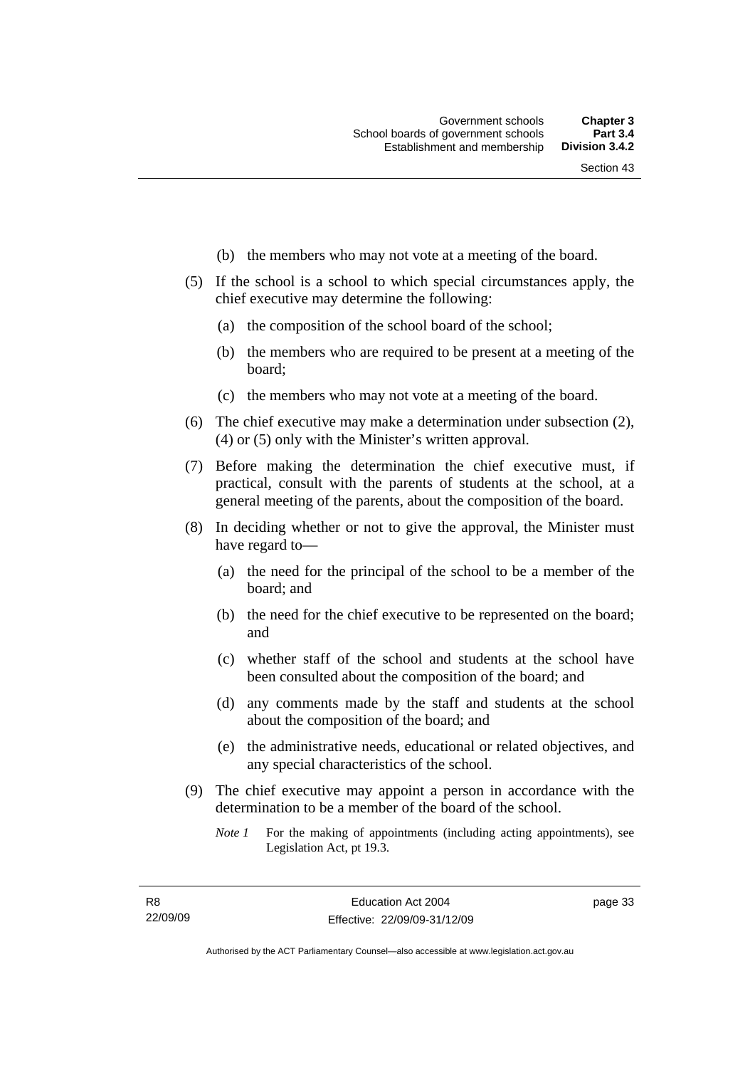(b) the members who may not vote at a meeting of the board.

(5) If the school is a school to which special circumstances apply, the chief executive may determine the following:

(a) the composition of the school board of the school;

(b) the members who are required to be present at a meeting of the board;

(c) the members who may not vote at a meeting of the board.

(6) The chief executive may make a determination under subsection (2), (4) or (5) only with the Minister's written approval.

(7) Before making the determination the chief executive must, if practical, consult with the parents of students at the school, at a general meeting of the parents, about the composition of the board.

(8) In deciding whether or not to give the approval, the Minister must have regard to—

(a) the need for the principal of the school to be a member of the board; and

(b) the need for the chief executive to be represented on the board; and

(c) whether staff of the school and students at the school have been consulted about the composition of the board; and

(d) any comments made by the staff and students at the school about the composition of the board; and

(e) the administrative needs, educational or related objectives, and any special characteristics of the school.

(9) The chief executive may appoint a person in accordance with the determination to be a member of the board of the school.

*Note 1* For the making of appointments (including acting appointments), see Legislation Act, pt 19.3.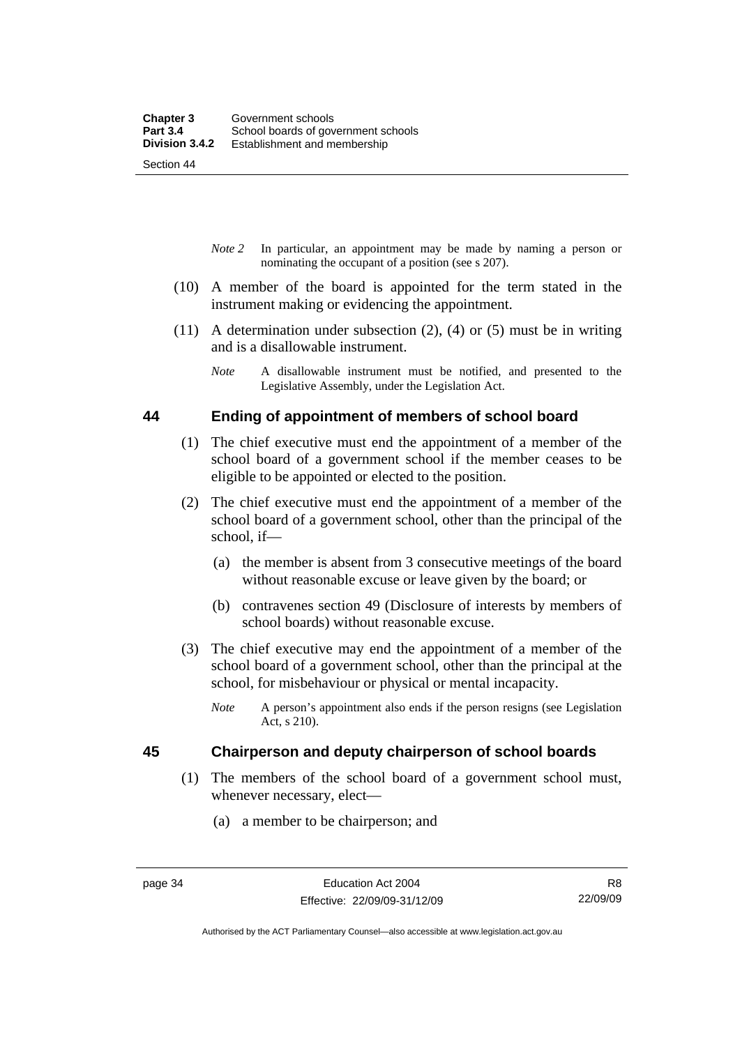*Note 2* In particular, an appointment may be made by naming a person or nominating the occupant of a position (see s 207).

(10) A member of the board is appointed for the term stated in the instrument making or evidencing the appointment.

(11) A determination under subsection (2), (4) or (5) must be in writing and is a disallowable instrument.

*Note* A disallowable instrument must be notified, and presented to the Legislative Assembly, under the Legislation Act.

## 44 Ending of appointment of members of school board

(1) The chief executive must end the appointment of a member of the school board of a government school if the member ceases to be eligible to be appointed or elected to the position.

(2) The chief executive must end the appointment of a member of the school board of a government school, other than the principal of the school, if—

(a) the member is absent from 3 consecutive meetings of the board without reasonable excuse or leave given by the board; or

(b) contravenes section 49 (Disclosure of interests by members of school boards) without reasonable excuse.

(3) The chief executive may end the appointment of a member of the school board of a government school, other than the principal at the school, for misbehaviour or physical or mental incapacity.

*Note* A person's appointment also ends if the person resigns (see Legislation Act, s 210).

## 45 Chairperson and deputy chairperson of school boards

(1) The members of the school board of a government school must, whenever necessary, elect—

(a) a member to be chairperson; and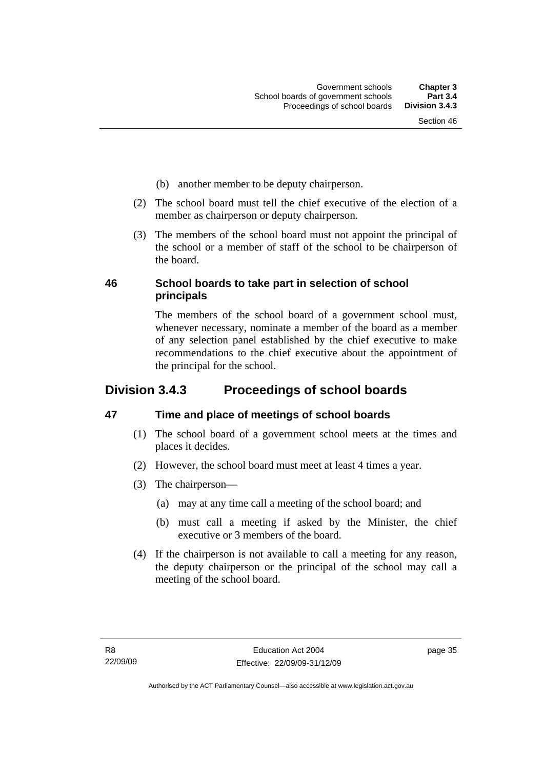(b) another member to be deputy chairperson.

(2) The school board must tell the chief executive of the election of a member as chairperson or deputy chairperson.

(3) The members of the school board must not appoint the principal of the school or a member of staff of the school to be chairperson of the board.

### 46 School boards to take part in selection of school principals

The members of the school board of a government school must, whenever necessary, nominate a member of the board as a member of any selection panel established by the chief executive to make recommendations to the chief executive about the appointment of the principal for the school.

## Division 3.4.3 Proceedings of school boards

### 47 Time and place of meetings of school boards

(1) The school board of a government school meets at the times and places it decides.

(2) However, the school board must meet at least 4 times a year.

(3) The chairperson—

(a) may at any time call a meeting of the school board; and

(b) must call a meeting if asked by the Minister, the chief executive or 3 members of the board.

(4) If the chairperson is not available to call a meeting for any reason, the deputy chairperson or the principal of the school may call a meeting of the school board.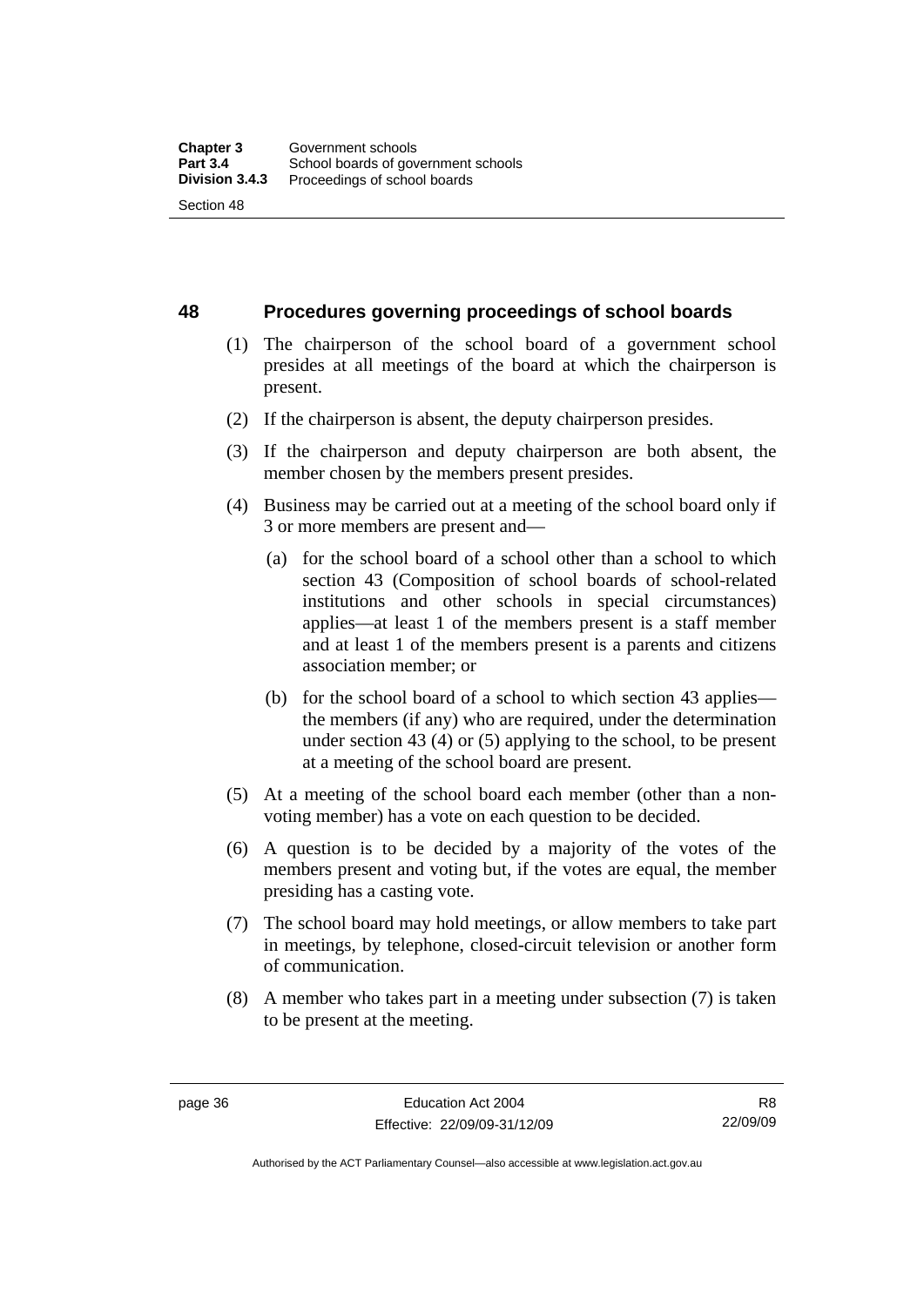## 48 Procedures governing proceedings of school boards

(1) The chairperson of the school board of a government school presides at all meetings of the board at which the chairperson is present.

(2) If the chairperson is absent, the deputy chairperson presides.

(3) If the chairperson and deputy chairperson are both absent, the member chosen by the members present presides.

(4) Business may be carried out at a meeting of the school board only if 3 or more members are present and—

(a) for the school board of a school other than a school to which section 43 (Composition of school boards of school-related institutions and other schools in special circumstances) applies—at least 1 of the members present is a staff member and at least 1 of the members present is a parents and citizens association member; or

(b) for the school board of a school to which section 43 applies—the members (if any) who are required, under the determination under section 43 (4) or (5) applying to the school, to be present at a meeting of the school board are present.

(5) At a meeting of the school board each member (other than a non-voting member) has a vote on each question to be decided.

(6) A question is to be decided by a majority of the votes of the members present and voting but, if the votes are equal, the member presiding has a casting vote.

(7) The school board may hold meetings, or allow members to take part in meetings, by telephone, closed-circuit television or another form of communication.

(8) A member who takes part in a meeting under subsection (7) is taken to be present at the meeting.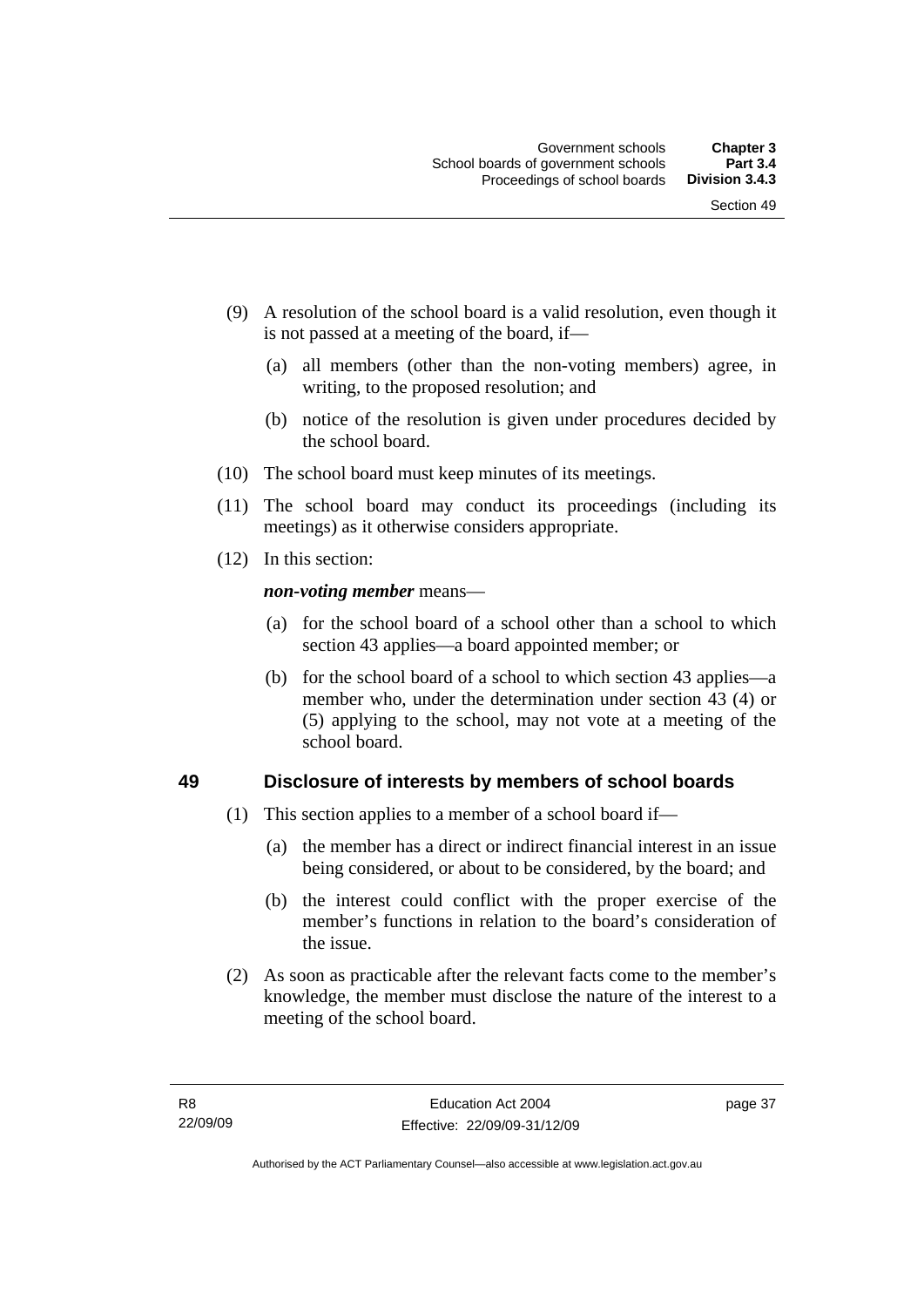(9) A resolution of the school board is a valid resolution, even though it is not passed at a meeting of the board, if—

   (a) all members (other than the non-voting members) agree, in writing, to the proposed resolution; and

   (b) notice of the resolution is given under procedures decided by the school board.

(10) The school board must keep minutes of its meetings.

(11) The school board may conduct its proceedings (including its meetings) as it otherwise considers appropriate.

(12) In this section:

***non-voting member*** means—

   (a) for the school board of a school other than a school to which section 43 applies—a board appointed member; or

   (b) for the school board of a school to which section 43 applies—a member who, under the determination under section 43 (4) or (5) applying to the school, may not vote at a meeting of the school board.

## 49 Disclosure of interests by members of school boards

(1) This section applies to a member of a school board if—

   (a) the member has a direct or indirect financial interest in an issue being considered, or about to be considered, by the board; and

   (b) the interest could conflict with the proper exercise of the member's functions in relation to the board's consideration of the issue.

(2) As soon as practicable after the relevant facts come to the member's knowledge, the member must disclose the nature of the interest to a meeting of the school board.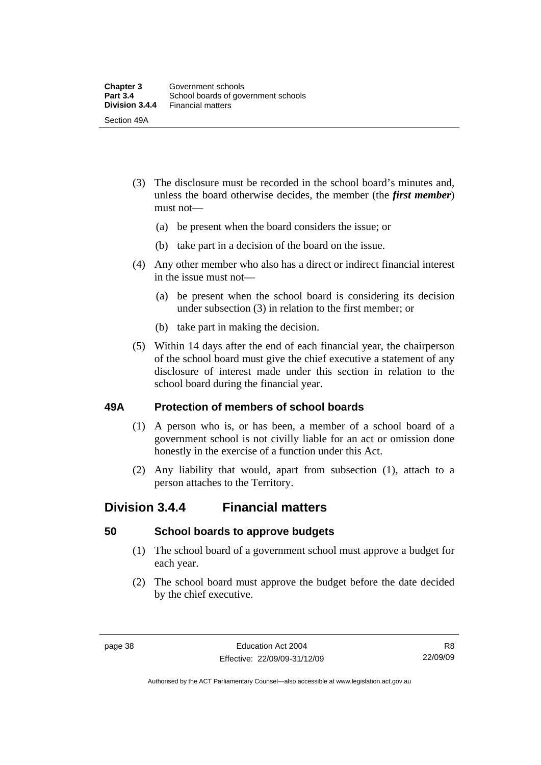(3) The disclosure must be recorded in the school board's minutes and, unless the board otherwise decides, the member (the ***first member***) must not—

(a) be present when the board considers the issue; or

(b) take part in a decision of the board on the issue.

(4) Any other member who also has a direct or indirect financial interest in the issue must not—

(a) be present when the school board is considering its decision under subsection (3) in relation to the first member; or

(b) take part in making the decision.

(5) Within 14 days after the end of each financial year, the chairperson of the school board must give the chief executive a statement of any disclosure of interest made under this section in relation to the school board during the financial year.

### 49A Protection of members of school boards

(1) A person who is, or has been, a member of a school board of a government school is not civilly liable for an act or omission done honestly in the exercise of a function under this Act.

(2) Any liability that would, apart from subsection (1), attach to a person attaches to the Territory.

## Division 3.4.4 Financial matters

### 50 School boards to approve budgets

(1) The school board of a government school must approve a budget for each year.

(2) The school board must approve the budget before the date decided by the chief executive.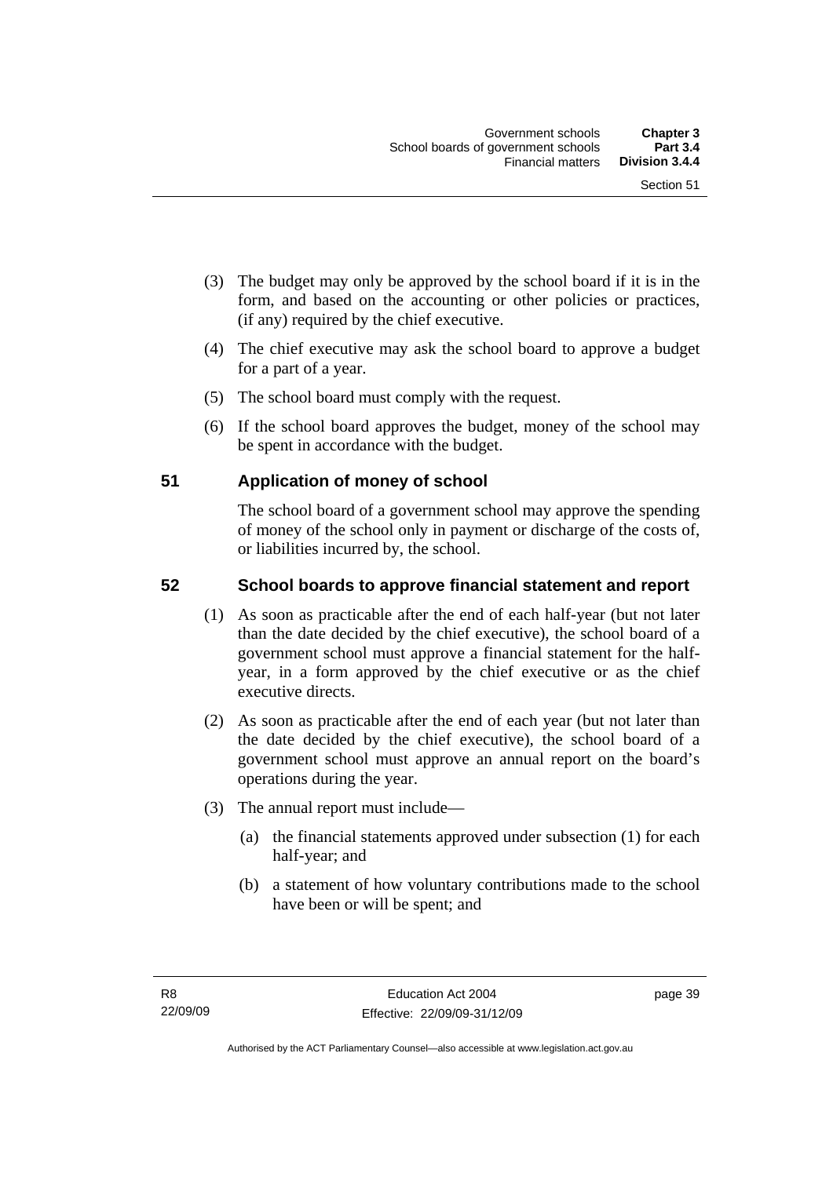(3) The budget may only be approved by the school board if it is in the form, and based on the accounting or other policies or practices, (if any) required by the chief executive.

(4) The chief executive may ask the school board to approve a budget for a part of a year.

(5) The school board must comply with the request.

(6) If the school board approves the budget, money of the school may be spent in accordance with the budget.

## 51 Application of money of school

The school board of a government school may approve the spending of money of the school only in payment or discharge of the costs of, or liabilities incurred by, the school.

## 52 School boards to approve financial statement and report

(1) As soon as practicable after the end of each half-year (but not later than the date decided by the chief executive), the school board of a government school must approve a financial statement for the half-year, in a form approved by the chief executive or as the chief executive directs.

(2) As soon as practicable after the end of each year (but not later than the date decided by the chief executive), the school board of a government school must approve an annual report on the board's operations during the year.

(3) The annual report must include—

(a) the financial statements approved under subsection (1) for each half-year; and

(b) a statement of how voluntary contributions made to the school have been or will be spent; and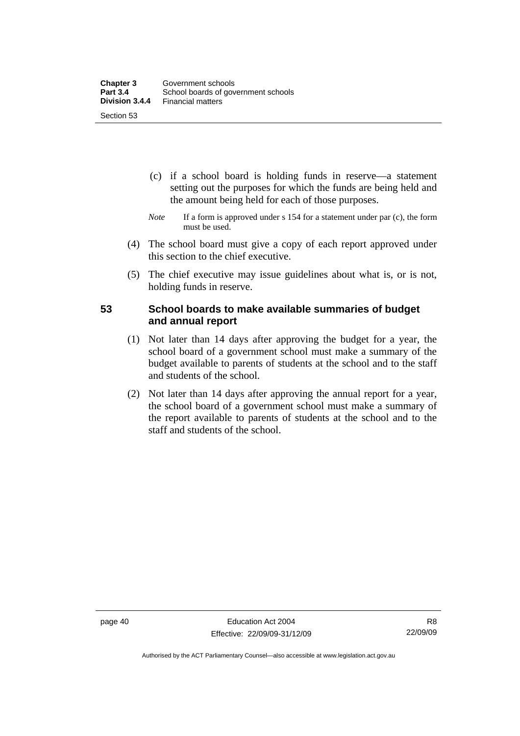(c) if a school board is holding funds in reserve—a statement setting out the purposes for which the funds are being held and the amount being held for each of those purposes.

*Note* If a form is approved under s 154 for a statement under par (c), the form must be used.

(4) The school board must give a copy of each report approved under this section to the chief executive.

(5) The chief executive may issue guidelines about what is, or is not, holding funds in reserve.

## 53 School boards to make available summaries of budget and annual report

(1) Not later than 14 days after approving the budget for a year, the school board of a government school must make a summary of the budget available to parents of students at the school and to the staff and students of the school.

(2) Not later than 14 days after approving the annual report for a year, the school board of a government school must make a summary of the report available to parents of students at the school and to the staff and students of the school.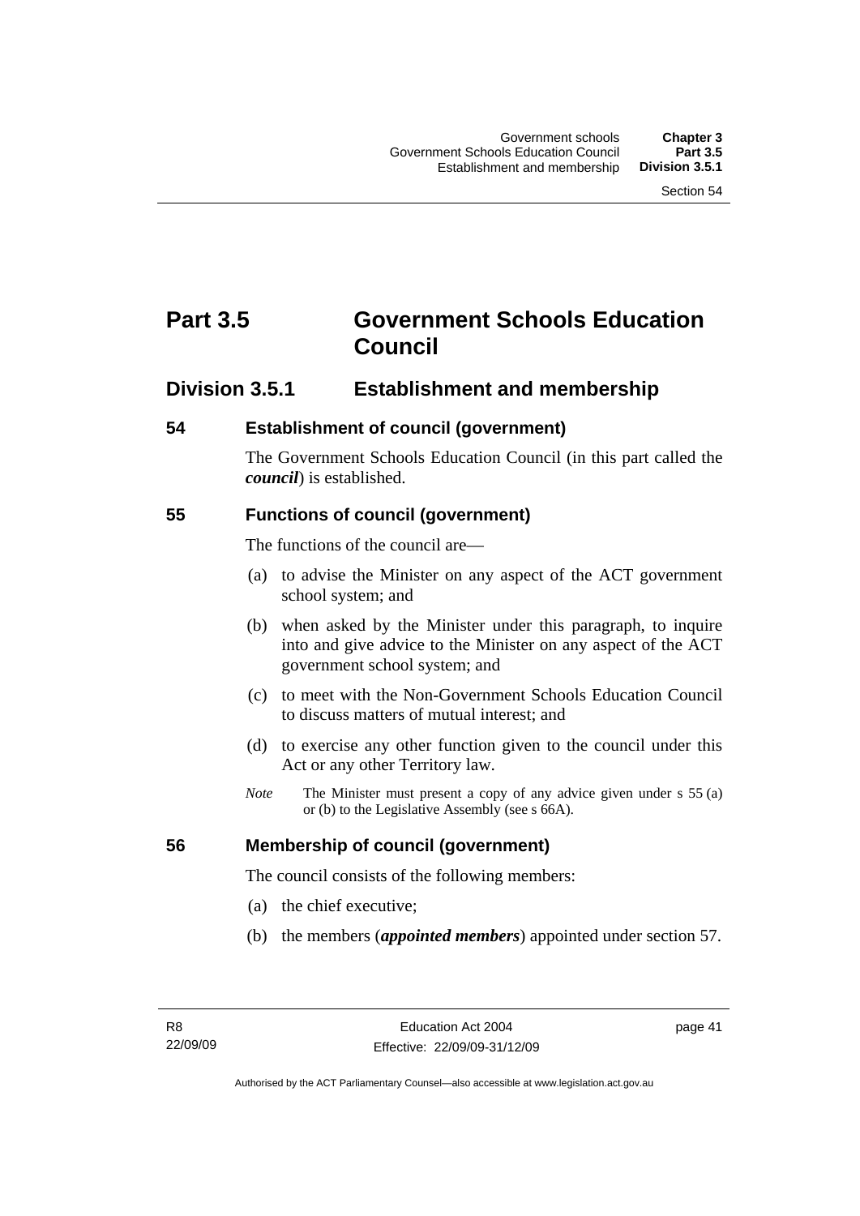# Part 3.5 Government Schools Education Council

## Division 3.5.1 Establishment and membership

### 54 Establishment of council (government)

The Government Schools Education Council (in this part called the ***council***) is established.

### 55 Functions of council (government)

The functions of the council are—

(a) to advise the Minister on any aspect of the ACT government school system; and

(b) when asked by the Minister under this paragraph, to inquire into and give advice to the Minister on any aspect of the ACT government school system; and

(c) to meet with the Non-Government Schools Education Council to discuss matters of mutual interest; and

(d) to exercise any other function given to the council under this Act or any other Territory law.

*Note* The Minister must present a copy of any advice given under s 55 (a) or (b) to the Legislative Assembly (see s 66A).

### 56 Membership of council (government)

The council consists of the following members:

(a) the chief executive;

(b) the members (***appointed members***) appointed under section 57.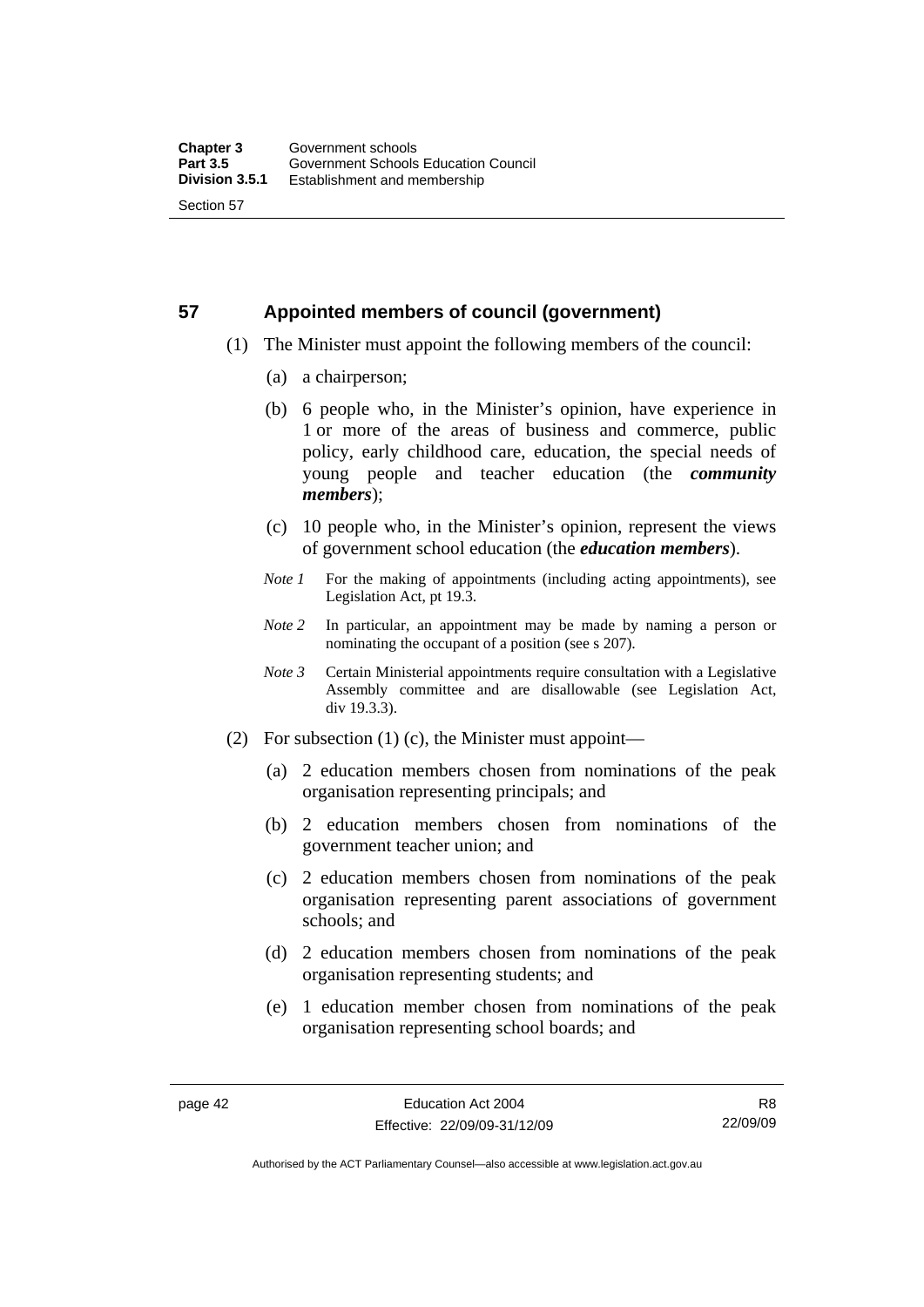## 57 Appointed members of council (government)

(1) The Minister must appoint the following members of the council:

(a) a chairperson;

(b) 6 people who, in the Minister's opinion, have experience in 1 or more of the areas of business and commerce, public policy, early childhood care, education, the special needs of young people and teacher education (the ***community members***);

(c) 10 people who, in the Minister's opinion, represent the views of government school education (the ***education members***).

*Note 1* For the making of appointments (including acting appointments), see Legislation Act, pt 19.3.

*Note 2* In particular, an appointment may be made by naming a person or nominating the occupant of a position (see s 207).

*Note 3* Certain Ministerial appointments require consultation with a Legislative Assembly committee and are disallowable (see Legislation Act, div 19.3.3).

(2) For subsection (1) (c), the Minister must appoint—

(a) 2 education members chosen from nominations of the peak organisation representing principals; and

(b) 2 education members chosen from nominations of the government teacher union; and

(c) 2 education members chosen from nominations of the peak organisation representing parent associations of government schools; and

(d) 2 education members chosen from nominations of the peak organisation representing students; and

(e) 1 education member chosen from nominations of the peak organisation representing school boards; and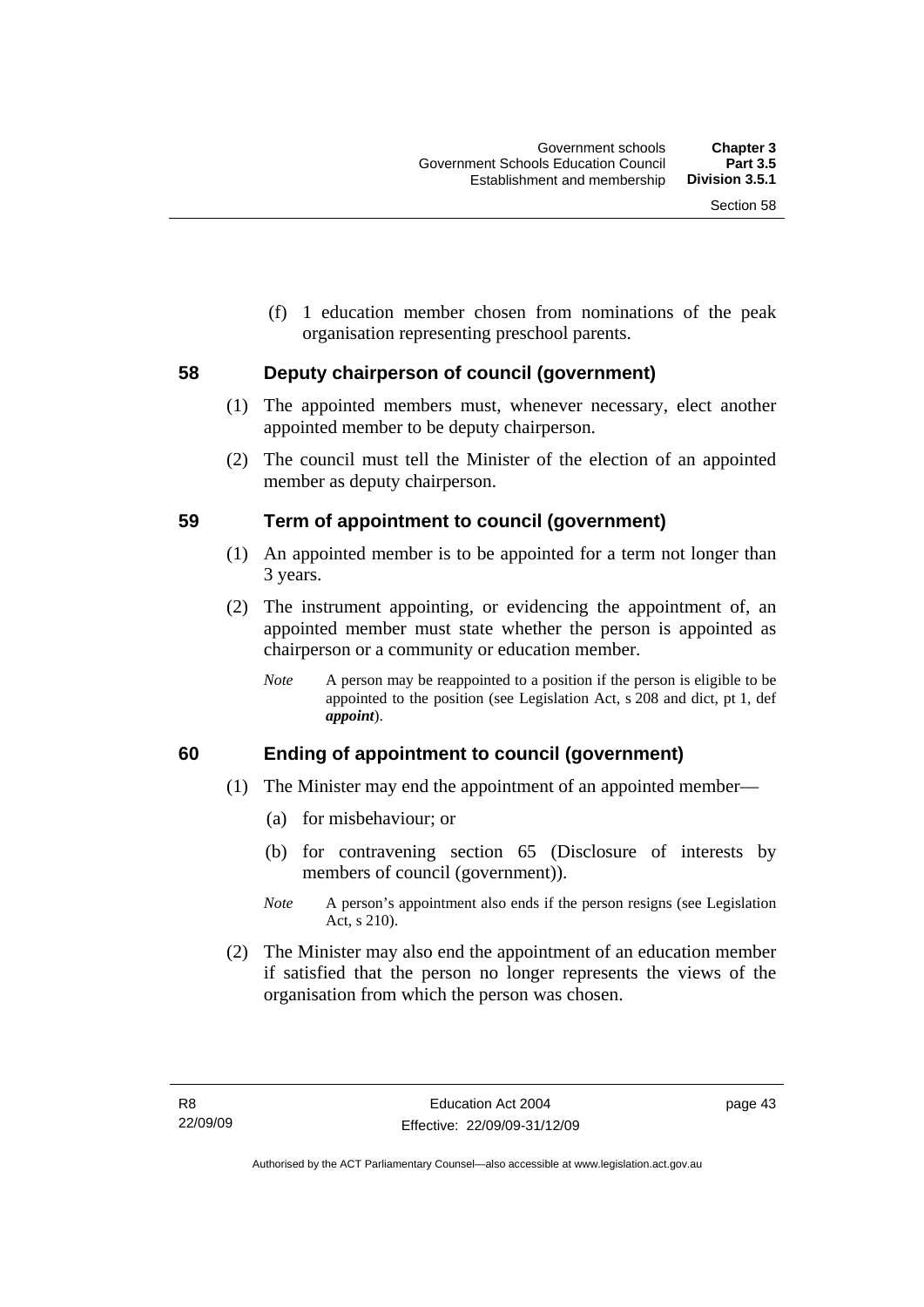(f) 1 education member chosen from nominations of the peak organisation representing preschool parents.

## 58 Deputy chairperson of council (government)

(1) The appointed members must, whenever necessary, elect another appointed member to be deputy chairperson.

(2) The council must tell the Minister of the election of an appointed member as deputy chairperson.

## 59 Term of appointment to council (government)

(1) An appointed member is to be appointed for a term not longer than 3 years.

(2) The instrument appointing, or evidencing the appointment of, an appointed member must state whether the person is appointed as chairperson or a community or education member.

*Note* A person may be reappointed to a position if the person is eligible to be appointed to the position (see Legislation Act, s 208 and dict, pt 1, def ***appoint***).

## 60 Ending of appointment to council (government)

(1) The Minister may end the appointment of an appointed member—

(a) for misbehaviour; or

(b) for contravening section 65 (Disclosure of interests by members of council (government)).

*Note* A person's appointment also ends if the person resigns (see Legislation Act, s 210).

(2) The Minister may also end the appointment of an education member if satisfied that the person no longer represents the views of the organisation from which the person was chosen.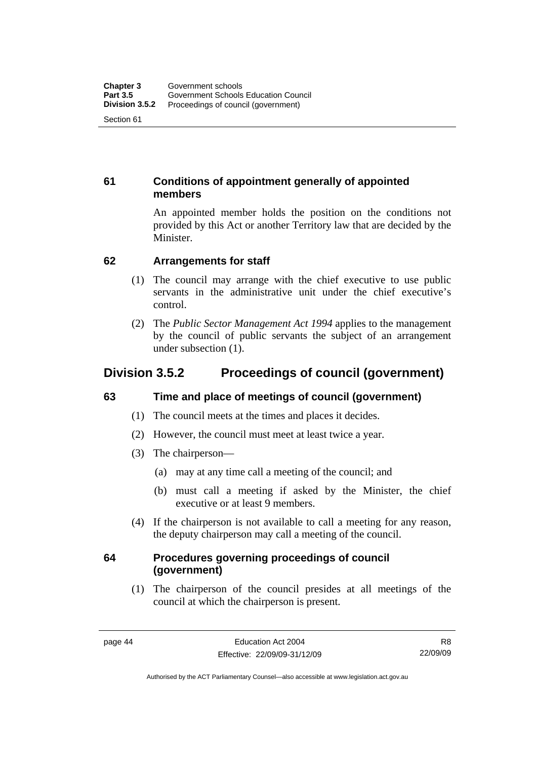### 61 Conditions of appointment generally of appointed members

An appointed member holds the position on the conditions not provided by this Act or another Territory law that are decided by the Minister.

### 62 Arrangements for staff

(1) The council may arrange with the chief executive to use public servants in the administrative unit under the chief executive's control.

(2) The *Public Sector Management Act 1994* applies to the management by the council of public servants the subject of an arrangement under subsection (1).

## Division 3.5.2 Proceedings of council (government)

### 63 Time and place of meetings of council (government)

(1) The council meets at the times and places it decides.

(2) However, the council must meet at least twice a year.

(3) The chairperson—

(a) may at any time call a meeting of the council; and

(b) must call a meeting if asked by the Minister, the chief executive or at least 9 members.

(4) If the chairperson is not available to call a meeting for any reason, the deputy chairperson may call a meeting of the council.

### 64 Procedures governing proceedings of council (government)

(1) The chairperson of the council presides at all meetings of the council at which the chairperson is present.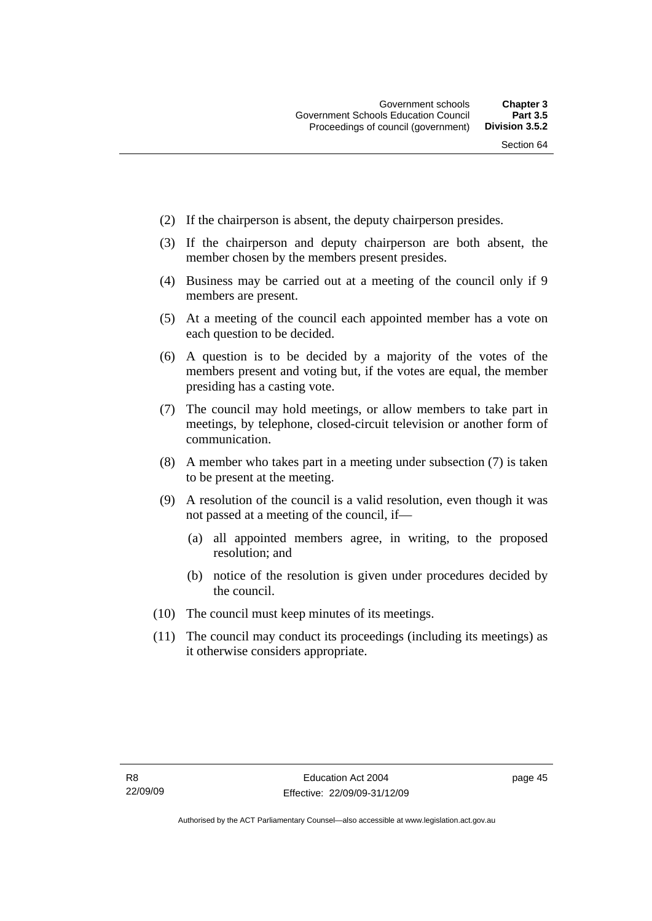(2) If the chairperson is absent, the deputy chairperson presides.

(3) If the chairperson and deputy chairperson are both absent, the member chosen by the members present presides.

(4) Business may be carried out at a meeting of the council only if 9 members are present.

(5) At a meeting of the council each appointed member has a vote on each question to be decided.

(6) A question is to be decided by a majority of the votes of the members present and voting but, if the votes are equal, the member presiding has a casting vote.

(7) The council may hold meetings, or allow members to take part in meetings, by telephone, closed-circuit television or another form of communication.

(8) A member who takes part in a meeting under subsection (7) is taken to be present at the meeting.

(9) A resolution of the council is a valid resolution, even though it was not passed at a meeting of the council, if—

(a) all appointed members agree, in writing, to the proposed resolution; and

(b) notice of the resolution is given under procedures decided by the council.

(10) The council must keep minutes of its meetings.

(11) The council may conduct its proceedings (including its meetings) as it otherwise considers appropriate.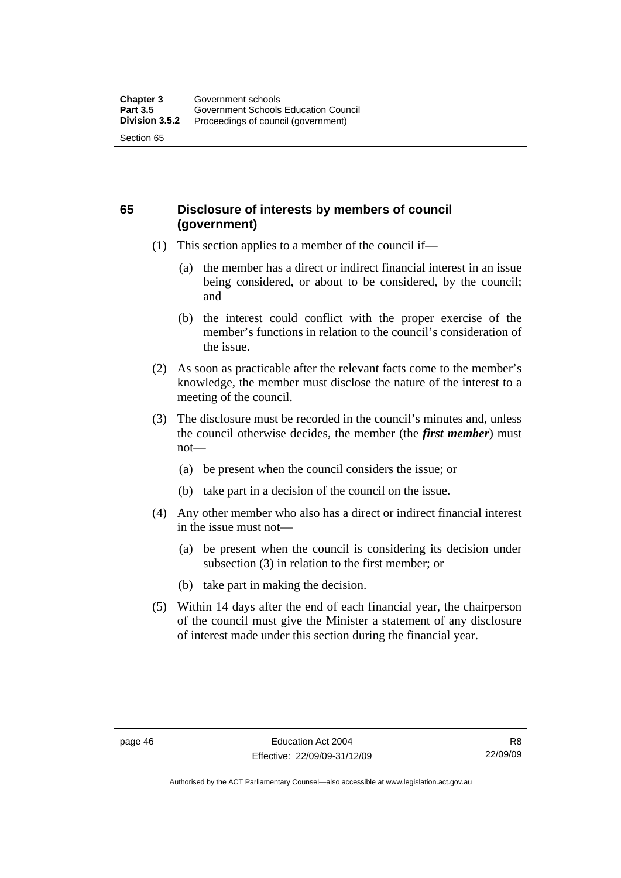## 65 Disclosure of interests by members of council (government)

(1) This section applies to a member of the council if—

(a) the member has a direct or indirect financial interest in an issue being considered, or about to be considered, by the council; and

(b) the interest could conflict with the proper exercise of the member's functions in relation to the council's consideration of the issue.

(2) As soon as practicable after the relevant facts come to the member's knowledge, the member must disclose the nature of the interest to a meeting of the council.

(3) The disclosure must be recorded in the council's minutes and, unless the council otherwise decides, the member (the ***first member***) must not—

(a) be present when the council considers the issue; or

(b) take part in a decision of the council on the issue.

(4) Any other member who also has a direct or indirect financial interest in the issue must not—

(a) be present when the council is considering its decision under subsection (3) in relation to the first member; or

(b) take part in making the decision.

(5) Within 14 days after the end of each financial year, the chairperson of the council must give the Minister a statement of any disclosure of interest made under this section during the financial year.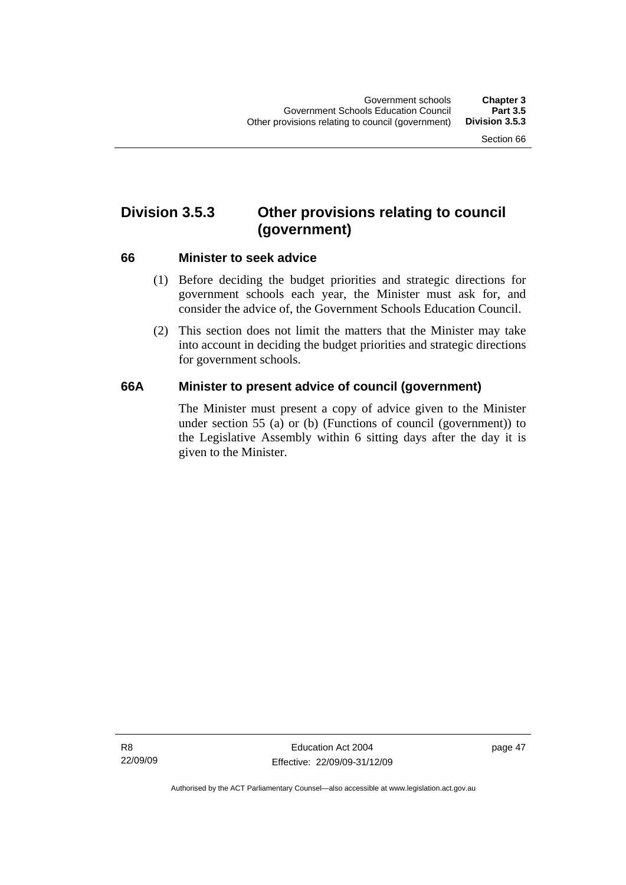## Division 3.5.3 Other provisions relating to council (government)

### 66 Minister to seek advice

(1) Before deciding the budget priorities and strategic directions for government schools each year, the Minister must ask for, and consider the advice of, the Government Schools Education Council.

(2) This section does not limit the matters that the Minister may take into account in deciding the budget priorities and strategic directions for government schools.

### 66A Minister to present advice of council (government)

The Minister must present a copy of advice given to the Minister under section 55 (a) or (b) (Functions of council (government)) to the Legislative Assembly within 6 sitting days after the day it is given to the Minister.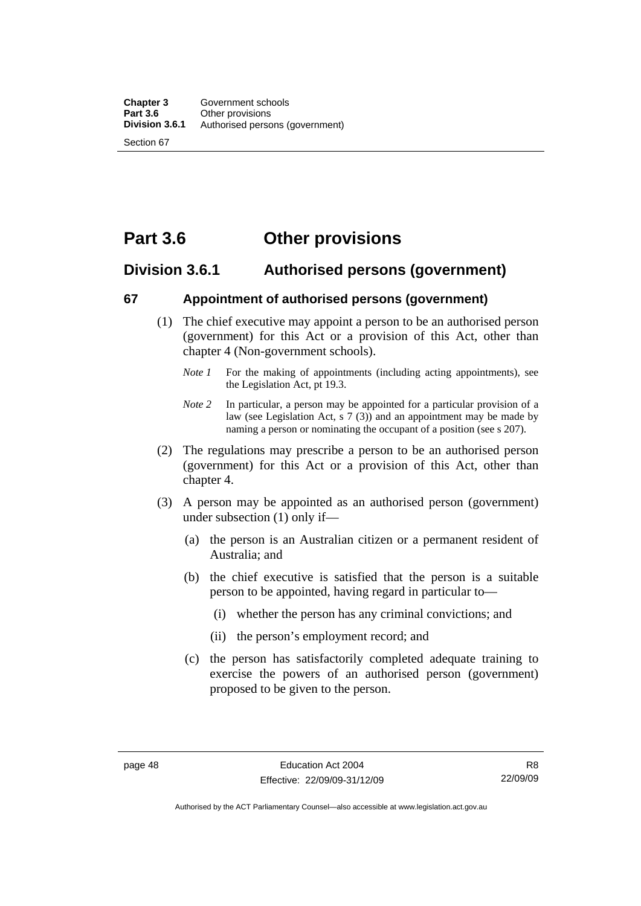# Part 3.6 Other provisions

## Division 3.6.1 Authorised persons (government)

### 67 Appointment of authorised persons (government)

(1) The chief executive may appoint a person to be an authorised person (government) for this Act or a provision of this Act, other than chapter 4 (Non-government schools).

*Note 1* For the making of appointments (including acting appointments), see the Legislation Act, pt 19.3.

*Note 2* In particular, a person may be appointed for a particular provision of a law (see Legislation Act, s 7 (3)) and an appointment may be made by naming a person or nominating the occupant of a position (see s 207).

(2) The regulations may prescribe a person to be an authorised person (government) for this Act or a provision of this Act, other than chapter 4.

(3) A person may be appointed as an authorised person (government) under subsection (1) only if—

(a) the person is an Australian citizen or a permanent resident of Australia; and

(b) the chief executive is satisfied that the person is a suitable person to be appointed, having regard in particular to—

(i) whether the person has any criminal convictions; and

(ii) the person's employment record; and

(c) the person has satisfactorily completed adequate training to exercise the powers of an authorised person (government) proposed to be given to the person.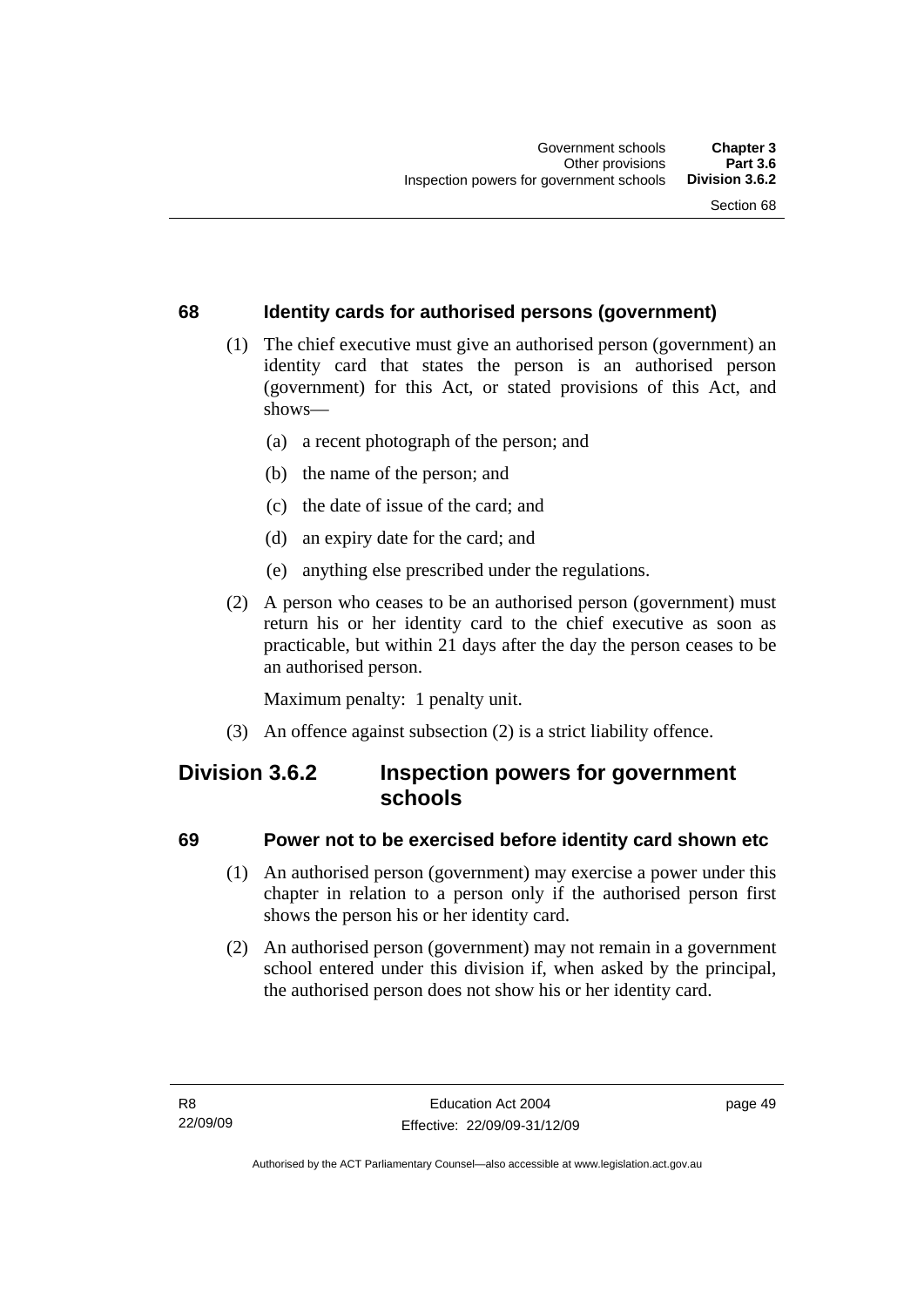### 68 Identity cards for authorised persons (government)

(1) The chief executive must give an authorised person (government) an identity card that states the person is an authorised person (government) for this Act, or stated provisions of this Act, and shows—

(a) a recent photograph of the person; and

(b) the name of the person; and

(c) the date of issue of the card; and

(d) an expiry date for the card; and

(e) anything else prescribed under the regulations.

(2) A person who ceases to be an authorised person (government) must return his or her identity card to the chief executive as soon as practicable, but within 21 days after the day the person ceases to be an authorised person.

Maximum penalty: 1 penalty unit.

(3) An offence against subsection (2) is a strict liability offence.

## Division 3.6.2 Inspection powers for government schools

### 69 Power not to be exercised before identity card shown etc

(1) An authorised person (government) may exercise a power under this chapter in relation to a person only if the authorised person first shows the person his or her identity card.

(2) An authorised person (government) may not remain in a government school entered under this division if, when asked by the principal, the authorised person does not show his or her identity card.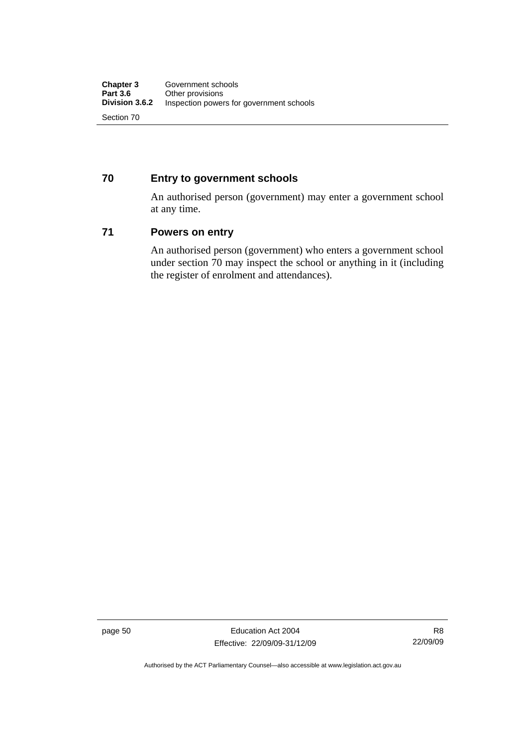## 70 Entry to government schools

An authorised person (government) may enter a government school at any time.

## 71 Powers on entry

An authorised person (government) who enters a government school under section 70 may inspect the school or anything in it (including the register of enrolment and attendances).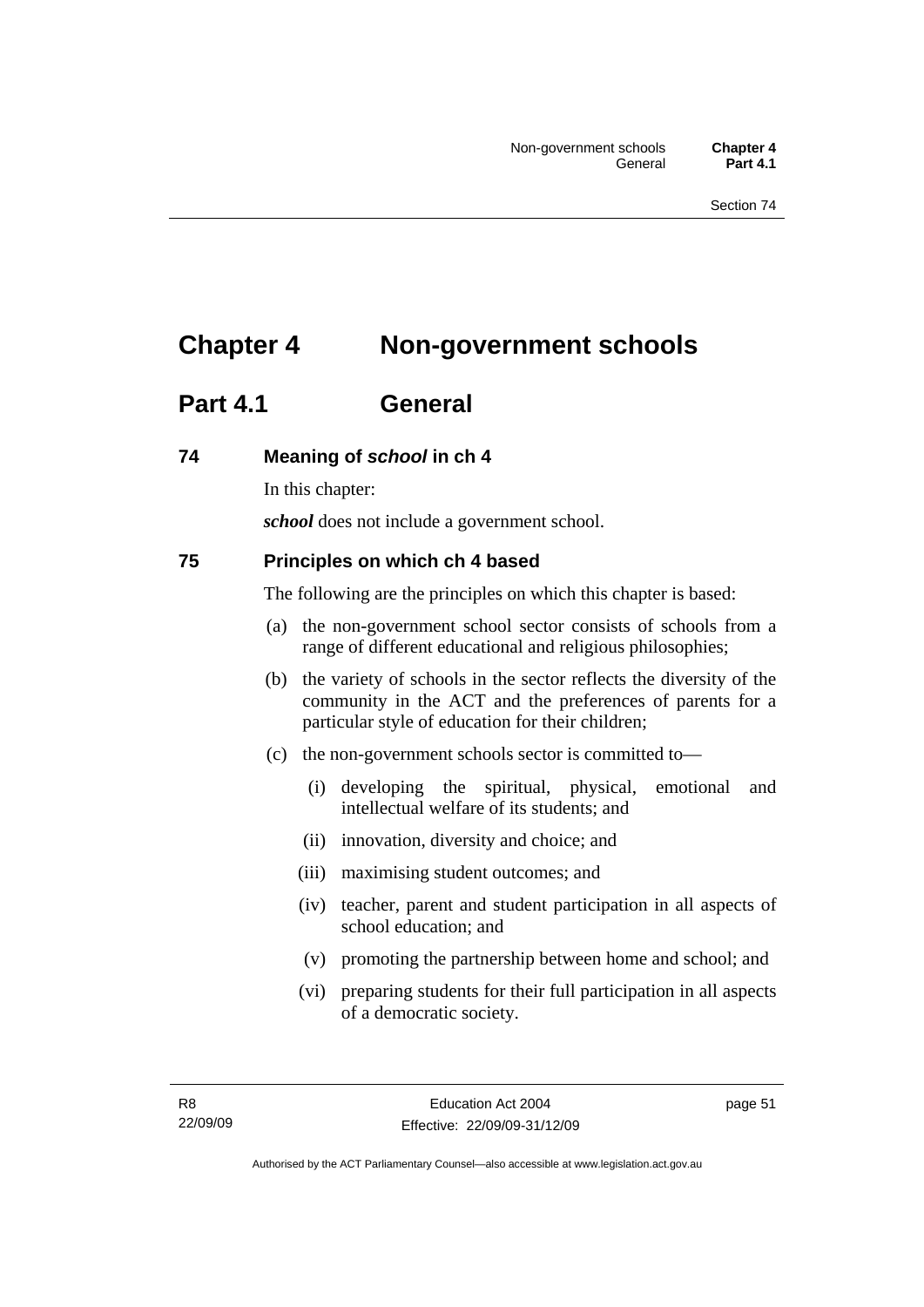# Chapter 4 Non-government schools

## Part 4.1 General

### 74 Meaning of *school* in ch 4

In this chapter:

***school*** does not include a government school.

### 75 Principles on which ch 4 based

The following are the principles on which this chapter is based:

(a) the non-government school sector consists of schools from a range of different educational and religious philosophies;

(b) the variety of schools in the sector reflects the diversity of the community in the ACT and the preferences of parents for a particular style of education for their children;

(c) the non-government schools sector is committed to—

  (i) developing the spiritual, physical, emotional and intellectual welfare of its students; and

  (ii) innovation, diversity and choice; and

  (iii) maximising student outcomes; and

  (iv) teacher, parent and student participation in all aspects of school education; and

  (v) promoting the partnership between home and school; and

  (vi) preparing students for their full participation in all aspects of a democratic society.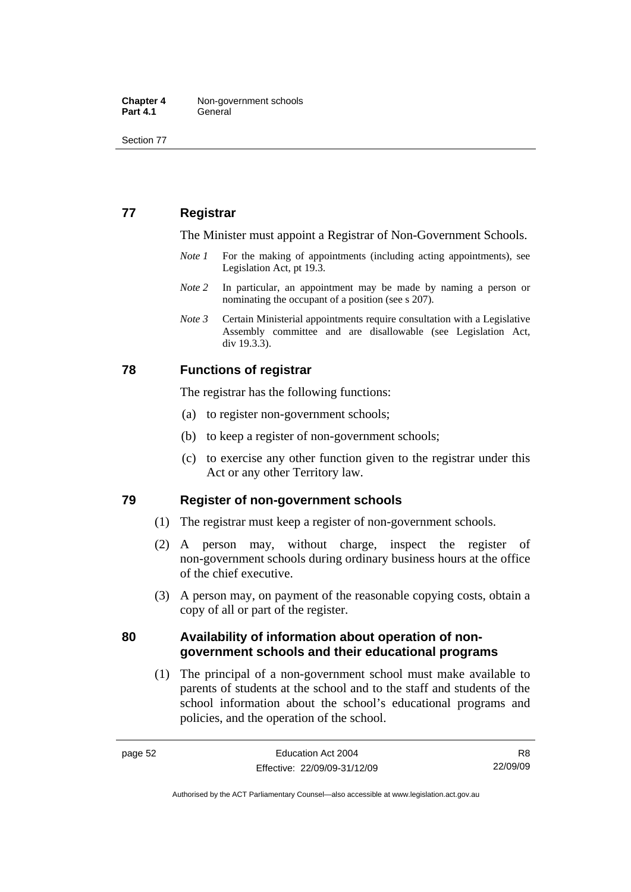## 77 Registrar

The Minister must appoint a Registrar of Non-Government Schools.

*Note 1* For the making of appointments (including acting appointments), see Legislation Act, pt 19.3.

*Note 2* In particular, an appointment may be made by naming a person or nominating the occupant of a position (see s 207).

*Note 3* Certain Ministerial appointments require consultation with a Legislative Assembly committee and are disallowable (see Legislation Act, div 19.3.3).

## 78 Functions of registrar

The registrar has the following functions:

(a) to register non-government schools;

(b) to keep a register of non-government schools;

(c) to exercise any other function given to the registrar under this Act or any other Territory law.

## 79 Register of non-government schools

(1) The registrar must keep a register of non-government schools.

(2) A person may, without charge, inspect the register of non-government schools during ordinary business hours at the office of the chief executive.

(3) A person may, on payment of the reasonable copying costs, obtain a copy of all or part of the register.

## 80 Availability of information about operation of non-government schools and their educational programs

(1) The principal of a non-government school must make available to parents of students at the school and to the staff and students of the school information about the school's educational programs and policies, and the operation of the school.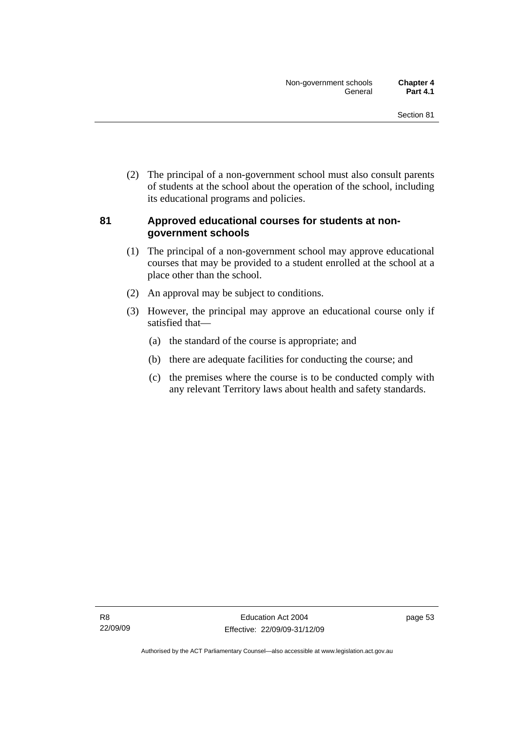(2) The principal of a non-government school must also consult parents of students at the school about the operation of the school, including its educational programs and policies.

### 81 Approved educational courses for students at non-government schools

(1) The principal of a non-government school may approve educational courses that may be provided to a student enrolled at the school at a place other than the school.

(2) An approval may be subject to conditions.

(3) However, the principal may approve an educational course only if satisfied that—

- (a) the standard of the course is appropriate; and
- (b) there are adequate facilities for conducting the course; and
- (c) the premises where the course is to be conducted comply with any relevant Territory laws about health and safety standards.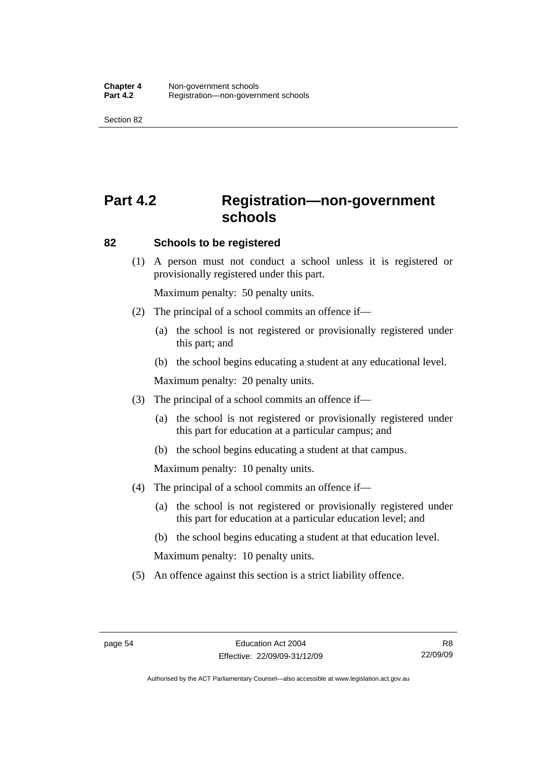# Part 4.2 Registration—non-government schools

## 82 Schools to be registered

(1) A person must not conduct a school unless it is registered or provisionally registered under this part.

Maximum penalty: 50 penalty units.

(2) The principal of a school commits an offence if—

(a) the school is not registered or provisionally registered under this part; and

(b) the school begins educating a student at any educational level.

Maximum penalty: 20 penalty units.

(3) The principal of a school commits an offence if—

(a) the school is not registered or provisionally registered under this part for education at a particular campus; and

(b) the school begins educating a student at that campus.

Maximum penalty: 10 penalty units.

(4) The principal of a school commits an offence if—

(a) the school is not registered or provisionally registered under this part for education at a particular education level; and

(b) the school begins educating a student at that education level.

Maximum penalty: 10 penalty units.

(5) An offence against this section is a strict liability offence.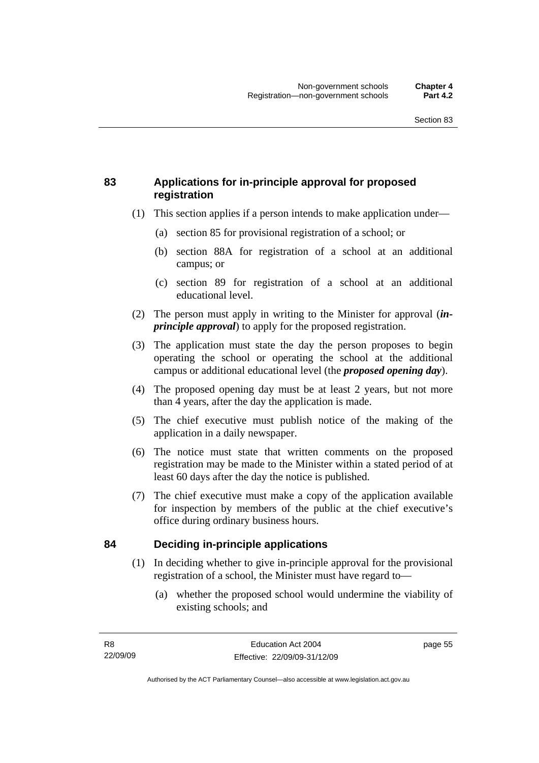## 83 Applications for in-principle approval for proposed registration

(1) This section applies if a person intends to make application under—

(a) section 85 for provisional registration of a school; or

(b) section 88A for registration of a school at an additional campus; or

(c) section 89 for registration of a school at an additional educational level.

(2) The person must apply in writing to the Minister for approval (***in-principle approval***) to apply for the proposed registration.

(3) The application must state the day the person proposes to begin operating the school or operating the school at the additional campus or additional educational level (the ***proposed opening day***).

(4) The proposed opening day must be at least 2 years, but not more than 4 years, after the day the application is made.

(5) The chief executive must publish notice of the making of the application in a daily newspaper.

(6) The notice must state that written comments on the proposed registration may be made to the Minister within a stated period of at least 60 days after the day the notice is published.

(7) The chief executive must make a copy of the application available for inspection by members of the public at the chief executive's office during ordinary business hours.

## 84 Deciding in-principle applications

(1) In deciding whether to give in-principle approval for the provisional registration of a school, the Minister must have regard to—

(a) whether the proposed school would undermine the viability of existing schools; and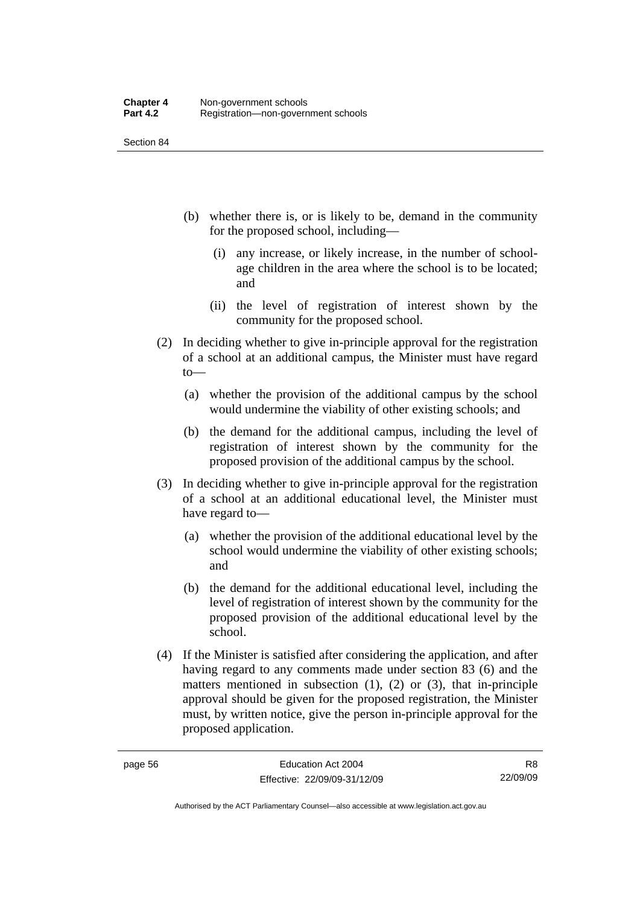(b) whether there is, or is likely to be, demand in the community for the proposed school, including—

   (i) any increase, or likely increase, in the number of school-age children in the area where the school is to be located; and

   (ii) the level of registration of interest shown by the community for the proposed school.

(2) In deciding whether to give in-principle approval for the registration of a school at an additional campus, the Minister must have regard to—

   (a) whether the provision of the additional campus by the school would undermine the viability of other existing schools; and

   (b) the demand for the additional campus, including the level of registration of interest shown by the community for the proposed provision of the additional campus by the school.

(3) In deciding whether to give in-principle approval for the registration of a school at an additional educational level, the Minister must have regard to—

   (a) whether the provision of the additional educational level by the school would undermine the viability of other existing schools; and

   (b) the demand for the additional educational level, including the level of registration of interest shown by the community for the proposed provision of the additional educational level by the school.

(4) If the Minister is satisfied after considering the application, and after having regard to any comments made under section 83 (6) and the matters mentioned in subsection (1), (2) or (3), that in-principle approval should be given for the proposed registration, the Minister must, by written notice, give the person in-principle approval for the proposed application.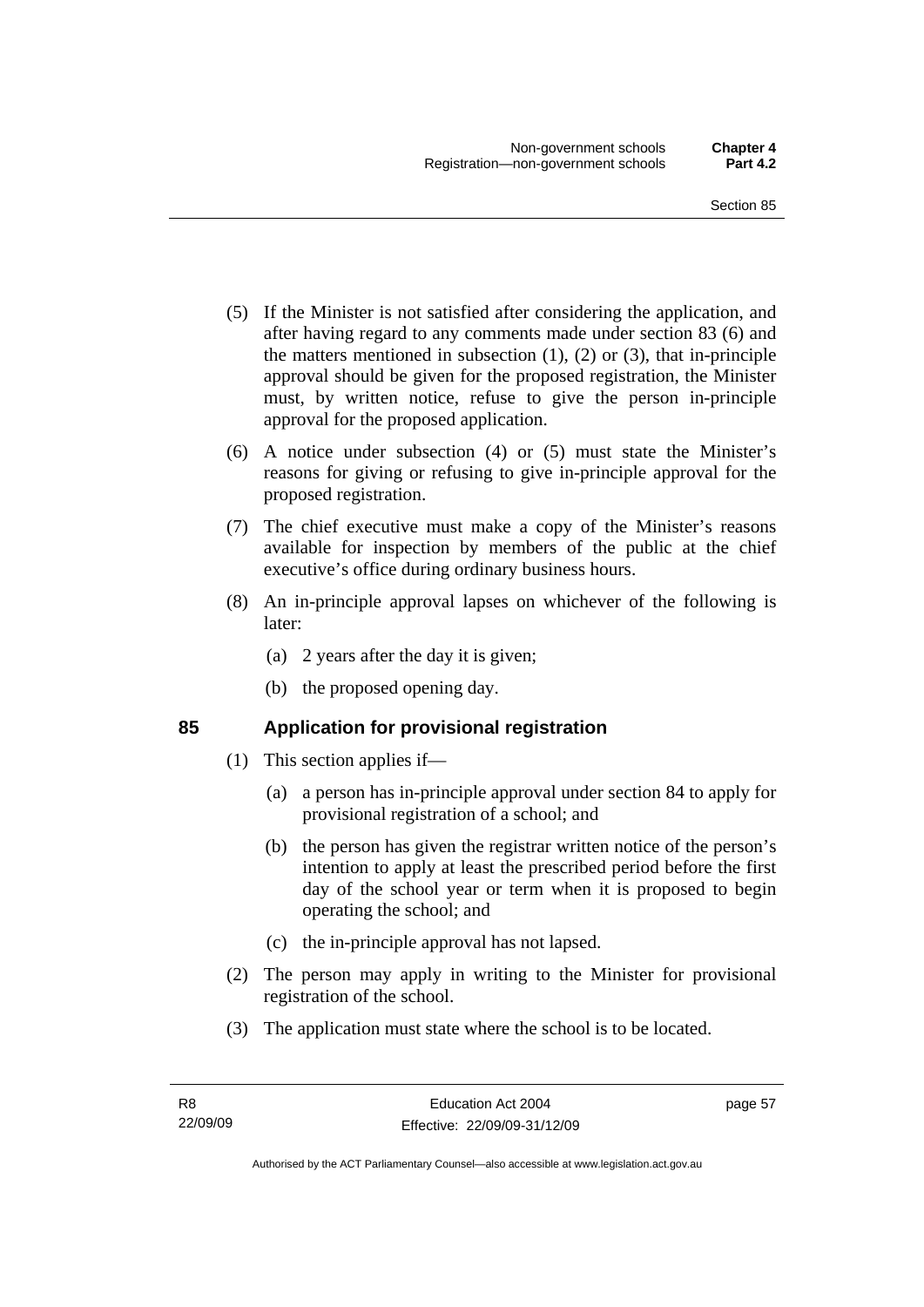(5) If the Minister is not satisfied after considering the application, and after having regard to any comments made under section 83 (6) and the matters mentioned in subsection (1), (2) or (3), that in-principle approval should be given for the proposed registration, the Minister must, by written notice, refuse to give the person in-principle approval for the proposed application.

(6) A notice under subsection (4) or (5) must state the Minister's reasons for giving or refusing to give in-principle approval for the proposed registration.

(7) The chief executive must make a copy of the Minister's reasons available for inspection by members of the public at the chief executive's office during ordinary business hours.

(8) An in-principle approval lapses on whichever of the following is later:

(a) 2 years after the day it is given;

(b) the proposed opening day.

## 85 Application for provisional registration

(1) This section applies if—

(a) a person has in-principle approval under section 84 to apply for provisional registration of a school; and

(b) the person has given the registrar written notice of the person's intention to apply at least the prescribed period before the first day of the school year or term when it is proposed to begin operating the school; and

(c) the in-principle approval has not lapsed.

(2) The person may apply in writing to the Minister for provisional registration of the school.

(3) The application must state where the school is to be located.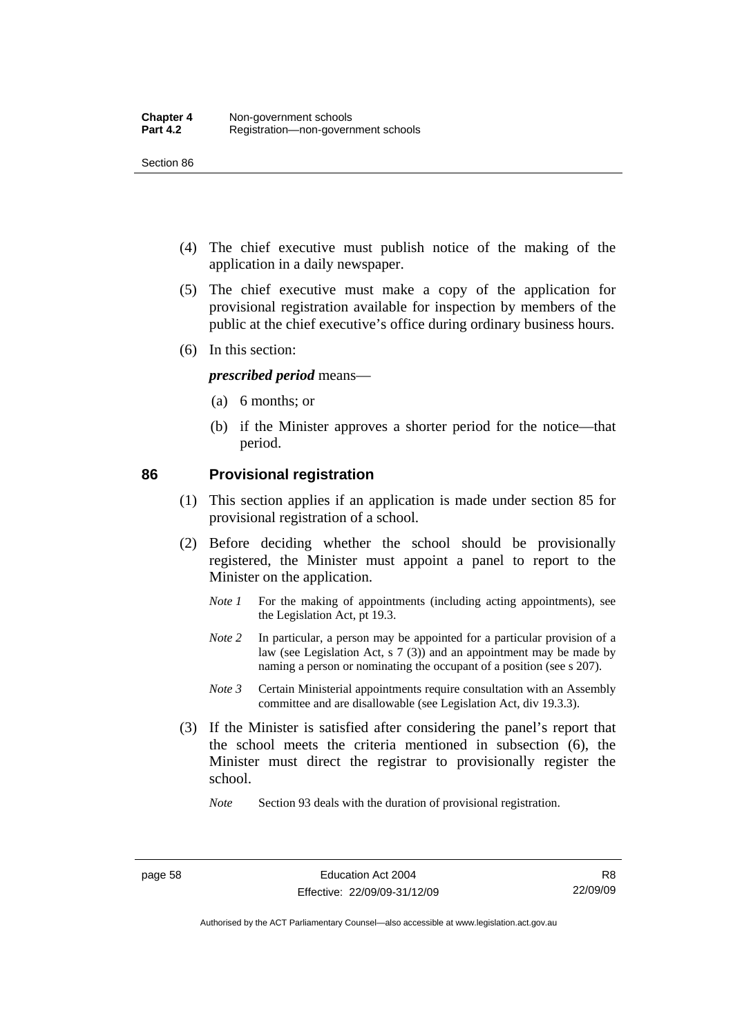(4) The chief executive must publish notice of the making of the application in a daily newspaper.

(5) The chief executive must make a copy of the application for provisional registration available for inspection by members of the public at the chief executive's office during ordinary business hours.

(6) In this section:

***prescribed period*** means—

(a) 6 months; or

(b) if the Minister approves a shorter period for the notice—that period.

## 86 Provisional registration

(1) This section applies if an application is made under section 85 for provisional registration of a school.

(2) Before deciding whether the school should be provisionally registered, the Minister must appoint a panel to report to the Minister on the application.

*Note 1* For the making of appointments (including acting appointments), see the Legislation Act, pt 19.3.

*Note 2* In particular, a person may be appointed for a particular provision of a law (see Legislation Act, s 7 (3)) and an appointment may be made by naming a person or nominating the occupant of a position (see s 207).

*Note 3* Certain Ministerial appointments require consultation with an Assembly committee and are disallowable (see Legislation Act, div 19.3.3).

(3) If the Minister is satisfied after considering the panel's report that the school meets the criteria mentioned in subsection (6), the Minister must direct the registrar to provisionally register the school.

*Note* Section 93 deals with the duration of provisional registration.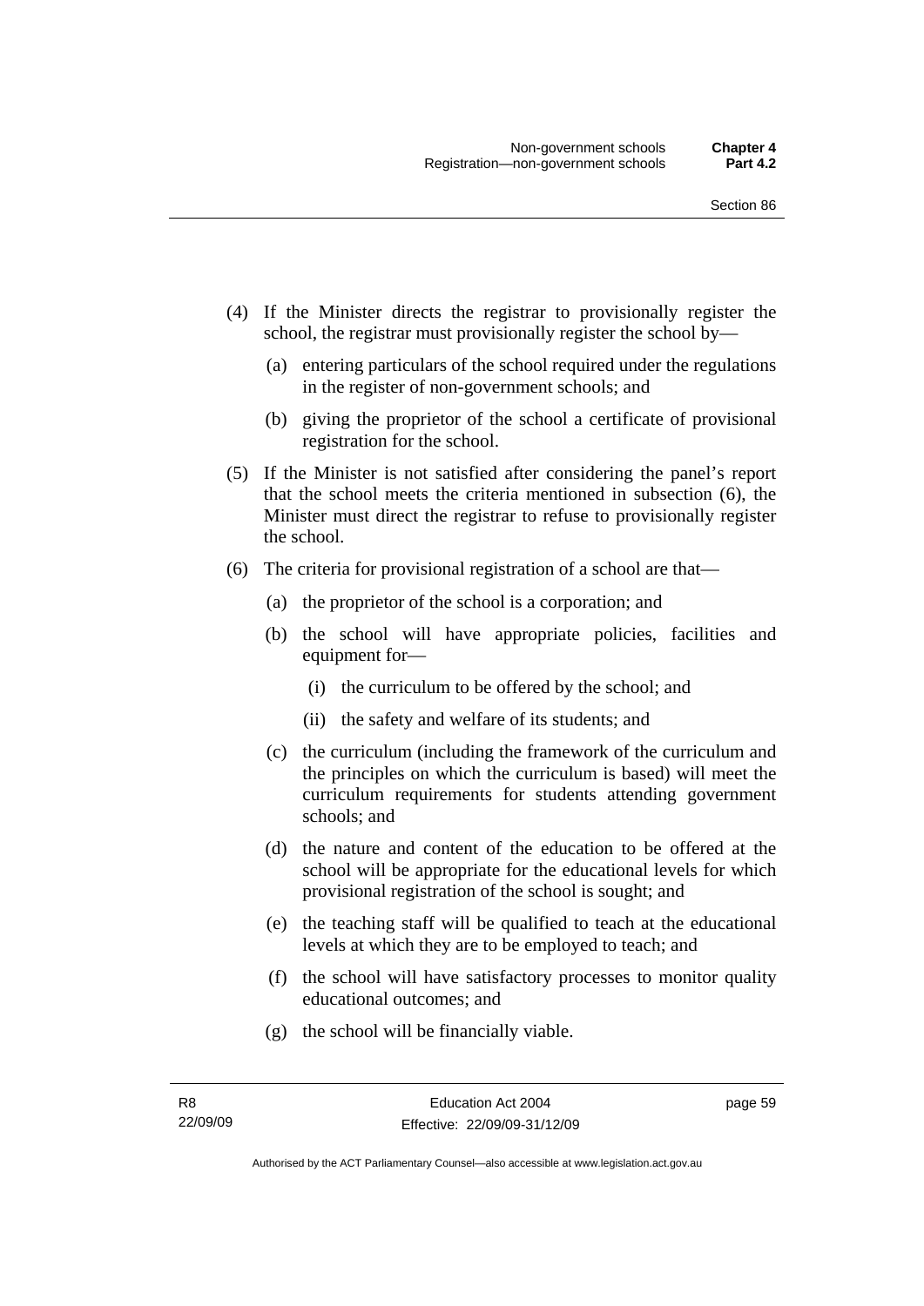(4) If the Minister directs the registrar to provisionally register the school, the registrar must provisionally register the school by—

(a) entering particulars of the school required under the regulations in the register of non-government schools; and

(b) giving the proprietor of the school a certificate of provisional registration for the school.

(5) If the Minister is not satisfied after considering the panel's report that the school meets the criteria mentioned in subsection (6), the Minister must direct the registrar to refuse to provisionally register the school.

(6) The criteria for provisional registration of a school are that—

(a) the proprietor of the school is a corporation; and

(b) the school will have appropriate policies, facilities and equipment for—

(i) the curriculum to be offered by the school; and

(ii) the safety and welfare of its students; and

(c) the curriculum (including the framework of the curriculum and the principles on which the curriculum is based) will meet the curriculum requirements for students attending government schools; and

(d) the nature and content of the education to be offered at the school will be appropriate for the educational levels for which provisional registration of the school is sought; and

(e) the teaching staff will be qualified to teach at the educational levels at which they are to be employed to teach; and

(f) the school will have satisfactory processes to monitor quality educational outcomes; and

(g) the school will be financially viable.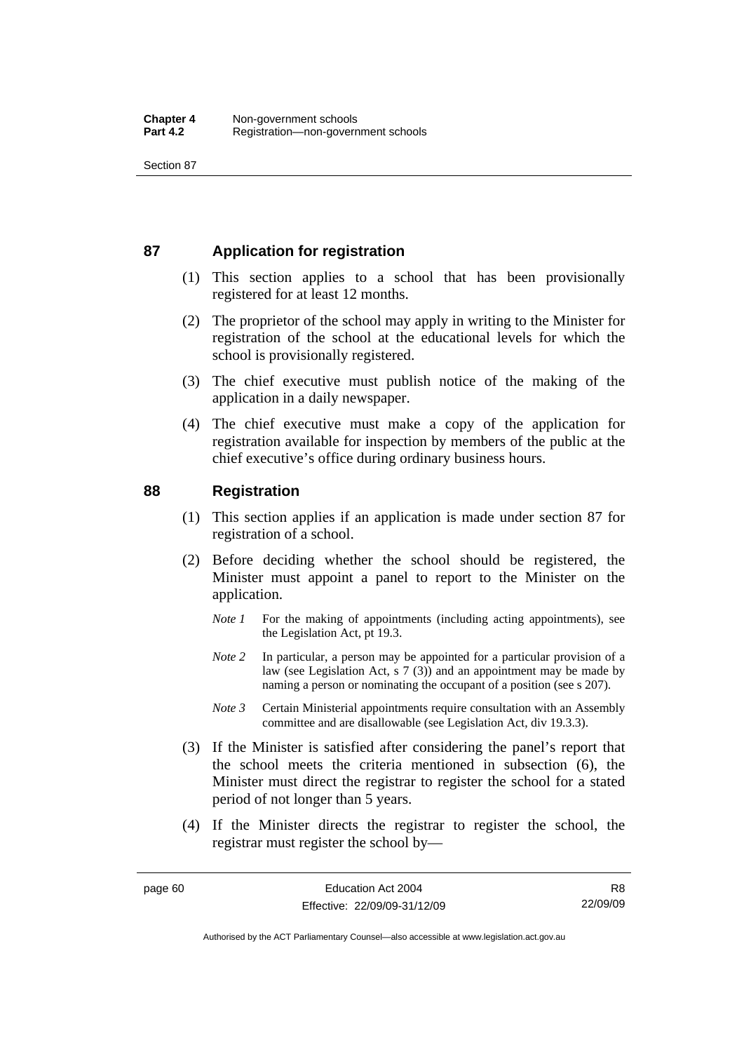## 87 Application for registration

(1) This section applies to a school that has been provisionally registered for at least 12 months.

(2) The proprietor of the school may apply in writing to the Minister for registration of the school at the educational levels for which the school is provisionally registered.

(3) The chief executive must publish notice of the making of the application in a daily newspaper.

(4) The chief executive must make a copy of the application for registration available for inspection by members of the public at the chief executive's office during ordinary business hours.

## 88 Registration

(1) This section applies if an application is made under section 87 for registration of a school.

(2) Before deciding whether the school should be registered, the Minister must appoint a panel to report to the Minister on the application.

*Note 1* For the making of appointments (including acting appointments), see the Legislation Act, pt 19.3.

*Note 2* In particular, a person may be appointed for a particular provision of a law (see Legislation Act, s 7 (3)) and an appointment may be made by naming a person or nominating the occupant of a position (see s 207).

*Note 3* Certain Ministerial appointments require consultation with an Assembly committee and are disallowable (see Legislation Act, div 19.3.3).

(3) If the Minister is satisfied after considering the panel's report that the school meets the criteria mentioned in subsection (6), the Minister must direct the registrar to register the school for a stated period of not longer than 5 years.

(4) If the Minister directs the registrar to register the school, the registrar must register the school by—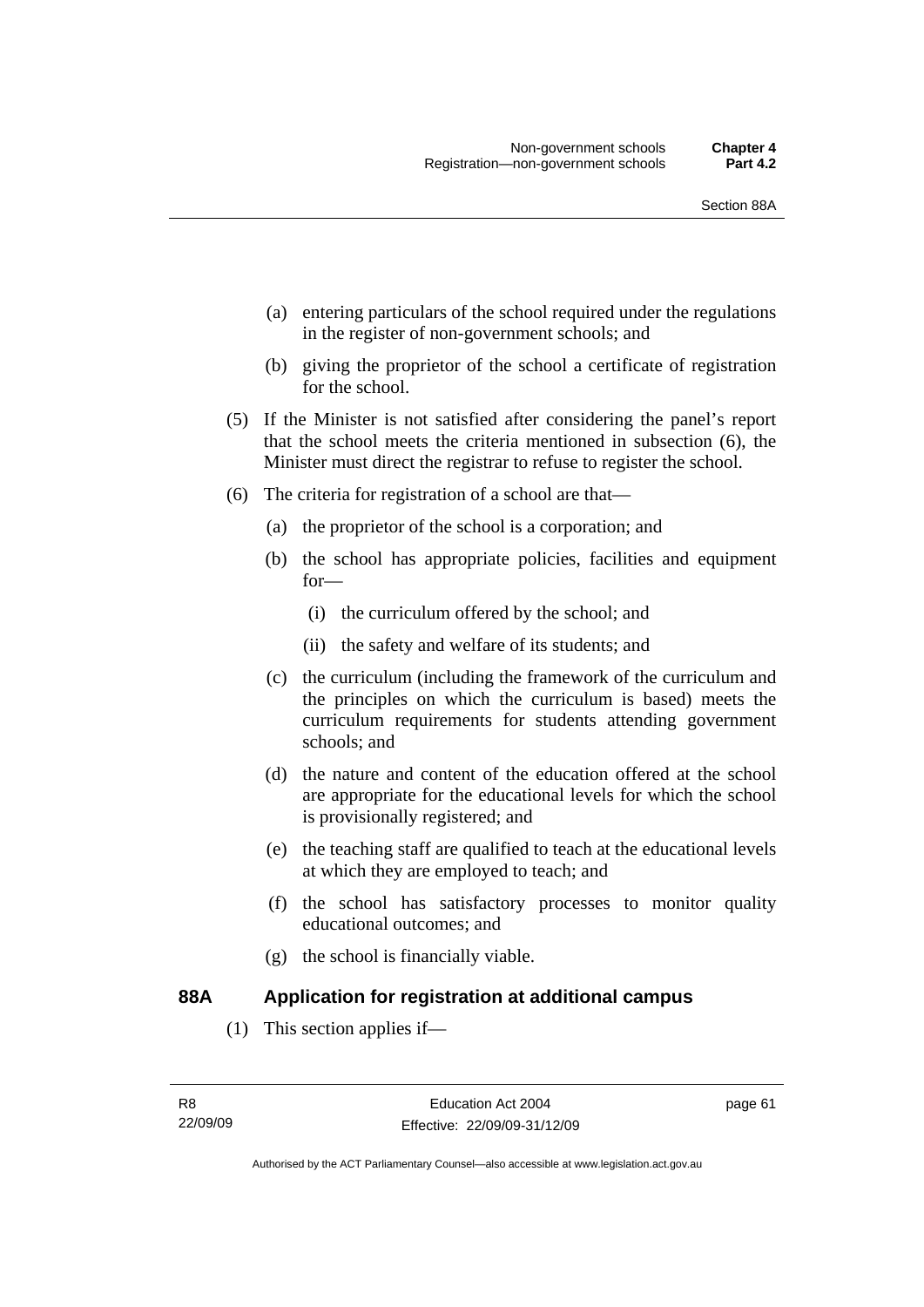(a) entering particulars of the school required under the regulations in the register of non-government schools; and

(b) giving the proprietor of the school a certificate of registration for the school.

(5) If the Minister is not satisfied after considering the panel's report that the school meets the criteria mentioned in subsection (6), the Minister must direct the registrar to refuse to register the school.

(6) The criteria for registration of a school are that—

(a) the proprietor of the school is a corporation; and

(b) the school has appropriate policies, facilities and equipment for—

(i) the curriculum offered by the school; and

(ii) the safety and welfare of its students; and

(c) the curriculum (including the framework of the curriculum and the principles on which the curriculum is based) meets the curriculum requirements for students attending government schools; and

(d) the nature and content of the education offered at the school are appropriate for the educational levels for which the school is provisionally registered; and

(e) the teaching staff are qualified to teach at the educational levels at which they are employed to teach; and

(f) the school has satisfactory processes to monitor quality educational outcomes; and

(g) the school is financially viable.

## 88A Application for registration at additional campus

(1) This section applies if—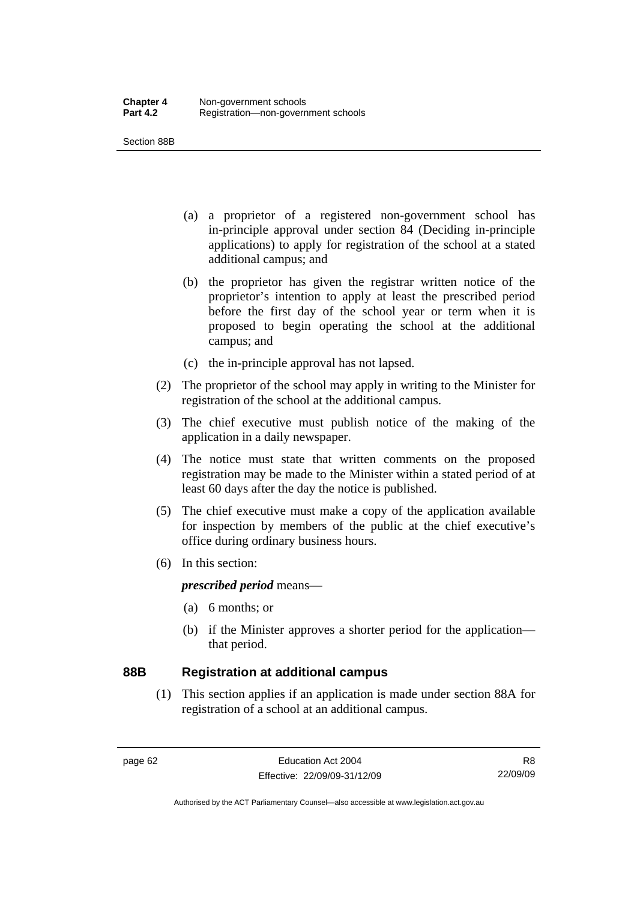(a) a proprietor of a registered non-government school has in-principle approval under section 84 (Deciding in-principle applications) to apply for registration of the school at a stated additional campus; and

(b) the proprietor has given the registrar written notice of the proprietor's intention to apply at least the prescribed period before the first day of the school year or term when it is proposed to begin operating the school at the additional campus; and

(c) the in-principle approval has not lapsed.

(2) The proprietor of the school may apply in writing to the Minister for registration of the school at the additional campus.

(3) The chief executive must publish notice of the making of the application in a daily newspaper.

(4) The notice must state that written comments on the proposed registration may be made to the Minister within a stated period of at least 60 days after the day the notice is published.

(5) The chief executive must make a copy of the application available for inspection by members of the public at the chief executive's office during ordinary business hours.

(6) In this section:

***prescribed period*** means—

(a) 6 months; or

(b) if the Minister approves a shorter period for the application—that period.

### 88B Registration at additional campus

(1) This section applies if an application is made under section 88A for registration of a school at an additional campus.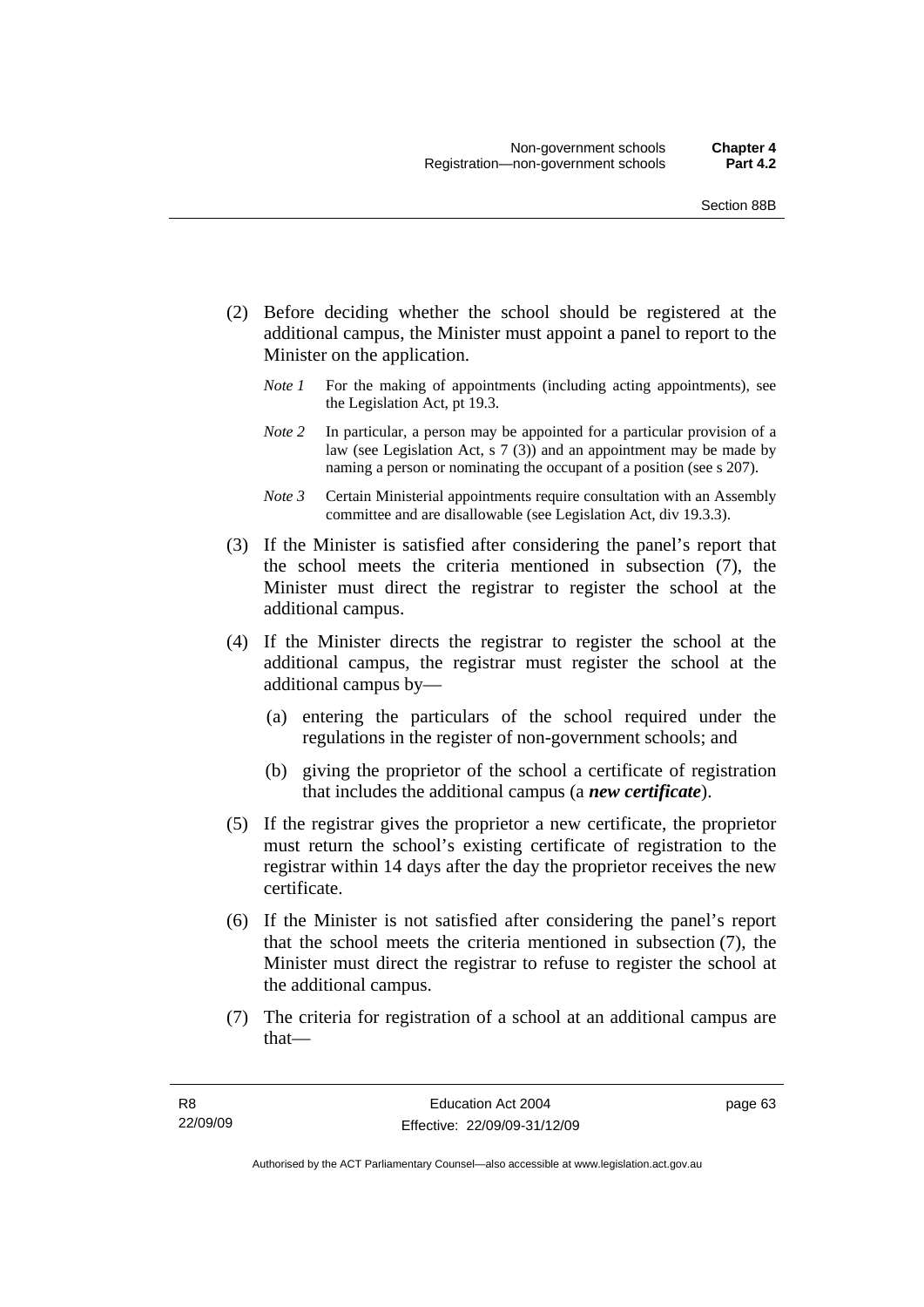(2) Before deciding whether the school should be registered at the additional campus, the Minister must appoint a panel to report to the Minister on the application.

*Note 1* For the making of appointments (including acting appointments), see the Legislation Act, pt 19.3.

*Note 2* In particular, a person may be appointed for a particular provision of a law (see Legislation Act, s 7 (3)) and an appointment may be made by naming a person or nominating the occupant of a position (see s 207).

*Note 3* Certain Ministerial appointments require consultation with an Assembly committee and are disallowable (see Legislation Act, div 19.3.3).

(3) If the Minister is satisfied after considering the panel's report that the school meets the criteria mentioned in subsection (7), the Minister must direct the registrar to register the school at the additional campus.

(4) If the Minister directs the registrar to register the school at the additional campus, the registrar must register the school at the additional campus by—

(a) entering the particulars of the school required under the regulations in the register of non-government schools; and

(b) giving the proprietor of the school a certificate of registration that includes the additional campus (a ***new certificate***).

(5) If the registrar gives the proprietor a new certificate, the proprietor must return the school's existing certificate of registration to the registrar within 14 days after the day the proprietor receives the new certificate.

(6) If the Minister is not satisfied after considering the panel's report that the school meets the criteria mentioned in subsection (7), the Minister must direct the registrar to refuse to register the school at the additional campus.

(7) The criteria for registration of a school at an additional campus are that—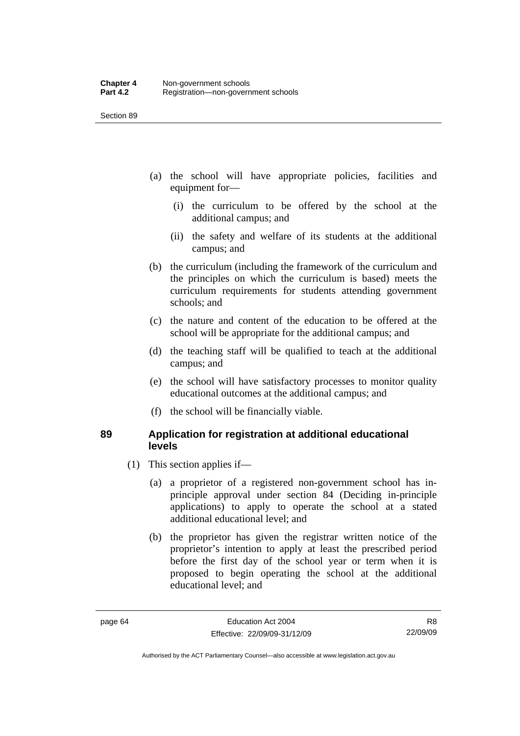(a) the school will have appropriate policies, facilities and equipment for—

(i) the curriculum to be offered by the school at the additional campus; and

(ii) the safety and welfare of its students at the additional campus; and

(b) the curriculum (including the framework of the curriculum and the principles on which the curriculum is based) meets the curriculum requirements for students attending government schools; and

(c) the nature and content of the education to be offered at the school will be appropriate for the additional campus; and

(d) the teaching staff will be qualified to teach at the additional campus; and

(e) the school will have satisfactory processes to monitor quality educational outcomes at the additional campus; and

(f) the school will be financially viable.

## 89 Application for registration at additional educational levels

(1) This section applies if—

(a) a proprietor of a registered non-government school has in-principle approval under section 84 (Deciding in-principle applications) to apply to operate the school at a stated additional educational level; and

(b) the proprietor has given the registrar written notice of the proprietor's intention to apply at least the prescribed period before the first day of the school year or term when it is proposed to begin operating the school at the additional educational level; and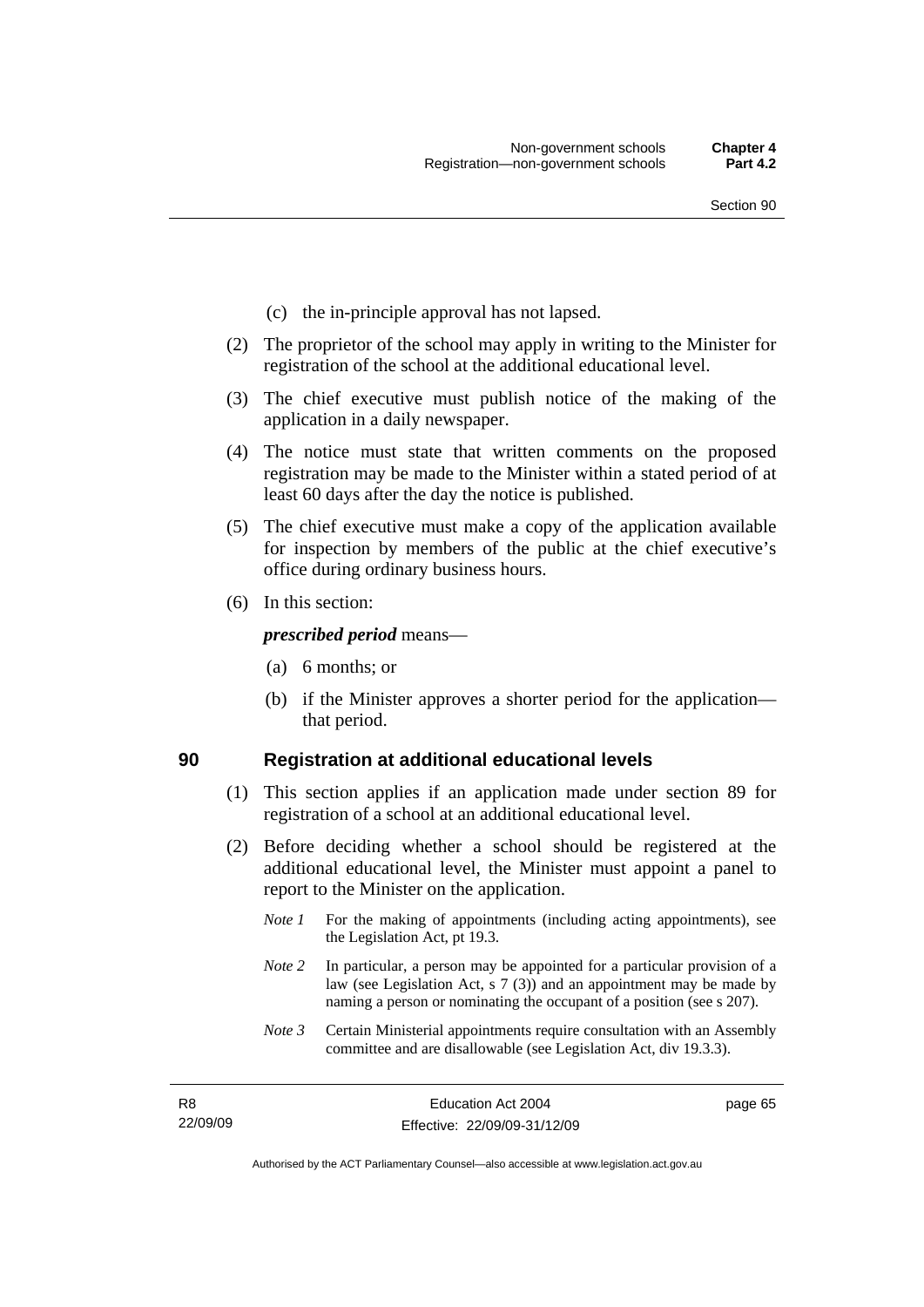(c) the in-principle approval has not lapsed.

(2) The proprietor of the school may apply in writing to the Minister for registration of the school at the additional educational level.

(3) The chief executive must publish notice of the making of the application in a daily newspaper.

(4) The notice must state that written comments on the proposed registration may be made to the Minister within a stated period of at least 60 days after the day the notice is published.

(5) The chief executive must make a copy of the application available for inspection by members of the public at the chief executive's office during ordinary business hours.

(6) In this section:

***prescribed period*** means—

(a) 6 months; or

(b) if the Minister approves a shorter period for the application—that period.

### 90 Registration at additional educational levels

(1) This section applies if an application made under section 89 for registration of a school at an additional educational level.

(2) Before deciding whether a school should be registered at the additional educational level, the Minister must appoint a panel to report to the Minister on the application.

*Note 1* For the making of appointments (including acting appointments), see the Legislation Act, pt 19.3.

*Note 2* In particular, a person may be appointed for a particular provision of a law (see Legislation Act, s 7 (3)) and an appointment may be made by naming a person or nominating the occupant of a position (see s 207).

*Note 3* Certain Ministerial appointments require consultation with an Assembly committee and are disallowable (see Legislation Act, div 19.3.3).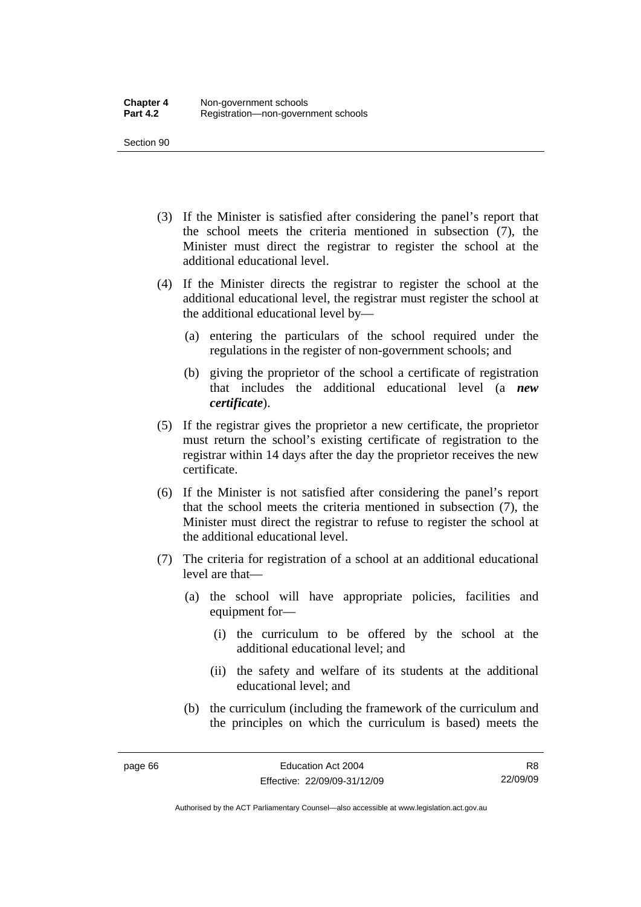(3) If the Minister is satisfied after considering the panel's report that the school meets the criteria mentioned in subsection (7), the Minister must direct the registrar to register the school at the additional educational level.

(4) If the Minister directs the registrar to register the school at the additional educational level, the registrar must register the school at the additional educational level by—

(a) entering the particulars of the school required under the regulations in the register of non-government schools; and

(b) giving the proprietor of the school a certificate of registration that includes the additional educational level (a ***new certificate***).

(5) If the registrar gives the proprietor a new certificate, the proprietor must return the school's existing certificate of registration to the registrar within 14 days after the day the proprietor receives the new certificate.

(6) If the Minister is not satisfied after considering the panel's report that the school meets the criteria mentioned in subsection (7), the Minister must direct the registrar to refuse to register the school at the additional educational level.

(7) The criteria for registration of a school at an additional educational level are that—

(a) the school will have appropriate policies, facilities and equipment for—

(i) the curriculum to be offered by the school at the additional educational level; and

(ii) the safety and welfare of its students at the additional educational level; and

(b) the curriculum (including the framework of the curriculum and the principles on which the curriculum is based) meets the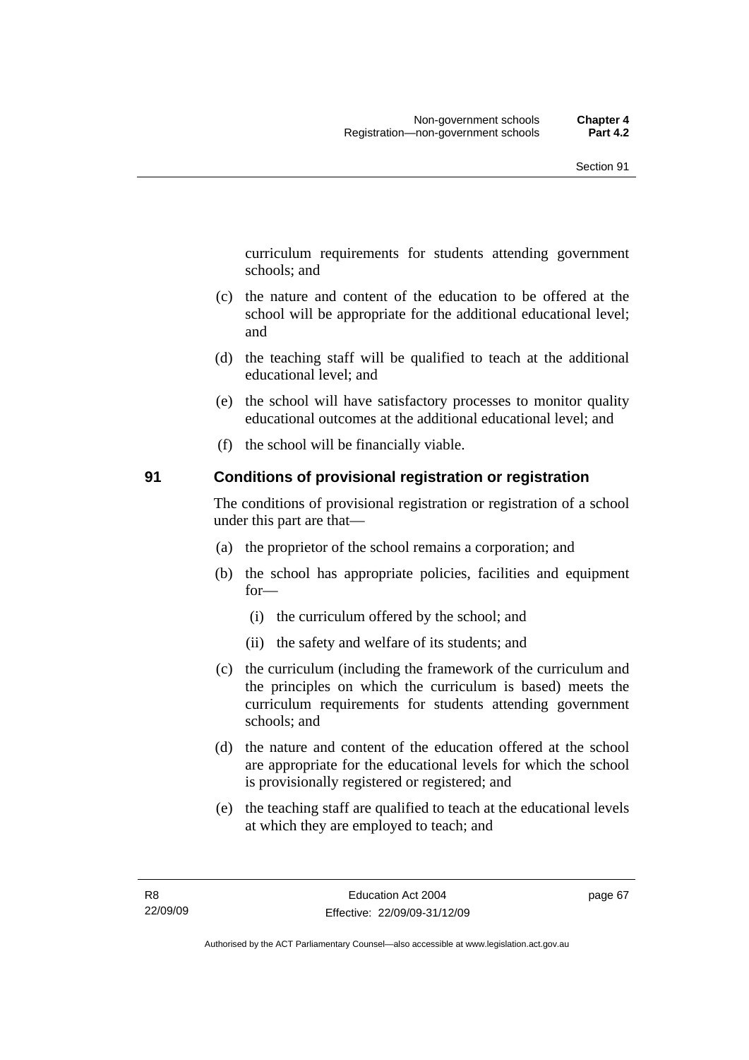curriculum requirements for students attending government schools; and

(c) the nature and content of the education to be offered at the school will be appropriate for the additional educational level; and

(d) the teaching staff will be qualified to teach at the additional educational level; and

(e) the school will have satisfactory processes to monitor quality educational outcomes at the additional educational level; and

(f) the school will be financially viable.

## 91 Conditions of provisional registration or registration

The conditions of provisional registration or registration of a school under this part are that—

(a) the proprietor of the school remains a corporation; and

(b) the school has appropriate policies, facilities and equipment for—

(i) the curriculum offered by the school; and

(ii) the safety and welfare of its students; and

(c) the curriculum (including the framework of the curriculum and the principles on which the curriculum is based) meets the curriculum requirements for students attending government schools; and

(d) the nature and content of the education offered at the school are appropriate for the educational levels for which the school is provisionally registered or registered; and

(e) the teaching staff are qualified to teach at the educational levels at which they are employed to teach; and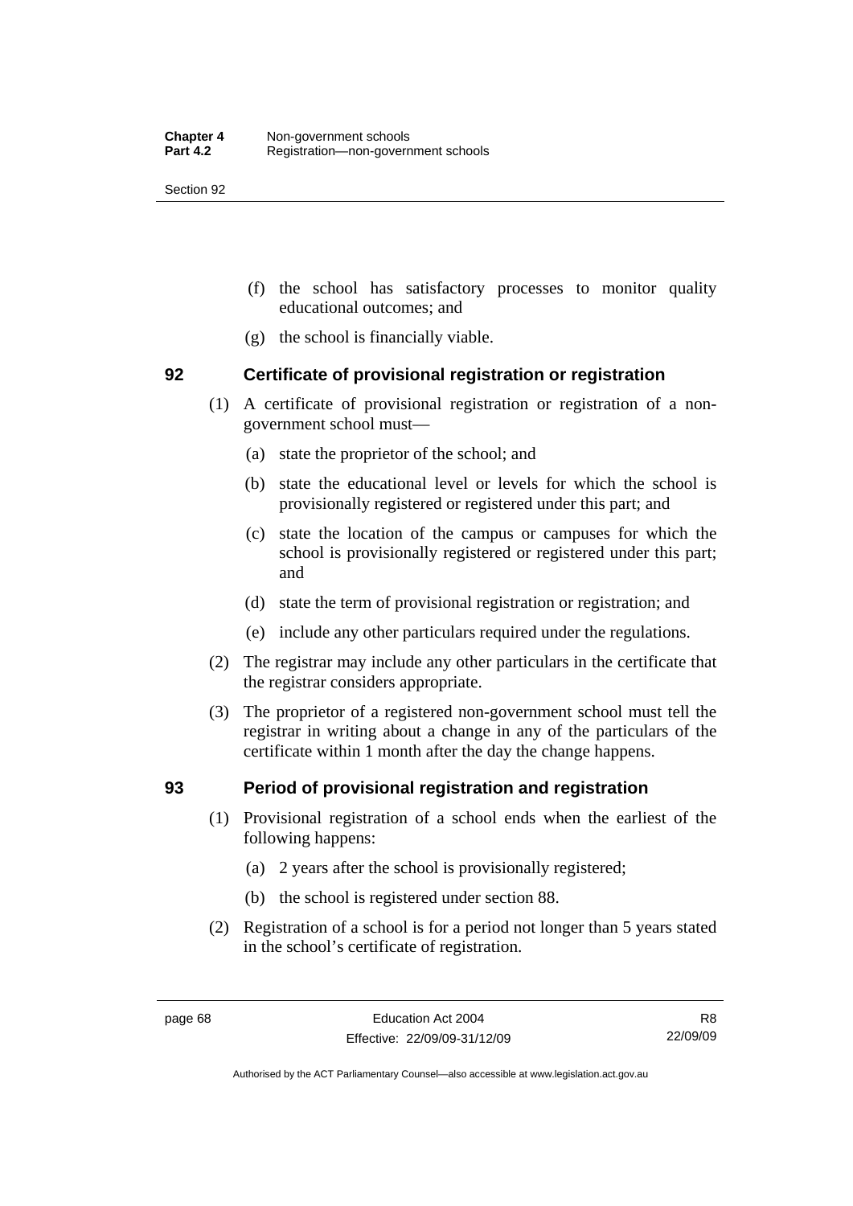(f) the school has satisfactory processes to monitor quality educational outcomes; and

(g) the school is financially viable.

## 92 Certificate of provisional registration or registration

(1) A certificate of provisional registration or registration of a non-government school must—

(a) state the proprietor of the school; and

(b) state the educational level or levels for which the school is provisionally registered or registered under this part; and

(c) state the location of the campus or campuses for which the school is provisionally registered or registered under this part; and

(d) state the term of provisional registration or registration; and

(e) include any other particulars required under the regulations.

(2) The registrar may include any other particulars in the certificate that the registrar considers appropriate.

(3) The proprietor of a registered non-government school must tell the registrar in writing about a change in any of the particulars of the certificate within 1 month after the day the change happens.

## 93 Period of provisional registration and registration

(1) Provisional registration of a school ends when the earliest of the following happens:

(a) 2 years after the school is provisionally registered;

(b) the school is registered under section 88.

(2) Registration of a school is for a period not longer than 5 years stated in the school's certificate of registration.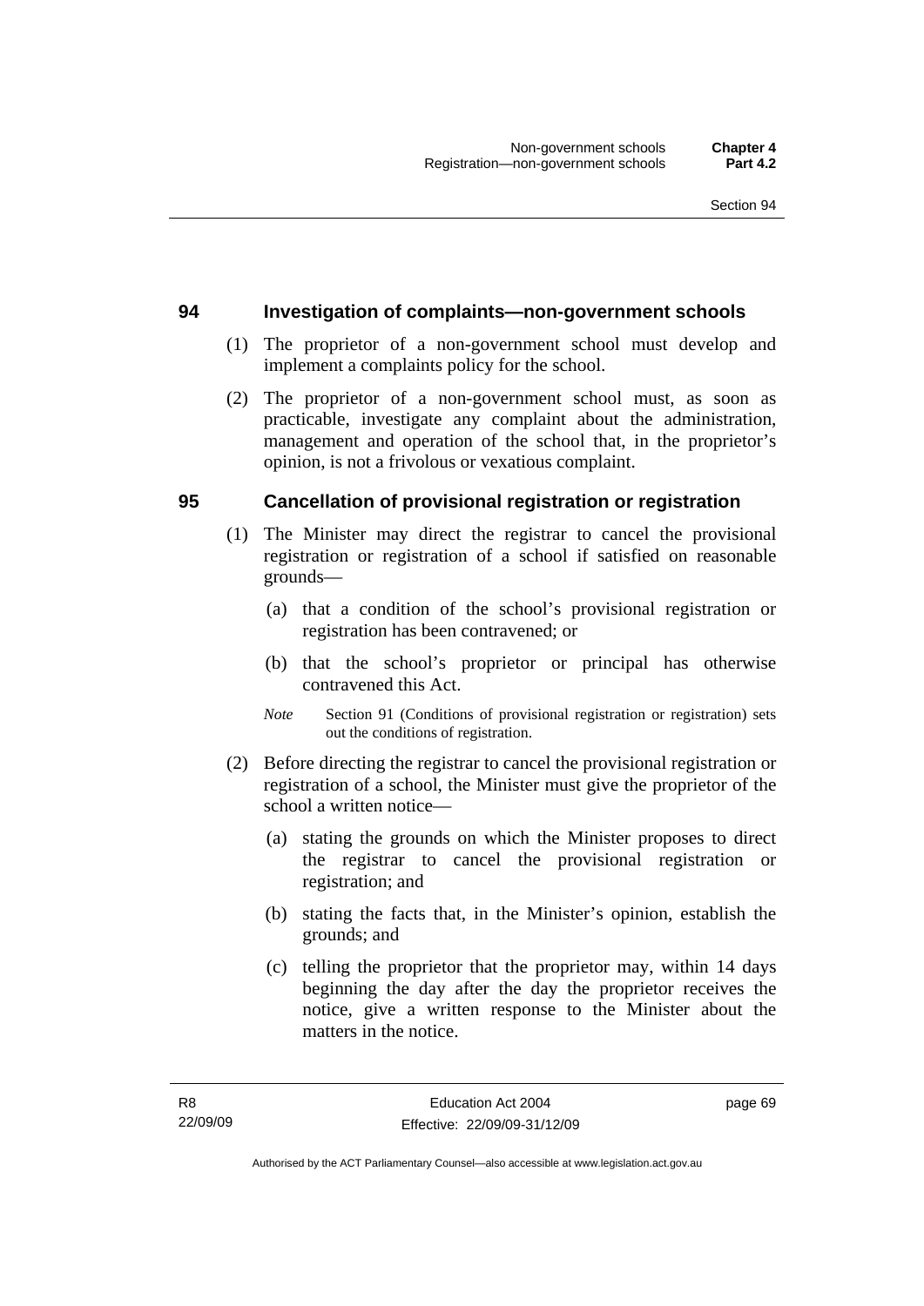## 94 Investigation of complaints—non-government schools

(1) The proprietor of a non-government school must develop and implement a complaints policy for the school.

(2) The proprietor of a non-government school must, as soon as practicable, investigate any complaint about the administration, management and operation of the school that, in the proprietor's opinion, is not a frivolous or vexatious complaint.

## 95 Cancellation of provisional registration or registration

(1) The Minister may direct the registrar to cancel the provisional registration or registration of a school if satisfied on reasonable grounds—

(a) that a condition of the school's provisional registration or registration has been contravened; or

(b) that the school's proprietor or principal has otherwise contravened this Act.

*Note* Section 91 (Conditions of provisional registration or registration) sets out the conditions of registration.

(2) Before directing the registrar to cancel the provisional registration or registration of a school, the Minister must give the proprietor of the school a written notice—

(a) stating the grounds on which the Minister proposes to direct the registrar to cancel the provisional registration or registration; and

(b) stating the facts that, in the Minister's opinion, establish the grounds; and

(c) telling the proprietor that the proprietor may, within 14 days beginning the day after the day the proprietor receives the notice, give a written response to the Minister about the matters in the notice.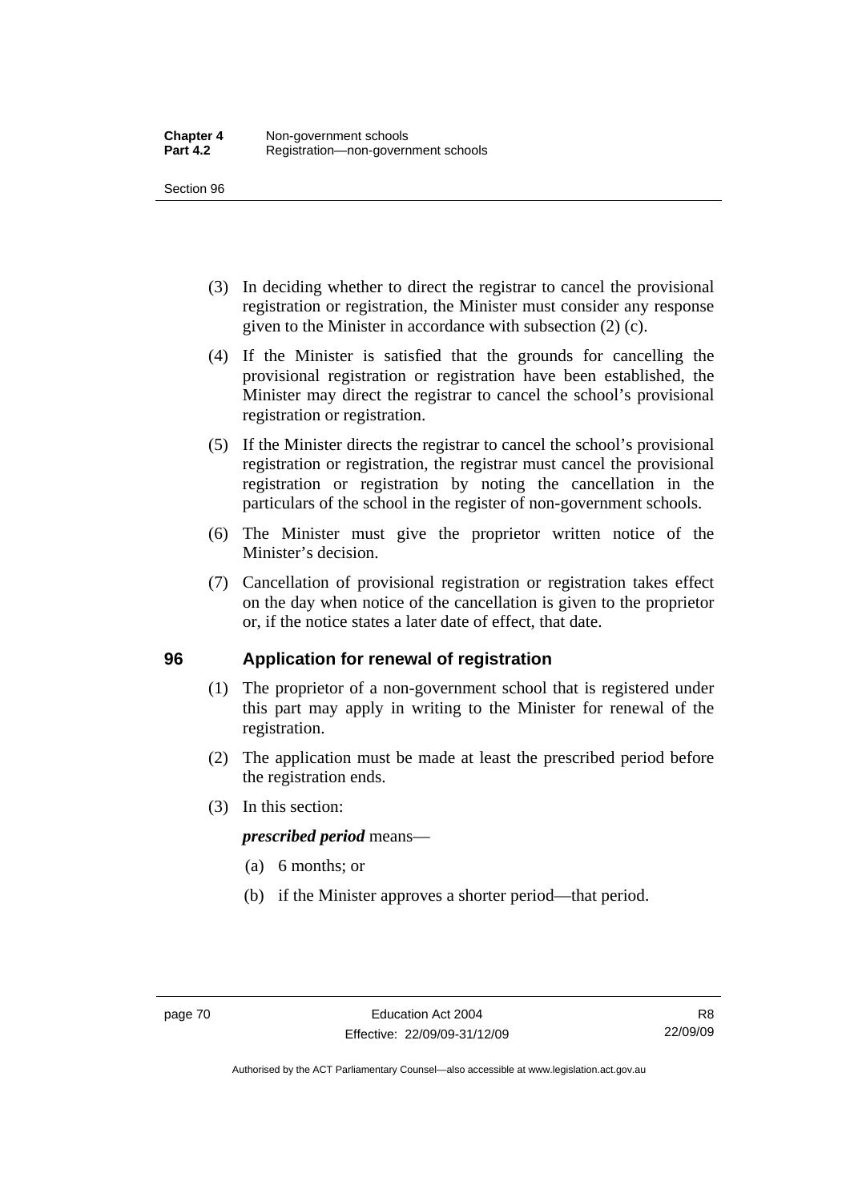(3) In deciding whether to direct the registrar to cancel the provisional registration or registration, the Minister must consider any response given to the Minister in accordance with subsection (2) (c).

(4) If the Minister is satisfied that the grounds for cancelling the provisional registration or registration have been established, the Minister may direct the registrar to cancel the school's provisional registration or registration.

(5) If the Minister directs the registrar to cancel the school's provisional registration or registration, the registrar must cancel the provisional registration or registration by noting the cancellation in the particulars of the school in the register of non-government schools.

(6) The Minister must give the proprietor written notice of the Minister's decision.

(7) Cancellation of provisional registration or registration takes effect on the day when notice of the cancellation is given to the proprietor or, if the notice states a later date of effect, that date.

## 96 Application for renewal of registration

(1) The proprietor of a non-government school that is registered under this part may apply in writing to the Minister for renewal of the registration.

(2) The application must be made at least the prescribed period before the registration ends.

(3) In this section:

***prescribed period*** means—

(a) 6 months; or

(b) if the Minister approves a shorter period—that period.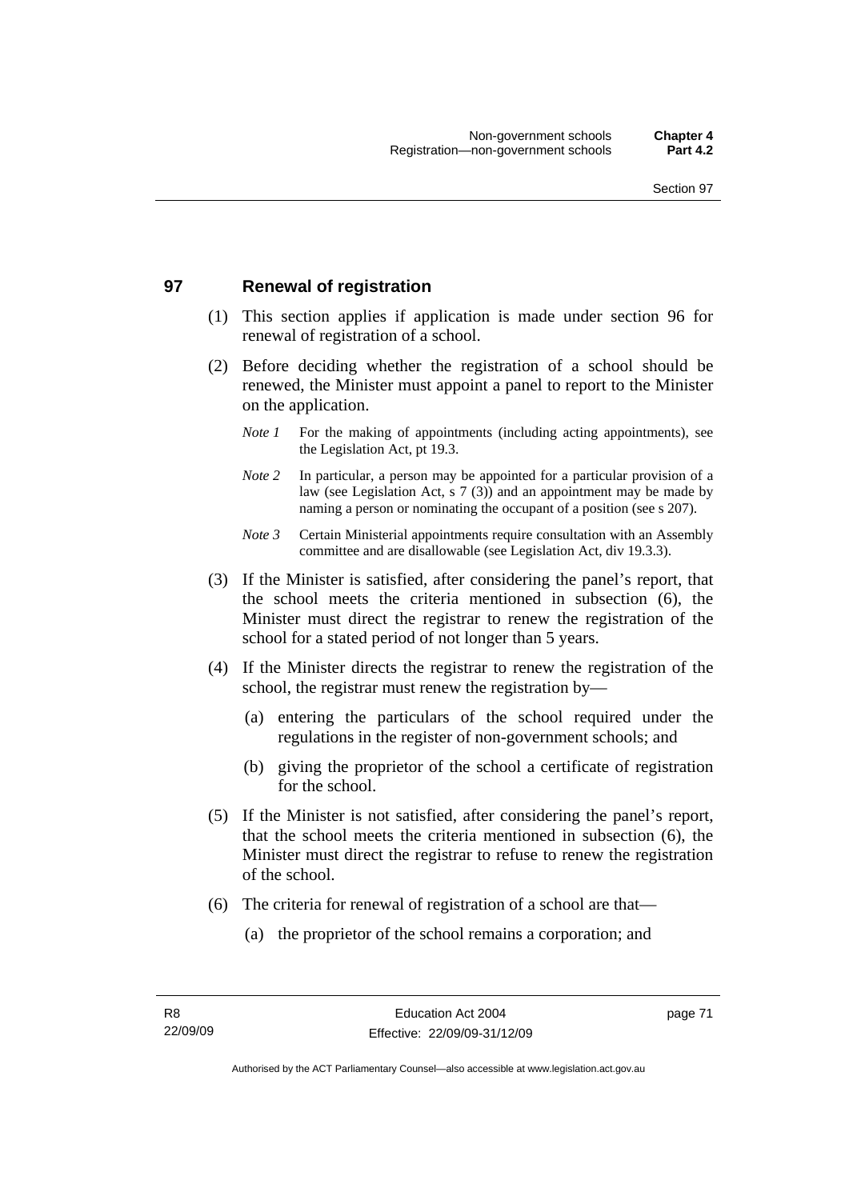## 97 Renewal of registration

(1) This section applies if application is made under section 96 for renewal of registration of a school.

(2) Before deciding whether the registration of a school should be renewed, the Minister must appoint a panel to report to the Minister on the application.

*Note 1* For the making of appointments (including acting appointments), see the Legislation Act, pt 19.3.

*Note 2* In particular, a person may be appointed for a particular provision of a law (see Legislation Act, s 7 (3)) and an appointment may be made by naming a person or nominating the occupant of a position (see s 207).

*Note 3* Certain Ministerial appointments require consultation with an Assembly committee and are disallowable (see Legislation Act, div 19.3.3).

(3) If the Minister is satisfied, after considering the panel's report, that the school meets the criteria mentioned in subsection (6), the Minister must direct the registrar to renew the registration of the school for a stated period of not longer than 5 years.

(4) If the Minister directs the registrar to renew the registration of the school, the registrar must renew the registration by—

(a) entering the particulars of the school required under the regulations in the register of non-government schools; and

(b) giving the proprietor of the school a certificate of registration for the school.

(5) If the Minister is not satisfied, after considering the panel's report, that the school meets the criteria mentioned in subsection (6), the Minister must direct the registrar to refuse to renew the registration of the school.

(6) The criteria for renewal of registration of a school are that—

(a) the proprietor of the school remains a corporation; and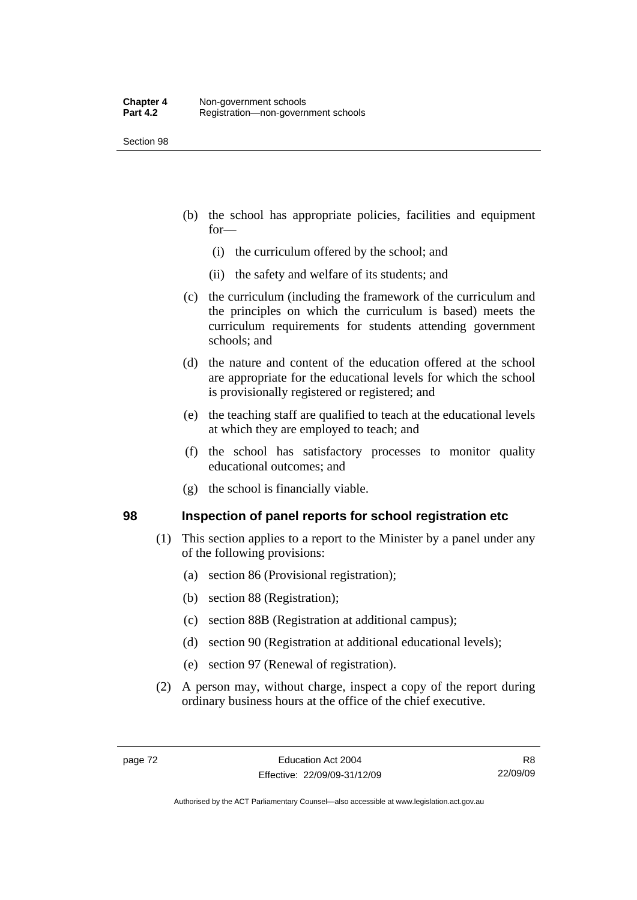(b) the school has appropriate policies, facilities and equipment for—

   (i) the curriculum offered by the school; and

   (ii) the safety and welfare of its students; and

(c) the curriculum (including the framework of the curriculum and the principles on which the curriculum is based) meets the curriculum requirements for students attending government schools; and

(d) the nature and content of the education offered at the school are appropriate for the educational levels for which the school is provisionally registered or registered; and

(e) the teaching staff are qualified to teach at the educational levels at which they are employed to teach; and

(f) the school has satisfactory processes to monitor quality educational outcomes; and

(g) the school is financially viable.

## 98 Inspection of panel reports for school registration etc

(1) This section applies to a report to the Minister by a panel under any of the following provisions:

   (a) section 86 (Provisional registration);

   (b) section 88 (Registration);

   (c) section 88B (Registration at additional campus);

   (d) section 90 (Registration at additional educational levels);

   (e) section 97 (Renewal of registration).

(2) A person may, without charge, inspect a copy of the report during ordinary business hours at the office of the chief executive.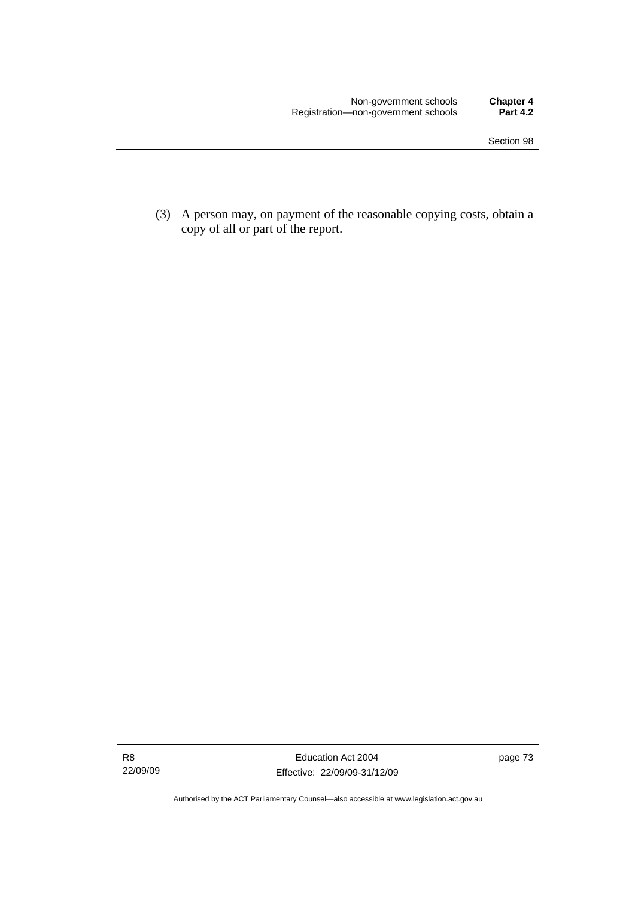(3) A person may, on payment of the reasonable copying costs, obtain a copy of all or part of the report.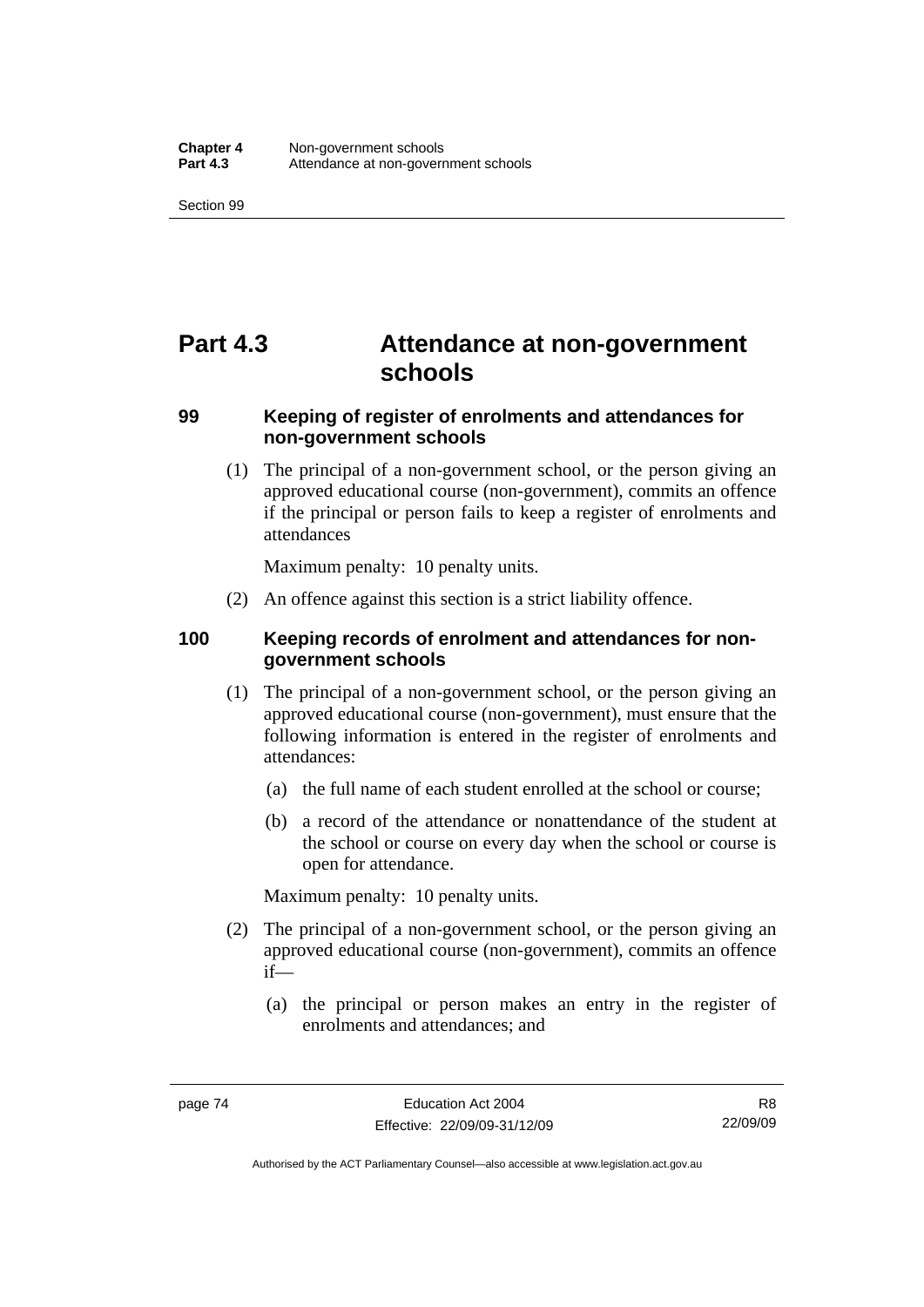# Part 4.3 Attendance at non-government schools

### 99 Keeping of register of enrolments and attendances for non-government schools

(1) The principal of a non-government school, or the person giving an approved educational course (non-government), commits an offence if the principal or person fails to keep a register of enrolments and attendances

Maximum penalty: 10 penalty units.

(2) An offence against this section is a strict liability offence.

### 100 Keeping records of enrolment and attendances for non-government schools

(1) The principal of a non-government school, or the person giving an approved educational course (non-government), must ensure that the following information is entered in the register of enrolments and attendances:

(a) the full name of each student enrolled at the school or course;

(b) a record of the attendance or nonattendance of the student at the school or course on every day when the school or course is open for attendance.

Maximum penalty: 10 penalty units.

(2) The principal of a non-government school, or the person giving an approved educational course (non-government), commits an offence if—

(a) the principal or person makes an entry in the register of enrolments and attendances; and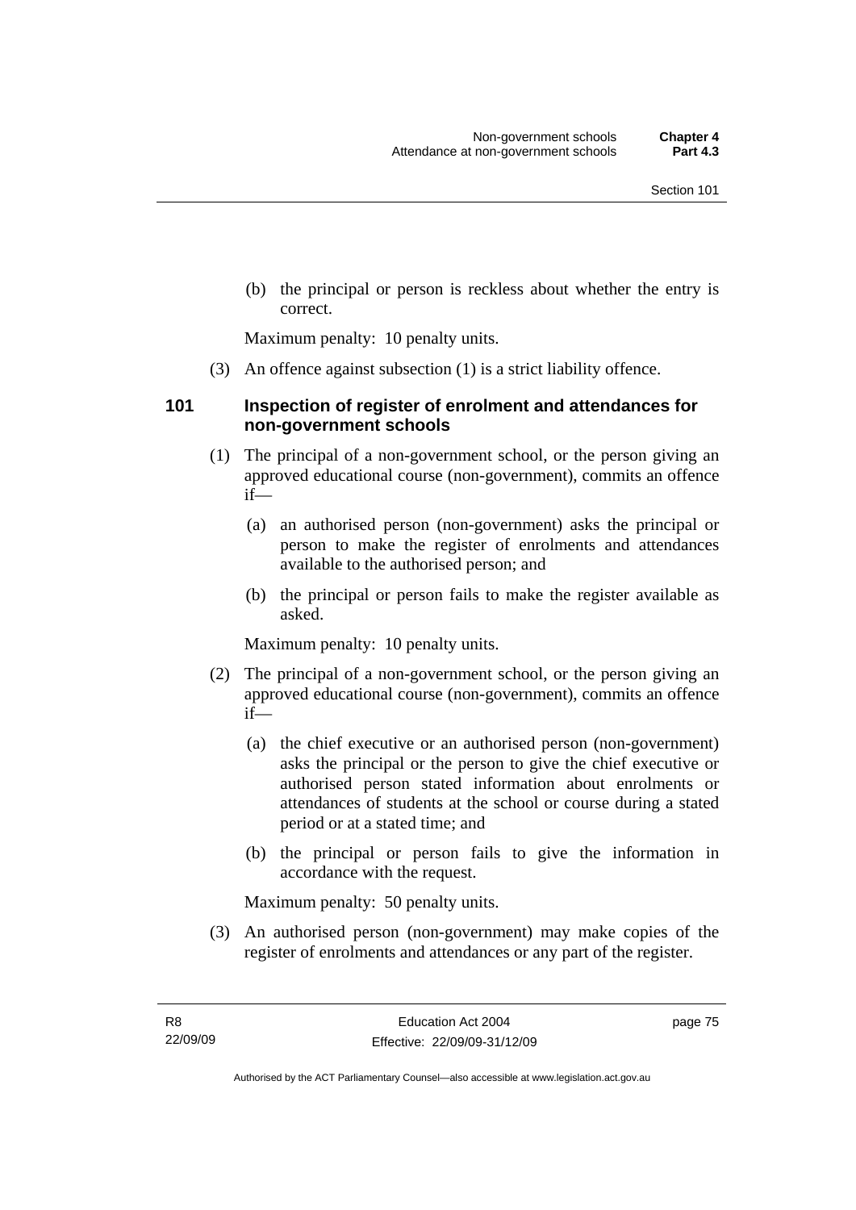(b) the principal or person is reckless about whether the entry is correct.

Maximum penalty: 10 penalty units.

(3) An offence against subsection (1) is a strict liability offence.

### 101 Inspection of register of enrolment and attendances for non-government schools

(1) The principal of a non-government school, or the person giving an approved educational course (non-government), commits an offence if—

(a) an authorised person (non-government) asks the principal or person to make the register of enrolments and attendances available to the authorised person; and

(b) the principal or person fails to make the register available as asked.

Maximum penalty: 10 penalty units.

(2) The principal of a non-government school, or the person giving an approved educational course (non-government), commits an offence if—

(a) the chief executive or an authorised person (non-government) asks the principal or the person to give the chief executive or authorised person stated information about enrolments or attendances of students at the school or course during a stated period or at a stated time; and

(b) the principal or person fails to give the information in accordance with the request.

Maximum penalty: 50 penalty units.

(3) An authorised person (non-government) may make copies of the register of enrolments and attendances or any part of the register.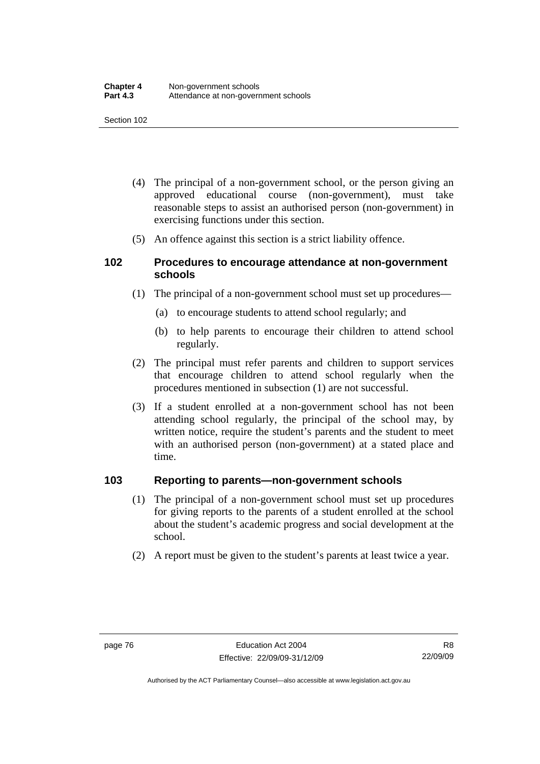(4) The principal of a non-government school, or the person giving an approved educational course (non-government), must take reasonable steps to assist an authorised person (non-government) in exercising functions under this section.

(5) An offence against this section is a strict liability offence.

### 102 Procedures to encourage attendance at non-government schools

(1) The principal of a non-government school must set up procedures—

(a) to encourage students to attend school regularly; and

(b) to help parents to encourage their children to attend school regularly.

(2) The principal must refer parents and children to support services that encourage children to attend school regularly when the procedures mentioned in subsection (1) are not successful.

(3) If a student enrolled at a non-government school has not been attending school regularly, the principal of the school may, by written notice, require the student's parents and the student to meet with an authorised person (non-government) at a stated place and time.

### 103 Reporting to parents—non-government schools

(1) The principal of a non-government school must set up procedures for giving reports to the parents of a student enrolled at the school about the student's academic progress and social development at the school.

(2) A report must be given to the student's parents at least twice a year.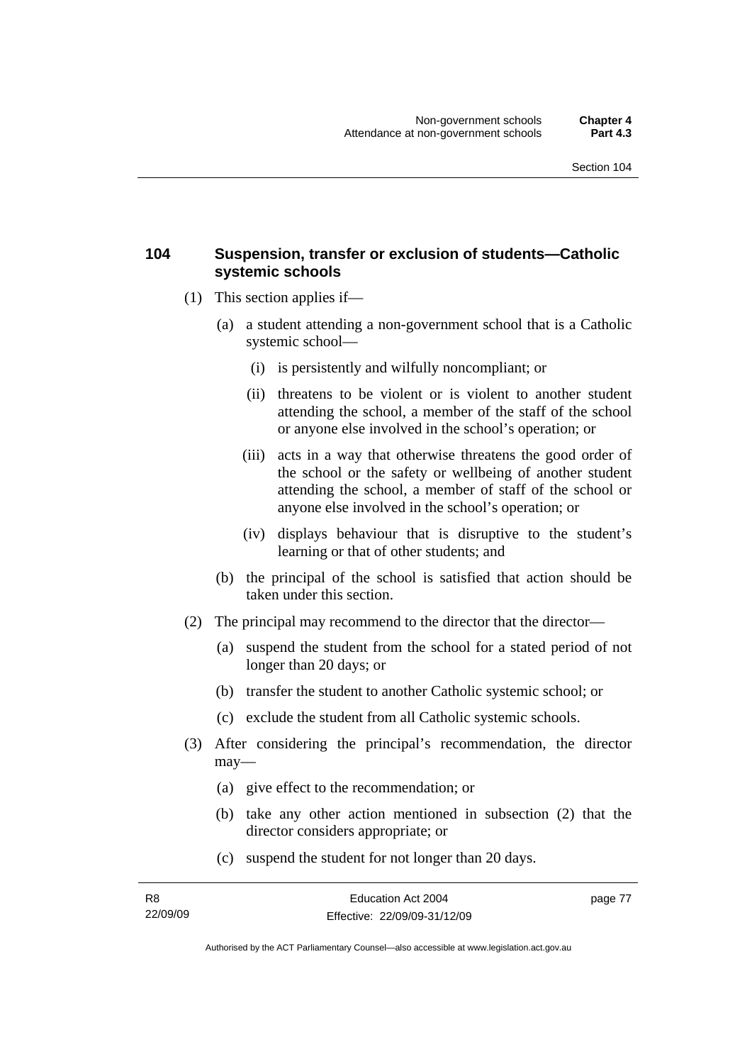## 104 Suspension, transfer or exclusion of students—Catholic systemic schools

(1) This section applies if—

(a) a student attending a non-government school that is a Catholic systemic school—

(i) is persistently and wilfully noncompliant; or

(ii) threatens to be violent or is violent to another student attending the school, a member of the staff of the school or anyone else involved in the school's operation; or

(iii) acts in a way that otherwise threatens the good order of the school or the safety or wellbeing of another student attending the school, a member of staff of the school or anyone else involved in the school's operation; or

(iv) displays behaviour that is disruptive to the student's learning or that of other students; and

(b) the principal of the school is satisfied that action should be taken under this section.

(2) The principal may recommend to the director that the director—

(a) suspend the student from the school for a stated period of not longer than 20 days; or

(b) transfer the student to another Catholic systemic school; or

(c) exclude the student from all Catholic systemic schools.

(3) After considering the principal's recommendation, the director may—

(a) give effect to the recommendation; or

(b) take any other action mentioned in subsection (2) that the director considers appropriate; or

(c) suspend the student for not longer than 20 days.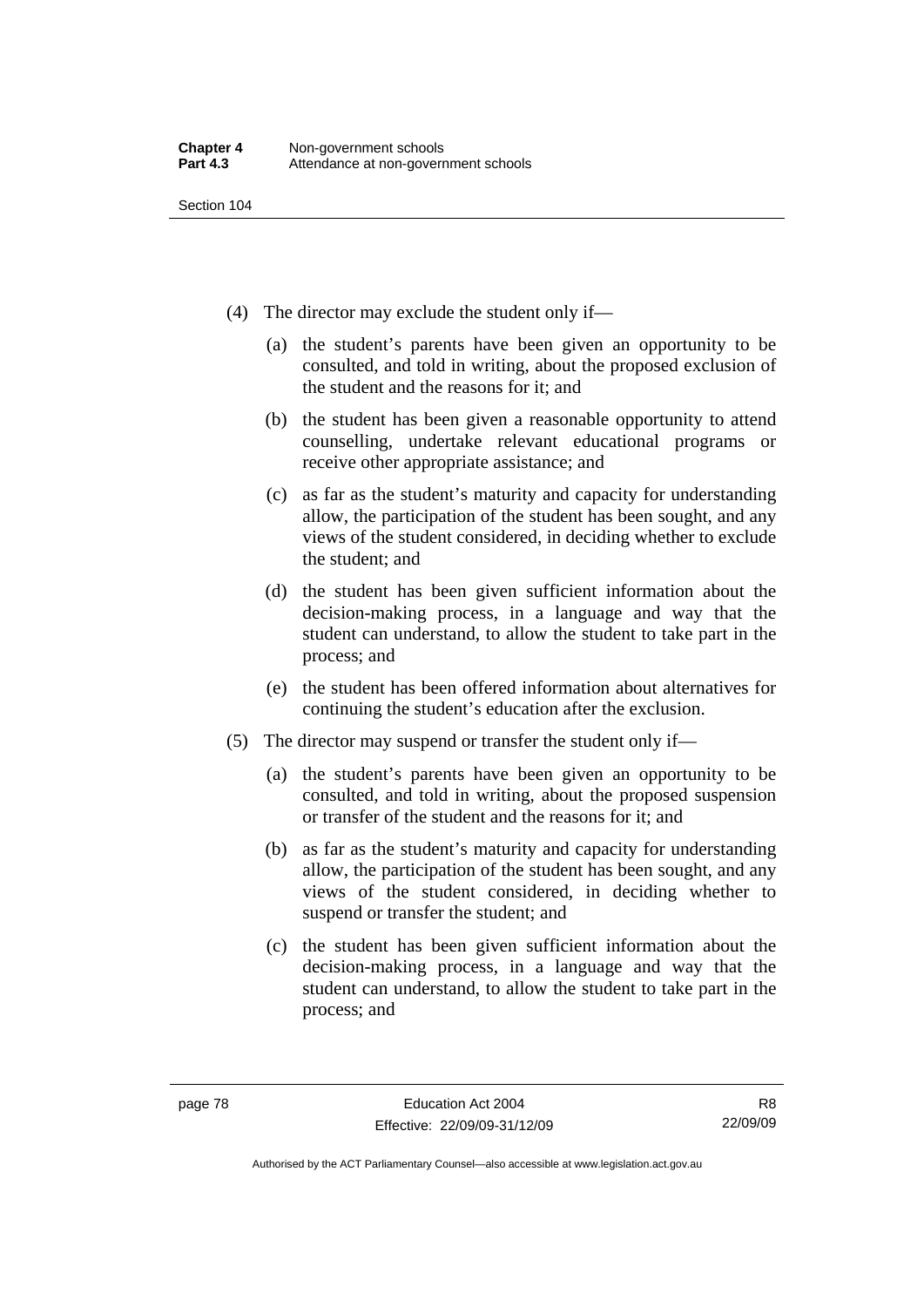(4) The director may exclude the student only if—

(a) the student's parents have been given an opportunity to be consulted, and told in writing, about the proposed exclusion of the student and the reasons for it; and

(b) the student has been given a reasonable opportunity to attend counselling, undertake relevant educational programs or receive other appropriate assistance; and

(c) as far as the student's maturity and capacity for understanding allow, the participation of the student has been sought, and any views of the student considered, in deciding whether to exclude the student; and

(d) the student has been given sufficient information about the decision-making process, in a language and way that the student can understand, to allow the student to take part in the process; and

(e) the student has been offered information about alternatives for continuing the student's education after the exclusion.

(5) The director may suspend or transfer the student only if—

(a) the student's parents have been given an opportunity to be consulted, and told in writing, about the proposed suspension or transfer of the student and the reasons for it; and

(b) as far as the student's maturity and capacity for understanding allow, the participation of the student has been sought, and any views of the student considered, in deciding whether to suspend or transfer the student; and

(c) the student has been given sufficient information about the decision-making process, in a language and way that the student can understand, to allow the student to take part in the process; and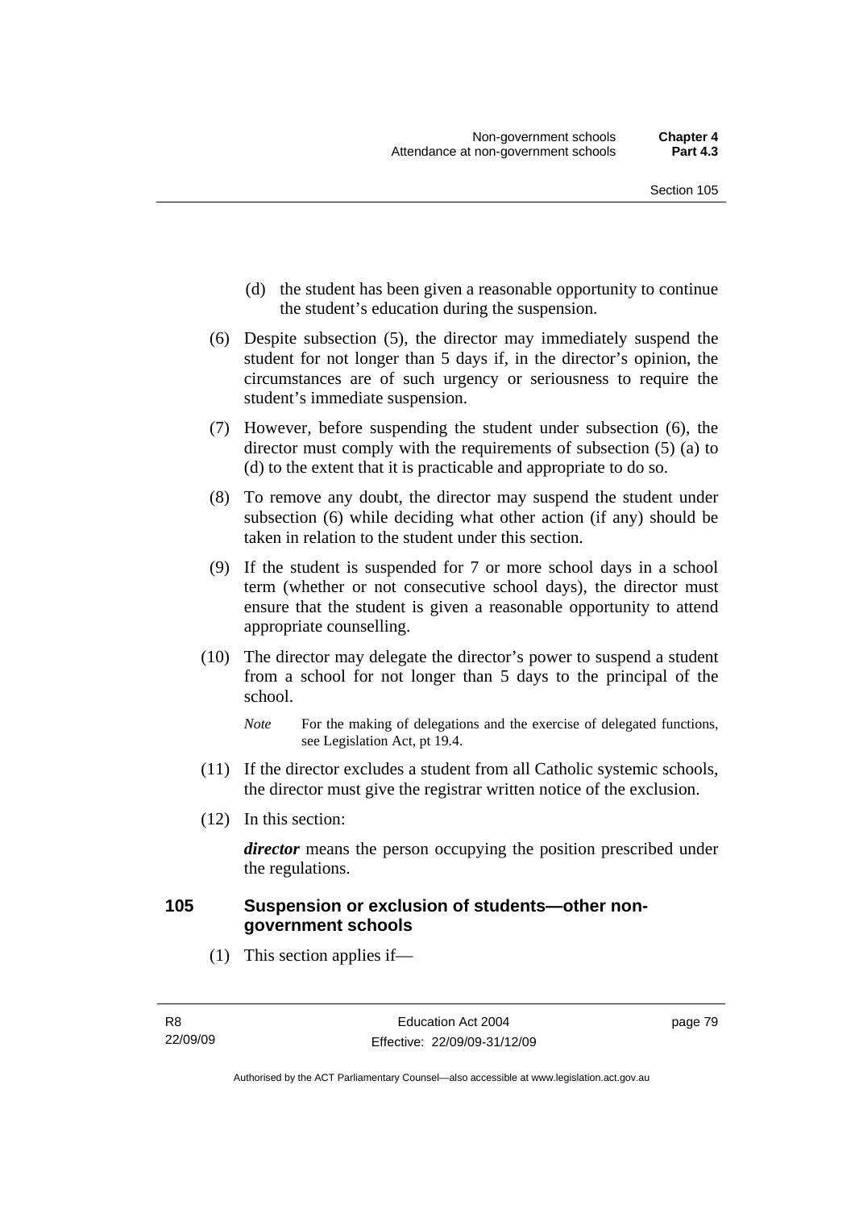(d) the student has been given a reasonable opportunity to continue the student's education during the suspension.

(6) Despite subsection (5), the director may immediately suspend the student for not longer than 5 days if, in the director's opinion, the circumstances are of such urgency or seriousness to require the student's immediate suspension.

(7) However, before suspending the student under subsection (6), the director must comply with the requirements of subsection (5) (a) to (d) to the extent that it is practicable and appropriate to do so.

(8) To remove any doubt, the director may suspend the student under subsection (6) while deciding what other action (if any) should be taken in relation to the student under this section.

(9) If the student is suspended for 7 or more school days in a school term (whether or not consecutive school days), the director must ensure that the student is given a reasonable opportunity to attend appropriate counselling.

(10) The director may delegate the director's power to suspend a student from a school for not longer than 5 days to the principal of the school.

*Note* For the making of delegations and the exercise of delegated functions, see Legislation Act, pt 19.4.

(11) If the director excludes a student from all Catholic systemic schools, the director must give the registrar written notice of the exclusion.

(12) In this section:

***director*** means the person occupying the position prescribed under the regulations.

## 105 Suspension or exclusion of students—other non-government schools

(1) This section applies if—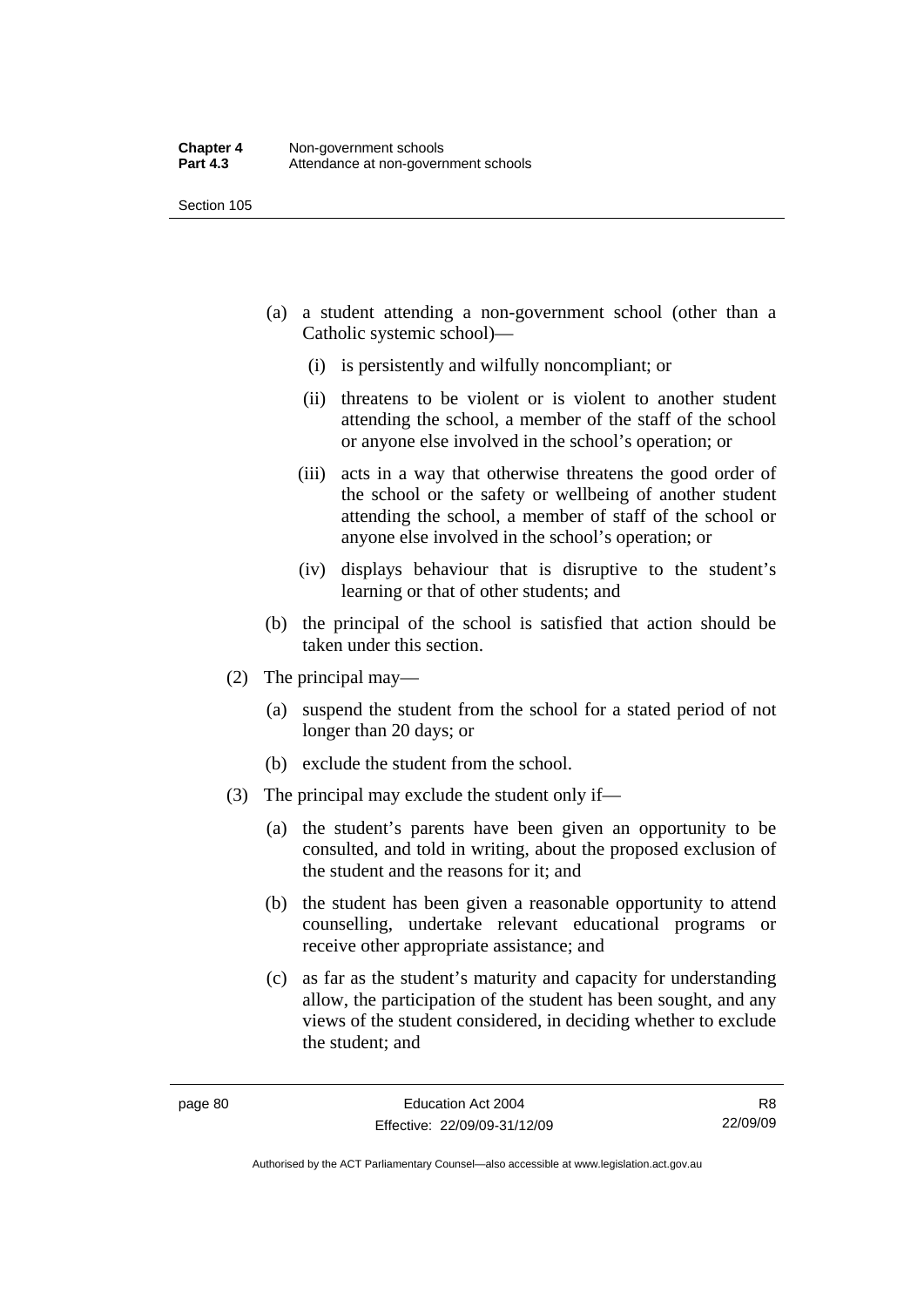(a) a student attending a non-government school (other than a Catholic systemic school)—

  (i) is persistently and wilfully noncompliant; or

  (ii) threatens to be violent or is violent to another student attending the school, a member of the staff of the school or anyone else involved in the school's operation; or

  (iii) acts in a way that otherwise threatens the good order of the school or the safety or wellbeing of another student attending the school, a member of staff of the school or anyone else involved in the school's operation; or

  (iv) displays behaviour that is disruptive to the student's learning or that of other students; and

(b) the principal of the school is satisfied that action should be taken under this section.

(2) The principal may—

  (a) suspend the student from the school for a stated period of not longer than 20 days; or

  (b) exclude the student from the school.

(3) The principal may exclude the student only if—

  (a) the student's parents have been given an opportunity to be consulted, and told in writing, about the proposed exclusion of the student and the reasons for it; and

  (b) the student has been given a reasonable opportunity to attend counselling, undertake relevant educational programs or receive other appropriate assistance; and

  (c) as far as the student's maturity and capacity for understanding allow, the participation of the student has been sought, and any views of the student considered, in deciding whether to exclude the student; and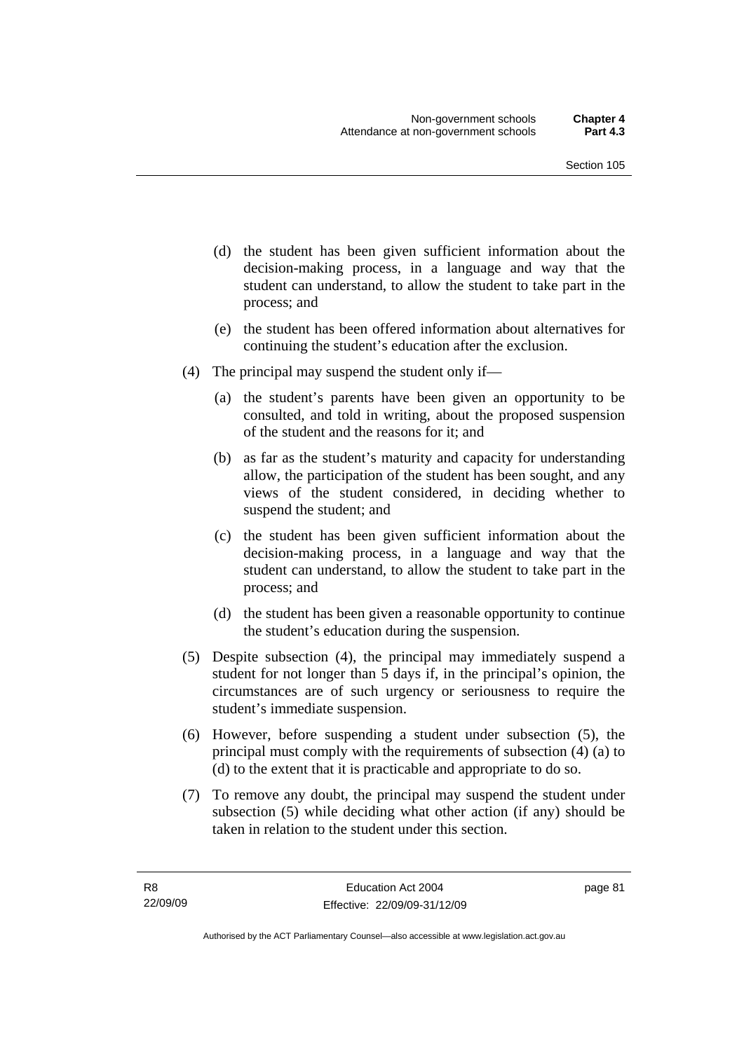(d) the student has been given sufficient information about the decision-making process, in a language and way that the student can understand, to allow the student to take part in the process; and

(e) the student has been offered information about alternatives for continuing the student's education after the exclusion.

(4) The principal may suspend the student only if—

(a) the student's parents have been given an opportunity to be consulted, and told in writing, about the proposed suspension of the student and the reasons for it; and

(b) as far as the student's maturity and capacity for understanding allow, the participation of the student has been sought, and any views of the student considered, in deciding whether to suspend the student; and

(c) the student has been given sufficient information about the decision-making process, in a language and way that the student can understand, to allow the student to take part in the process; and

(d) the student has been given a reasonable opportunity to continue the student's education during the suspension.

(5) Despite subsection (4), the principal may immediately suspend a student for not longer than 5 days if, in the principal's opinion, the circumstances are of such urgency or seriousness to require the student's immediate suspension.

(6) However, before suspending a student under subsection (5), the principal must comply with the requirements of subsection (4) (a) to (d) to the extent that it is practicable and appropriate to do so.

(7) To remove any doubt, the principal may suspend the student under subsection (5) while deciding what other action (if any) should be taken in relation to the student under this section.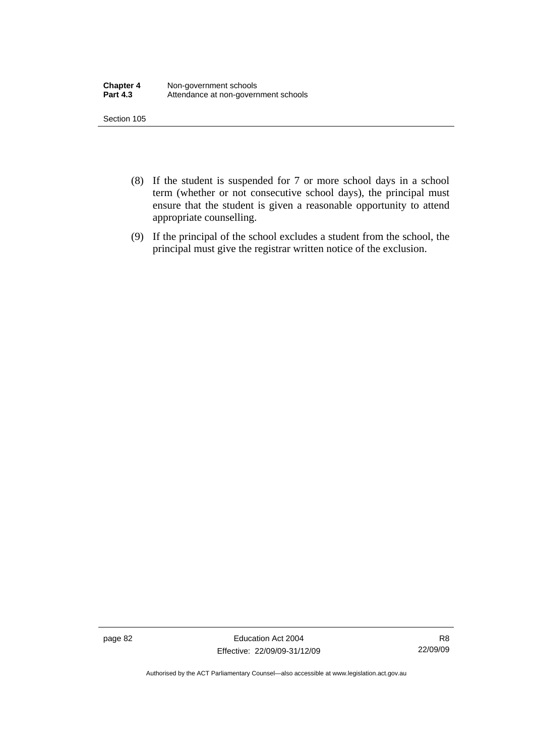(8) If the student is suspended for 7 or more school days in a school term (whether or not consecutive school days), the principal must ensure that the student is given a reasonable opportunity to attend appropriate counselling.

(9) If the principal of the school excludes a student from the school, the principal must give the registrar written notice of the exclusion.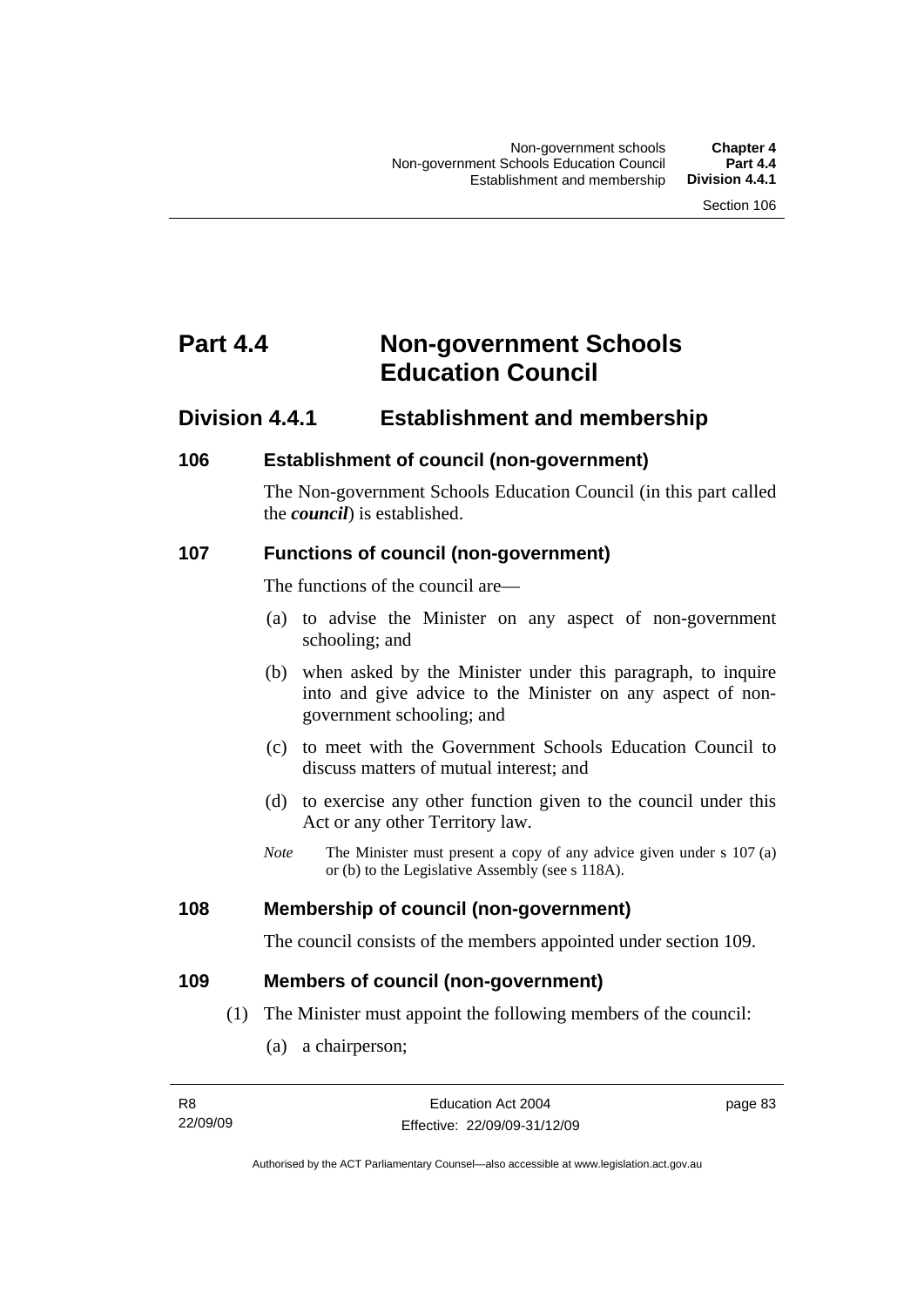# Part 4.4 Non-government Schools Education Council

## Division 4.4.1 Establishment and membership

### 106 Establishment of council (non-government)

The Non-government Schools Education Council (in this part called the ***council***) is established.

### 107 Functions of council (non-government)

The functions of the council are—

(a) to advise the Minister on any aspect of non-government schooling; and

(b) when asked by the Minister under this paragraph, to inquire into and give advice to the Minister on any aspect of non-government schooling; and

(c) to meet with the Government Schools Education Council to discuss matters of mutual interest; and

(d) to exercise any other function given to the council under this Act or any other Territory law.

*Note* The Minister must present a copy of any advice given under s 107 (a) or (b) to the Legislative Assembly (see s 118A).

### 108 Membership of council (non-government)

The council consists of the members appointed under section 109.

### 109 Members of council (non-government)

(1) The Minister must appoint the following members of the council:

(a) a chairperson;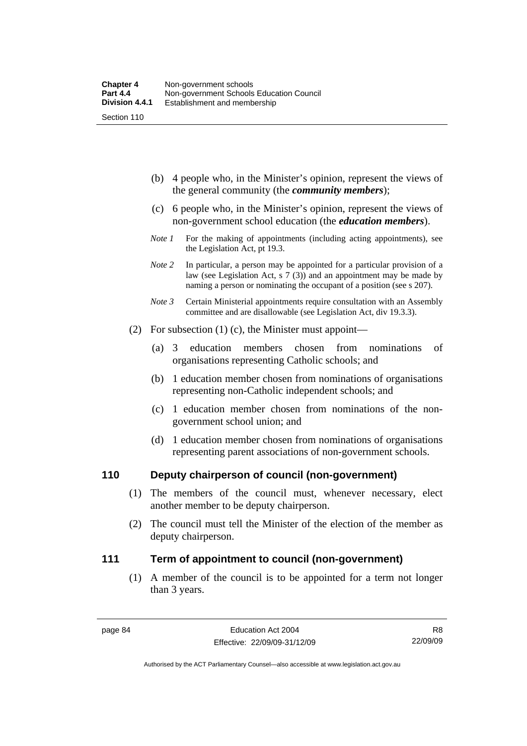(b) 4 people who, in the Minister's opinion, represent the views of the general community (the ***community members***);

(c) 6 people who, in the Minister's opinion, represent the views of non-government school education (the ***education members***).

*Note 1* For the making of appointments (including acting appointments), see the Legislation Act, pt 19.3.

*Note 2* In particular, a person may be appointed for a particular provision of a law (see Legislation Act, s 7 (3)) and an appointment may be made by naming a person or nominating the occupant of a position (see s 207).

*Note 3* Certain Ministerial appointments require consultation with an Assembly committee and are disallowable (see Legislation Act, div 19.3.3).

(2) For subsection (1) (c), the Minister must appoint—

(a) 3 education members chosen from nominations of organisations representing Catholic schools; and

(b) 1 education member chosen from nominations of organisations representing non-Catholic independent schools; and

(c) 1 education member chosen from nominations of the non-government school union; and

(d) 1 education member chosen from nominations of organisations representing parent associations of non-government schools.

## 110 Deputy chairperson of council (non-government)

(1) The members of the council must, whenever necessary, elect another member to be deputy chairperson.

(2) The council must tell the Minister of the election of the member as deputy chairperson.

## 111 Term of appointment to council (non-government)

(1) A member of the council is to be appointed for a term not longer than 3 years.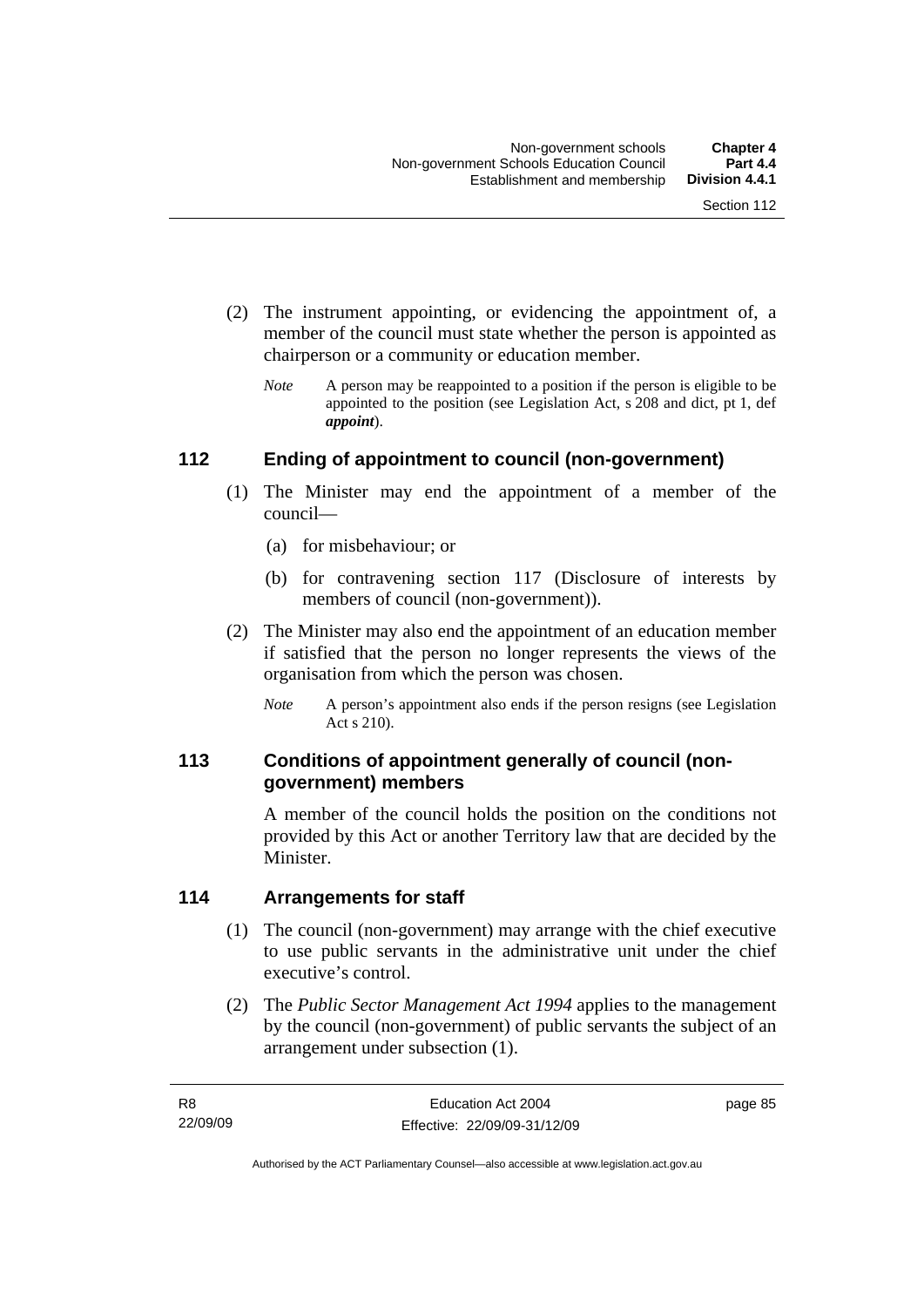(2) The instrument appointing, or evidencing the appointment of, a member of the council must state whether the person is appointed as chairperson or a community or education member.

*Note* A person may be reappointed to a position if the person is eligible to be appointed to the position (see Legislation Act, s 208 and dict, pt 1, def ***appoint***).

## 112 Ending of appointment to council (non-government)

(1) The Minister may end the appointment of a member of the council—

(a) for misbehaviour; or

(b) for contravening section 117 (Disclosure of interests by members of council (non-government)).

(2) The Minister may also end the appointment of an education member if satisfied that the person no longer represents the views of the organisation from which the person was chosen.

*Note* A person's appointment also ends if the person resigns (see Legislation Act s 210).

## 113 Conditions of appointment generally of council (non-government) members

A member of the council holds the position on the conditions not provided by this Act or another Territory law that are decided by the Minister.

## 114 Arrangements for staff

(1) The council (non-government) may arrange with the chief executive to use public servants in the administrative unit under the chief executive's control.

(2) The *Public Sector Management Act 1994* applies to the management by the council (non-government) of public servants the subject of an arrangement under subsection (1).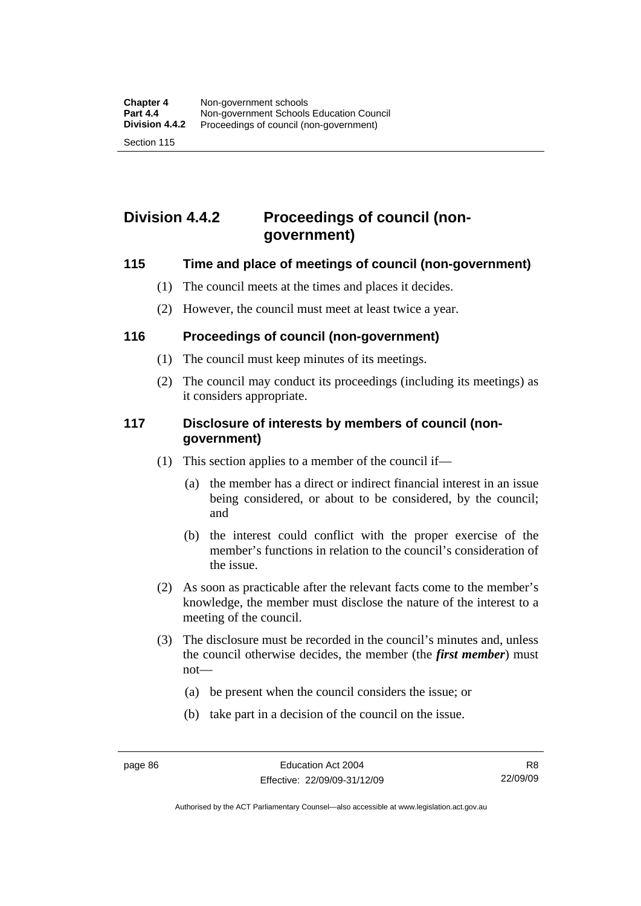## Division 4.4.2 Proceedings of council (non-government)

### 115 Time and place of meetings of council (non-government)

(1) The council meets at the times and places it decides.

(2) However, the council must meet at least twice a year.

### 116 Proceedings of council (non-government)

(1) The council must keep minutes of its meetings.

(2) The council may conduct its proceedings (including its meetings) as it considers appropriate.

### 117 Disclosure of interests by members of council (non-government)

(1) This section applies to a member of the council if—

(a) the member has a direct or indirect financial interest in an issue being considered, or about to be considered, by the council; and

(b) the interest could conflict with the proper exercise of the member's functions in relation to the council's consideration of the issue.

(2) As soon as practicable after the relevant facts come to the member's knowledge, the member must disclose the nature of the interest to a meeting of the council.

(3) The disclosure must be recorded in the council's minutes and, unless the council otherwise decides, the member (the ***first member***) must not—

(a) be present when the council considers the issue; or

(b) take part in a decision of the council on the issue.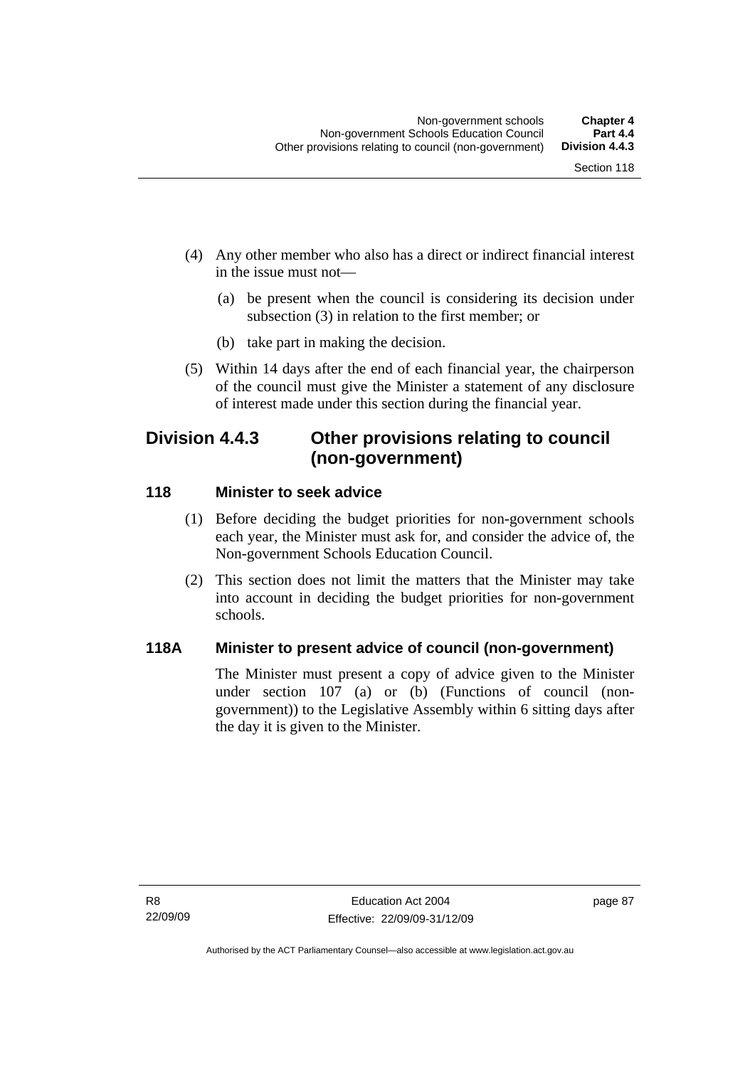(4) Any other member who also has a direct or indirect financial interest in the issue must not—

   (a) be present when the council is considering its decision under subsection (3) in relation to the first member; or

   (b) take part in making the decision.

(5) Within 14 days after the end of each financial year, the chairperson of the council must give the Minister a statement of any disclosure of interest made under this section during the financial year.

## Division 4.4.3 Other provisions relating to council (non-government)

### 118 Minister to seek advice

(1) Before deciding the budget priorities for non-government schools each year, the Minister must ask for, and consider the advice of, the Non-government Schools Education Council.

(2) This section does not limit the matters that the Minister may take into account in deciding the budget priorities for non-government schools.

### 118A Minister to present advice of council (non-government)

The Minister must present a copy of advice given to the Minister under section 107 (a) or (b) (Functions of council (non-government)) to the Legislative Assembly within 6 sitting days after the day it is given to the Minister.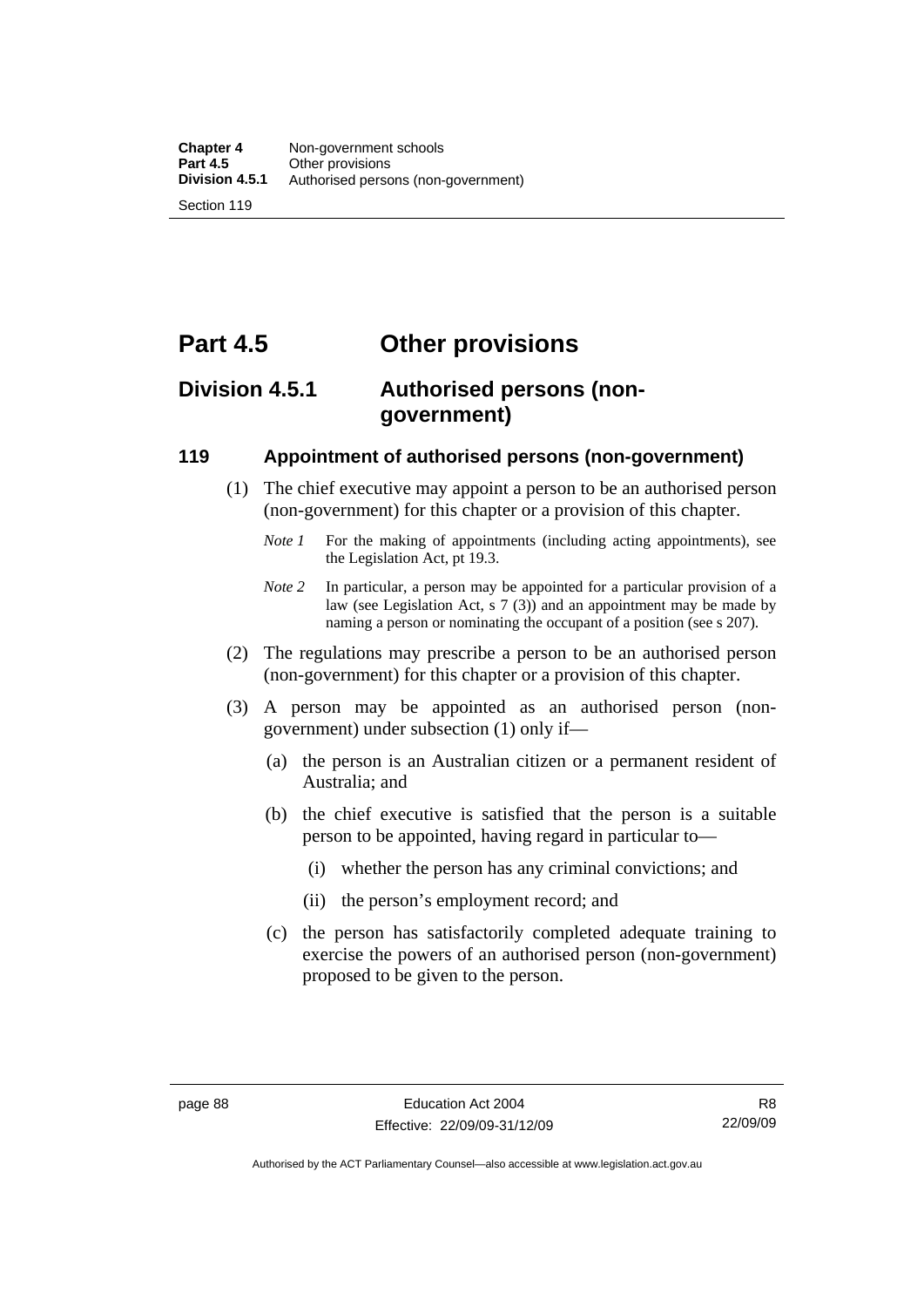# Part 4.5 Other provisions

## Division 4.5.1 Authorised persons (non-government)

### 119 Appointment of authorised persons (non-government)

(1) The chief executive may appoint a person to be an authorised person (non-government) for this chapter or a provision of this chapter.

*Note 1* For the making of appointments (including acting appointments), see the Legislation Act, pt 19.3.

*Note 2* In particular, a person may be appointed for a particular provision of a law (see Legislation Act, s 7 (3)) and an appointment may be made by naming a person or nominating the occupant of a position (see s 207).

(2) The regulations may prescribe a person to be an authorised person (non-government) for this chapter or a provision of this chapter.

(3) A person may be appointed as an authorised person (non-government) under subsection (1) only if—

(a) the person is an Australian citizen or a permanent resident of Australia; and

(b) the chief executive is satisfied that the person is a suitable person to be appointed, having regard in particular to—

(i) whether the person has any criminal convictions; and

(ii) the person's employment record; and

(c) the person has satisfactorily completed adequate training to exercise the powers of an authorised person (non-government) proposed to be given to the person.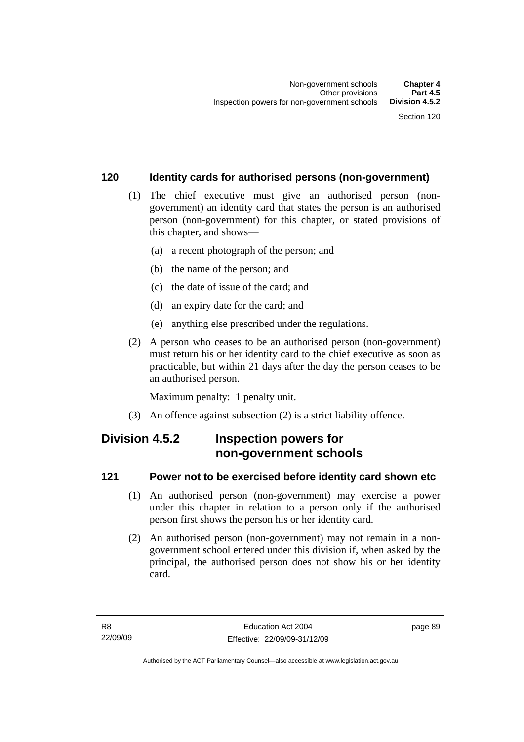### 120 Identity cards for authorised persons (non-government)

(1) The chief executive must give an authorised person (non-government) an identity card that states the person is an authorised person (non-government) for this chapter, or stated provisions of this chapter, and shows—

(a) a recent photograph of the person; and

(b) the name of the person; and

(c) the date of issue of the card; and

(d) an expiry date for the card; and

(e) anything else prescribed under the regulations.

(2) A person who ceases to be an authorised person (non-government) must return his or her identity card to the chief executive as soon as practicable, but within 21 days after the day the person ceases to be an authorised person.

Maximum penalty: 1 penalty unit.

(3) An offence against subsection (2) is a strict liability offence.

## Division 4.5.2 Inspection powers for non-government schools

### 121 Power not to be exercised before identity card shown etc

(1) An authorised person (non-government) may exercise a power under this chapter in relation to a person only if the authorised person first shows the person his or her identity card.

(2) An authorised person (non-government) may not remain in a non-government school entered under this division if, when asked by the principal, the authorised person does not show his or her identity card.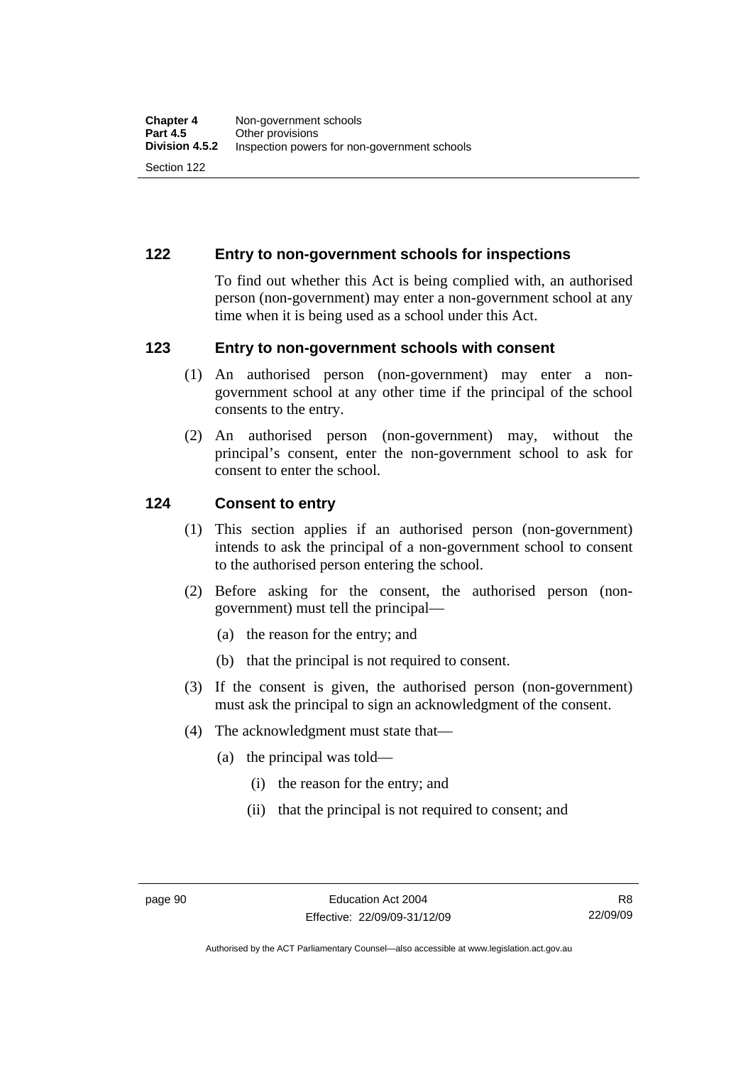## 122 Entry to non-government schools for inspections

To find out whether this Act is being complied with, an authorised person (non-government) may enter a non-government school at any time when it is being used as a school under this Act.

## 123 Entry to non-government schools with consent

(1) An authorised person (non-government) may enter a non-government school at any other time if the principal of the school consents to the entry.

(2) An authorised person (non-government) may, without the principal's consent, enter the non-government school to ask for consent to enter the school.

## 124 Consent to entry

(1) This section applies if an authorised person (non-government) intends to ask the principal of a non-government school to consent to the authorised person entering the school.

(2) Before asking for the consent, the authorised person (non-government) must tell the principal—

(a) the reason for the entry; and

(b) that the principal is not required to consent.

(3) If the consent is given, the authorised person (non-government) must ask the principal to sign an acknowledgment of the consent.

(4) The acknowledgment must state that—

(a) the principal was told—

(i) the reason for the entry; and

(ii) that the principal is not required to consent; and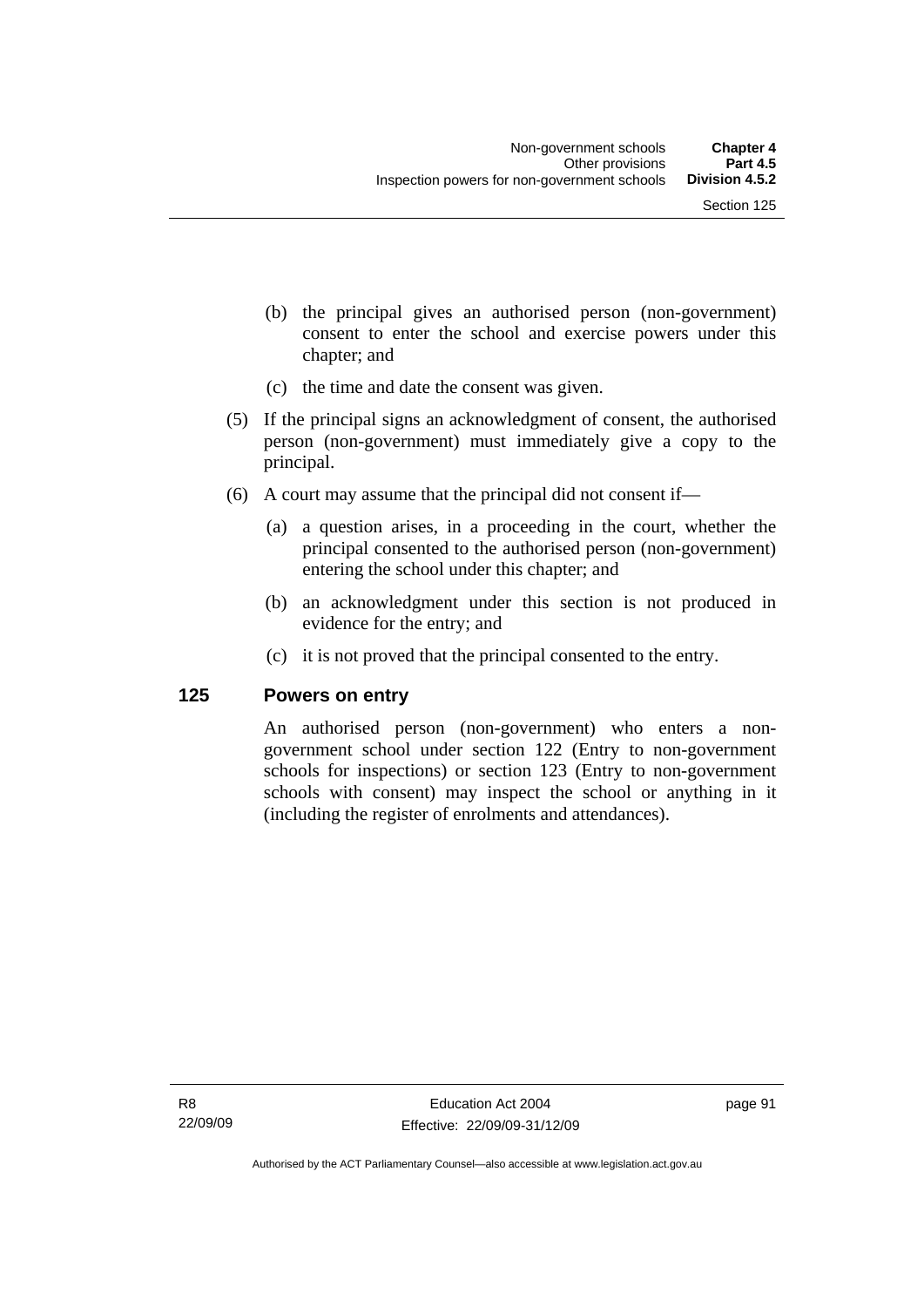(b) the principal gives an authorised person (non-government) consent to enter the school and exercise powers under this chapter; and

(c) the time and date the consent was given.

(5) If the principal signs an acknowledgment of consent, the authorised person (non-government) must immediately give a copy to the principal.

(6) A court may assume that the principal did not consent if—

(a) a question arises, in a proceeding in the court, whether the principal consented to the authorised person (non-government) entering the school under this chapter; and

(b) an acknowledgment under this section is not produced in evidence for the entry; and

(c) it is not proved that the principal consented to the entry.

### 125 Powers on entry

An authorised person (non-government) who enters a non-government school under section 122 (Entry to non-government schools for inspections) or section 123 (Entry to non-government schools with consent) may inspect the school or anything in it (including the register of enrolments and attendances).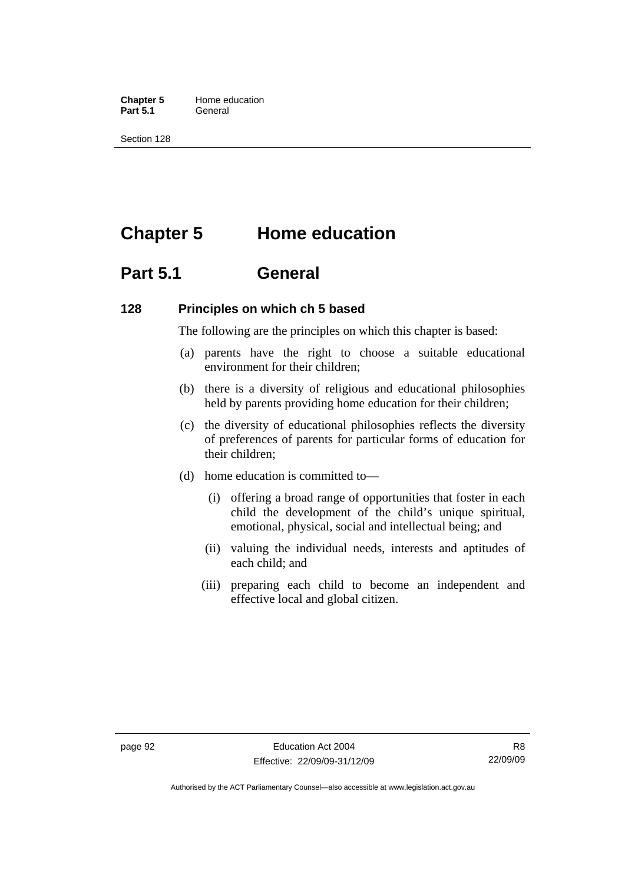# Chapter 5 Home education

## Part 5.1 General

### 128 Principles on which ch 5 based

The following are the principles on which this chapter is based:

(a) parents have the right to choose a suitable educational environment for their children;

(b) there is a diversity of religious and educational philosophies held by parents providing home education for their children;

(c) the diversity of educational philosophies reflects the diversity of preferences of parents for particular forms of education for their children;

(d) home education is committed to—

(i) offering a broad range of opportunities that foster in each child the development of the child's unique spiritual, emotional, physical, social and intellectual being; and

(ii) valuing the individual needs, interests and aptitudes of each child; and

(iii) preparing each child to become an independent and effective local and global citizen.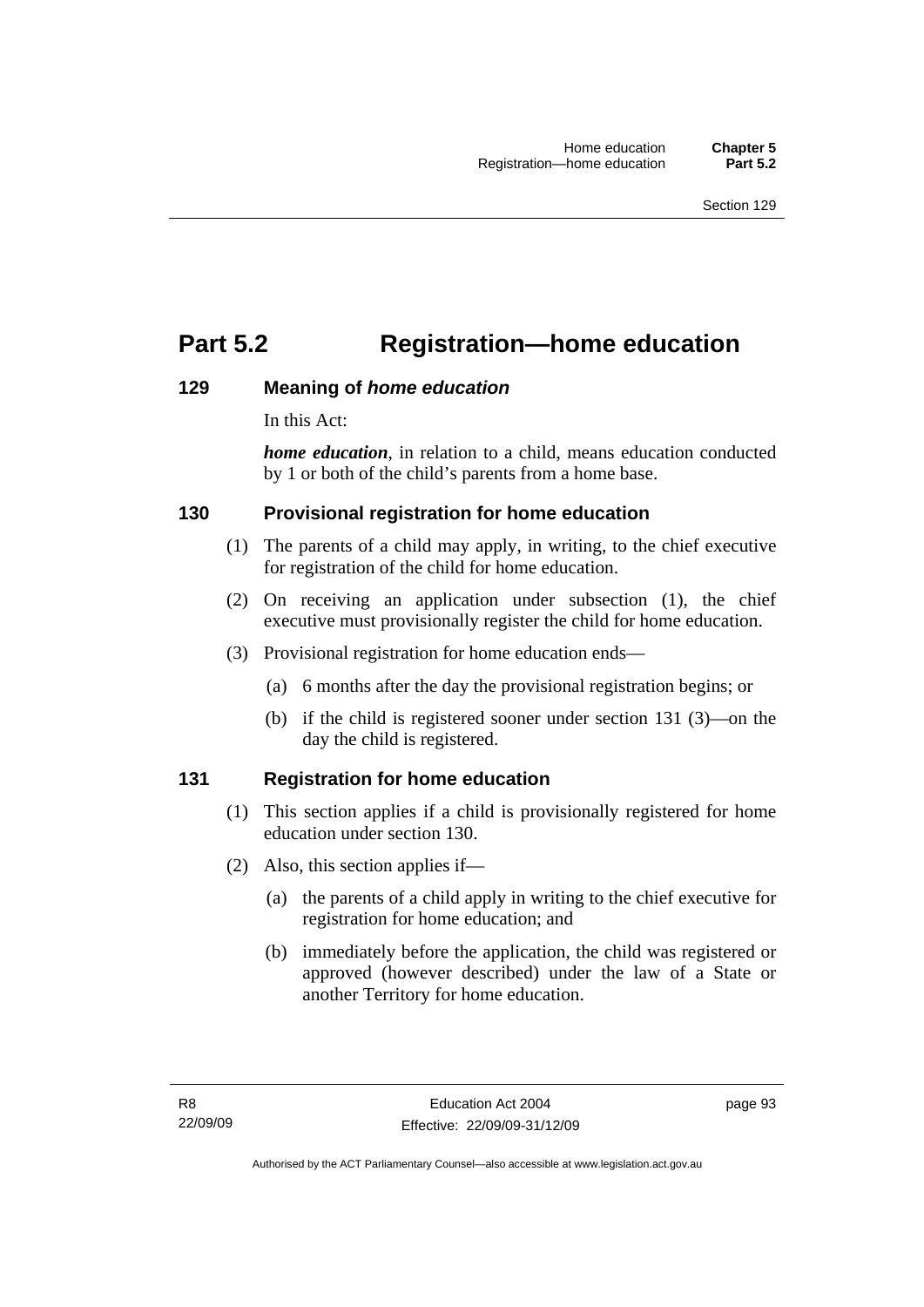# Part 5.2 Registration—home education

## 129 Meaning of *home education*

In this Act:

***home education***, in relation to a child, means education conducted by 1 or both of the child's parents from a home base.

## 130 Provisional registration for home education

(1) The parents of a child may apply, in writing, to the chief executive for registration of the child for home education.

(2) On receiving an application under subsection (1), the chief executive must provisionally register the child for home education.

(3) Provisional registration for home education ends—

(a) 6 months after the day the provisional registration begins; or

(b) if the child is registered sooner under section 131 (3)—on the day the child is registered.

## 131 Registration for home education

(1) This section applies if a child is provisionally registered for home education under section 130.

(2) Also, this section applies if—

(a) the parents of a child apply in writing to the chief executive for registration for home education; and

(b) immediately before the application, the child was registered or approved (however described) under the law of a State or another Territory for home education.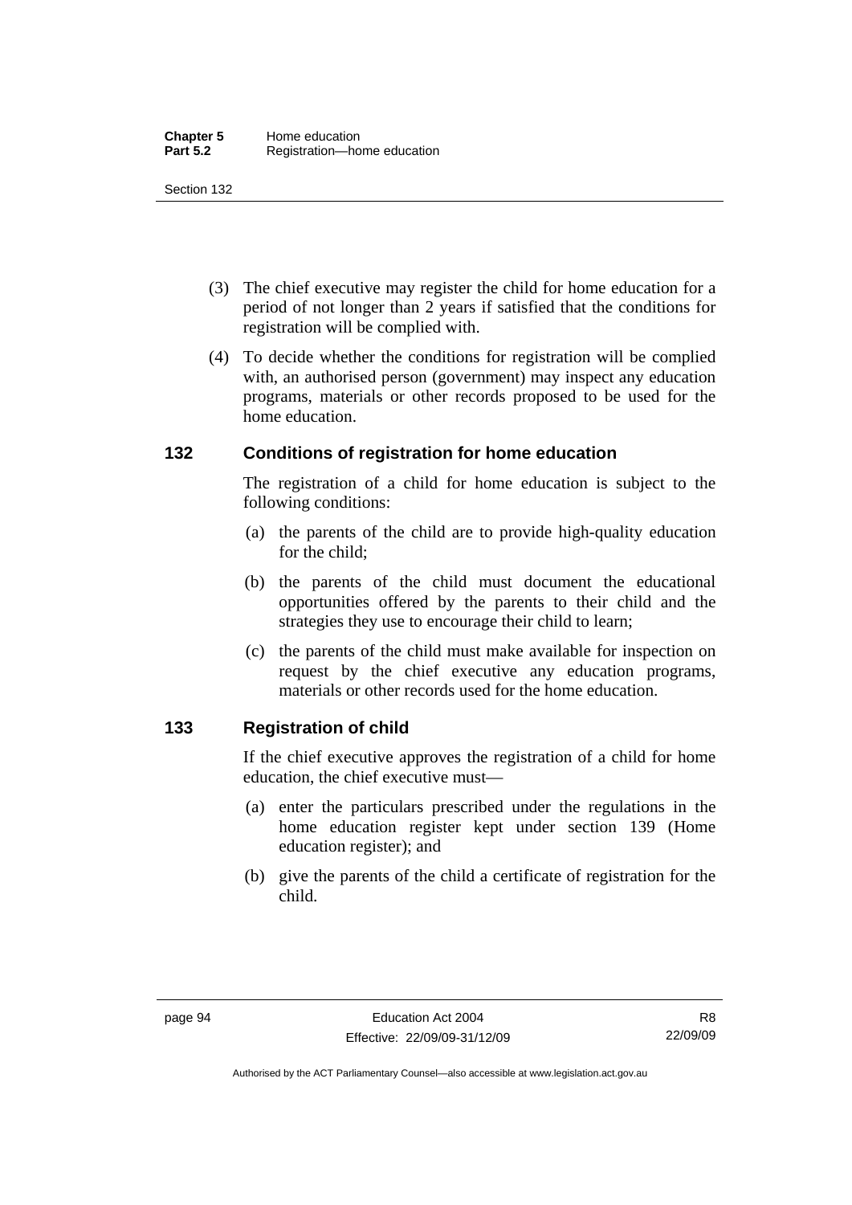(3) The chief executive may register the child for home education for a period of not longer than 2 years if satisfied that the conditions for registration will be complied with.

(4) To decide whether the conditions for registration will be complied with, an authorised person (government) may inspect any education programs, materials or other records proposed to be used for the home education.

## 132 Conditions of registration for home education

The registration of a child for home education is subject to the following conditions:

(a) the parents of the child are to provide high-quality education for the child;

(b) the parents of the child must document the educational opportunities offered by the parents to their child and the strategies they use to encourage their child to learn;

(c) the parents of the child must make available for inspection on request by the chief executive any education programs, materials or other records used for the home education.

## 133 Registration of child

If the chief executive approves the registration of a child for home education, the chief executive must—

(a) enter the particulars prescribed under the regulations in the home education register kept under section 139 (Home education register); and

(b) give the parents of the child a certificate of registration for the child.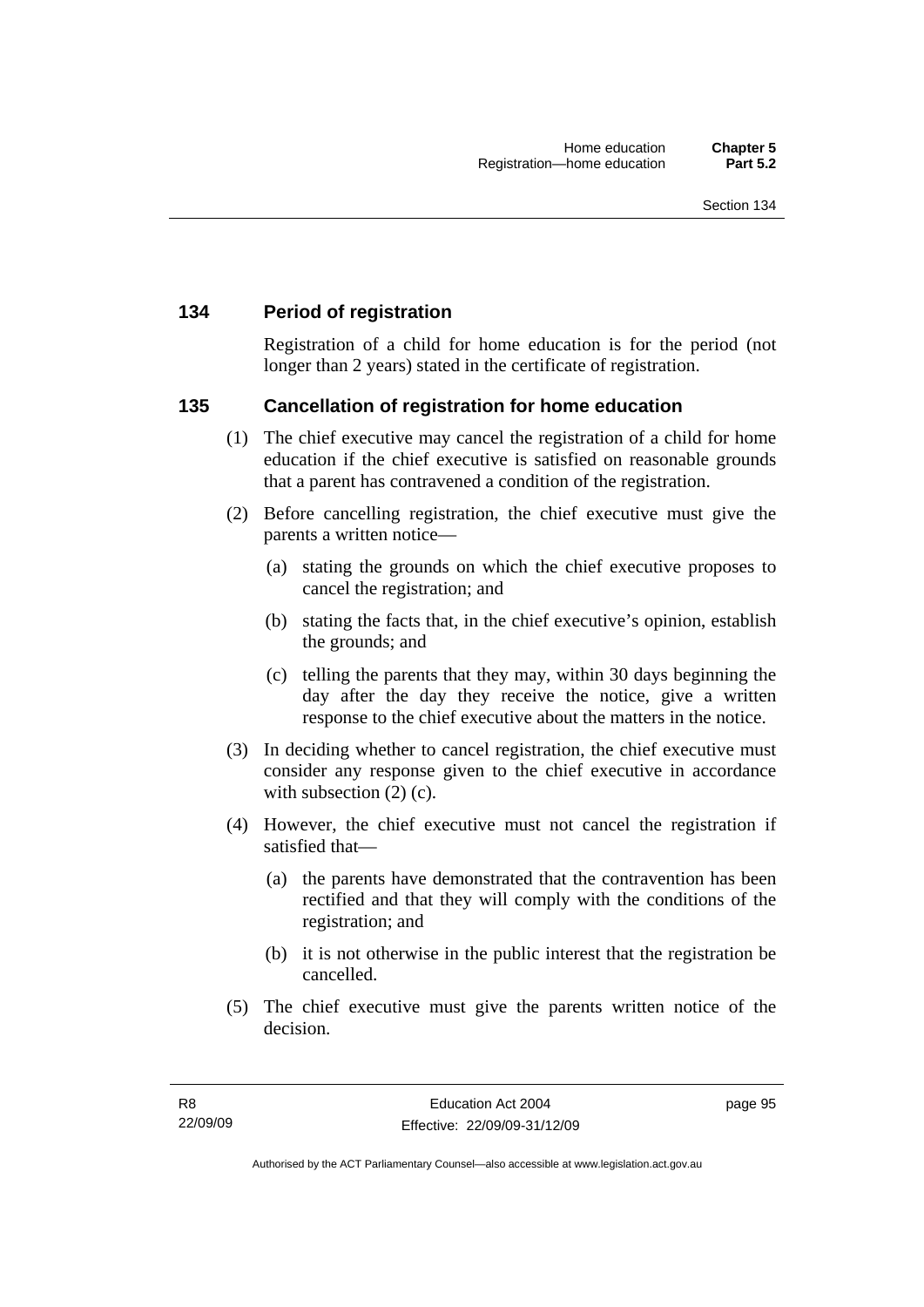## 134 Period of registration

Registration of a child for home education is for the period (not longer than 2 years) stated in the certificate of registration.

## 135 Cancellation of registration for home education

(1) The chief executive may cancel the registration of a child for home education if the chief executive is satisfied on reasonable grounds that a parent has contravened a condition of the registration.

(2) Before cancelling registration, the chief executive must give the parents a written notice—

(a) stating the grounds on which the chief executive proposes to cancel the registration; and

(b) stating the facts that, in the chief executive's opinion, establish the grounds; and

(c) telling the parents that they may, within 30 days beginning the day after the day they receive the notice, give a written response to the chief executive about the matters in the notice.

(3) In deciding whether to cancel registration, the chief executive must consider any response given to the chief executive in accordance with subsection (2) (c).

(4) However, the chief executive must not cancel the registration if satisfied that—

(a) the parents have demonstrated that the contravention has been rectified and that they will comply with the conditions of the registration; and

(b) it is not otherwise in the public interest that the registration be cancelled.

(5) The chief executive must give the parents written notice of the decision.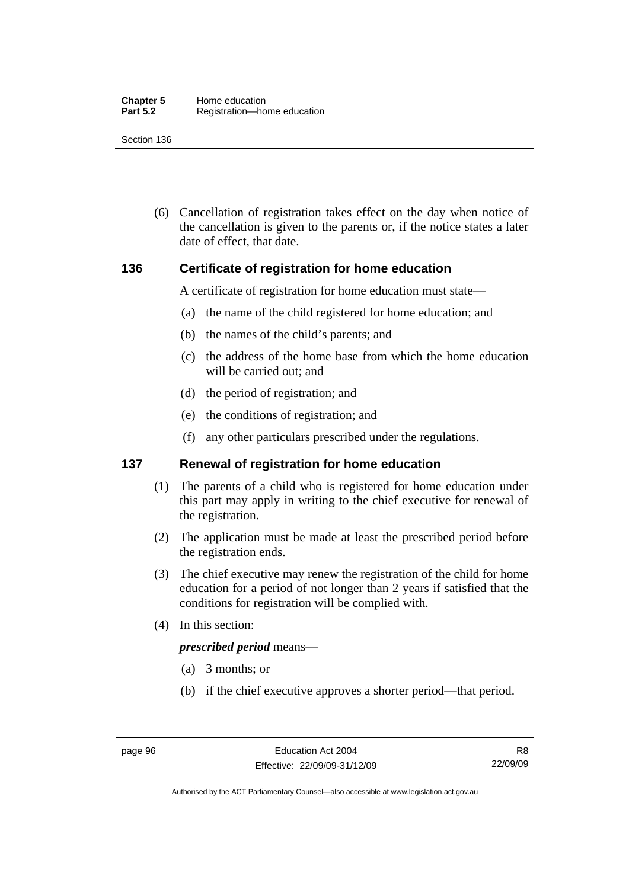(6) Cancellation of registration takes effect on the day when notice of the cancellation is given to the parents or, if the notice states a later date of effect, that date.

## 136 Certificate of registration for home education

A certificate of registration for home education must state—

(a) the name of the child registered for home education; and

(b) the names of the child's parents; and

(c) the address of the home base from which the home education will be carried out; and

(d) the period of registration; and

(e) the conditions of registration; and

(f) any other particulars prescribed under the regulations.

## 137 Renewal of registration for home education

(1) The parents of a child who is registered for home education under this part may apply in writing to the chief executive for renewal of the registration.

(2) The application must be made at least the prescribed period before the registration ends.

(3) The chief executive may renew the registration of the child for home education for a period of not longer than 2 years if satisfied that the conditions for registration will be complied with.

(4) In this section:

***prescribed period*** means—

(a) 3 months; or

(b) if the chief executive approves a shorter period—that period.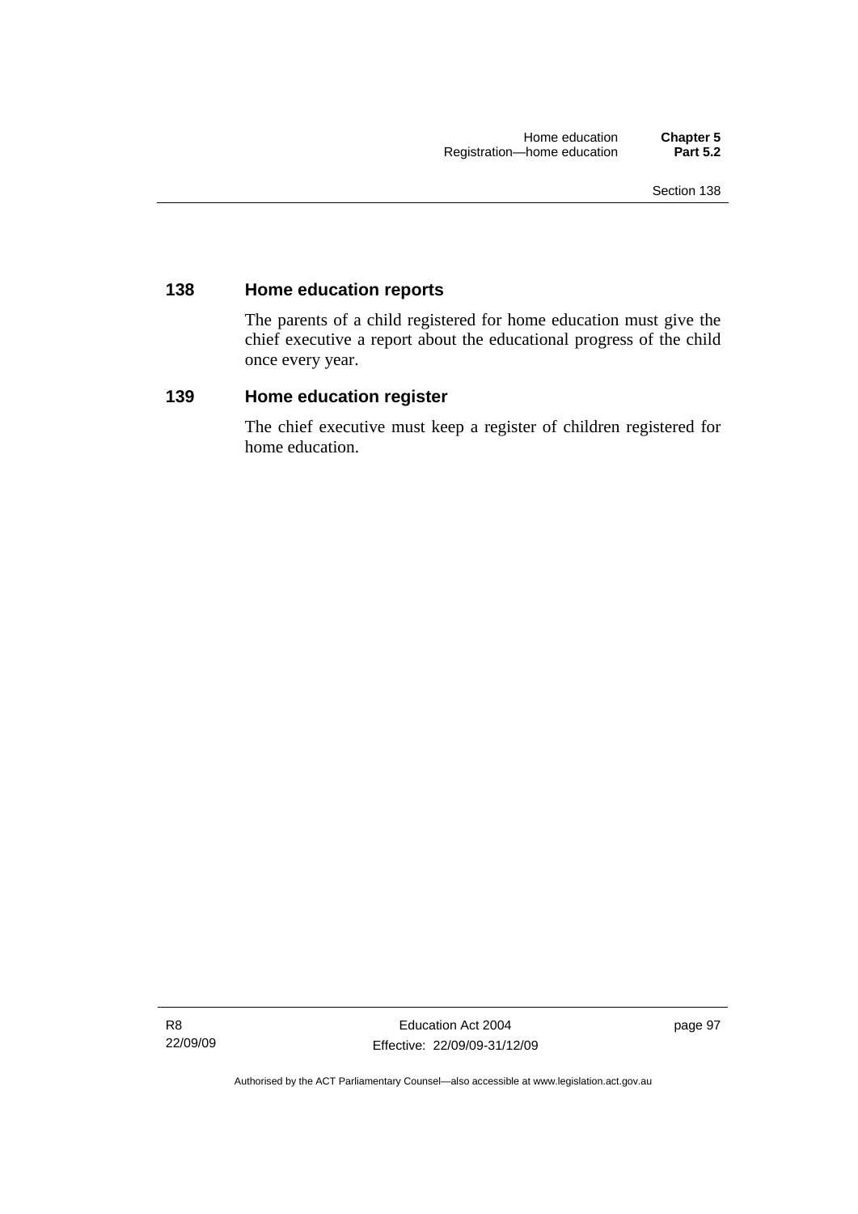## 138 Home education reports

The parents of a child registered for home education must give the chief executive a report about the educational progress of the child once every year.

## 139 Home education register

The chief executive must keep a register of children registered for home education.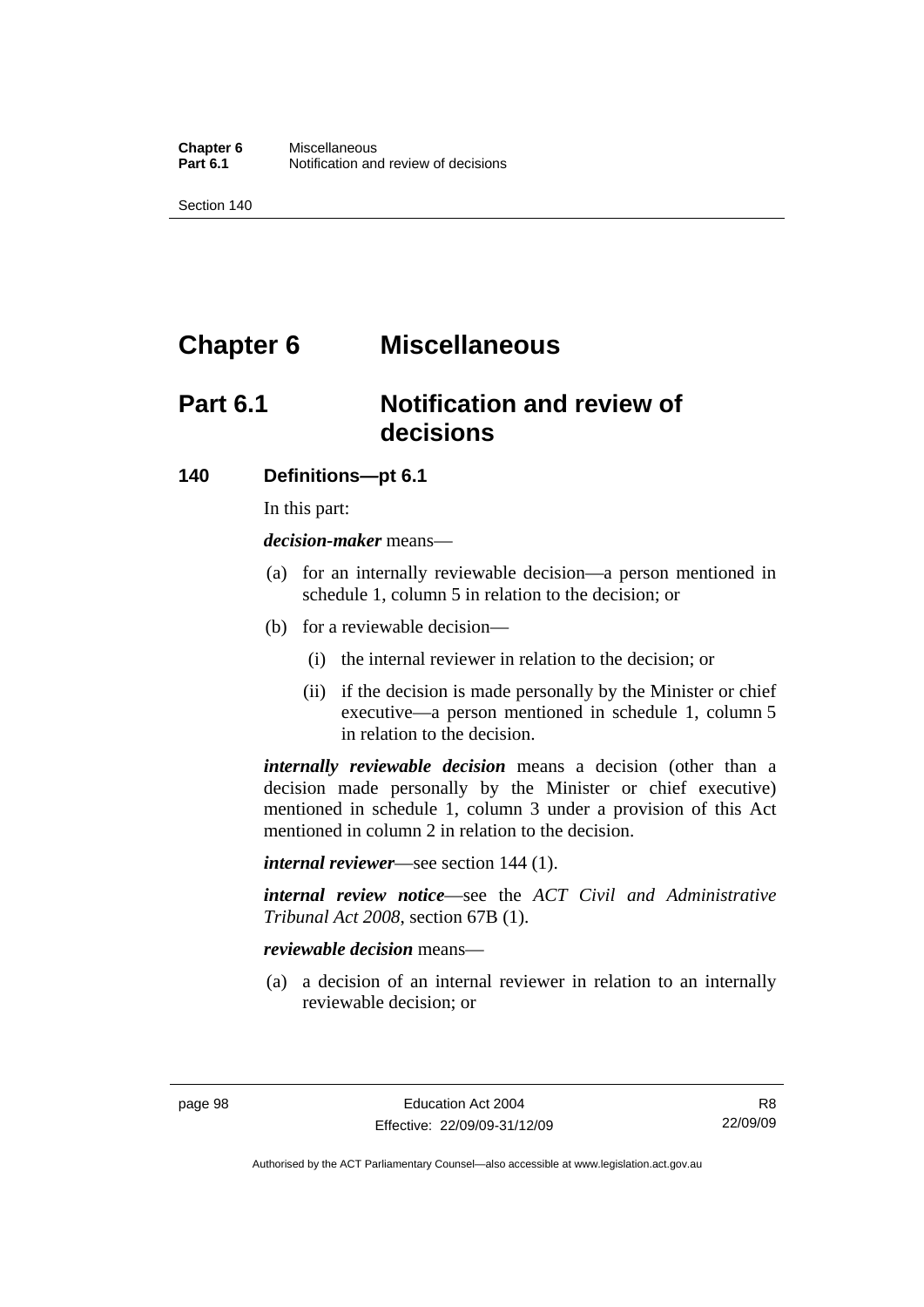# Chapter 6 Miscellaneous

## Part 6.1 Notification and review of decisions

### 140 Definitions—pt 6.1

In this part:

***decision-maker*** means—

(a) for an internally reviewable decision—a person mentioned in schedule 1, column 5 in relation to the decision; or

(b) for a reviewable decision—

(i) the internal reviewer in relation to the decision; or

(ii) if the decision is made personally by the Minister or chief executive—a person mentioned in schedule 1, column 5 in relation to the decision.

***internally reviewable decision*** means a decision (other than a decision made personally by the Minister or chief executive) mentioned in schedule 1, column 3 under a provision of this Act mentioned in column 2 in relation to the decision.

***internal reviewer***—see section 144 (1).

***internal review notice***—see the *ACT Civil and Administrative Tribunal Act 2008*, section 67B (1).

***reviewable decision*** means—

(a) a decision of an internal reviewer in relation to an internally reviewable decision; or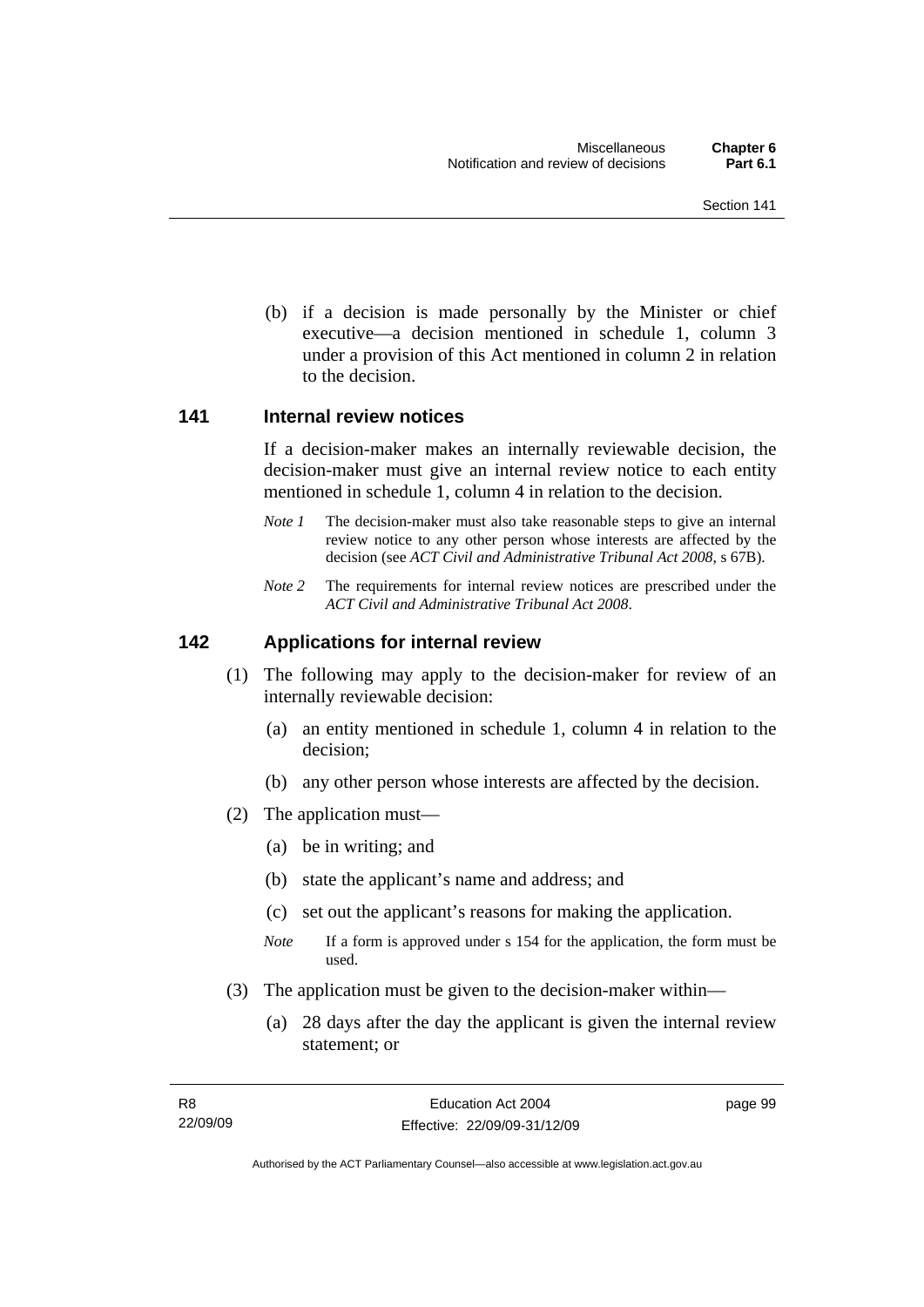(b) if a decision is made personally by the Minister or chief executive—a decision mentioned in schedule 1, column 3 under a provision of this Act mentioned in column 2 in relation to the decision.

## 141 Internal review notices

If a decision-maker makes an internally reviewable decision, the decision-maker must give an internal review notice to each entity mentioned in schedule 1, column 4 in relation to the decision.

*Note 1* The decision-maker must also take reasonable steps to give an internal review notice to any other person whose interests are affected by the decision (see *ACT Civil and Administrative Tribunal Act 2008*, s 67B).

*Note 2* The requirements for internal review notices are prescribed under the *ACT Civil and Administrative Tribunal Act 2008*.

## 142 Applications for internal review

(1) The following may apply to the decision-maker for review of an internally reviewable decision:

(a) an entity mentioned in schedule 1, column 4 in relation to the decision;

(b) any other person whose interests are affected by the decision.

(2) The application must—

(a) be in writing; and

(b) state the applicant's name and address; and

(c) set out the applicant's reasons for making the application.

*Note* If a form is approved under s 154 for the application, the form must be used.

(3) The application must be given to the decision-maker within—

(a) 28 days after the day the applicant is given the internal review statement; or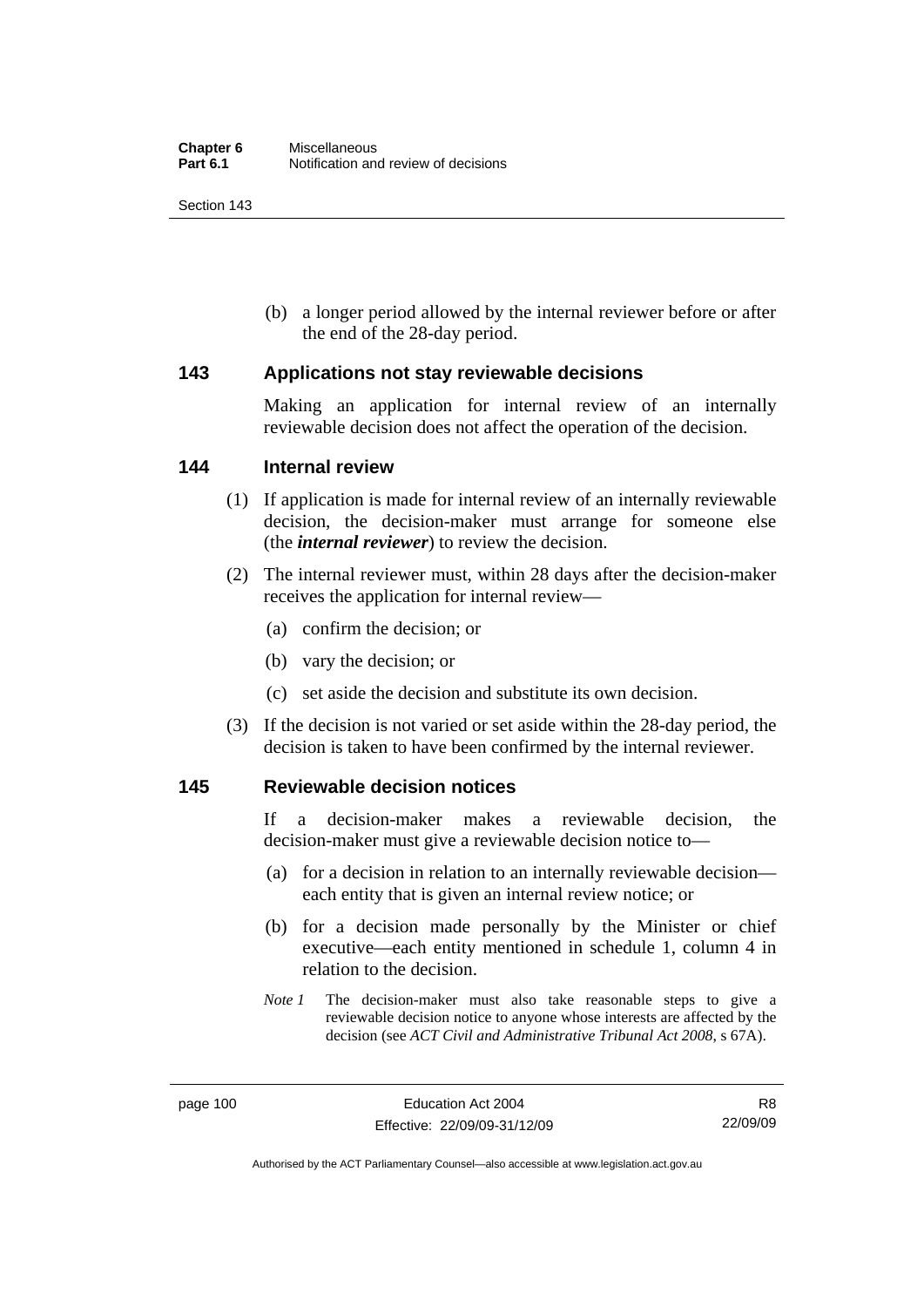(b) a longer period allowed by the internal reviewer before or after the end of the 28-day period.

## 143 Applications not stay reviewable decisions

Making an application for internal review of an internally reviewable decision does not affect the operation of the decision.

## 144 Internal review

(1) If application is made for internal review of an internally reviewable decision, the decision-maker must arrange for someone else (the ***internal reviewer***) to review the decision.

(2) The internal reviewer must, within 28 days after the decision-maker receives the application for internal review—

(a) confirm the decision; or

(b) vary the decision; or

(c) set aside the decision and substitute its own decision.

(3) If the decision is not varied or set aside within the 28-day period, the decision is taken to have been confirmed by the internal reviewer.

## 145 Reviewable decision notices

If a decision-maker makes a reviewable decision, the decision-maker must give a reviewable decision notice to—

(a) for a decision in relation to an internally reviewable decision—each entity that is given an internal review notice; or

(b) for a decision made personally by the Minister or chief executive—each entity mentioned in schedule 1, column 4 in relation to the decision.

*Note 1* The decision-maker must also take reasonable steps to give a reviewable decision notice to anyone whose interests are affected by the decision (see *ACT Civil and Administrative Tribunal Act 2008*, s 67A).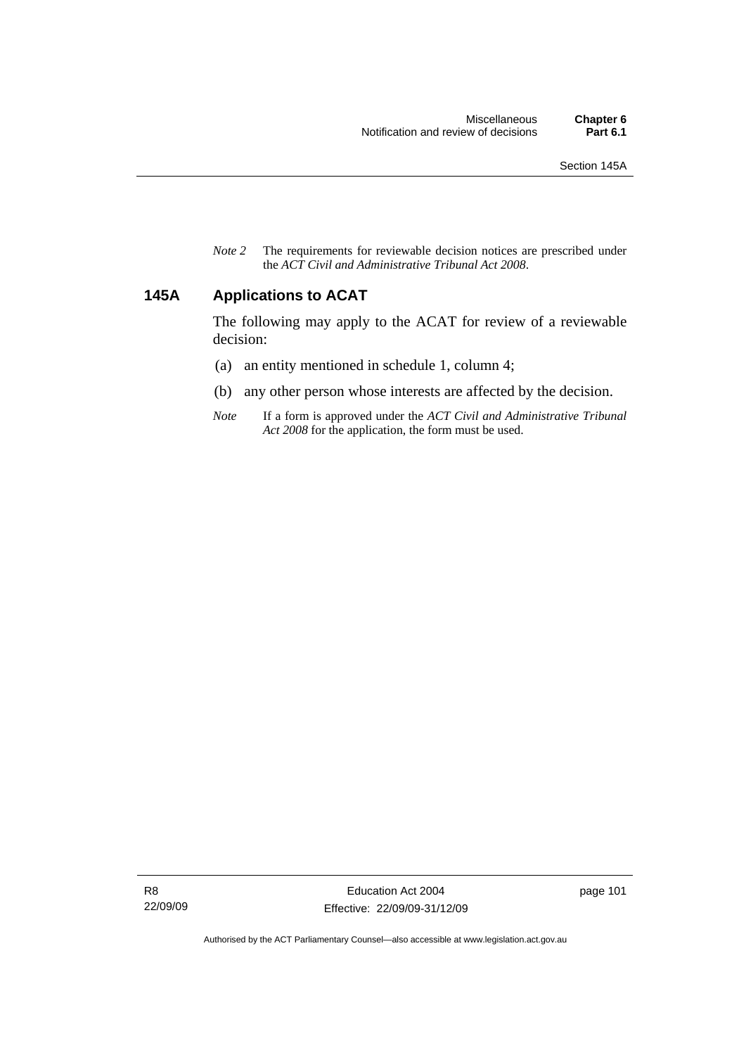*Note 2* The requirements for reviewable decision notices are prescribed under the *ACT Civil and Administrative Tribunal Act 2008*.

## 145A Applications to ACAT

The following may apply to the ACAT for review of a reviewable decision:

(a) an entity mentioned in schedule 1, column 4;

(b) any other person whose interests are affected by the decision.

*Note* If a form is approved under the *ACT Civil and Administrative Tribunal Act 2008* for the application, the form must be used.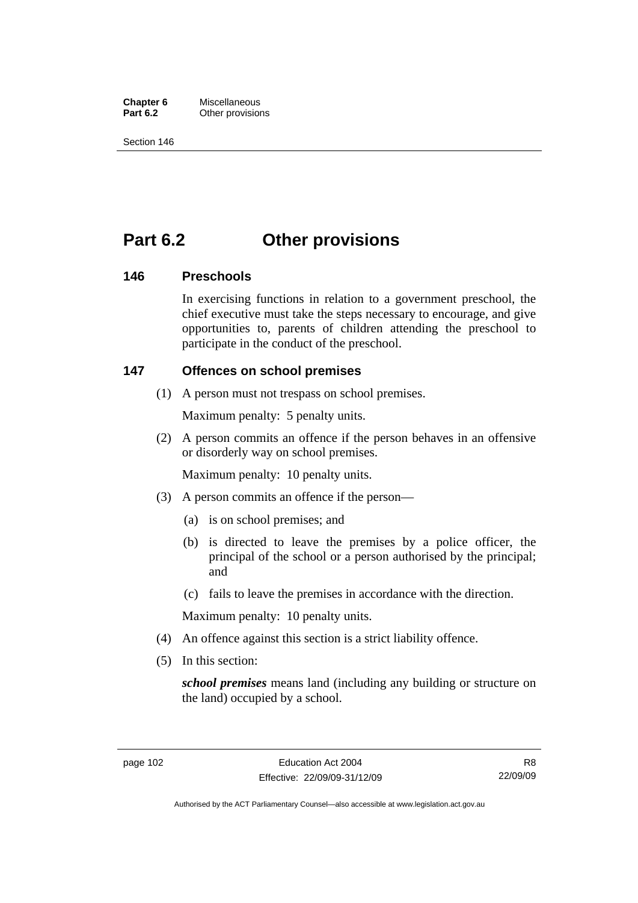# Part 6.2 Other provisions

## 146 Preschools

In exercising functions in relation to a government preschool, the chief executive must take the steps necessary to encourage, and give opportunities to, parents of children attending the preschool to participate in the conduct of the preschool.

## 147 Offences on school premises

(1) A person must not trespass on school premises.

Maximum penalty: 5 penalty units.

(2) A person commits an offence if the person behaves in an offensive or disorderly way on school premises.

Maximum penalty: 10 penalty units.

(3) A person commits an offence if the person—

(a) is on school premises; and

(b) is directed to leave the premises by a police officer, the principal of the school or a person authorised by the principal; and

(c) fails to leave the premises in accordance with the direction.

Maximum penalty: 10 penalty units.

(4) An offence against this section is a strict liability offence.

(5) In this section:

***school premises*** means land (including any building or structure on the land) occupied by a school.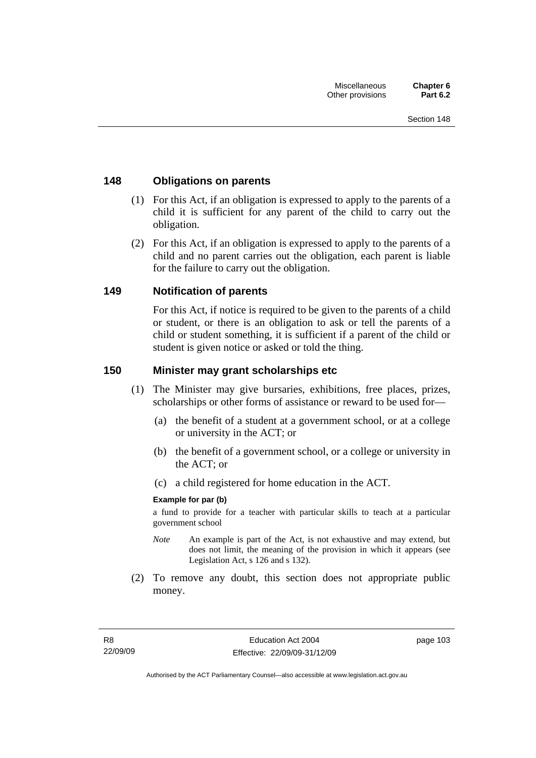## 148 Obligations on parents

(1) For this Act, if an obligation is expressed to apply to the parents of a child it is sufficient for any parent of the child to carry out the obligation.

(2) For this Act, if an obligation is expressed to apply to the parents of a child and no parent carries out the obligation, each parent is liable for the failure to carry out the obligation.

## 149 Notification of parents

For this Act, if notice is required to be given to the parents of a child or student, or there is an obligation to ask or tell the parents of a child or student something, it is sufficient if a parent of the child or student is given notice or asked or told the thing.

## 150 Minister may grant scholarships etc

(1) The Minister may give bursaries, exhibitions, free places, prizes, scholarships or other forms of assistance or reward to be used for—

(a) the benefit of a student at a government school, or at a college or university in the ACT; or

(b) the benefit of a government school, or a college or university in the ACT; or

(c) a child registered for home education in the ACT.

**Example for par (b)**

a fund to provide for a teacher with particular skills to teach at a particular government school

*Note* An example is part of the Act, is not exhaustive and may extend, but does not limit, the meaning of the provision in which it appears (see Legislation Act, s 126 and s 132).

(2) To remove any doubt, this section does not appropriate public money.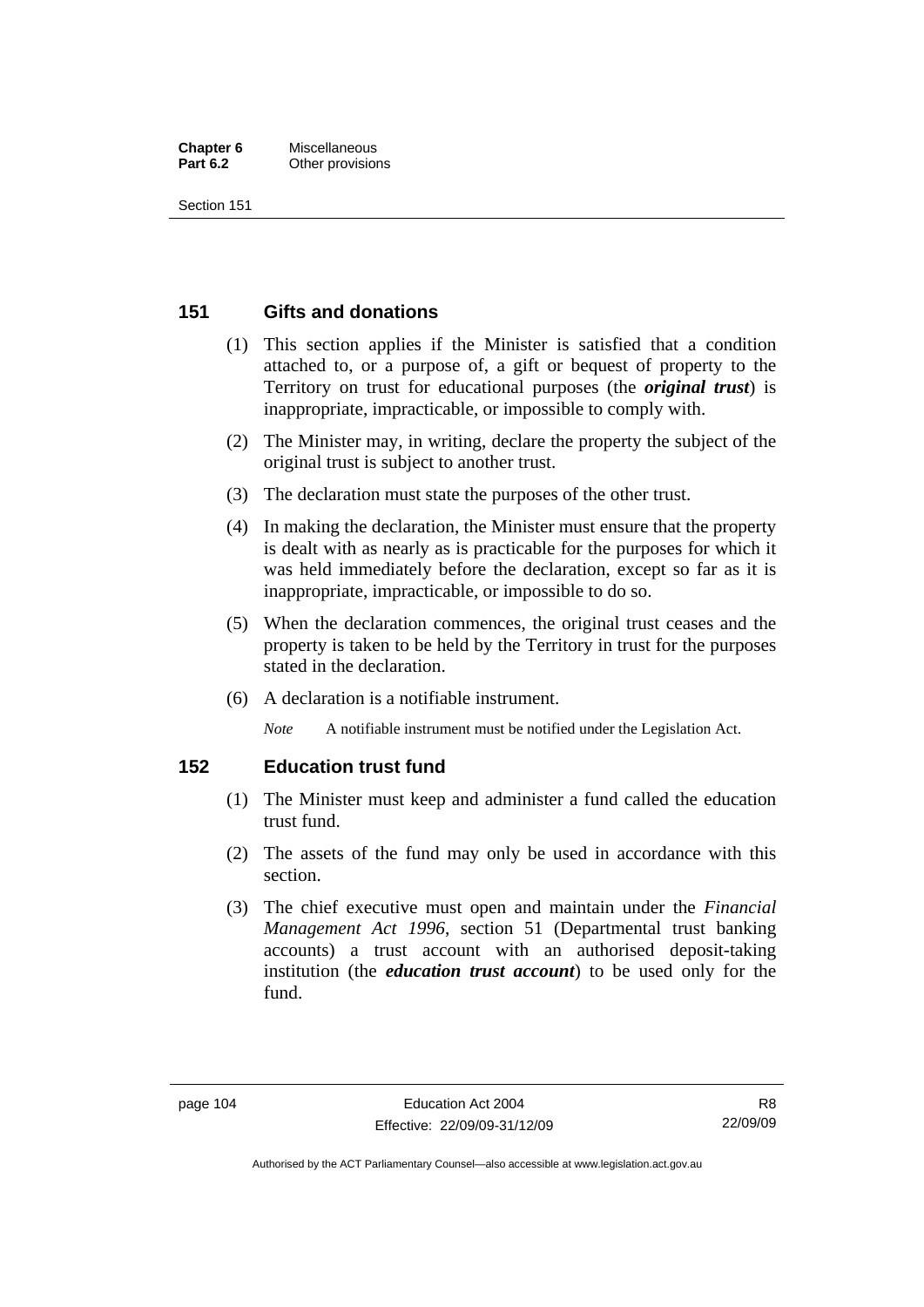## 151 Gifts and donations

(1) This section applies if the Minister is satisfied that a condition attached to, or a purpose of, a gift or bequest of property to the Territory on trust for educational purposes (the ***original trust***) is inappropriate, impracticable, or impossible to comply with.

(2) The Minister may, in writing, declare the property the subject of the original trust is subject to another trust.

(3) The declaration must state the purposes of the other trust.

(4) In making the declaration, the Minister must ensure that the property is dealt with as nearly as is practicable for the purposes for which it was held immediately before the declaration, except so far as it is inappropriate, impracticable, or impossible to do so.

(5) When the declaration commences, the original trust ceases and the property is taken to be held by the Territory in trust for the purposes stated in the declaration.

(6) A declaration is a notifiable instrument.

*Note* A notifiable instrument must be notified under the Legislation Act.

## 152 Education trust fund

(1) The Minister must keep and administer a fund called the education trust fund.

(2) The assets of the fund may only be used in accordance with this section.

(3) The chief executive must open and maintain under the *Financial Management Act 1996*, section 51 (Departmental trust banking accounts) a trust account with an authorised deposit-taking institution (the ***education trust account***) to be used only for the fund.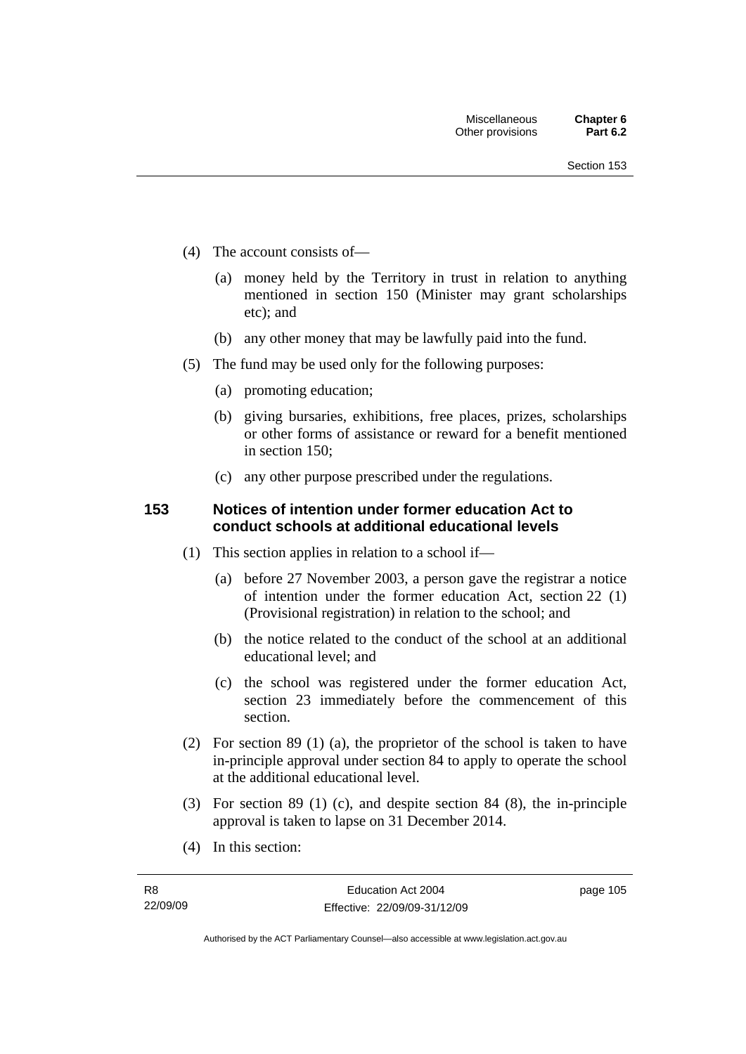(4) The account consists of—

(a) money held by the Territory in trust in relation to anything mentioned in section 150 (Minister may grant scholarships etc); and

(b) any other money that may be lawfully paid into the fund.

(5) The fund may be used only for the following purposes:

(a) promoting education;

(b) giving bursaries, exhibitions, free places, prizes, scholarships or other forms of assistance or reward for a benefit mentioned in section 150;

(c) any other purpose prescribed under the regulations.

## 153 Notices of intention under former education Act to conduct schools at additional educational levels

(1) This section applies in relation to a school if—

(a) before 27 November 2003, a person gave the registrar a notice of intention under the former education Act, section 22 (1) (Provisional registration) in relation to the school; and

(b) the notice related to the conduct of the school at an additional educational level; and

(c) the school was registered under the former education Act, section 23 immediately before the commencement of this section.

(2) For section 89 (1) (a), the proprietor of the school is taken to have in-principle approval under section 84 to apply to operate the school at the additional educational level.

(3) For section 89 (1) (c), and despite section 84 (8), the in-principle approval is taken to lapse on 31 December 2014.

(4) In this section: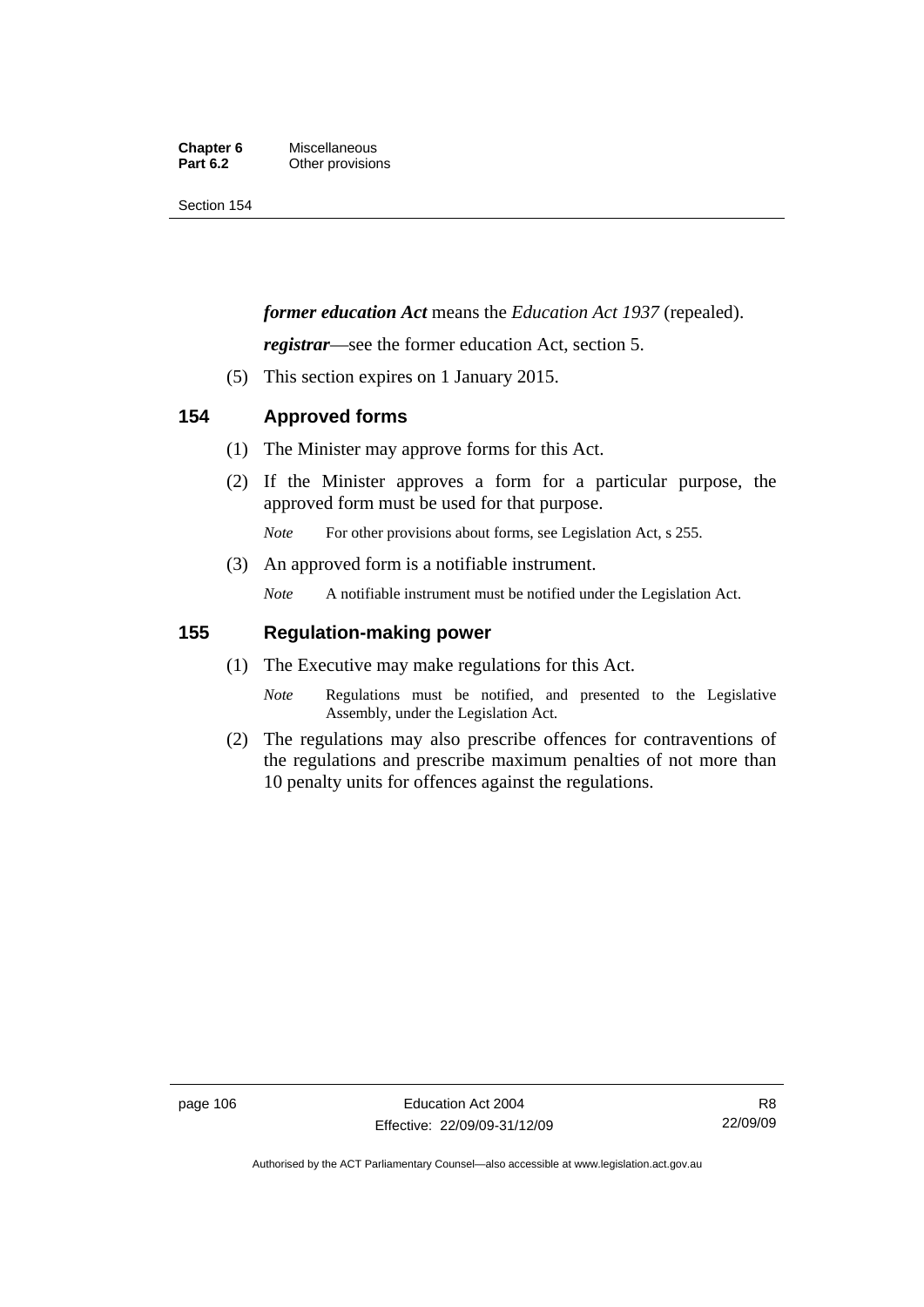***former education Act*** means the *Education Act 1937* (repealed).

***registrar***—see the former education Act, section 5.

(5) This section expires on 1 January 2015.

## 154 Approved forms

(1) The Minister may approve forms for this Act.

(2) If the Minister approves a form for a particular purpose, the approved form must be used for that purpose.

*Note* For other provisions about forms, see Legislation Act, s 255.

(3) An approved form is a notifiable instrument.

*Note* A notifiable instrument must be notified under the Legislation Act.

## 155 Regulation-making power

(1) The Executive may make regulations for this Act.

*Note* Regulations must be notified, and presented to the Legislative Assembly, under the Legislation Act.

(2) The regulations may also prescribe offences for contraventions of the regulations and prescribe maximum penalties of not more than 10 penalty units for offences against the regulations.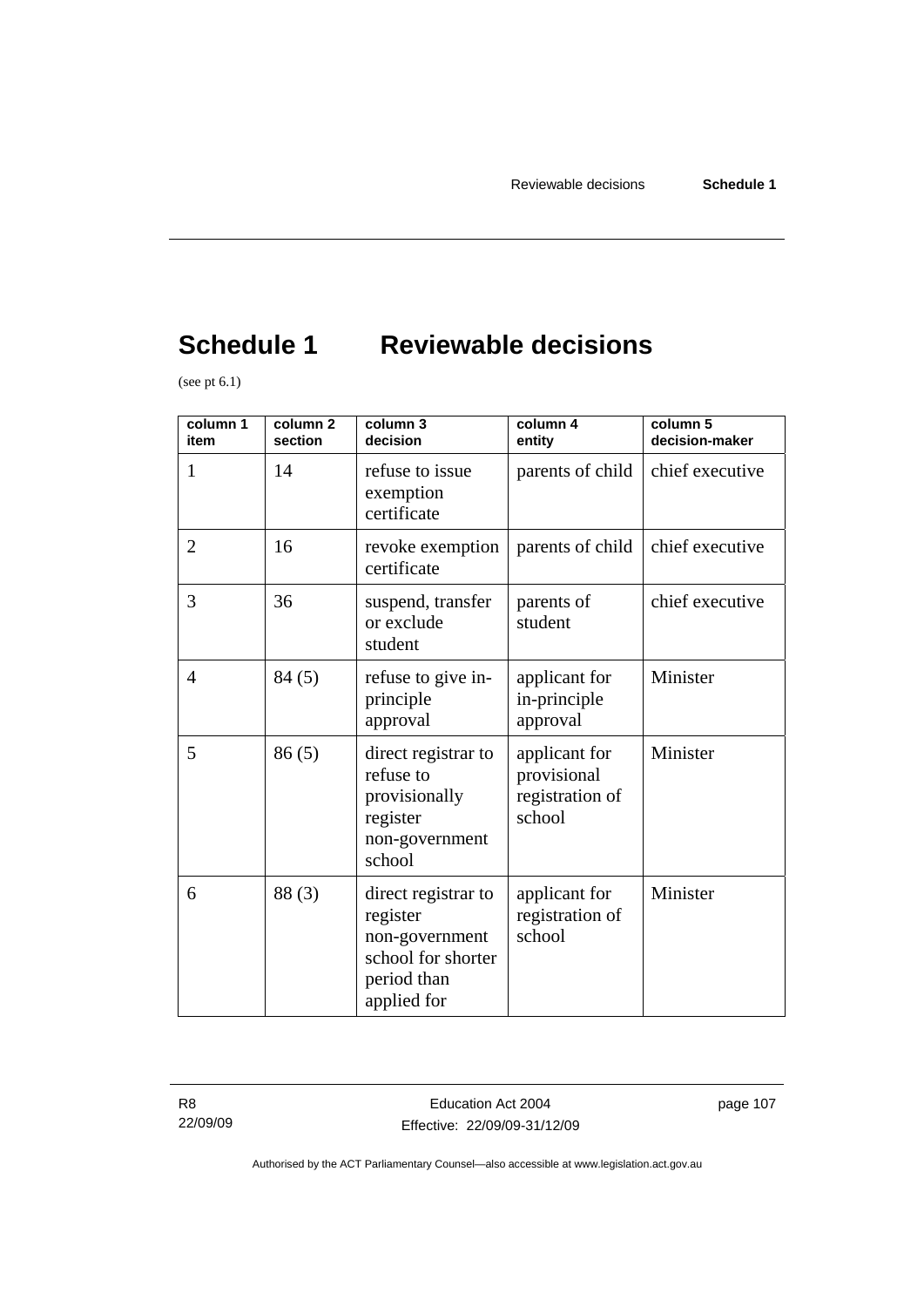# Schedule 1 Reviewable decisions

(see pt 6.1)

| column 1 item | column 2 section | column 3 decision | column 4 entity | column 5 decision-maker |
|---|---|---|---|---|
| 1 | 14 | refuse to issue exemption certificate | parents of child | chief executive |
| 2 | 16 | revoke exemption certificate | parents of child | chief executive |
| 3 | 36 | suspend, transfer or exclude student | parents of student | chief executive |
| 4 | 84 (5) | refuse to give in-principle approval | applicant for in-principle approval | Minister |
| 5 | 86 (5) | direct registrar to refuse to provisionally register non-government school | applicant for provisional registration of school | Minister |
| 6 | 88 (3) | direct registrar to register non-government school for shorter period than applied for | applicant for registration of school | Minister |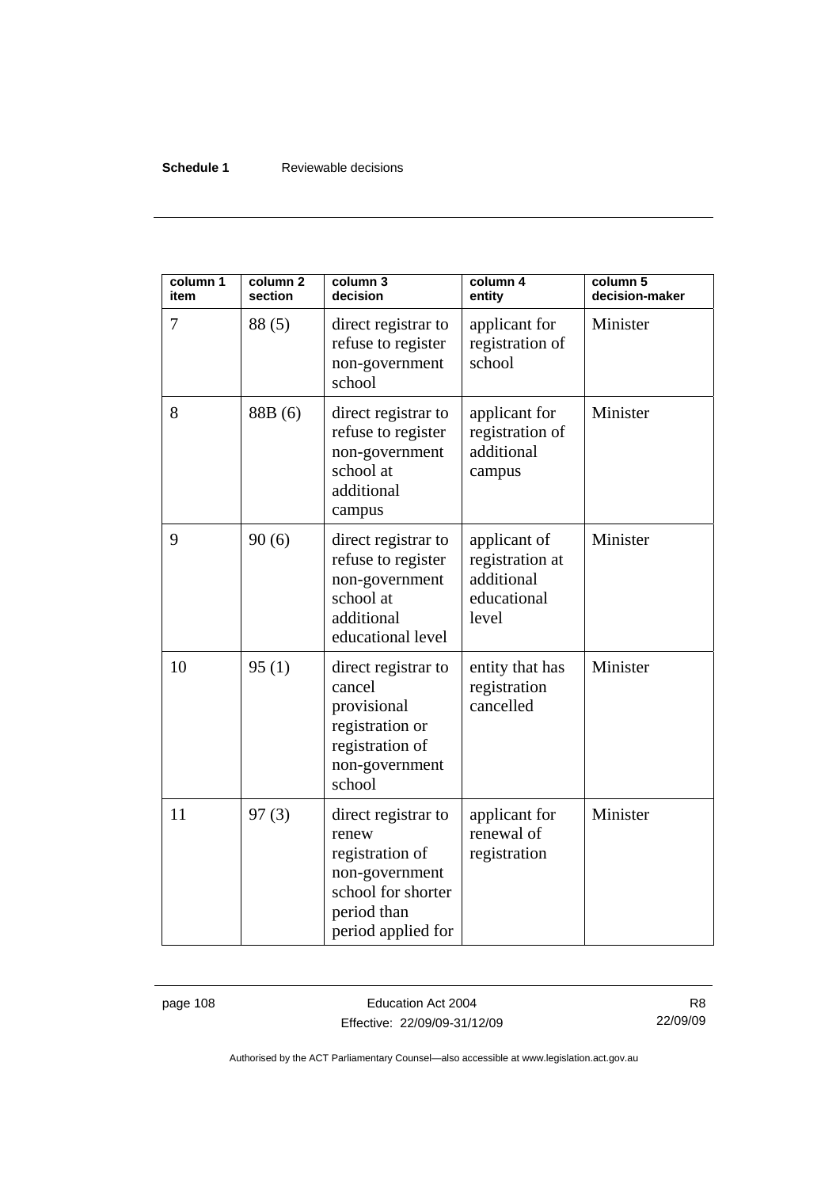| column 1 item | column 2 section | column 3 decision | column 4 entity | column 5 decision-maker |
|---|---|---|---|---|
| 7 | 88 (5) | direct registrar to refuse to register non-government school | applicant for registration of school | Minister |
| 8 | 88B (6) | direct registrar to refuse to register non-government school at additional campus | applicant for registration of additional campus | Minister |
| 9 | 90 (6) | direct registrar to refuse to register non-government school at additional educational level | applicant of registration at additional educational level | Minister |
| 10 | 95 (1) | direct registrar to cancel provisional registration or registration of non-government school | entity that has registration cancelled | Minister |
| 11 | 97 (3) | direct registrar to renew registration of non-government school for shorter period than period applied for | applicant for renewal of registration | Minister |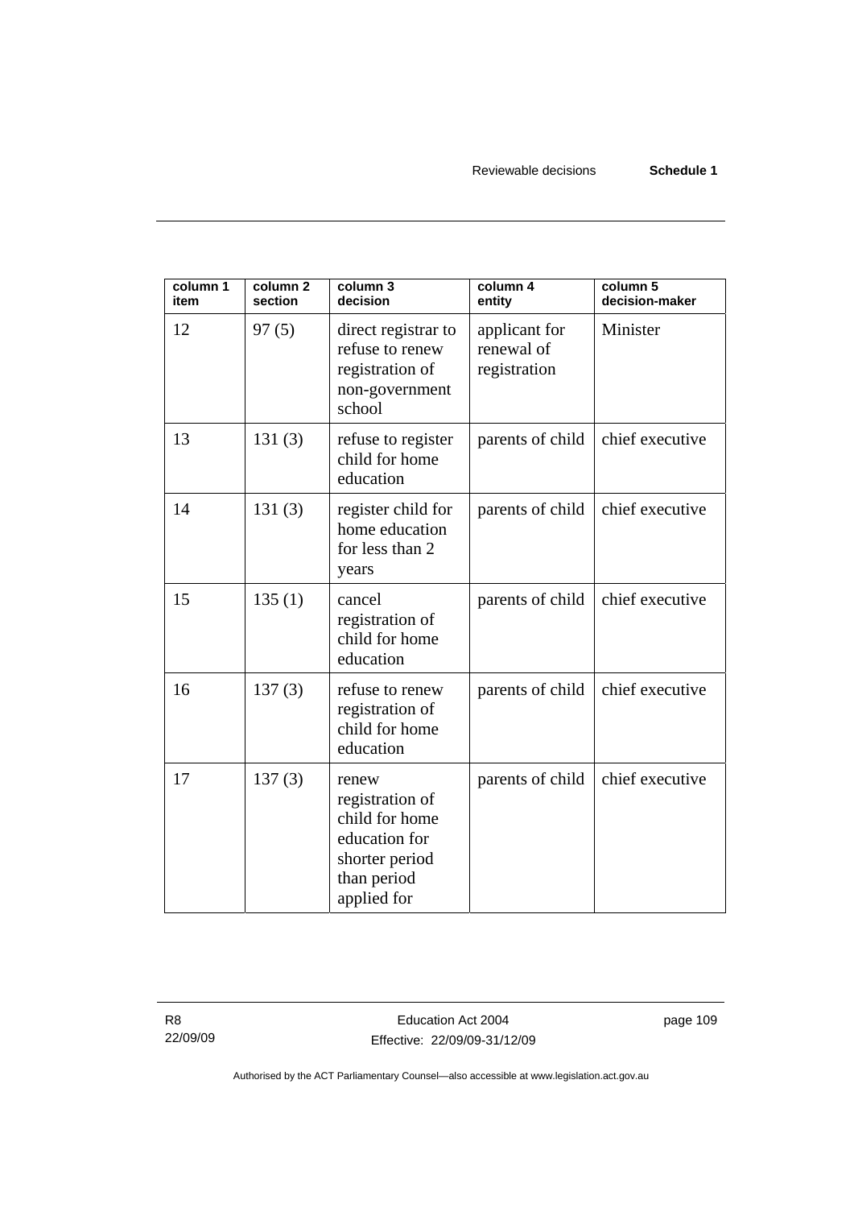| column 1 item | column 2 section | column 3 decision | column 4 entity | column 5 decision-maker |
| --- | --- | --- | --- | --- |
| 12 | 97 (5) | direct registrar to refuse to renew registration of non-government school | applicant for renewal of registration | Minister |
| 13 | 131 (3) | refuse to register child for home education | parents of child | chief executive |
| 14 | 131 (3) | register child for home education for less than 2 years | parents of child | chief executive |
| 15 | 135 (1) | cancel registration of child for home education | parents of child | chief executive |
| 16 | 137 (3) | refuse to renew registration of child for home education | parents of child | chief executive |
| 17 | 137 (3) | renew registration of child for home education for shorter period than period applied for | parents of child | chief executive |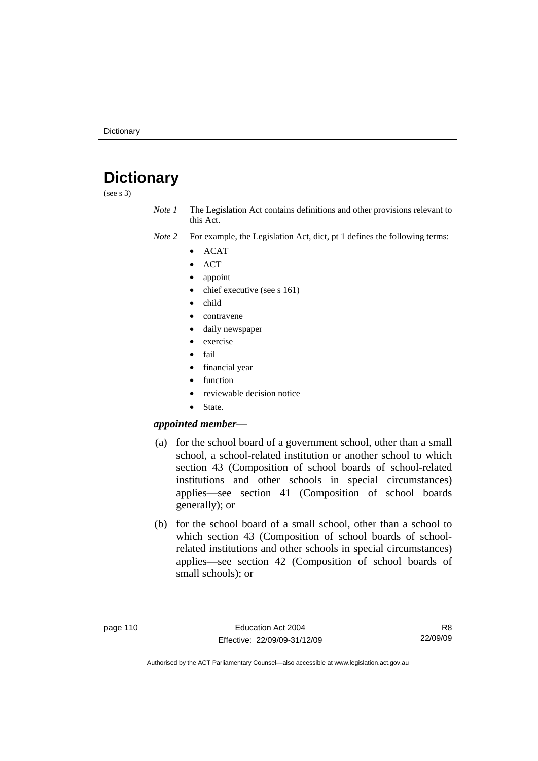# Dictionary

(see s 3)

*Note 1* The Legislation Act contains definitions and other provisions relevant to this Act.

*Note 2* For example, the Legislation Act, dict, pt 1 defines the following terms:

- ACAT
- ACT
- appoint
- chief executive (see s 161)
- child
- contravene
- daily newspaper
- exercise
- fail
- financial year
- function
- reviewable decision notice
- State.

***appointed member***—

(a) for the school board of a government school, other than a small school, a school-related institution or another school to which section 43 (Composition of school boards of school-related institutions and other schools in special circumstances) applies—see section 41 (Composition of school boards generally); or

(b) for the school board of a small school, other than a school to which section 43 (Composition of school boards of school-related institutions and other schools in special circumstances) applies—see section 42 (Composition of school boards of small schools); or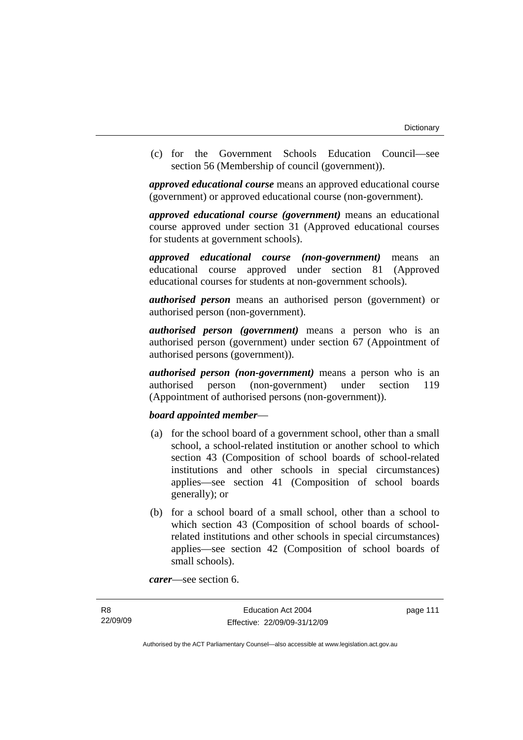(c) for the Government Schools Education Council—see section 56 (Membership of council (government)).

***approved educational course*** means an approved educational course (government) or approved educational course (non-government).

***approved educational course (government)*** means an educational course approved under section 31 (Approved educational courses for students at government schools).

***approved educational course (non-government)*** means an educational course approved under section 81 (Approved educational courses for students at non-government schools).

***authorised person*** means an authorised person (government) or authorised person (non-government).

***authorised person (government)*** means a person who is an authorised person (government) under section 67 (Appointment of authorised persons (government)).

***authorised person (non-government)*** means a person who is an authorised person (non-government) under section 119 (Appointment of authorised persons (non-government)).

***board appointed member***—

(a) for the school board of a government school, other than a small school, a school-related institution or another school to which section 43 (Composition of school boards of school-related institutions and other schools in special circumstances) applies—see section 41 (Composition of school boards generally); or

(b) for a school board of a small school, other than a school to which section 43 (Composition of school boards of school-related institutions and other schools in special circumstances) applies—see section 42 (Composition of school boards of small schools).

***carer***—see section 6.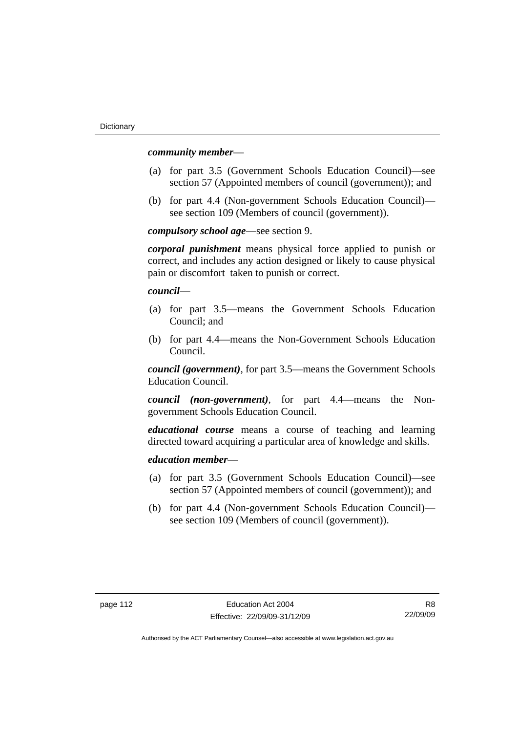***community member***—

(a) for part 3.5 (Government Schools Education Council)—see section 57 (Appointed members of council (government)); and

(b) for part 4.4 (Non-government Schools Education Council)—see section 109 (Members of council (government)).

***compulsory school age***—see section 9.

***corporal punishment*** means physical force applied to punish or correct, and includes any action designed or likely to cause physical pain or discomfort taken to punish or correct.

***council***—

(a) for part 3.5—means the Government Schools Education Council; and

(b) for part 4.4—means the Non-Government Schools Education Council.

***council (government)***, for part 3.5—means the Government Schools Education Council.

***council (non-government)***, for part 4.4—means the Non-government Schools Education Council.

***educational course*** means a course of teaching and learning directed toward acquiring a particular area of knowledge and skills.

***education member***—

(a) for part 3.5 (Government Schools Education Council)—see section 57 (Appointed members of council (government)); and

(b) for part 4.4 (Non-government Schools Education Council)—see section 109 (Members of council (government)).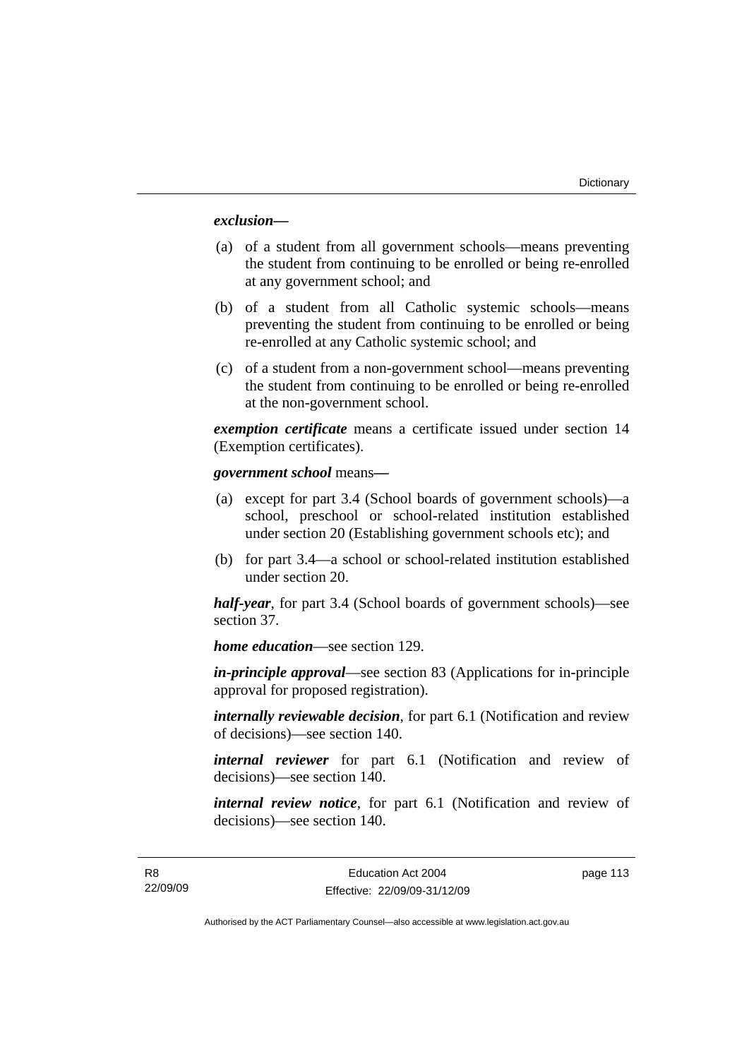***exclusion*—**

(a) of a student from all government schools—means preventing the student from continuing to be enrolled or being re-enrolled at any government school; and

(b) of a student from all Catholic systemic schools—means preventing the student from continuing to be enrolled or being re-enrolled at any Catholic systemic school; and

(c) of a student from a non-government school—means preventing the student from continuing to be enrolled or being re-enrolled at the non-government school.

***exemption certificate*** means a certificate issued under section 14 (Exemption certificates).

***government school*** means**—**

(a) except for part 3.4 (School boards of government schools)—a school, preschool or school-related institution established under section 20 (Establishing government schools etc); and

(b) for part 3.4—a school or school-related institution established under section 20.

***half-year***, for part 3.4 (School boards of government schools)—see section 37.

***home education***—see section 129.

***in-principle approval***—see section 83 (Applications for in-principle approval for proposed registration).

***internally reviewable decision***, for part 6.1 (Notification and review of decisions)—see section 140.

***internal reviewer*** for part 6.1 (Notification and review of decisions)—see section 140.

***internal review notice***, for part 6.1 (Notification and review of decisions)—see section 140.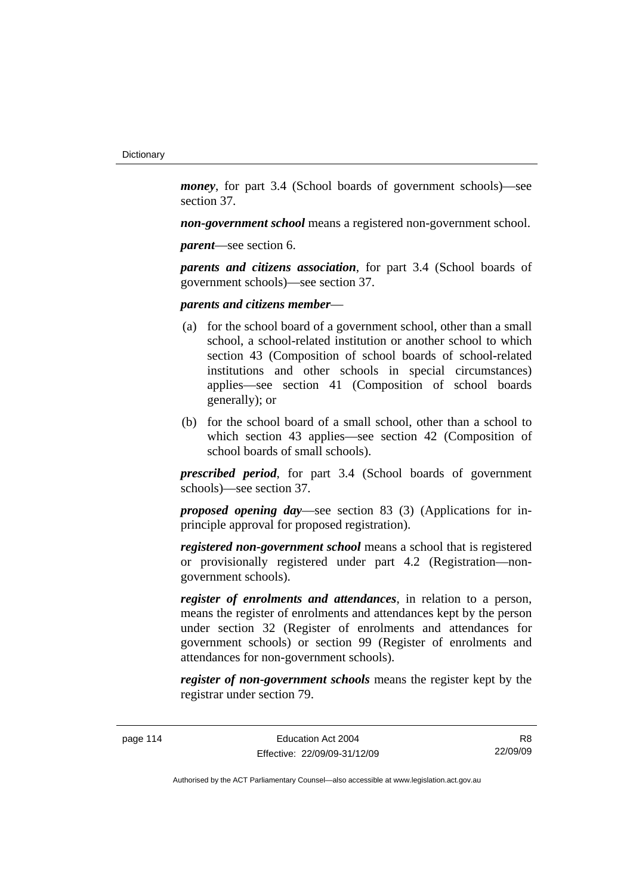***money***, for part 3.4 (School boards of government schools)—see section 37.

***non-government school*** means a registered non-government school.

***parent***—see section 6.

***parents and citizens association***, for part 3.4 (School boards of government schools)—see section 37.

***parents and citizens member***—

(a) for the school board of a government school, other than a small school, a school-related institution or another school to which section 43 (Composition of school boards of school-related institutions and other schools in special circumstances) applies—see section 41 (Composition of school boards generally); or

(b) for the school board of a small school, other than a school to which section 43 applies—see section 42 (Composition of school boards of small schools).

***prescribed period***, for part 3.4 (School boards of government schools)—see section 37.

***proposed opening day***—see section 83 (3) (Applications for in-principle approval for proposed registration).

***registered non-government school*** means a school that is registered or provisionally registered under part 4.2 (Registration—non-government schools).

***register of enrolments and attendances***, in relation to a person, means the register of enrolments and attendances kept by the person under section 32 (Register of enrolments and attendances for government schools) or section 99 (Register of enrolments and attendances for non-government schools).

***register of non-government schools*** means the register kept by the registrar under section 79.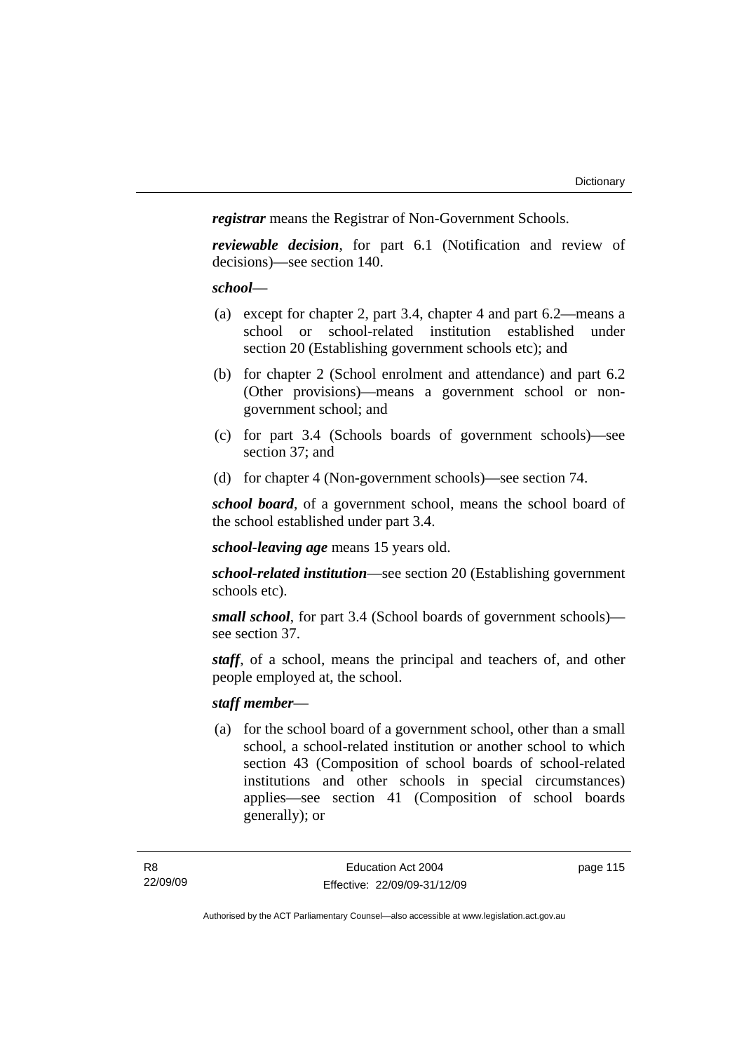***registrar*** means the Registrar of Non-Government Schools.

***reviewable decision***, for part 6.1 (Notification and review of decisions)—see section 140.

***school***—

(a) except for chapter 2, part 3.4, chapter 4 and part 6.2—means a school or school-related institution established under section 20 (Establishing government schools etc); and

(b) for chapter 2 (School enrolment and attendance) and part 6.2 (Other provisions)—means a government school or non-government school; and

(c) for part 3.4 (Schools boards of government schools)—see section 37; and

(d) for chapter 4 (Non-government schools)—see section 74.

***school board***, of a government school, means the school board of the school established under part 3.4.

***school-leaving age*** means 15 years old.

***school-related institution***—see section 20 (Establishing government schools etc).

***small school***, for part 3.4 (School boards of government schools)—see section 37.

***staff***, of a school, means the principal and teachers of, and other people employed at, the school.

***staff member***—

(a) for the school board of a government school, other than a small school, a school-related institution or another school to which section 43 (Composition of school boards of school-related institutions and other schools in special circumstances) applies—see section 41 (Composition of school boards generally); or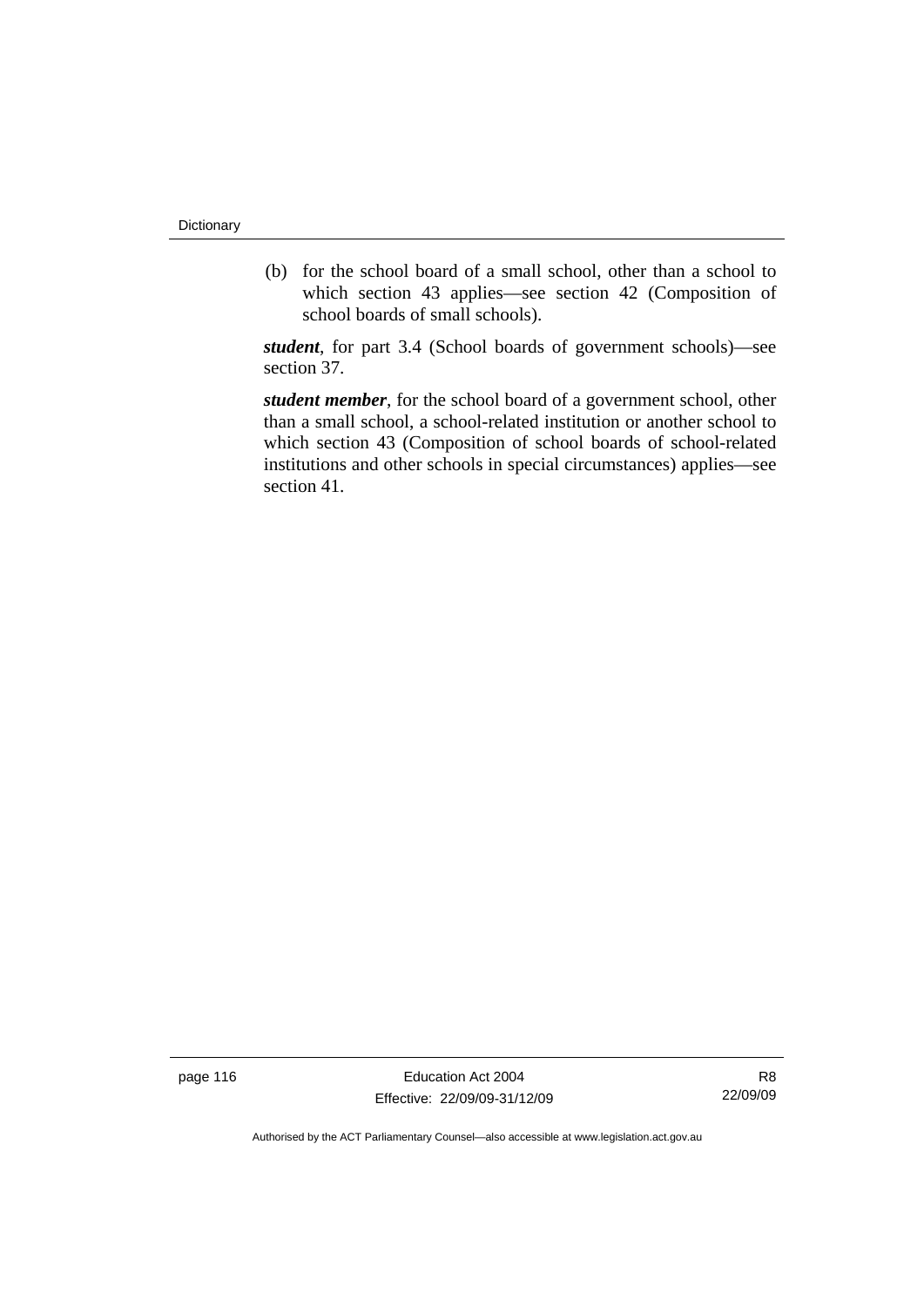(b) for the school board of a small school, other than a school to which section 43 applies—see section 42 (Composition of school boards of small schools).

***student***, for part 3.4 (School boards of government schools)—see section 37.

***student member***, for the school board of a government school, other than a small school, a school-related institution or another school to which section 43 (Composition of school boards of school-related institutions and other schools in special circumstances) applies—see section 41.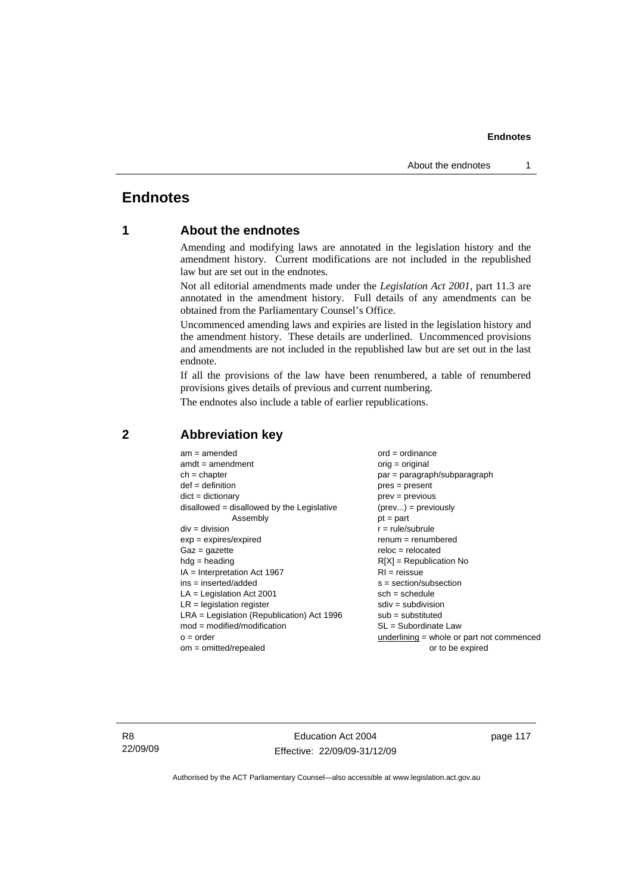# Endnotes

## 1 About the endnotes

Amending and modifying laws are annotated in the legislation history and the amendment history. Current modifications are not included in the republished law but are set out in the endnotes.

Not all editorial amendments made under the *Legislation Act 2001*, part 11.3 are annotated in the amendment history. Full details of any amendments can be obtained from the Parliamentary Counsel's Office.

Uncommenced amending laws and expiries are listed in the legislation history and the amendment history. These details are underlined. Uncommenced provisions and amendments are not included in the republished law but are set out in the last endnote.

If all the provisions of the law have been renumbered, a table of renumbered provisions gives details of previous and current numbering.

The endnotes also include a table of earlier republications.

## 2 Abbreviation key

am = amended
amdt = amendment
ch = chapter
def = definition
dict = dictionary
disallowed = disallowed by the Legislative Assembly
div = division
exp = expires/expired
Gaz = gazette
hdg = heading
IA = Interpretation Act 1967
ins = inserted/added
LA = Legislation Act 2001
LR = legislation register
LRA = Legislation (Republication) Act 1996
mod = modified/modification
o = order
om = omitted/repealed
ord = ordinance
orig = original
par = paragraph/subparagraph
pres = present
prev = previous
(prev...) = previously
pt = part
r = rule/subrule
renum = renumbered
reloc = relocated
R[X] = Republication No
RI = reissue
s = section/subsection
sch = schedule
sdiv = subdivision
sub = substituted
SL = Subordinate Law
underlining = whole or part not commenced or to be expired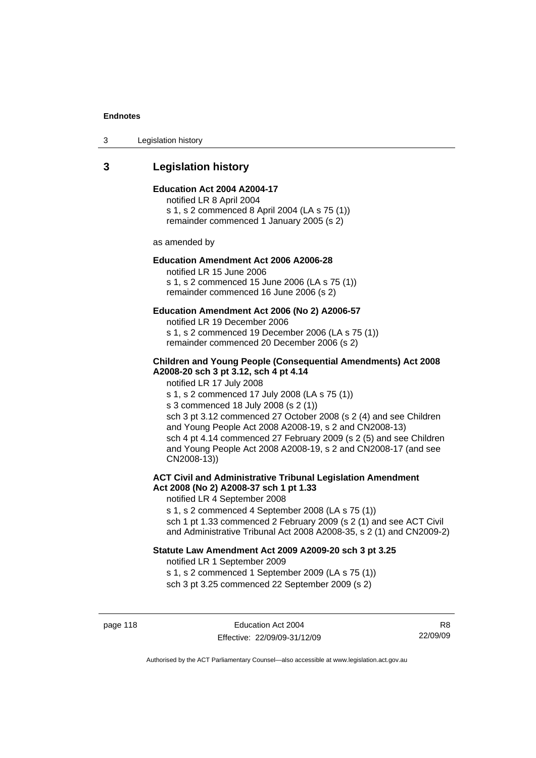## 3 Legislation history

**Education Act 2004 A2004-17**

notified LR 8 April 2004
s 1, s 2 commenced 8 April 2004 (LA s 75 (1))
remainder commenced 1 January 2005 (s 2)

as amended by

**Education Amendment Act 2006 A2006-28**

notified LR 15 June 2006
s 1, s 2 commenced 15 June 2006 (LA s 75 (1))
remainder commenced 16 June 2006 (s 2)

**Education Amendment Act 2006 (No 2) A2006-57**

notified LR 19 December 2006
s 1, s 2 commenced 19 December 2006 (LA s 75 (1))
remainder commenced 20 December 2006 (s 2)

**Children and Young People (Consequential Amendments) Act 2008 A2008-20 sch 3 pt 3.12, sch 4 pt 4.14**

notified LR 17 July 2008
s 1, s 2 commenced 17 July 2008 (LA s 75 (1))
s 3 commenced 18 July 2008 (s 2 (1))
sch 3 pt 3.12 commenced 27 October 2008 (s 2 (4) and see Children and Young People Act 2008 A2008-19, s 2 and CN2008-13)
sch 4 pt 4.14 commenced 27 February 2009 (s 2 (5) and see Children and Young People Act 2008 A2008-19, s 2 and CN2008-17 (and see CN2008-13))

**ACT Civil and Administrative Tribunal Legislation Amendment Act 2008 (No 2) A2008-37 sch 1 pt 1.33**

notified LR 4 September 2008
s 1, s 2 commenced 4 September 2008 (LA s 75 (1))
sch 1 pt 1.33 commenced 2 February 2009 (s 2 (1) and see ACT Civil and Administrative Tribunal Act 2008 A2008-35, s 2 (1) and CN2009-2)

**Statute Law Amendment Act 2009 A2009-20 sch 3 pt 3.25**

notified LR 1 September 2009
s 1, s 2 commenced 1 September 2009 (LA s 75 (1))
sch 3 pt 3.25 commenced 22 September 2009 (s 2)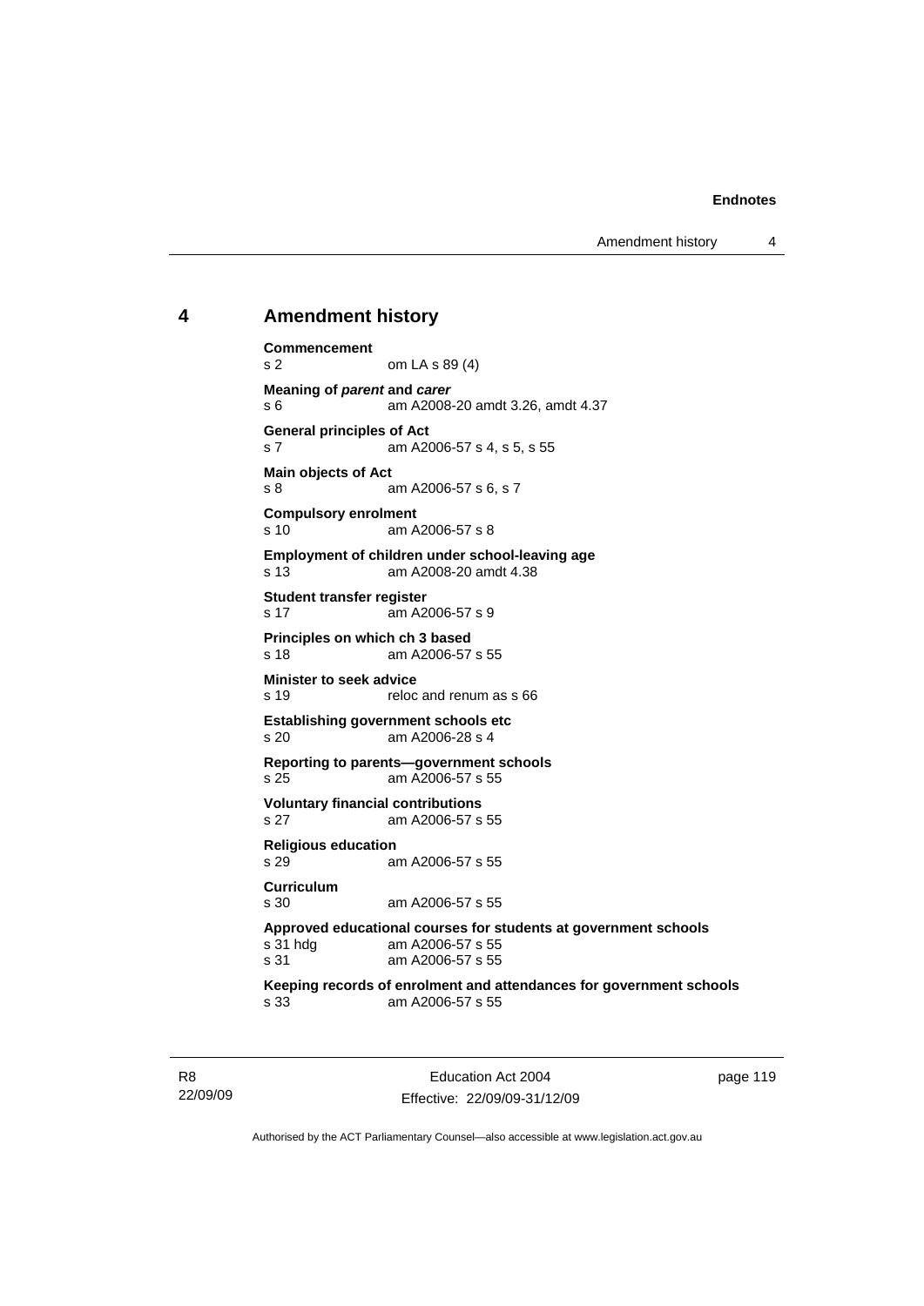## 4 Amendment history

**Commencement**
s 2 om LA s 89 (4)

**Meaning of *parent* and *carer***
s 6 am A2008-20 amdt 3.26, amdt 4.37

**General principles of Act**
s 7 am A2006-57 s 4, s 5, s 55

**Main objects of Act**
s 8 am A2006-57 s 6, s 7

**Compulsory enrolment**
s 10 am A2006-57 s 8

**Employment of children under school-leaving age**
s 13 am A2008-20 amdt 4.38

**Student transfer register**
s 17 am A2006-57 s 9

**Principles on which ch 3 based**
s 18 am A2006-57 s 55

**Minister to seek advice**
s 19 reloc and renum as s 66

**Establishing government schools etc**
s 20 am A2006-28 s 4

**Reporting to parents—government schools**
s 25 am A2006-57 s 55

**Voluntary financial contributions**
s 27 am A2006-57 s 55

**Religious education**
s 29 am A2006-57 s 55

**Curriculum**
s 30 am A2006-57 s 55

**Approved educational courses for students at government schools**
s 31 hdg am A2006-57 s 55
s 31 am A2006-57 s 55

**Keeping records of enrolment and attendances for government schools**
s 33 am A2006-57 s 55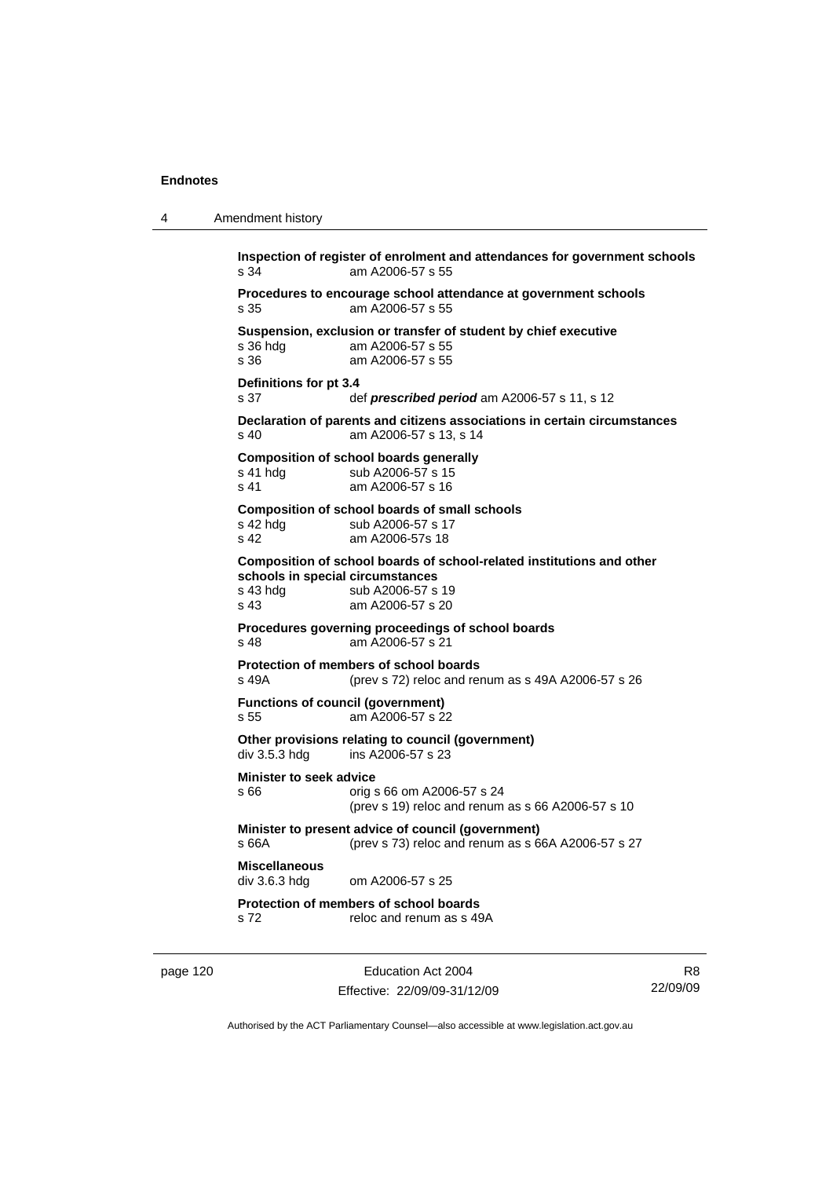**Inspection of register of enrolment and attendances for government schools**
s 34 am A2006-57 s 55

**Procedures to encourage school attendance at government schools**
s 35 am A2006-57 s 55

**Suspension, exclusion or transfer of student by chief executive**
s 36 hdg am A2006-57 s 55
s 36 am A2006-57 s 55

**Definitions for pt 3.4**
s 37 def ***prescribed period*** am A2006-57 s 11, s 12

**Declaration of parents and citizens associations in certain circumstances**
s 40 am A2006-57 s 13, s 14

**Composition of school boards generally**
s 41 hdg sub A2006-57 s 15
s 41 am A2006-57 s 16

**Composition of school boards of small schools**
s 42 hdg sub A2006-57 s 17
s 42 am A2006-57s 18

**Composition of school boards of school-related institutions and other schools in special circumstances**
s 43 hdg sub A2006-57 s 19
s 43 am A2006-57 s 20

**Procedures governing proceedings of school boards**
s 48 am A2006-57 s 21

**Protection of members of school boards**
s 49A (prev s 72) reloc and renum as s 49A A2006-57 s 26

**Functions of council (government)**
s 55 am A2006-57 s 22

**Other provisions relating to council (government)**
div 3.5.3 hdg ins A2006-57 s 23

**Minister to seek advice**
s 66 orig s 66 om A2006-57 s 24
(prev s 19) reloc and renum as s 66 A2006-57 s 10

**Minister to present advice of council (government)**
s 66A (prev s 73) reloc and renum as s 66A A2006-57 s 27

**Miscellaneous**
div 3.6.3 hdg om A2006-57 s 25

**Protection of members of school boards**
s 72 reloc and renum as s 49A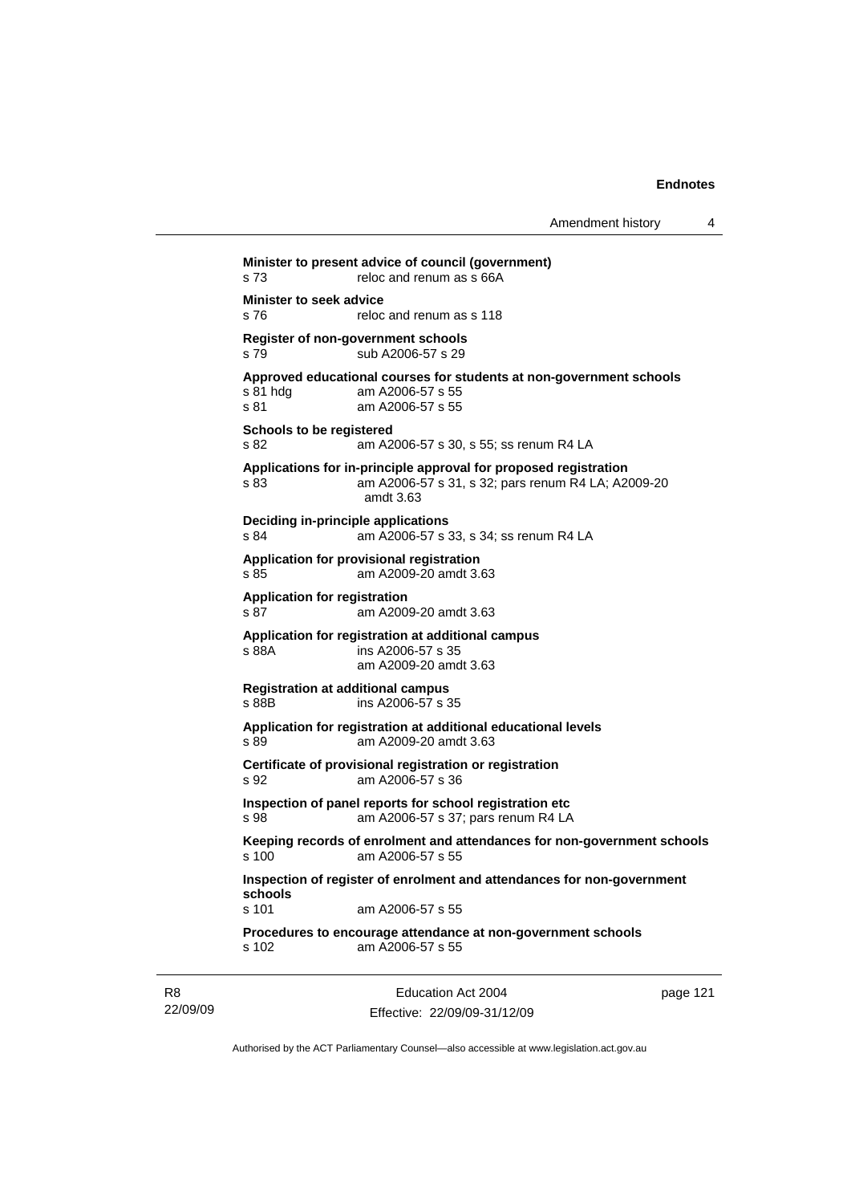**Minister to present advice of council (government)**
s 73 reloc and renum as s 66A

**Minister to seek advice**
s 76 reloc and renum as s 118

**Register of non-government schools**
s 79 sub A2006-57 s 29

**Approved educational courses for students at non-government schools**
s 81 hdg am A2006-57 s 55
s 81 am A2006-57 s 55

**Schools to be registered**
s 82 am A2006-57 s 30, s 55; ss renum R4 LA

**Applications for in-principle approval for proposed registration**
s 83 am A2006-57 s 31, s 32; pars renum R4 LA; A2009-20 amdt 3.63

**Deciding in-principle applications**
s 84 am A2006-57 s 33, s 34; ss renum R4 LA

**Application for provisional registration**
s 85 am A2009-20 amdt 3.63

**Application for registration**
s 87 am A2009-20 amdt 3.63

**Application for registration at additional campus**
s 88A ins A2006-57 s 35
am A2009-20 amdt 3.63

**Registration at additional campus**
s 88B ins A2006-57 s 35

**Application for registration at additional educational levels**
s 89 am A2009-20 amdt 3.63

**Certificate of provisional registration or registration**
s 92 am A2006-57 s 36

**Inspection of panel reports for school registration etc**
s 98 am A2006-57 s 37; pars renum R4 LA

**Keeping records of enrolment and attendances for non-government schools**
s 100 am A2006-57 s 55

**Inspection of register of enrolment and attendances for non-government schools**
s 101 am A2006-57 s 55

**Procedures to encourage attendance at non-government schools**
s 102 am A2006-57 s 55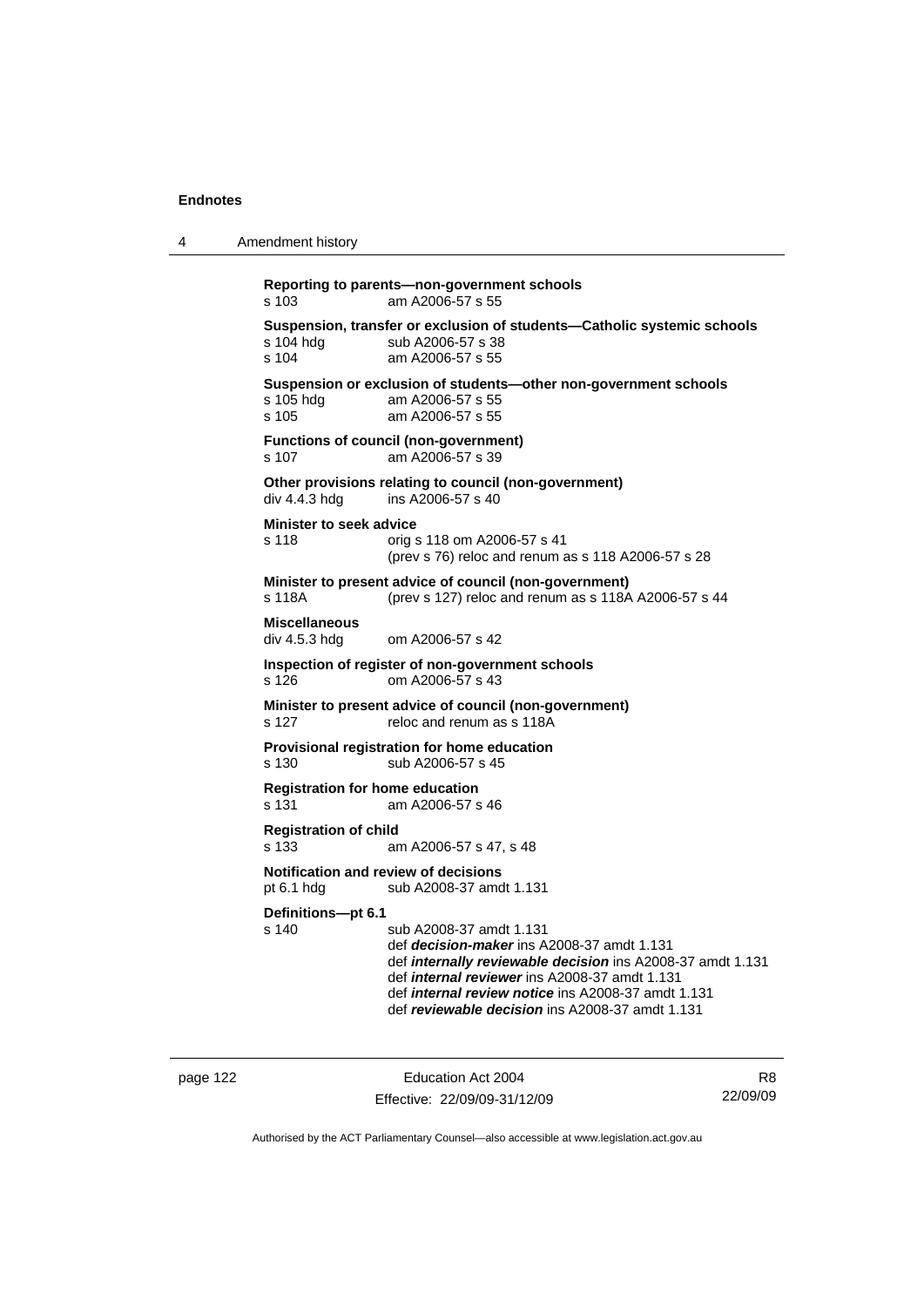**Reporting to parents—non-government schools**
s 103 am A2006-57 s 55

**Suspension, transfer or exclusion of students—Catholic systemic schools**
s 104 hdg sub A2006-57 s 38
s 104 am A2006-57 s 55

**Suspension or exclusion of students—other non-government schools**
s 105 hdg am A2006-57 s 55
s 105 am A2006-57 s 55

**Functions of council (non-government)**
s 107 am A2006-57 s 39

**Other provisions relating to council (non-government)**
div 4.4.3 hdg ins A2006-57 s 40

**Minister to seek advice**
s 118 orig s 118 om A2006-57 s 41
(prev s 76) reloc and renum as s 118 A2006-57 s 28

**Minister to present advice of council (non-government)**
s 118A (prev s 127) reloc and renum as s 118A A2006-57 s 44

**Miscellaneous**
div 4.5.3 hdg om A2006-57 s 42

**Inspection of register of non-government schools**
s 126 om A2006-57 s 43

**Minister to present advice of council (non-government)**
s 127 reloc and renum as s 118A

**Provisional registration for home education**
s 130 sub A2006-57 s 45

**Registration for home education**
s 131 am A2006-57 s 46

**Registration of child**
s 133 am A2006-57 s 47, s 48

**Notification and review of decisions**
pt 6.1 hdg sub A2008-37 amdt 1.131

**Definitions—pt 6.1**
s 140 sub A2008-37 amdt 1.131
def ***decision-maker*** ins A2008-37 amdt 1.131
def ***internally reviewable decision*** ins A2008-37 amdt 1.131
def ***internal reviewer*** ins A2008-37 amdt 1.131
def ***internal review notice*** ins A2008-37 amdt 1.131
def ***reviewable decision*** ins A2008-37 amdt 1.131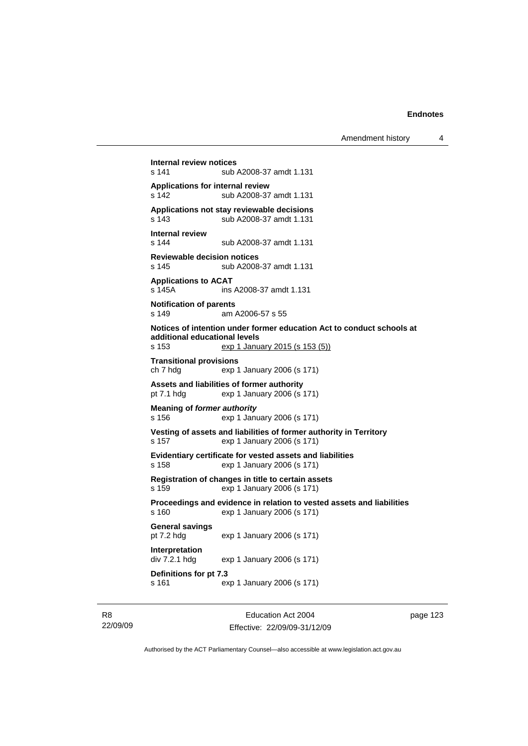**Internal review notices**
s 141 sub A2008-37 amdt 1.131

**Applications for internal review**
s 142 sub A2008-37 amdt 1.131

**Applications not stay reviewable decisions**
s 143 sub A2008-37 amdt 1.131

**Internal review**
s 144 sub A2008-37 amdt 1.131

**Reviewable decision notices**
s 145 sub A2008-37 amdt 1.131

**Applications to ACAT**
s 145A ins A2008-37 amdt 1.131

**Notification of parents**
s 149 am A2006-57 s 55

**Notices of intention under former education Act to conduct schools at additional educational levels**
s 153 exp 1 January 2015 (s 153 (5))

**Transitional provisions**
ch 7 hdg exp 1 January 2006 (s 171)

**Assets and liabilities of former authority**
pt 7.1 hdg exp 1 January 2006 (s 171)

**Meaning of *former authority***
s 156 exp 1 January 2006 (s 171)

**Vesting of assets and liabilities of former authority in Territory**
s 157 exp 1 January 2006 (s 171)

**Evidentiary certificate for vested assets and liabilities**
s 158 exp 1 January 2006 (s 171)

**Registration of changes in title to certain assets**
s 159 exp 1 January 2006 (s 171)

**Proceedings and evidence in relation to vested assets and liabilities**
s 160 exp 1 January 2006 (s 171)

**General savings**
pt 7.2 hdg exp 1 January 2006 (s 171)

**Interpretation**
div 7.2.1 hdg exp 1 January 2006 (s 171)

**Definitions for pt 7.3**
s 161 exp 1 January 2006 (s 171)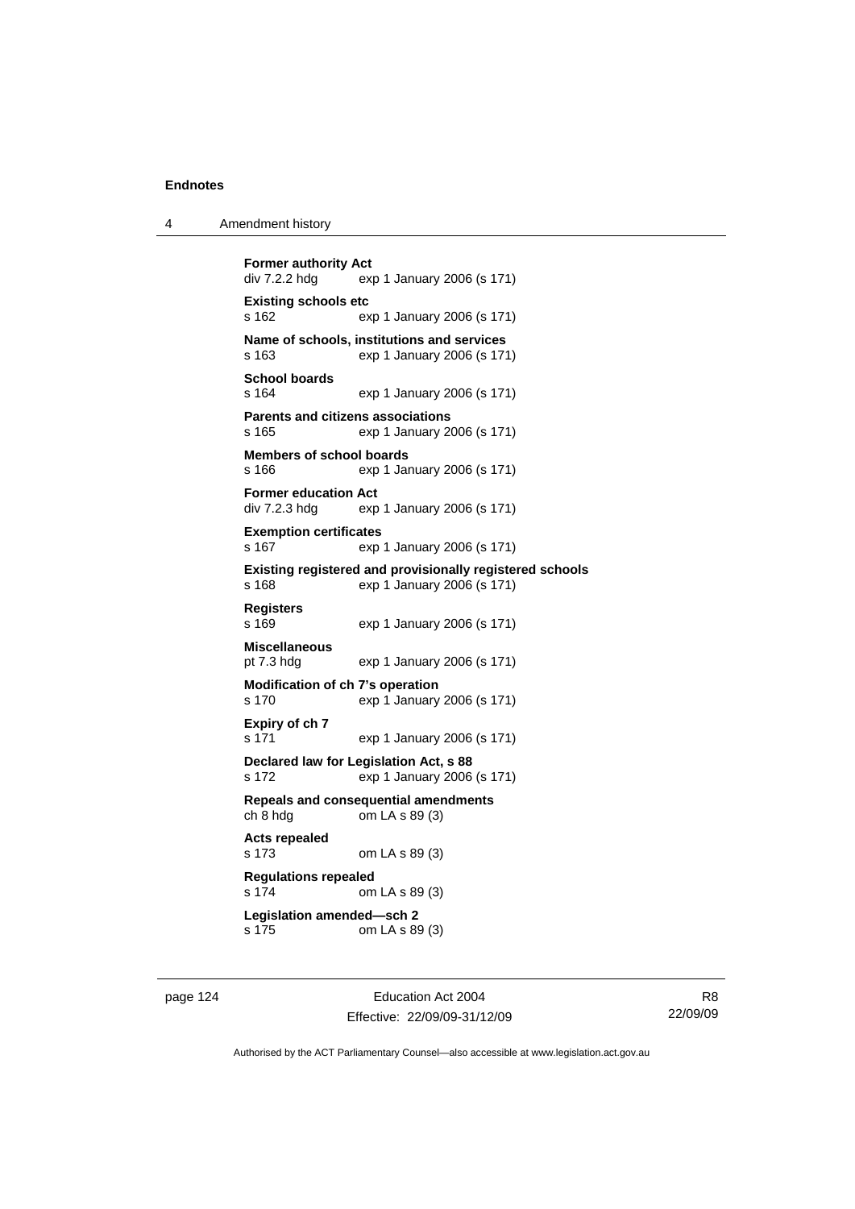**Former authority Act**
div 7.2.2 hdg exp 1 January 2006 (s 171)

**Existing schools etc**
s 162 exp 1 January 2006 (s 171)

**Name of schools, institutions and services**
s 163 exp 1 January 2006 (s 171)

**School boards**
s 164 exp 1 January 2006 (s 171)

**Parents and citizens associations**
s 165 exp 1 January 2006 (s 171)

**Members of school boards**
s 166 exp 1 January 2006 (s 171)

**Former education Act**
div 7.2.3 hdg exp 1 January 2006 (s 171)

**Exemption certificates**
s 167 exp 1 January 2006 (s 171)

**Existing registered and provisionally registered schools**
s 168 exp 1 January 2006 (s 171)

**Registers**
s 169 exp 1 January 2006 (s 171)

**Miscellaneous**
pt 7.3 hdg exp 1 January 2006 (s 171)

**Modification of ch 7's operation**
s 170 exp 1 January 2006 (s 171)

**Expiry of ch 7**
s 171 exp 1 January 2006 (s 171)

**Declared law for Legislation Act, s 88**
s 172 exp 1 January 2006 (s 171)

**Repeals and consequential amendments**
ch 8 hdg om LA s 89 (3)

**Acts repealed**
s 173 om LA s 89 (3)

**Regulations repealed**
s 174 om LA s 89 (3)

**Legislation amended—sch 2**
s 175 om LA s 89 (3)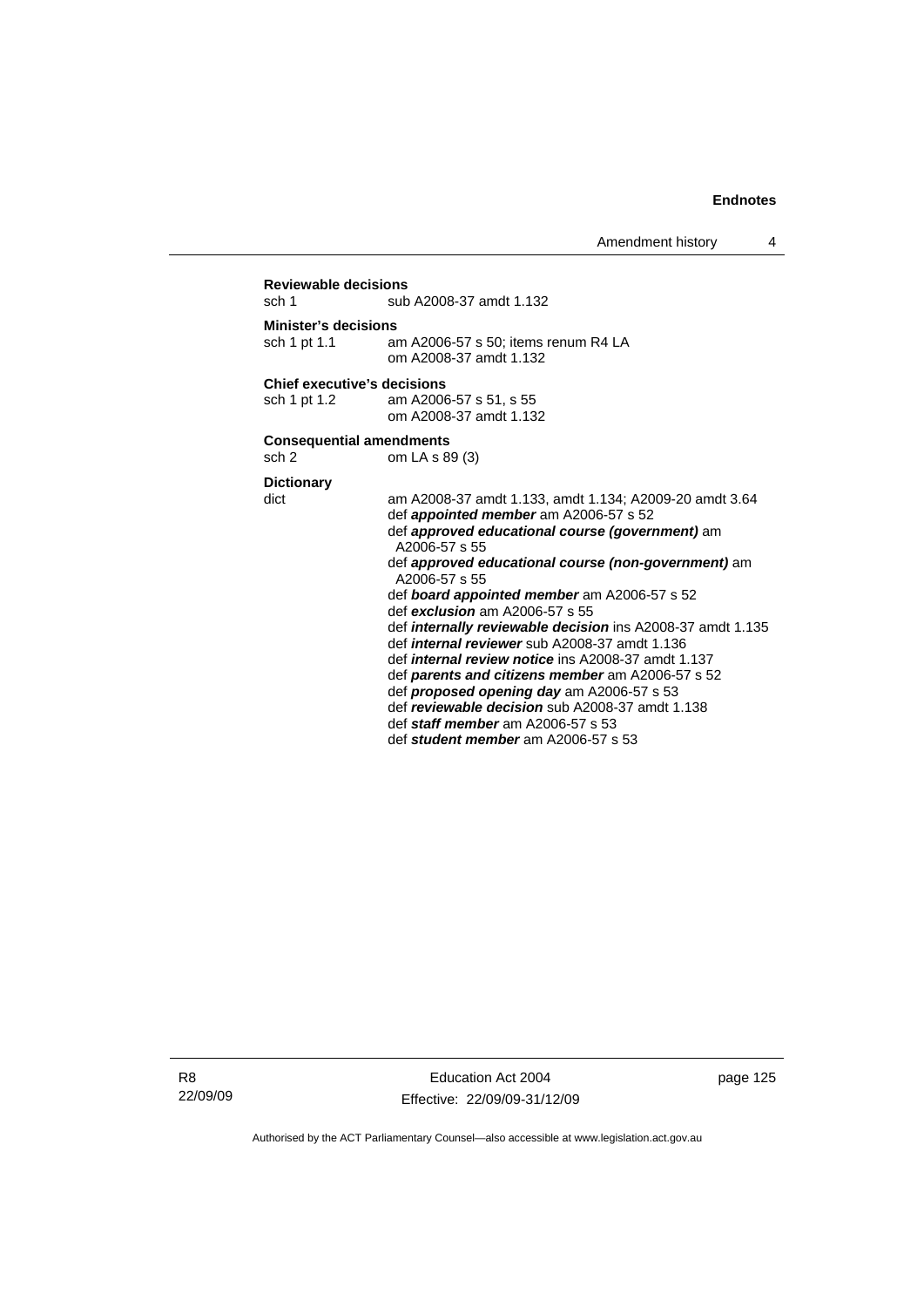**Reviewable decisions**
sch 1 sub A2008-37 amdt 1.132

**Minister's decisions**
sch 1 pt 1.1 am A2006-57 s 50; items renum R4 LA
om A2008-37 amdt 1.132

**Chief executive's decisions**
sch 1 pt 1.2 am A2006-57 s 51, s 55
om A2008-37 amdt 1.132

**Consequential amendments**
sch 2 om LA s 89 (3)

**Dictionary**
dict am A2008-37 amdt 1.133, amdt 1.134; A2009-20 amdt 3.64
def ***appointed member*** am A2006-57 s 52
def ***approved educational course (government)*** am A2006-57 s 55
def ***approved educational course (non-government)*** am A2006-57 s 55
def ***board appointed member*** am A2006-57 s 52
def ***exclusion*** am A2006-57 s 55
def ***internally reviewable decision*** ins A2008-37 amdt 1.135
def ***internal reviewer*** sub A2008-37 amdt 1.136
def ***internal review notice*** ins A2008-37 amdt 1.137
def ***parents and citizens member*** am A2006-57 s 52
def ***proposed opening day*** am A2006-57 s 53
def ***reviewable decision*** sub A2008-37 amdt 1.138
def ***staff member*** am A2006-57 s 53
def ***student member*** am A2006-57 s 53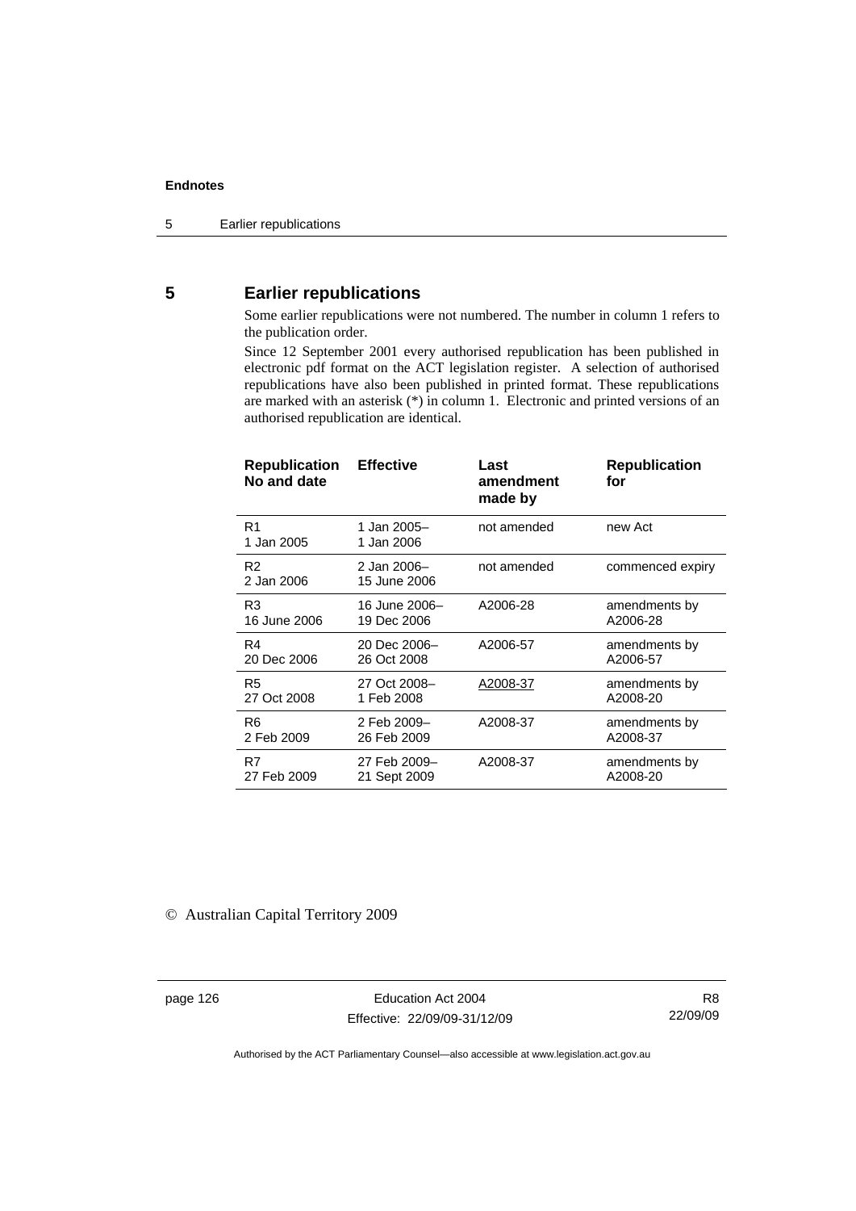## 5 Earlier republications

Some earlier republications were not numbered. The number in column 1 refers to the publication order.

Since 12 September 2001 every authorised republication has been published in electronic pdf format on the ACT legislation register. A selection of authorised republications have also been published in printed format. These republications are marked with an asterisk (*) in column 1. Electronic and printed versions of an authorised republication are identical.

| Republication No and date | Effective | Last amendment made by | Republication for |
|---|---|---|---|
| R1<br>1 Jan 2005 | 1 Jan 2005–<br>1 Jan 2006 | not amended | new Act |
| R2<br>2 Jan 2006 | 2 Jan 2006–<br>15 June 2006 | not amended | commenced expiry |
| R3<br>16 June 2006 | 16 June 2006–<br>19 Dec 2006 | A2006-28 | amendments by<br>A2006-28 |
| R4<br>20 Dec 2006 | 20 Dec 2006–<br>26 Oct 2008 | A2006-57 | amendments by<br>A2006-57 |
| R5<br>27 Oct 2008 | 27 Oct 2008–<br>1 Feb 2008 | A2008-37 | amendments by<br>A2008-20 |
| R6<br>2 Feb 2009 | 2 Feb 2009–<br>26 Feb 2009 | A2008-37 | amendments by<br>A2008-37 |
| R7<br>27 Feb 2009 | 27 Feb 2009–<br>21 Sept 2009 | A2008-37 | amendments by<br>A2008-20 |

© Australian Capital Territory 2009